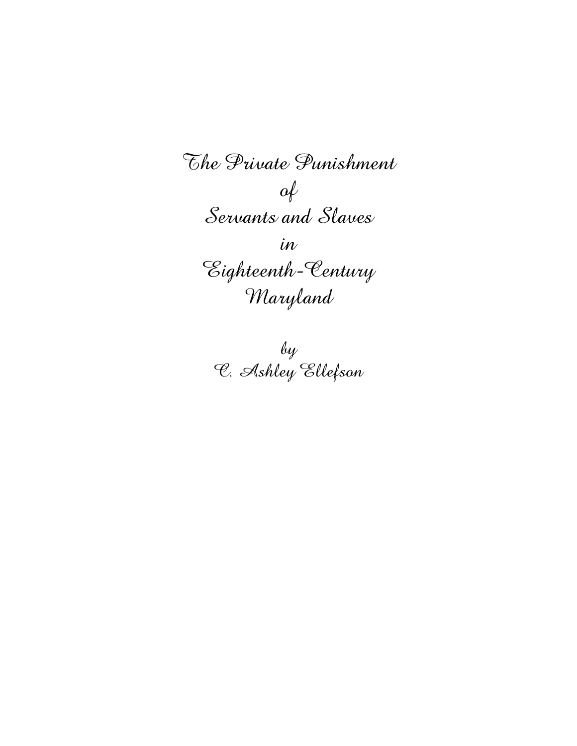# The Private Punishment of Servants and Slaves in Eighteenth-Century Maryland

by

C. Ashley Ellefson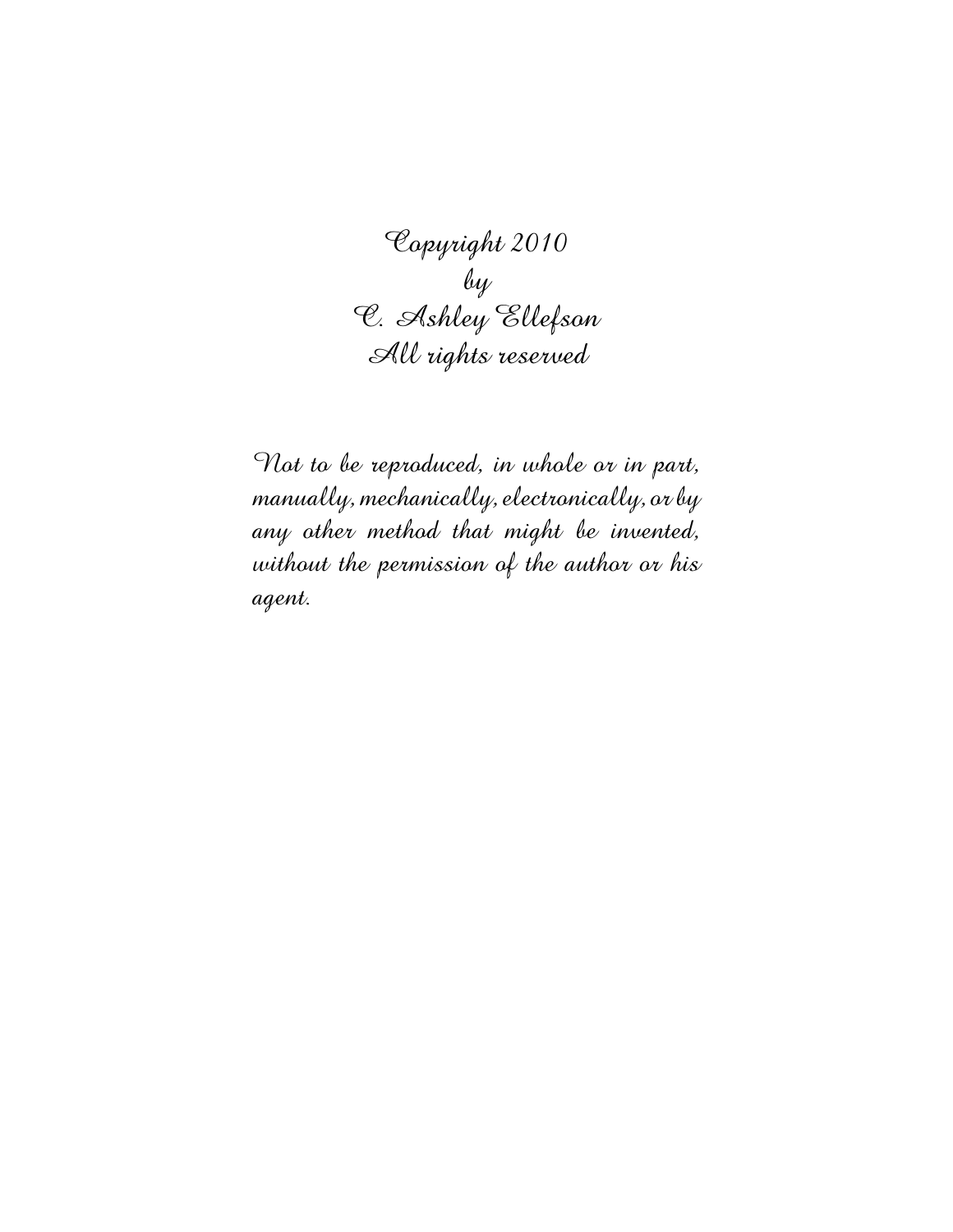*Copyright 2010*
*by*
*C. Ashley Ellefson*
*All rights reserved*

*Not to be reproduced, in whole or in part, manually, mechanically, electronically, or by any other method that might be invented, without the permission of the author or his agent.*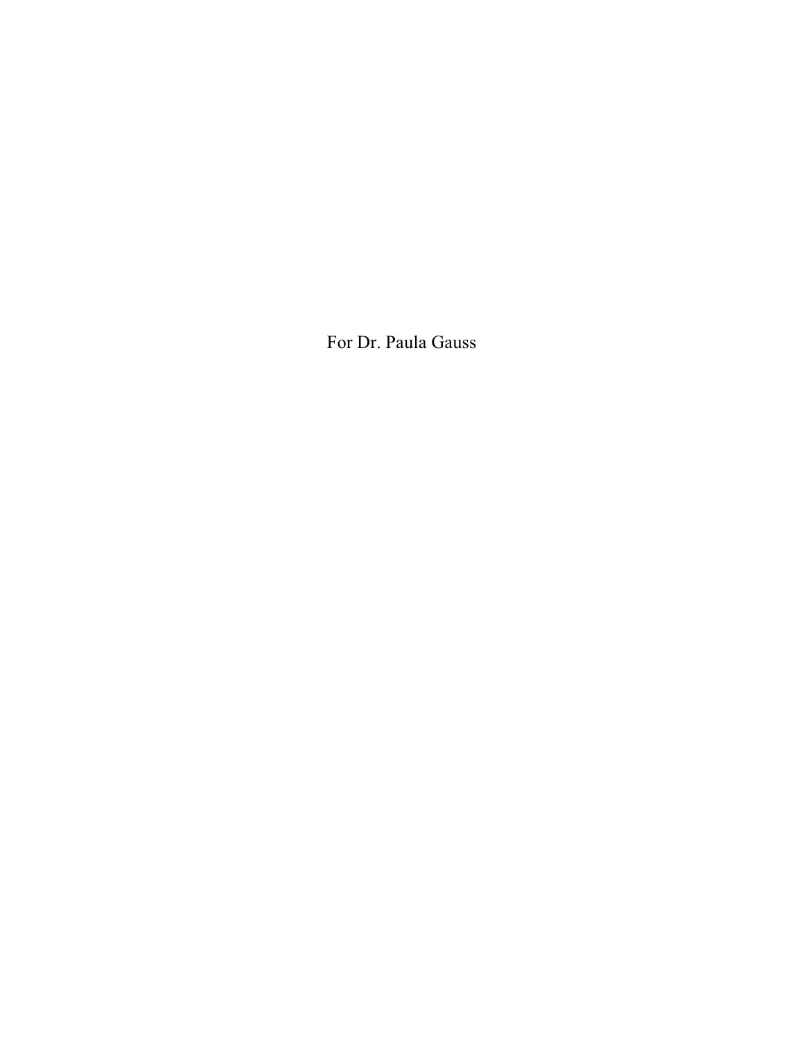For Dr. Paula Gauss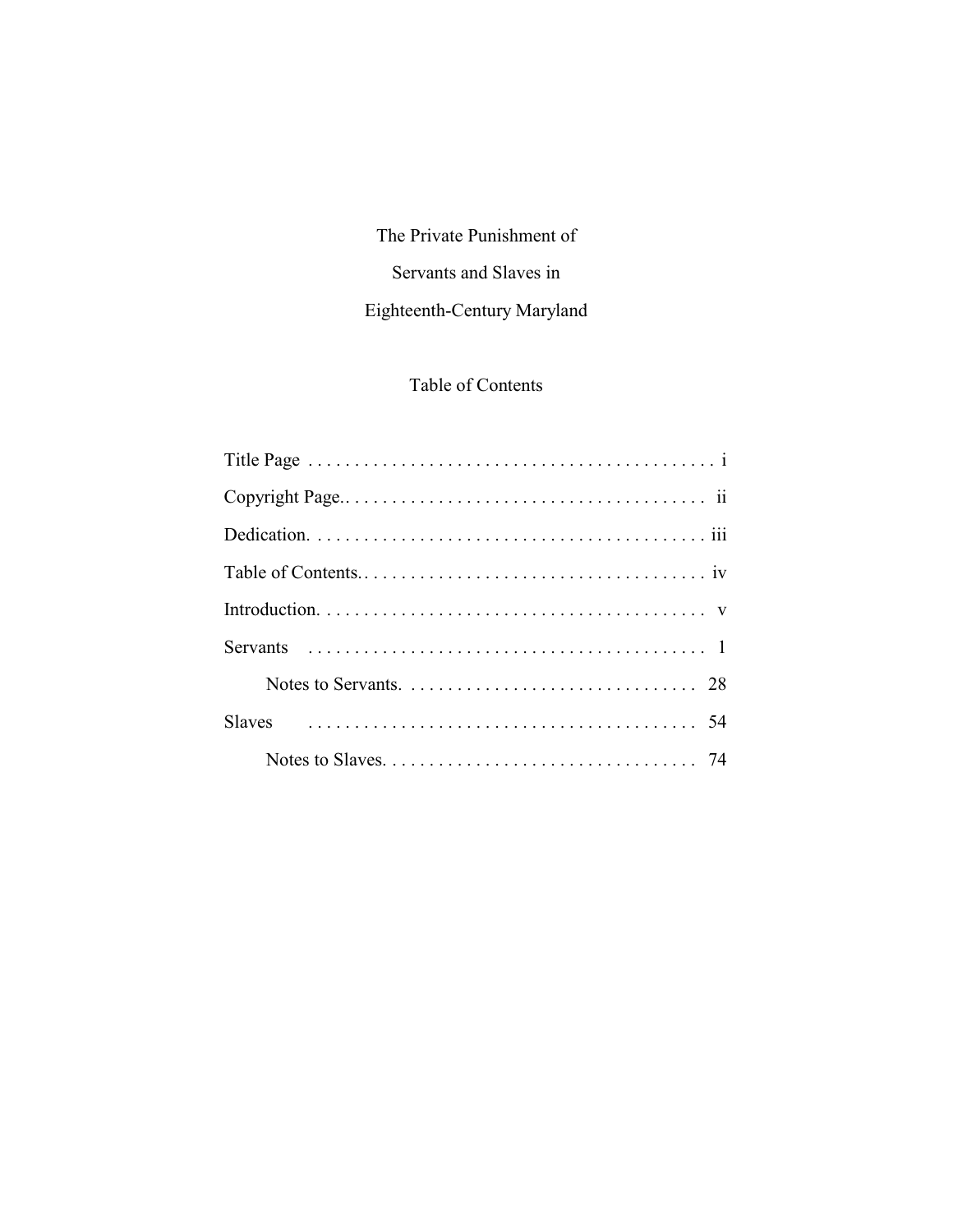# The Private Punishment of Servants and Slaves in Eighteenth-Century Maryland

## Table of Contents

Title Page . . . . . . . . . . . . . . . . . . . . . . . . . . . . . . . . . . . . . . . . . . . . i

Copyright Page.. . . . . . . . . . . . . . . . . . . . . . . . . . . . . . . . . . . . . . . ii

Dedication. . . . . . . . . . . . . . . . . . . . . . . . . . . . . . . . . . . . . . . . . . iii

Table of Contents.. . . . . . . . . . . . . . . . . . . . . . . . . . . . . . . . . . . . . iv

Introduction. . . . . . . . . . . . . . . . . . . . . . . . . . . . . . . . . . . . . . . . . v

Servants . . . . . . . . . . . . . . . . . . . . . . . . . . . . . . . . . . . . . . . . . . 1

    Notes to Servants. . . . . . . . . . . . . . . . . . . . . . . . . . . . . . . . 28

Slaves . . . . . . . . . . . . . . . . . . . . . . . . . . . . . . . . . . . . . . . . . . 54

    Notes to Slaves. . . . . . . . . . . . . . . . . . . . . . . . . . . . . . . . . . 74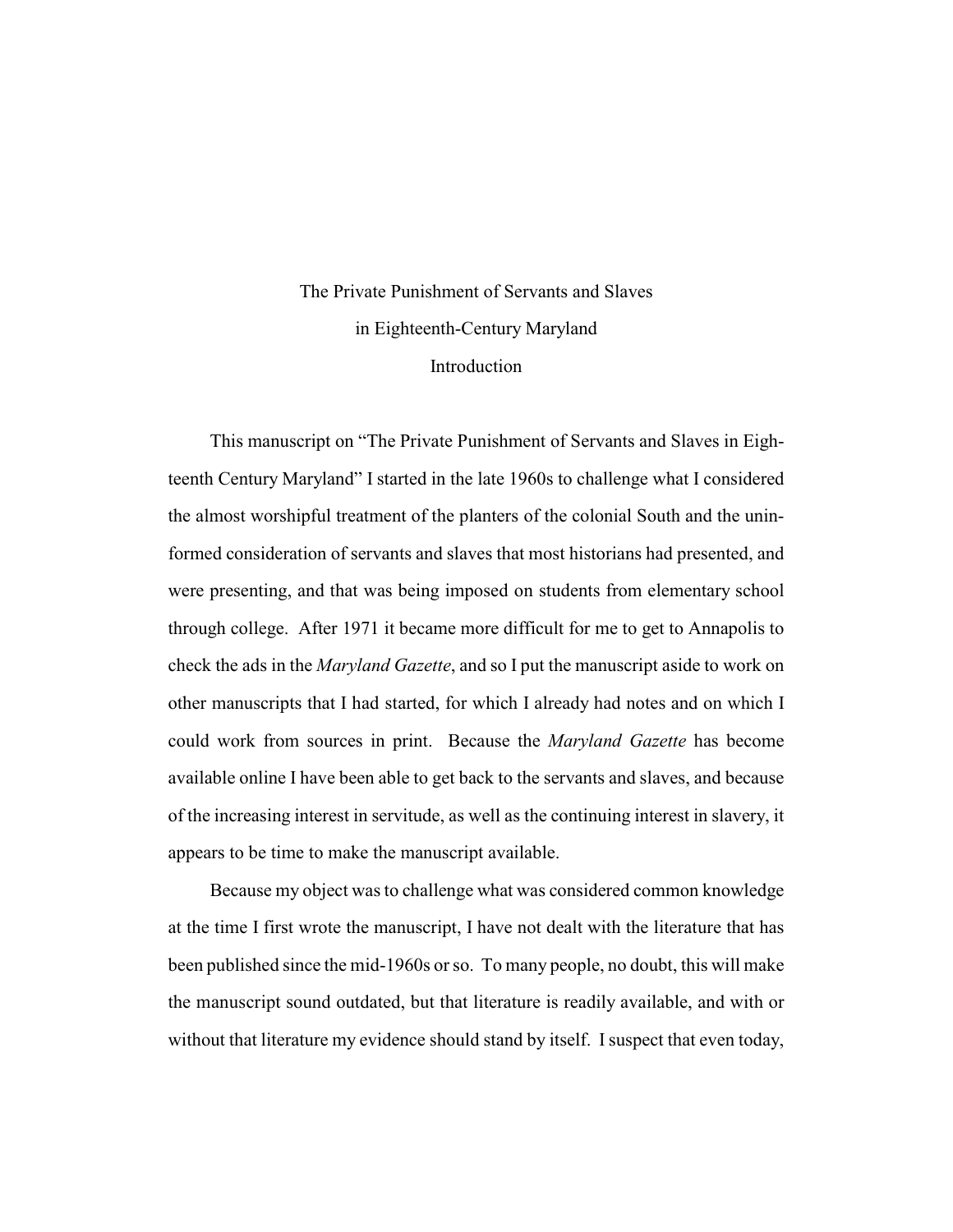# The Private Punishment of Servants and Slaves in Eighteenth-Century Maryland

## Introduction

This manuscript on "The Private Punishment of Servants and Slaves in Eighteenth Century Maryland" I started in the late 1960s to challenge what I considered the almost worshipful treatment of the planters of the colonial South and the uninformed consideration of servants and slaves that most historians had presented, and were presenting, and that was being imposed on students from elementary school through college. After 1971 it became more difficult for me to get to Annapolis to check the ads in the *Maryland Gazette*, and so I put the manuscript aside to work on other manuscripts that I had started, for which I already had notes and on which I could work from sources in print. Because the *Maryland Gazette* has become available online I have been able to get back to the servants and slaves, and because of the increasing interest in servitude, as well as the continuing interest in slavery, it appears to be time to make the manuscript available.

Because my object was to challenge what was considered common knowledge at the time I first wrote the manuscript, I have not dealt with the literature that has been published since the mid-1960s or so. To many people, no doubt, this will make the manuscript sound outdated, but that literature is readily available, and with or without that literature my evidence should stand by itself. I suspect that even today,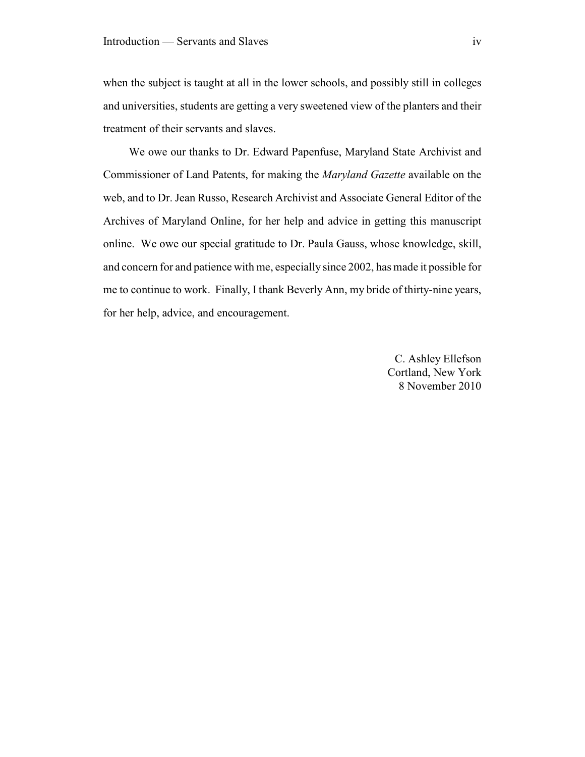when the subject is taught at all in the lower schools, and possibly still in colleges and universities, students are getting a very sweetened view of the planters and their treatment of their servants and slaves.

We owe our thanks to Dr. Edward Papenfuse, Maryland State Archivist and Commissioner of Land Patents, for making the *Maryland Gazette* available on the web, and to Dr. Jean Russo, Research Archivist and Associate General Editor of the Archives of Maryland Online, for her help and advice in getting this manuscript online. We owe our special gratitude to Dr. Paula Gauss, whose knowledge, skill, and concern for and patience with me, especially since 2002, has made it possible for me to continue to work. Finally, I thank Beverly Ann, my bride of thirty-nine years, for her help, advice, and encouragement.

C. Ashley Ellefson
Cortland, New York
8 November 2010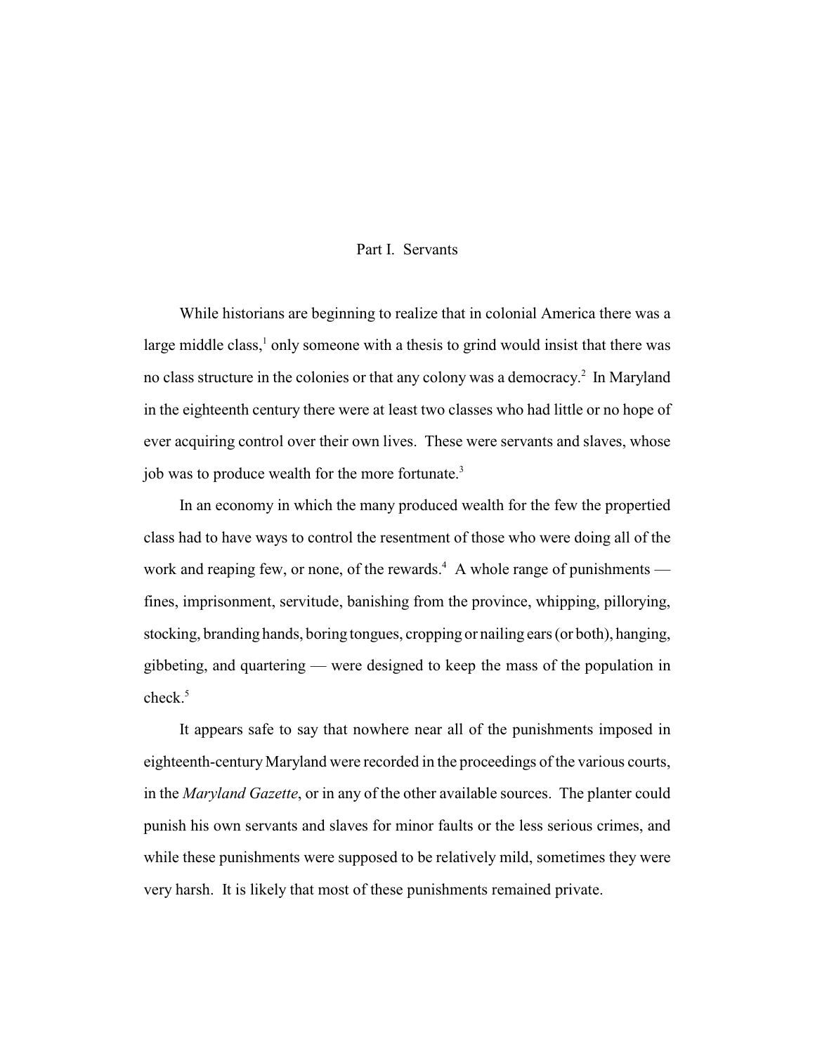## Part I. Servants

While historians are beginning to realize that in colonial America there was a large middle class,[1] only someone with a thesis to grind would insist that there was no class structure in the colonies or that any colony was a democracy.[2] In Maryland in the eighteenth century there were at least two classes who had little or no hope of ever acquiring control over their own lives. These were servants and slaves, whose job was to produce wealth for the more fortunate.[3]

In an economy in which the many produced wealth for the few the propertied class had to have ways to control the resentment of those who were doing all of the work and reaping few, or none, of the rewards.[4] A whole range of punishments — fines, imprisonment, servitude, banishing from the province, whipping, pillorying, stocking, branding hands, boring tongues, cropping or nailing ears (or both), hanging, gibbeting, and quartering — were designed to keep the mass of the population in check.[5]

It appears safe to say that nowhere near all of the punishments imposed in eighteenth-century Maryland were recorded in the proceedings of the various courts, in the *Maryland Gazette*, or in any of the other available sources. The planter could punish his own servants and slaves for minor faults or the less serious crimes, and while these punishments were supposed to be relatively mild, sometimes they were very harsh. It is likely that most of these punishments remained private.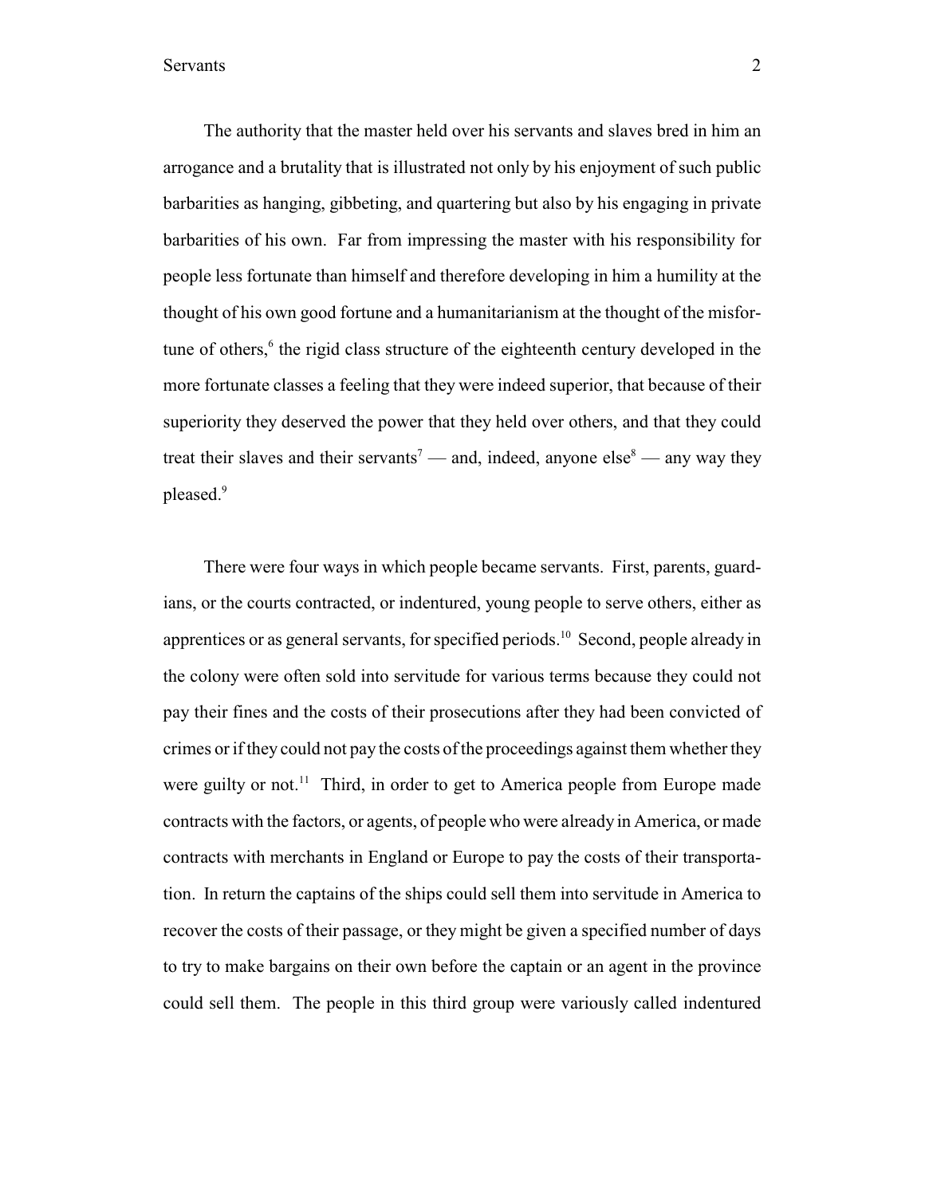The authority that the master held over his servants and slaves bred in him an arrogance and a brutality that is illustrated not only by his enjoyment of such public barbarities as hanging, gibbeting, and quartering but also by his engaging in private barbarities of his own. Far from impressing the master with his responsibility for people less fortunate than himself and therefore developing in him a humility at the thought of his own good fortune and a humanitarianism at the thought of the misfortune of others,[6] the rigid class structure of the eighteenth century developed in the more fortunate classes a feeling that they were indeed superior, that because of their superiority they deserved the power that they held over others, and that they could treat their slaves and their servants[7] — and, indeed, anyone else[8] — any way they pleased.[9]

There were four ways in which people became servants. First, parents, guardians, or the courts contracted, or indentured, young people to serve others, either as apprentices or as general servants, for specified periods.[10] Second, people already in the colony were often sold into servitude for various terms because they could not pay their fines and the costs of their prosecutions after they had been convicted of crimes or if they could not pay the costs of the proceedings against them whether they were guilty or not.[11] Third, in order to get to America people from Europe made contracts with the factors, or agents, of people who were already in America, or made contracts with merchants in England or Europe to pay the costs of their transportation. In return the captains of the ships could sell them into servitude in America to recover the costs of their passage, or they might be given a specified number of days to try to make bargains on their own before the captain or an agent in the province could sell them. The people in this third group were variously called indentured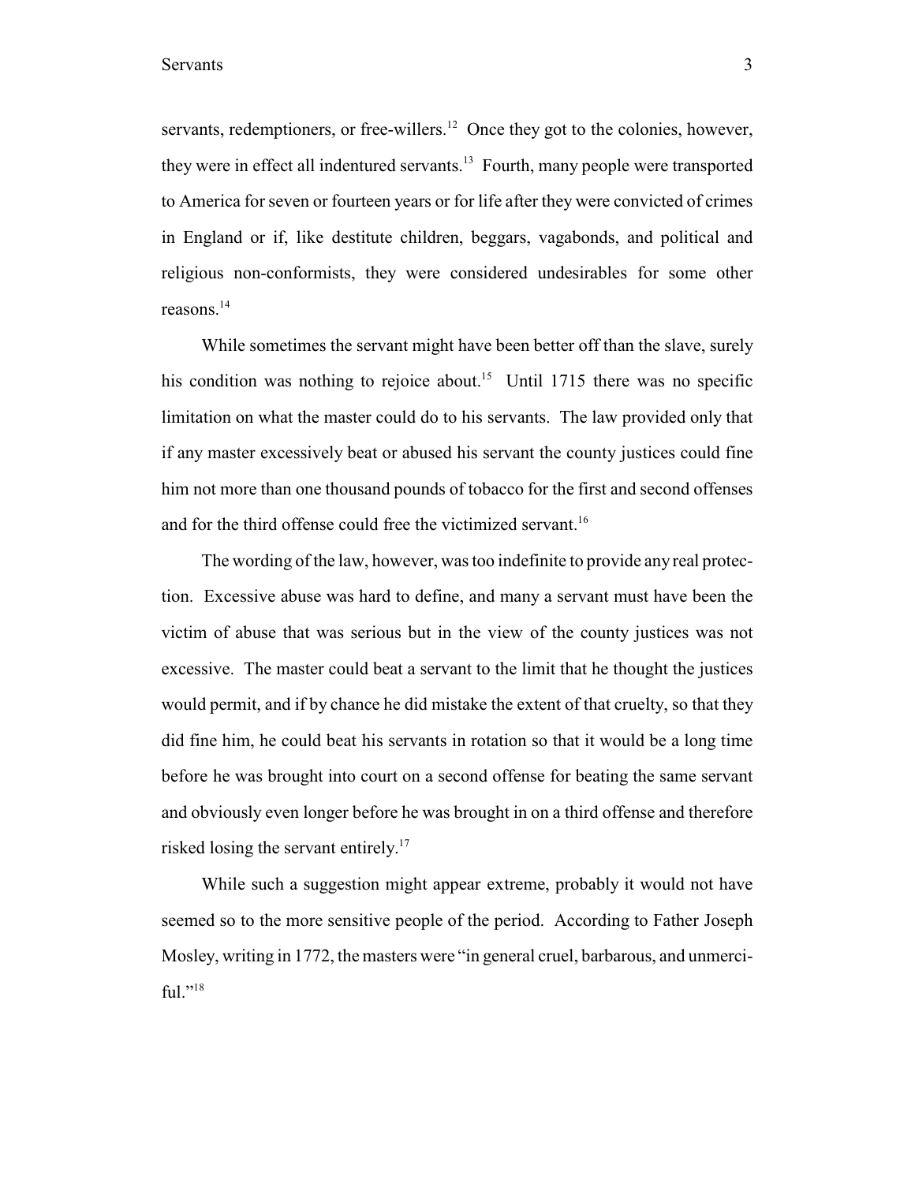servants, redemptioners, or free-willers.[12] Once they got to the colonies, however, they were in effect all indentured servants.[13] Fourth, many people were transported to America for seven or fourteen years or for life after they were convicted of crimes in England or if, like destitute children, beggars, vagabonds, and political and religious non-conformists, they were considered undesirables for some other reasons.[14]

While sometimes the servant might have been better off than the slave, surely his condition was nothing to rejoice about.[15] Until 1715 there was no specific limitation on what the master could do to his servants. The law provided only that if any master excessively beat or abused his servant the county justices could fine him not more than one thousand pounds of tobacco for the first and second offenses and for the third offense could free the victimized servant.[16]

The wording of the law, however, was too indefinite to provide any real protection. Excessive abuse was hard to define, and many a servant must have been the victim of abuse that was serious but in the view of the county justices was not excessive. The master could beat a servant to the limit that he thought the justices would permit, and if by chance he did mistake the extent of that cruelty, so that they did fine him, he could beat his servants in rotation so that it would be a long time before he was brought into court on a second offense for beating the same servant and obviously even longer before he was brought in on a third offense and therefore risked losing the servant entirely.[17]

While such a suggestion might appear extreme, probably it would not have seemed so to the more sensitive people of the period. According to Father Joseph Mosley, writing in 1772, the masters were "in general cruel, barbarous, and unmerciful."[18]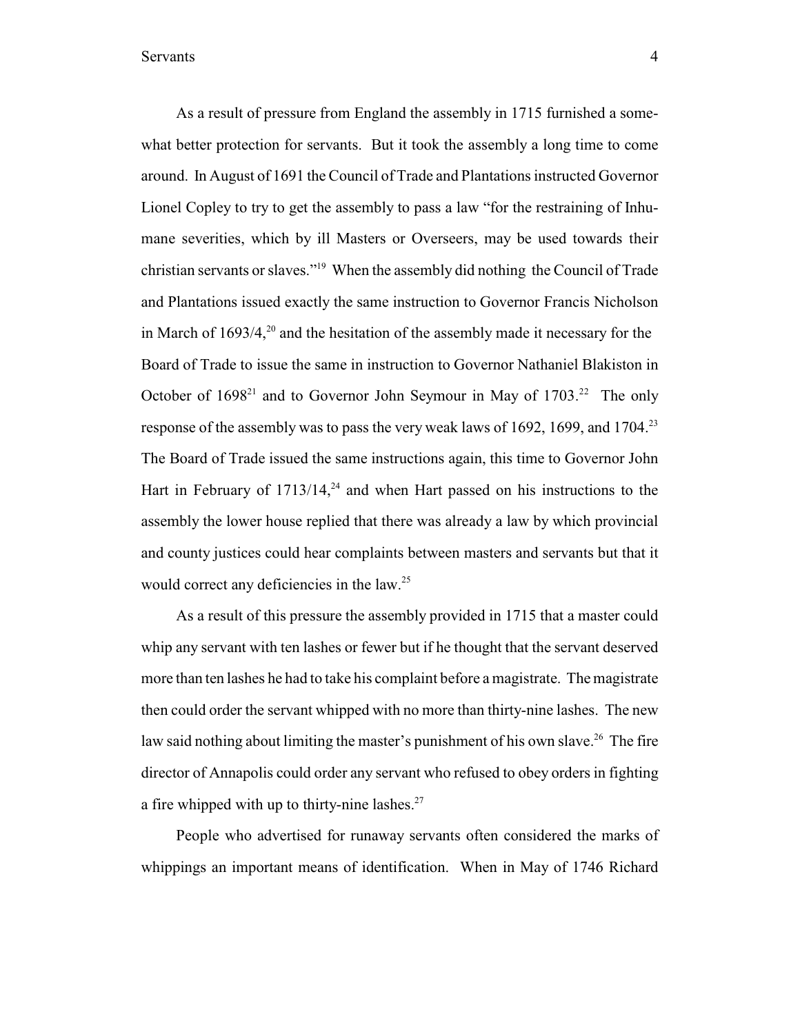As a result of pressure from England the assembly in 1715 furnished a somewhat better protection for servants. But it took the assembly a long time to come around. In August of 1691 the Council of Trade and Plantations instructed Governor Lionel Copley to try to get the assembly to pass a law "for the restraining of Inhumane severities, which by ill Masters or Overseers, may be used towards their christian servants or slaves."[19] When the assembly did nothing the Council of Trade and Plantations issued exactly the same instruction to Governor Francis Nicholson in March of 1693/4,[20] and the hesitation of the assembly made it necessary for the Board of Trade to issue the same in instruction to Governor Nathaniel Blakiston in October of 1698[21] and to Governor John Seymour in May of 1703.[22] The only response of the assembly was to pass the very weak laws of 1692, 1699, and 1704.[23] The Board of Trade issued the same instructions again, this time to Governor John Hart in February of 1713/14,[24] and when Hart passed on his instructions to the assembly the lower house replied that there was already a law by which provincial and county justices could hear complaints between masters and servants but that it would correct any deficiencies in the law.[25]

As a result of this pressure the assembly provided in 1715 that a master could whip any servant with ten lashes or fewer but if he thought that the servant deserved more than ten lashes he had to take his complaint before a magistrate. The magistrate then could order the servant whipped with no more than thirty-nine lashes. The new law said nothing about limiting the master's punishment of his own slave.[26] The fire director of Annapolis could order any servant who refused to obey orders in fighting a fire whipped with up to thirty-nine lashes.[27]

People who advertised for runaway servants often considered the marks of whippings an important means of identification. When in May of 1746 Richard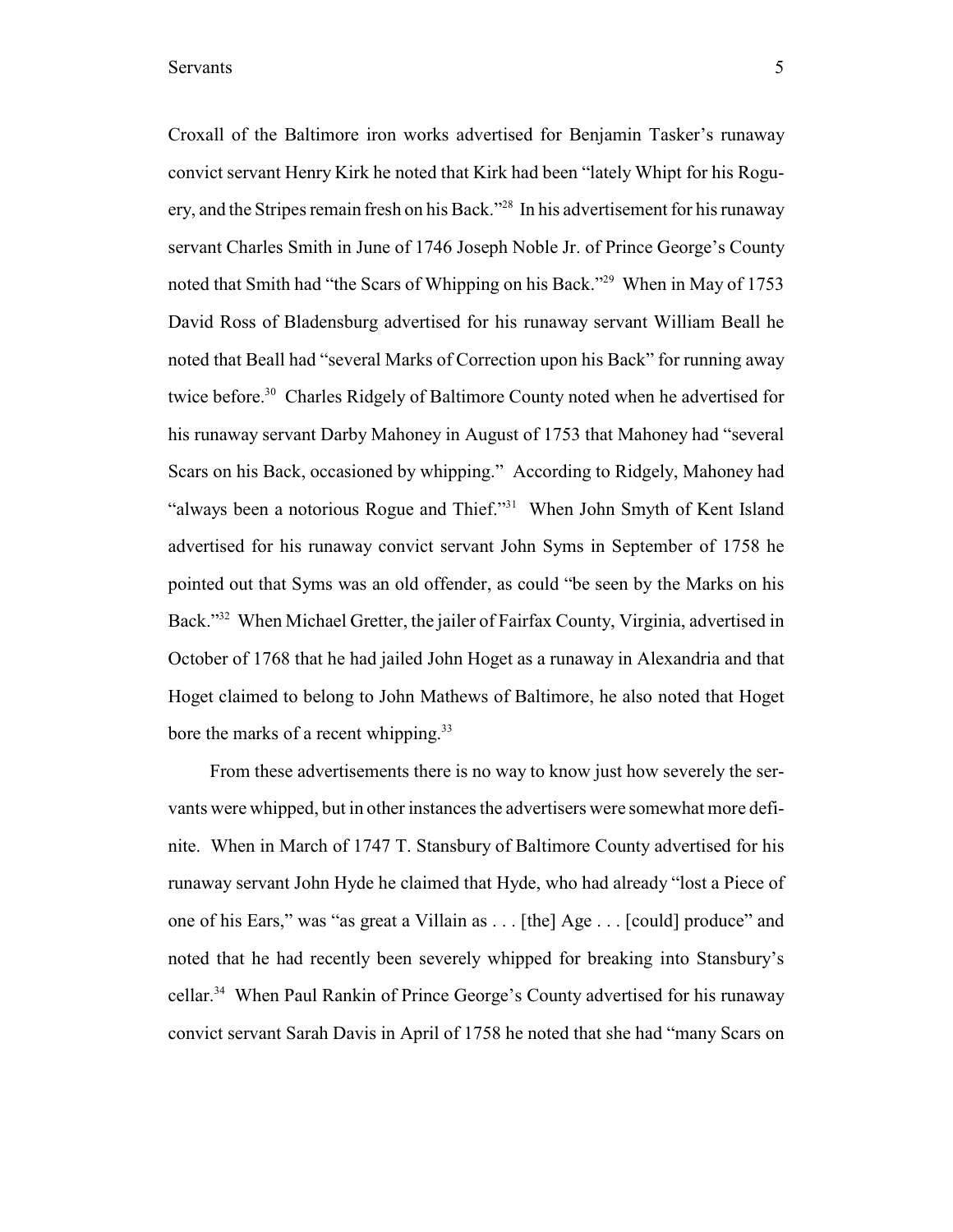Croxall of the Baltimore iron works advertised for Benjamin Tasker's runaway convict servant Henry Kirk he noted that Kirk had been "lately Whipt for his Roguery, and the Stripes remain fresh on his Back."[28] In his advertisement for his runaway servant Charles Smith in June of 1746 Joseph Noble Jr. of Prince George's County noted that Smith had "the Scars of Whipping on his Back."[29] When in May of 1753 David Ross of Bladensburg advertised for his runaway servant William Beall he noted that Beall had "several Marks of Correction upon his Back" for running away twice before.[30] Charles Ridgely of Baltimore County noted when he advertised for his runaway servant Darby Mahoney in August of 1753 that Mahoney had "several Scars on his Back, occasioned by whipping." According to Ridgely, Mahoney had "always been a notorious Rogue and Thief."[31] When John Smyth of Kent Island advertised for his runaway convict servant John Syms in September of 1758 he pointed out that Syms was an old offender, as could "be seen by the Marks on his Back."[32] When Michael Gretter, the jailer of Fairfax County, Virginia, advertised in October of 1768 that he had jailed John Hoget as a runaway in Alexandria and that Hoget claimed to belong to John Mathews of Baltimore, he also noted that Hoget bore the marks of a recent whipping.[33]

From these advertisements there is no way to know just how severely the servants were whipped, but in other instances the advertisers were somewhat more definite. When in March of 1747 T. Stansbury of Baltimore County advertised for his runaway servant John Hyde he claimed that Hyde, who had already "lost a Piece of one of his Ears," was "as great a Villain as . . . [the] Age . . . [could] produce" and noted that he had recently been severely whipped for breaking into Stansbury's cellar.[34] When Paul Rankin of Prince George's County advertised for his runaway convict servant Sarah Davis in April of 1758 he noted that she had "many Scars on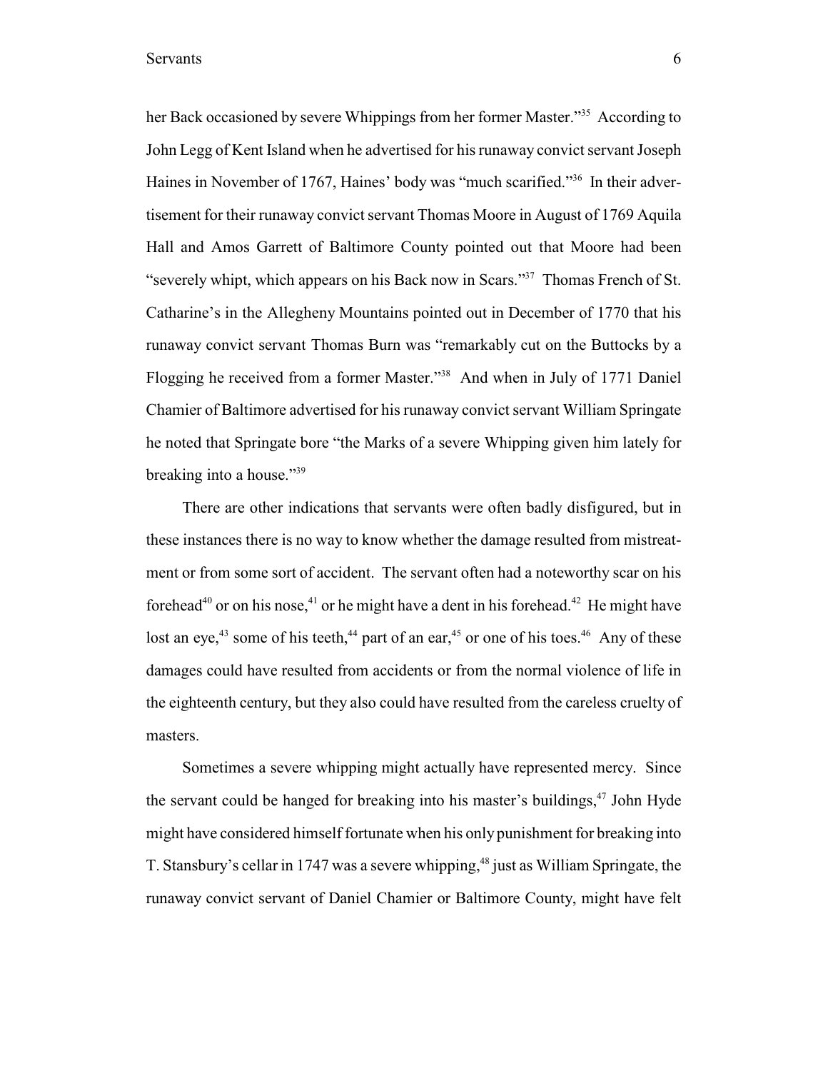her Back occasioned by severe Whippings from her former Master."[35] According to John Legg of Kent Island when he advertised for his runaway convict servant Joseph Haines in November of 1767, Haines' body was "much scarified."[36] In their advertisement for their runaway convict servant Thomas Moore in August of 1769 Aquila Hall and Amos Garrett of Baltimore County pointed out that Moore had been "severely whipt, which appears on his Back now in Scars."[37] Thomas French of St. Catharine's in the Allegheny Mountains pointed out in December of 1770 that his runaway convict servant Thomas Burn was "remarkably cut on the Buttocks by a Flogging he received from a former Master."[38] And when in July of 1771 Daniel Chamier of Baltimore advertised for his runaway convict servant William Springate he noted that Springate bore "the Marks of a severe Whipping given him lately for breaking into a house."[39]

There are other indications that servants were often badly disfigured, but in these instances there is no way to know whether the damage resulted from mistreatment or from some sort of accident. The servant often had a noteworthy scar on his forehead[40] or on his nose,[41] or he might have a dent in his forehead.[42] He might have lost an eye,[43] some of his teeth,[44] part of an ear,[45] or one of his toes.[46] Any of these damages could have resulted from accidents or from the normal violence of life in the eighteenth century, but they also could have resulted from the careless cruelty of masters.

Sometimes a severe whipping might actually have represented mercy. Since the servant could be hanged for breaking into his master's buildings,[47] John Hyde might have considered himself fortunate when his only punishment for breaking into T. Stansbury's cellar in 1747 was a severe whipping,[48] just as William Springate, the runaway convict servant of Daniel Chamier or Baltimore County, might have felt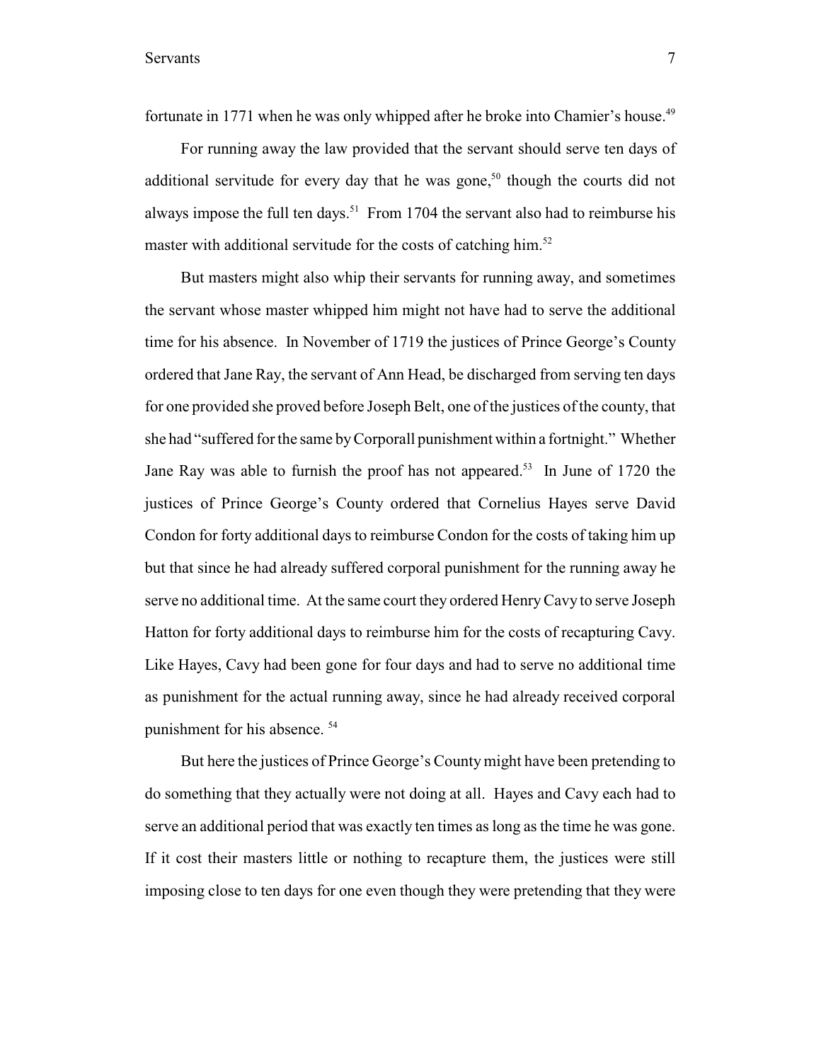fortunate in 1771 when he was only whipped after he broke into Chamier's house.[49]

For running away the law provided that the servant should serve ten days of additional servitude for every day that he was gone,[50] though the courts did not always impose the full ten days.[51] From 1704 the servant also had to reimburse his master with additional servitude for the costs of catching him.[52]

But masters might also whip their servants for running away, and sometimes the servant whose master whipped him might not have had to serve the additional time for his absence. In November of 1719 the justices of Prince George's County ordered that Jane Ray, the servant of Ann Head, be discharged from serving ten days for one provided she proved before Joseph Belt, one of the justices of the county, that she had "suffered for the same by Corporall punishment within a fortnight." Whether Jane Ray was able to furnish the proof has not appeared.[53] In June of 1720 the justices of Prince George's County ordered that Cornelius Hayes serve David Condon for forty additional days to reimburse Condon for the costs of taking him up but that since he had already suffered corporal punishment for the running away he serve no additional time. At the same court they ordered Henry Cavy to serve Joseph Hatton for forty additional days to reimburse him for the costs of recapturing Cavy. Like Hayes, Cavy had been gone for four days and had to serve no additional time as punishment for the actual running away, since he had already received corporal punishment for his absence.[54]

But here the justices of Prince George's County might have been pretending to do something that they actually were not doing at all. Hayes and Cavy each had to serve an additional period that was exactly ten times as long as the time he was gone. If it cost their masters little or nothing to recapture them, the justices were still imposing close to ten days for one even though they were pretending that they were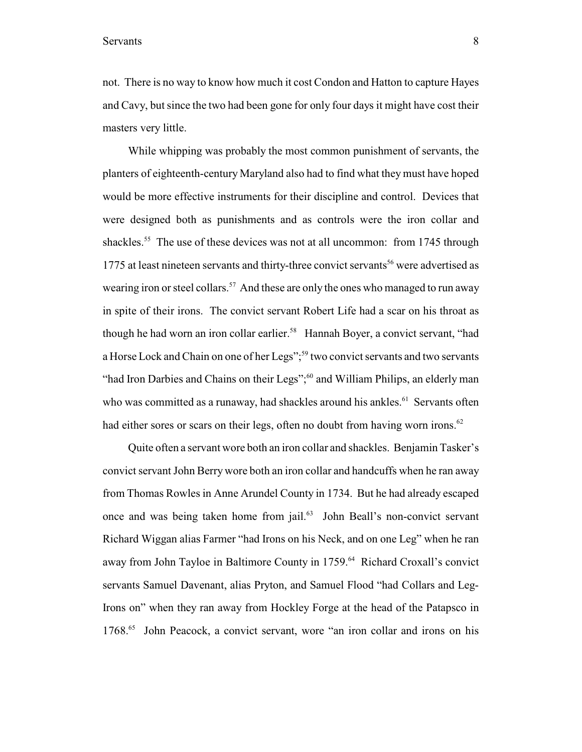not. There is no way to know how much it cost Condon and Hatton to capture Hayes and Cavy, but since the two had been gone for only four days it might have cost their masters very little.

While whipping was probably the most common punishment of servants, the planters of eighteenth-century Maryland also had to find what they must have hoped would be more effective instruments for their discipline and control. Devices that were designed both as punishments and as controls were the iron collar and shackles.[55] The use of these devices was not at all uncommon: from 1745 through 1775 at least nineteen servants and thirty-three convict servants[56] were advertised as wearing iron or steel collars.[57] And these are only the ones who managed to run away in spite of their irons. The convict servant Robert Life had a scar on his throat as though he had worn an iron collar earlier.[58] Hannah Boyer, a convict servant, "had a Horse Lock and Chain on one of her Legs";[59] two convict servants and two servants "had Iron Darbies and Chains on their Legs";[60] and William Philips, an elderly man who was committed as a runaway, had shackles around his ankles.[61] Servants often had either sores or scars on their legs, often no doubt from having worn irons.[62]

Quite often a servant wore both an iron collar and shackles. Benjamin Tasker's convict servant John Berry wore both an iron collar and handcuffs when he ran away from Thomas Rowles in Anne Arundel County in 1734. But he had already escaped once and was being taken home from jail.[63] John Beall's non-convict servant Richard Wiggan alias Farmer "had Irons on his Neck, and on one Leg" when he ran away from John Tayloe in Baltimore County in 1759.[64] Richard Croxall's convict servants Samuel Davenant, alias Pryton, and Samuel Flood "had Collars and Leg-Irons on" when they ran away from Hockley Forge at the head of the Patapsco in 1768.[65] John Peacock, a convict servant, wore "an iron collar and irons on his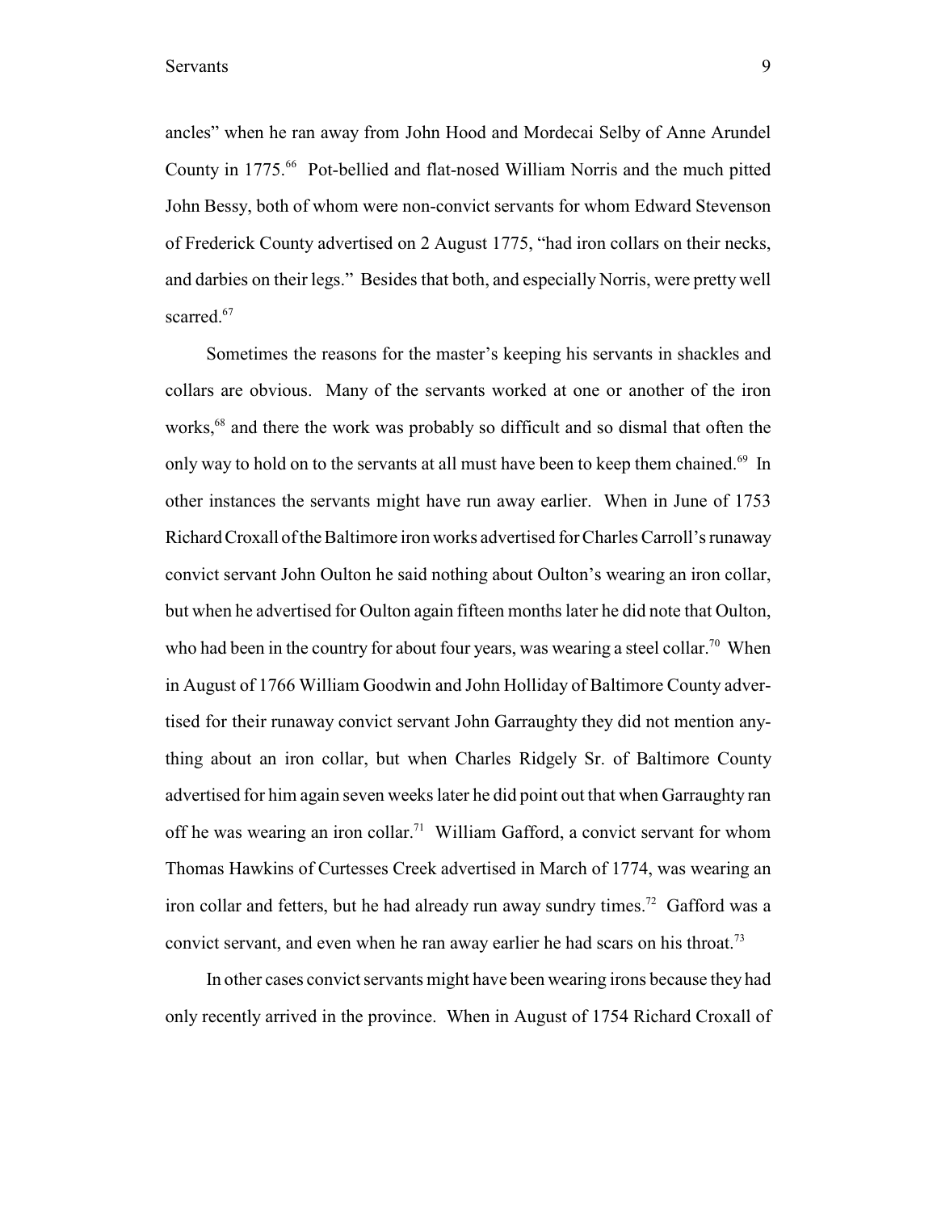ancles" when he ran away from John Hood and Mordecai Selby of Anne Arundel County in 1775.[66] Pot-bellied and flat-nosed William Norris and the much pitted John Bessy, both of whom were non-convict servants for whom Edward Stevenson of Frederick County advertised on 2 August 1775, "had iron collars on their necks, and darbies on their legs." Besides that both, and especially Norris, were pretty well scarred.[67]

Sometimes the reasons for the master's keeping his servants in shackles and collars are obvious. Many of the servants worked at one or another of the iron works,[68] and there the work was probably so difficult and so dismal that often the only way to hold on to the servants at all must have been to keep them chained.[69] In other instances the servants might have run away earlier. When in June of 1753 Richard Croxall of the Baltimore iron works advertised for Charles Carroll's runaway convict servant John Oulton he said nothing about Oulton's wearing an iron collar, but when he advertised for Oulton again fifteen months later he did note that Oulton, who had been in the country for about four years, was wearing a steel collar.[70] When in August of 1766 William Goodwin and John Holliday of Baltimore County advertised for their runaway convict servant John Garraughty they did not mention anything about an iron collar, but when Charles Ridgely Sr. of Baltimore County advertised for him again seven weeks later he did point out that when Garraughty ran off he was wearing an iron collar.[71] William Gafford, a convict servant for whom Thomas Hawkins of Curtesses Creek advertised in March of 1774, was wearing an iron collar and fetters, but he had already run away sundry times.[72] Gafford was a convict servant, and even when he ran away earlier he had scars on his throat.[73]

In other cases convict servants might have been wearing irons because they had only recently arrived in the province. When in August of 1754 Richard Croxall of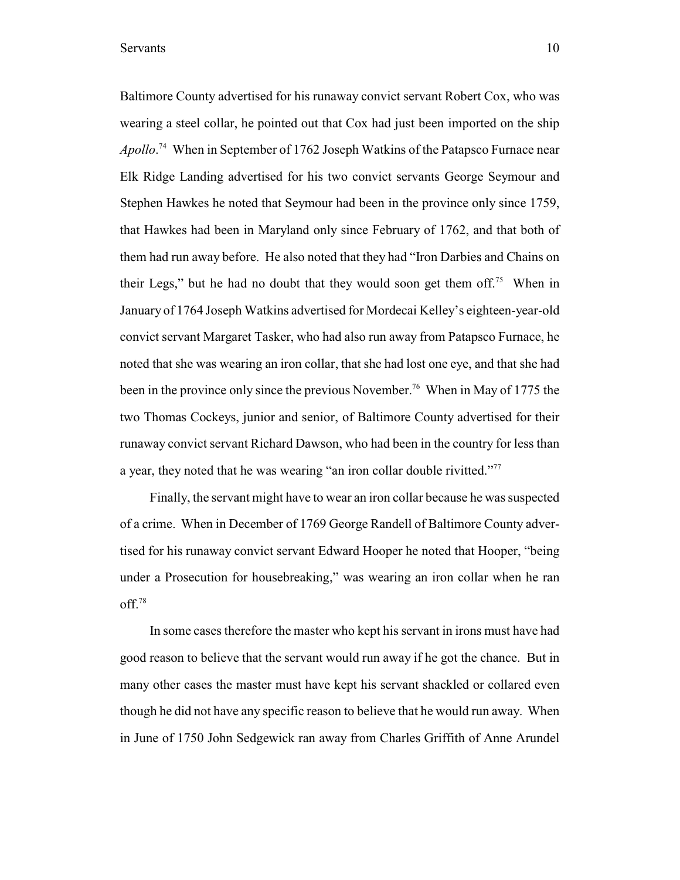Baltimore County advertised for his runaway convict servant Robert Cox, who was wearing a steel collar, he pointed out that Cox had just been imported on the ship *Apollo*.[74] When in September of 1762 Joseph Watkins of the Patapsco Furnace near Elk Ridge Landing advertised for his two convict servants George Seymour and Stephen Hawkes he noted that Seymour had been in the province only since 1759, that Hawkes had been in Maryland only since February of 1762, and that both of them had run away before. He also noted that they had "Iron Darbies and Chains on their Legs," but he had no doubt that they would soon get them off.[75] When in January of 1764 Joseph Watkins advertised for Mordecai Kelley's eighteen-year-old convict servant Margaret Tasker, who had also run away from Patapsco Furnace, he noted that she was wearing an iron collar, that she had lost one eye, and that she had been in the province only since the previous November.[76] When in May of 1775 the two Thomas Cockeys, junior and senior, of Baltimore County advertised for their runaway convict servant Richard Dawson, who had been in the country for less than a year, they noted that he was wearing "an iron collar double rivitted."[77]

Finally, the servant might have to wear an iron collar because he was suspected of a crime. When in December of 1769 George Randell of Baltimore County advertised for his runaway convict servant Edward Hooper he noted that Hooper, "being under a Prosecution for housebreaking," was wearing an iron collar when he ran off.[78]

In some cases therefore the master who kept his servant in irons must have had good reason to believe that the servant would run away if he got the chance. But in many other cases the master must have kept his servant shackled or collared even though he did not have any specific reason to believe that he would run away. When in June of 1750 John Sedgewick ran away from Charles Griffith of Anne Arundel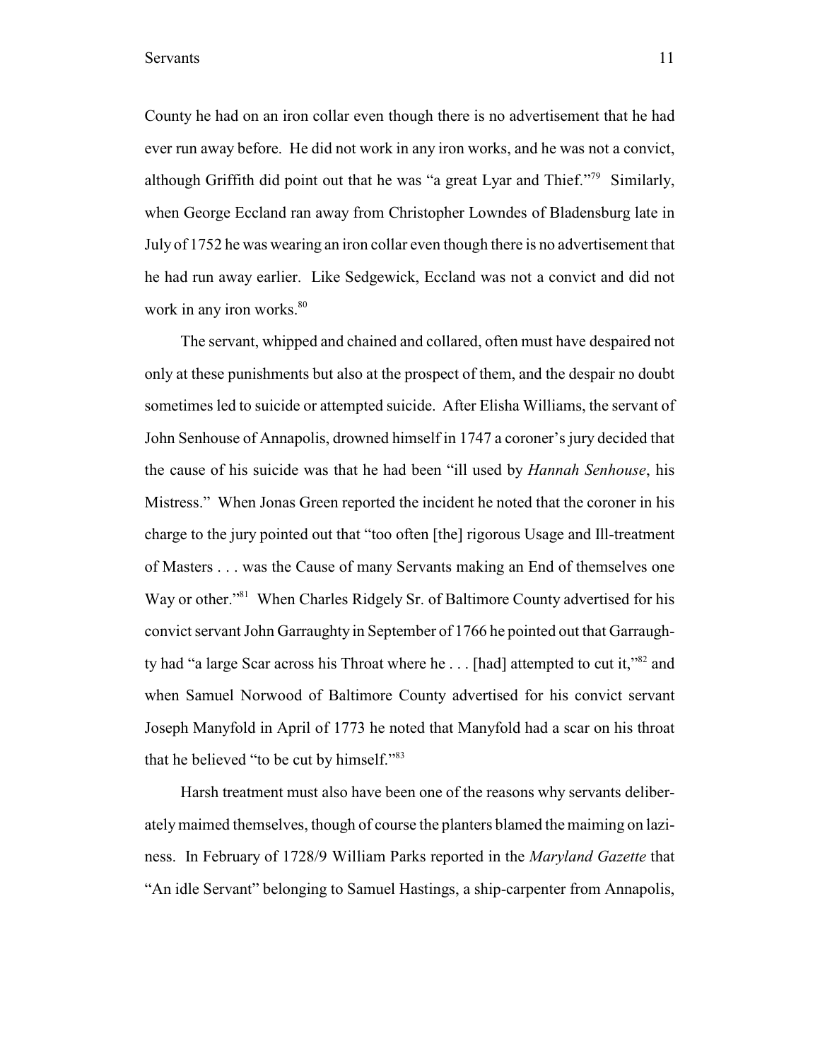County he had on an iron collar even though there is no advertisement that he had ever run away before. He did not work in any iron works, and he was not a convict, although Griffith did point out that he was "a great Lyar and Thief."[79] Similarly, when George Eccland ran away from Christopher Lowndes of Bladensburg late in July of 1752 he was wearing an iron collar even though there is no advertisement that he had run away earlier. Like Sedgewick, Eccland was not a convict and did not work in any iron works.[80]

The servant, whipped and chained and collared, often must have despaired not only at these punishments but also at the prospect of them, and the despair no doubt sometimes led to suicide or attempted suicide. After Elisha Williams, the servant of John Senhouse of Annapolis, drowned himself in 1747 a coroner's jury decided that the cause of his suicide was that he had been "ill used by *Hannah Senhouse*, his Mistress." When Jonas Green reported the incident he noted that the coroner in his charge to the jury pointed out that "too often [the] rigorous Usage and Ill-treatment of Masters . . . was the Cause of many Servants making an End of themselves one Way or other."[81] When Charles Ridgely Sr. of Baltimore County advertised for his convict servant John Garraughty in September of 1766 he pointed out that Garraughty had "a large Scar across his Throat where he . . . [had] attempted to cut it,"[82] and when Samuel Norwood of Baltimore County advertised for his convict servant Joseph Manyfold in April of 1773 he noted that Manyfold had a scar on his throat that he believed "to be cut by himself."[83]

Harsh treatment must also have been one of the reasons why servants deliberately maimed themselves, though of course the planters blamed the maiming on laziness. In February of 1728/9 William Parks reported in the *Maryland Gazette* that "An idle Servant" belonging to Samuel Hastings, a ship-carpenter from Annapolis,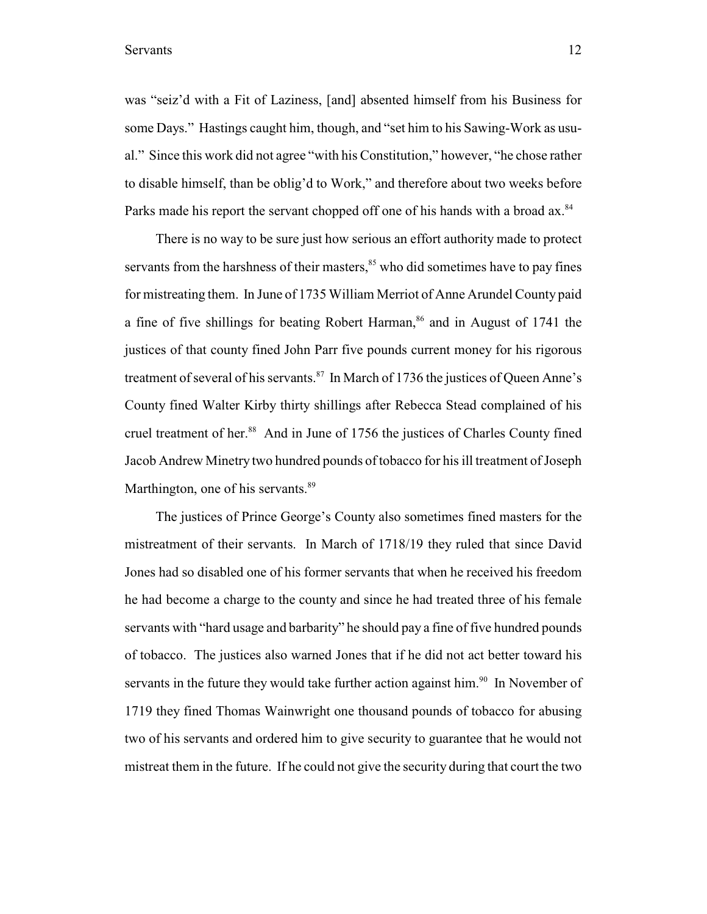was "seiz'd with a Fit of Laziness, [and] absented himself from his Business for some Days." Hastings caught him, though, and "set him to his Sawing-Work as usual." Since this work did not agree "with his Constitution," however, "he chose rather to disable himself, than be oblig'd to Work," and therefore about two weeks before Parks made his report the servant chopped off one of his hands with a broad ax.[84]

There is no way to be sure just how serious an effort authority made to protect servants from the harshness of their masters,[85] who did sometimes have to pay fines for mistreating them. In June of 1735 William Merriot of Anne Arundel County paid a fine of five shillings for beating Robert Harman,[86] and in August of 1741 the justices of that county fined John Parr five pounds current money for his rigorous treatment of several of his servants.[87] In March of 1736 the justices of Queen Anne's County fined Walter Kirby thirty shillings after Rebecca Stead complained of his cruel treatment of her.[88] And in June of 1756 the justices of Charles County fined Jacob Andrew Minetry two hundred pounds of tobacco for his ill treatment of Joseph Marthington, one of his servants.[89]

The justices of Prince George's County also sometimes fined masters for the mistreatment of their servants. In March of 1718/19 they ruled that since David Jones had so disabled one of his former servants that when he received his freedom he had become a charge to the county and since he had treated three of his female servants with "hard usage and barbarity" he should pay a fine of five hundred pounds of tobacco. The justices also warned Jones that if he did not act better toward his servants in the future they would take further action against him.[90] In November of 1719 they fined Thomas Wainwright one thousand pounds of tobacco for abusing two of his servants and ordered him to give security to guarantee that he would not mistreat them in the future. If he could not give the security during that court the two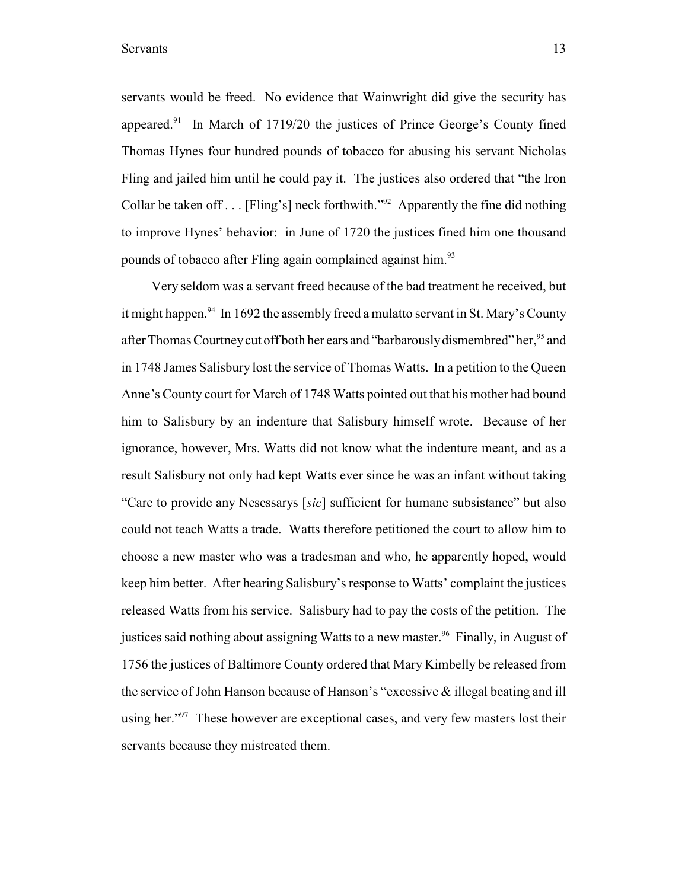servants would be freed. No evidence that Wainwright did give the security has appeared.[91] In March of 1719/20 the justices of Prince George's County fined Thomas Hynes four hundred pounds of tobacco for abusing his servant Nicholas Fling and jailed him until he could pay it. The justices also ordered that "the Iron Collar be taken off . . . [Fling's] neck forthwith."[92] Apparently the fine did nothing to improve Hynes' behavior: in June of 1720 the justices fined him one thousand pounds of tobacco after Fling again complained against him.[93]

Very seldom was a servant freed because of the bad treatment he received, but it might happen.[94] In 1692 the assembly freed a mulatto servant in St. Mary's County after Thomas Courtney cut off both her ears and "barbarously dismembred" her,[95] and in 1748 James Salisbury lost the service of Thomas Watts. In a petition to the Queen Anne's County court for March of 1748 Watts pointed out that his mother had bound him to Salisbury by an indenture that Salisbury himself wrote. Because of her ignorance, however, Mrs. Watts did not know what the indenture meant, and as a result Salisbury not only had kept Watts ever since he was an infant without taking "Care to provide any Nesessarys [*sic*] sufficient for humane subsistance" but also could not teach Watts a trade. Watts therefore petitioned the court to allow him to choose a new master who was a tradesman and who, he apparently hoped, would keep him better. After hearing Salisbury's response to Watts' complaint the justices released Watts from his service. Salisbury had to pay the costs of the petition. The justices said nothing about assigning Watts to a new master.[96] Finally, in August of 1756 the justices of Baltimore County ordered that Mary Kimbelly be released from the service of John Hanson because of Hanson's "excessive & illegal beating and ill using her."[97] These however are exceptional cases, and very few masters lost their servants because they mistreated them.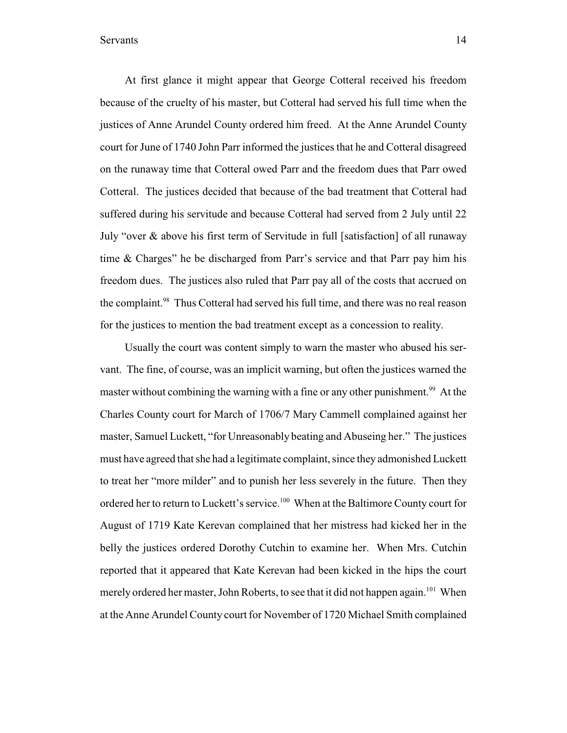At first glance it might appear that George Cotteral received his freedom because of the cruelty of his master, but Cotteral had served his full time when the justices of Anne Arundel County ordered him freed. At the Anne Arundel County court for June of 1740 John Parr informed the justices that he and Cotteral disagreed on the runaway time that Cotteral owed Parr and the freedom dues that Parr owed Cotteral. The justices decided that because of the bad treatment that Cotteral had suffered during his servitude and because Cotteral had served from 2 July until 22 July "over & above his first term of Servitude in full [satisfaction] of all runaway time & Charges" he be discharged from Parr's service and that Parr pay him his freedom dues. The justices also ruled that Parr pay all of the costs that accrued on the complaint.[98] Thus Cotteral had served his full time, and there was no real reason for the justices to mention the bad treatment except as a concession to reality.

Usually the court was content simply to warn the master who abused his servant. The fine, of course, was an implicit warning, but often the justices warned the master without combining the warning with a fine or any other punishment.[99] At the Charles County court for March of 1706/7 Mary Cammell complained against her master, Samuel Luckett, "for Unreasonably beating and Abuseing her." The justices must have agreed that she had a legitimate complaint, since they admonished Luckett to treat her "more milder" and to punish her less severely in the future. Then they ordered her to return to Luckett's service.[100] When at the Baltimore County court for August of 1719 Kate Kerevan complained that her mistress had kicked her in the belly the justices ordered Dorothy Cutchin to examine her. When Mrs. Cutchin reported that it appeared that Kate Kerevan had been kicked in the hips the court merely ordered her master, John Roberts, to see that it did not happen again.[101] When at the Anne Arundel County court for November of 1720 Michael Smith complained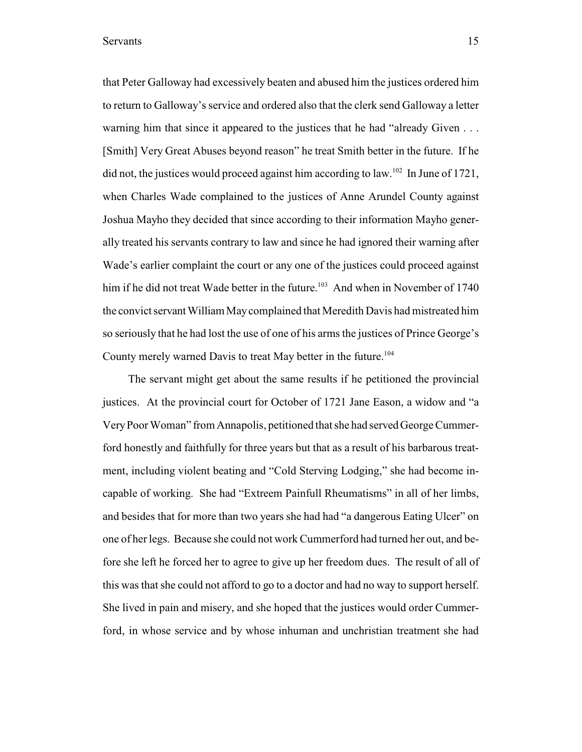that Peter Galloway had excessively beaten and abused him the justices ordered him to return to Galloway's service and ordered also that the clerk send Galloway a letter warning him that since it appeared to the justices that he had "already Given . . . [Smith] Very Great Abuses beyond reason" he treat Smith better in the future. If he did not, the justices would proceed against him according to law.[102] In June of 1721, when Charles Wade complained to the justices of Anne Arundel County against Joshua Mayho they decided that since according to their information Mayho generally treated his servants contrary to law and since he had ignored their warning after Wade's earlier complaint the court or any one of the justices could proceed against him if he did not treat Wade better in the future.[103] And when in November of 1740 the convict servant William May complained that Meredith Davis had mistreated him so seriously that he had lost the use of one of his arms the justices of Prince George's County merely warned Davis to treat May better in the future.[104]

The servant might get about the same results if he petitioned the provincial justices. At the provincial court for October of 1721 Jane Eason, a widow and "a Very Poor Woman" from Annapolis, petitioned that she had served George Cummerford honestly and faithfully for three years but that as a result of his barbarous treatment, including violent beating and "Cold Sterving Lodging," she had become incapable of working. She had "Extreem Painfull Rheumatisms" in all of her limbs, and besides that for more than two years she had had "a dangerous Eating Ulcer" on one of her legs. Because she could not work Cummerford had turned her out, and before she left he forced her to agree to give up her freedom dues. The result of all of this was that she could not afford to go to a doctor and had no way to support herself. She lived in pain and misery, and she hoped that the justices would order Cummerford, in whose service and by whose inhuman and unchristian treatment she had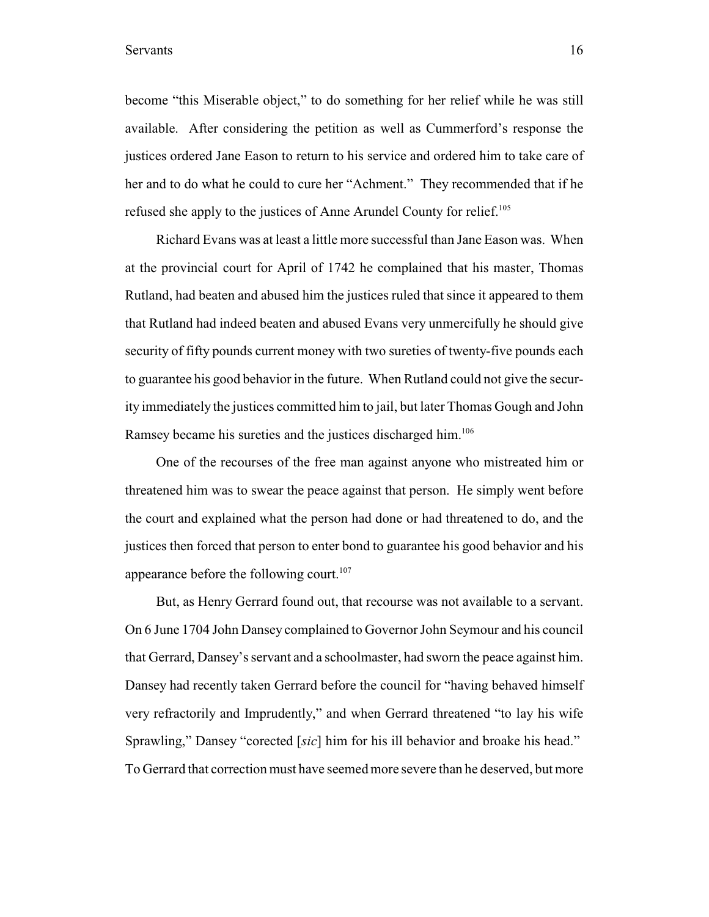become "this Miserable object," to do something for her relief while he was still available. After considering the petition as well as Cummerford's response the justices ordered Jane Eason to return to his service and ordered him to take care of her and to do what he could to cure her "Achment." They recommended that if he refused she apply to the justices of Anne Arundel County for relief.[105]

Richard Evans was at least a little more successful than Jane Eason was. When at the provincial court for April of 1742 he complained that his master, Thomas Rutland, had beaten and abused him the justices ruled that since it appeared to them that Rutland had indeed beaten and abused Evans very unmercifully he should give security of fifty pounds current money with two sureties of twenty-five pounds each to guarantee his good behavior in the future. When Rutland could not give the security immediately the justices committed him to jail, but later Thomas Gough and John Ramsey became his sureties and the justices discharged him.[106]

One of the recourses of the free man against anyone who mistreated him or threatened him was to swear the peace against that person. He simply went before the court and explained what the person had done or had threatened to do, and the justices then forced that person to enter bond to guarantee his good behavior and his appearance before the following court.[107]

But, as Henry Gerrard found out, that recourse was not available to a servant. On 6 June 1704 John Dansey complained to Governor John Seymour and his council that Gerrard, Dansey's servant and a schoolmaster, had sworn the peace against him. Dansey had recently taken Gerrard before the council for "having behaved himself very refractorily and Imprudently," and when Gerrard threatened "to lay his wife Sprawling," Dansey "corected [*sic*] him for his ill behavior and broake his head." To Gerrard that correction must have seemed more severe than he deserved, but more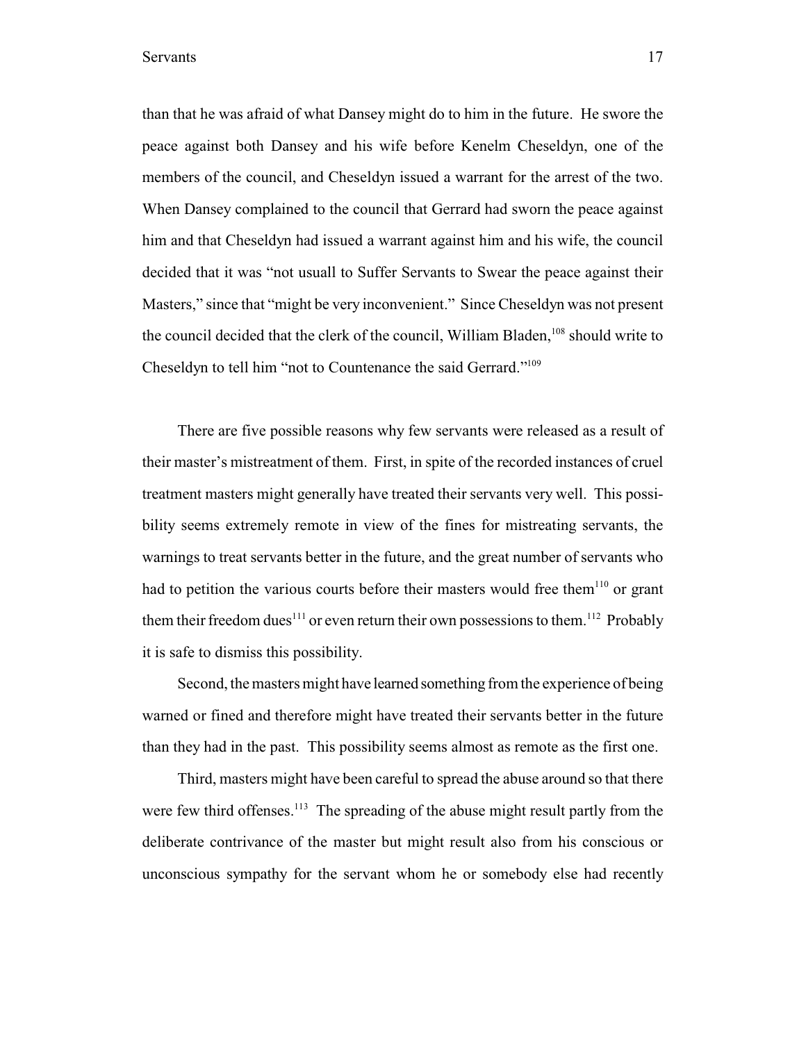than that he was afraid of what Dansey might do to him in the future. He swore the peace against both Dansey and his wife before Kenelm Cheseldyn, one of the members of the council, and Cheseldyn issued a warrant for the arrest of the two. When Dansey complained to the council that Gerrard had sworn the peace against him and that Cheseldyn had issued a warrant against him and his wife, the council decided that it was "not usuall to Suffer Servants to Swear the peace against their Masters," since that "might be very inconvenient." Since Cheseldyn was not present the council decided that the clerk of the council, William Bladen,[108] should write to Cheseldyn to tell him "not to Countenance the said Gerrard."[109]

There are five possible reasons why few servants were released as a result of their master's mistreatment of them. First, in spite of the recorded instances of cruel treatment masters might generally have treated their servants very well. This possibility seems extremely remote in view of the fines for mistreating servants, the warnings to treat servants better in the future, and the great number of servants who had to petition the various courts before their masters would free them[110] or grant them their freedom dues[111] or even return their own possessions to them.[112] Probably it is safe to dismiss this possibility.

Second, the masters might have learned something from the experience of being warned or fined and therefore might have treated their servants better in the future than they had in the past. This possibility seems almost as remote as the first one.

Third, masters might have been careful to spread the abuse around so that there were few third offenses.[113] The spreading of the abuse might result partly from the deliberate contrivance of the master but might result also from his conscious or unconscious sympathy for the servant whom he or somebody else had recently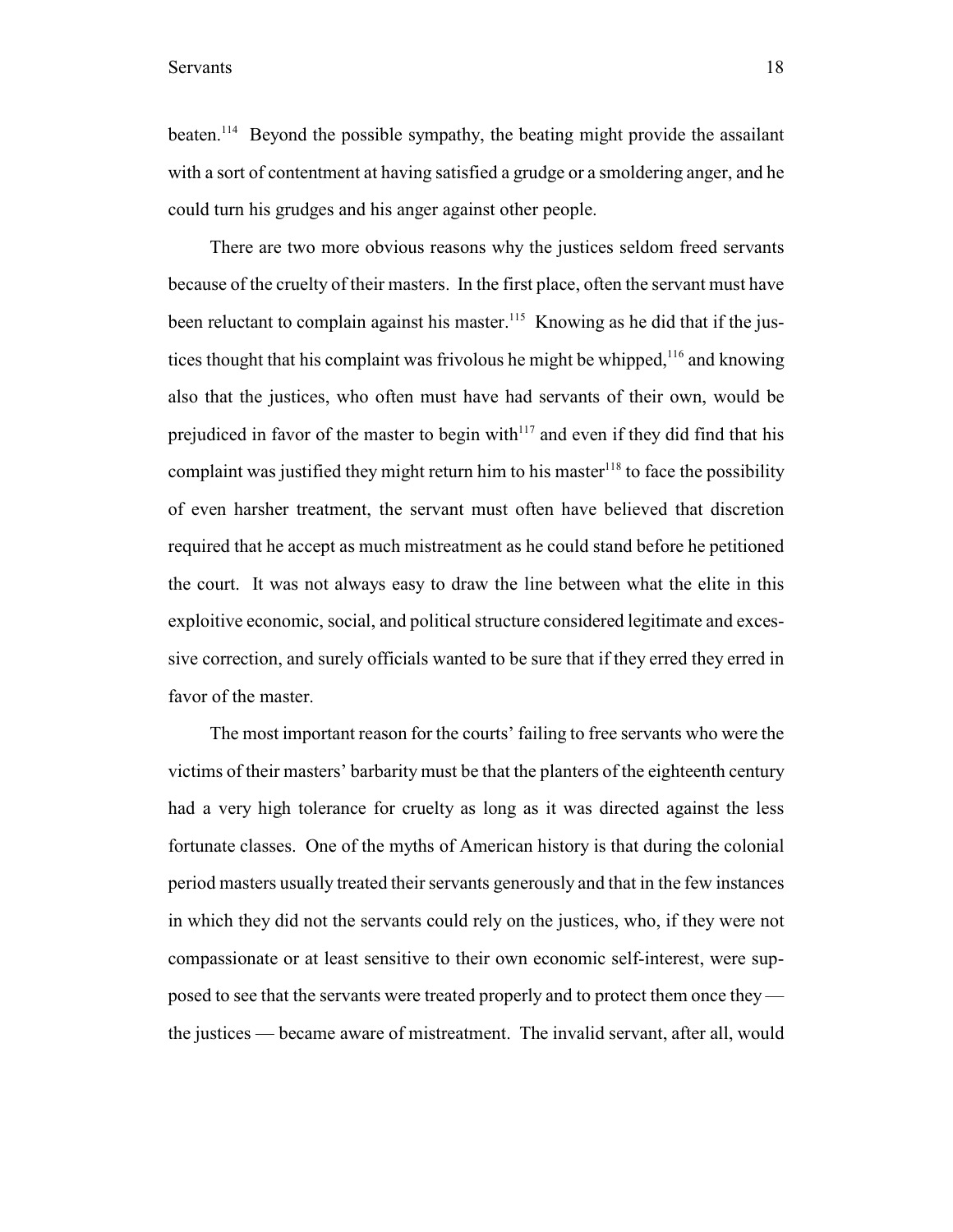beaten.[114] Beyond the possible sympathy, the beating might provide the assailant with a sort of contentment at having satisfied a grudge or a smoldering anger, and he could turn his grudges and his anger against other people.

There are two more obvious reasons why the justices seldom freed servants because of the cruelty of their masters. In the first place, often the servant must have been reluctant to complain against his master.[115] Knowing as he did that if the justices thought that his complaint was frivolous he might be whipped,[116] and knowing also that the justices, who often must have had servants of their own, would be prejudiced in favor of the master to begin with[117] and even if they did find that his complaint was justified they might return him to his master[118] to face the possibility of even harsher treatment, the servant must often have believed that discretion required that he accept as much mistreatment as he could stand before he petitioned the court. It was not always easy to draw the line between what the elite in this exploitive economic, social, and political structure considered legitimate and excessive correction, and surely officials wanted to be sure that if they erred they erred in favor of the master.

The most important reason for the courts' failing to free servants who were the victims of their masters' barbarity must be that the planters of the eighteenth century had a very high tolerance for cruelty as long as it was directed against the less fortunate classes. One of the myths of American history is that during the colonial period masters usually treated their servants generously and that in the few instances in which they did not the servants could rely on the justices, who, if they were not compassionate or at least sensitive to their own economic self-interest, were supposed to see that the servants were treated properly and to protect them once they — the justices — became aware of mistreatment. The invalid servant, after all, would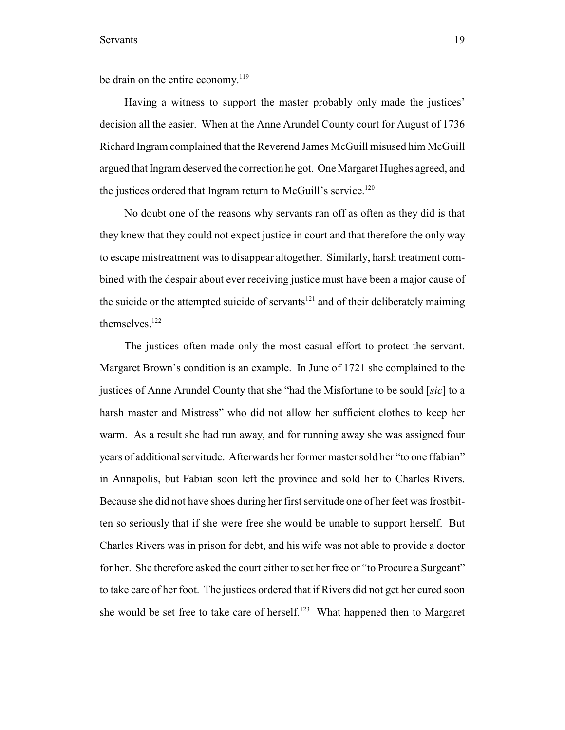be drain on the entire economy.[119]

Having a witness to support the master probably only made the justices' decision all the easier. When at the Anne Arundel County court for August of 1736 Richard Ingram complained that the Reverend James McGuill misused him McGuill argued that Ingram deserved the correction he got. One Margaret Hughes agreed, and the justices ordered that Ingram return to McGuill's service.[120]

No doubt one of the reasons why servants ran off as often as they did is that they knew that they could not expect justice in court and that therefore the only way to escape mistreatment was to disappear altogether. Similarly, harsh treatment combined with the despair about ever receiving justice must have been a major cause of the suicide or the attempted suicide of servants[121] and of their deliberately maiming themselves.[122]

The justices often made only the most casual effort to protect the servant. Margaret Brown's condition is an example. In June of 1721 she complained to the justices of Anne Arundel County that she "had the Misfortune to be sould [*sic*] to a harsh master and Mistress" who did not allow her sufficient clothes to keep her warm. As a result she had run away, and for running away she was assigned four years of additional servitude. Afterwards her former master sold her "to one ffabian" in Annapolis, but Fabian soon left the province and sold her to Charles Rivers. Because she did not have shoes during her first servitude one of her feet was frostbitten so seriously that if she were free she would be unable to support herself. But Charles Rivers was in prison for debt, and his wife was not able to provide a doctor for her. She therefore asked the court either to set her free or "to Procure a Surgeant" to take care of her foot. The justices ordered that if Rivers did not get her cured soon she would be set free to take care of herself.[123] What happened then to Margaret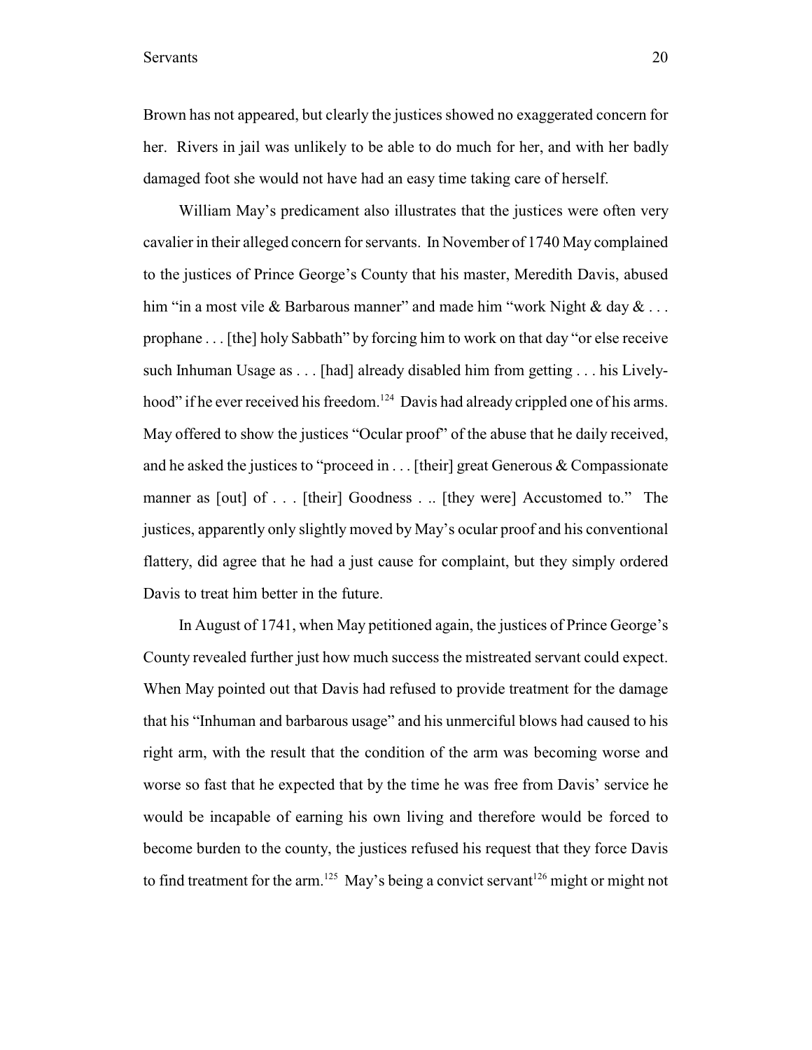Brown has not appeared, but clearly the justices showed no exaggerated concern for her. Rivers in jail was unlikely to be able to do much for her, and with her badly damaged foot she would not have had an easy time taking care of herself.

William May's predicament also illustrates that the justices were often very cavalier in their alleged concern for servants. In November of 1740 May complained to the justices of Prince George's County that his master, Meredith Davis, abused him "in a most vile & Barbarous manner" and made him "work Night & day & . . . prophane . . . [the] holy Sabbath" by forcing him to work on that day "or else receive such Inhuman Usage as . . . [had] already disabled him from getting . . . his Livelyhood" if he ever received his freedom.[124] Davis had already crippled one of his arms. May offered to show the justices "Ocular proof" of the abuse that he daily received, and he asked the justices to "proceed in . . . [their] great Generous & Compassionate manner as [out] of . . . [their] Goodness . .. [they were] Accustomed to." The justices, apparently only slightly moved by May's ocular proof and his conventional flattery, did agree that he had a just cause for complaint, but they simply ordered Davis to treat him better in the future.

In August of 1741, when May petitioned again, the justices of Prince George's County revealed further just how much success the mistreated servant could expect. When May pointed out that Davis had refused to provide treatment for the damage that his "Inhuman and barbarous usage" and his unmerciful blows had caused to his right arm, with the result that the condition of the arm was becoming worse and worse so fast that he expected that by the time he was free from Davis' service he would be incapable of earning his own living and therefore would be forced to become burden to the county, the justices refused his request that they force Davis to find treatment for the arm.[125] May's being a convict servant[126] might or might not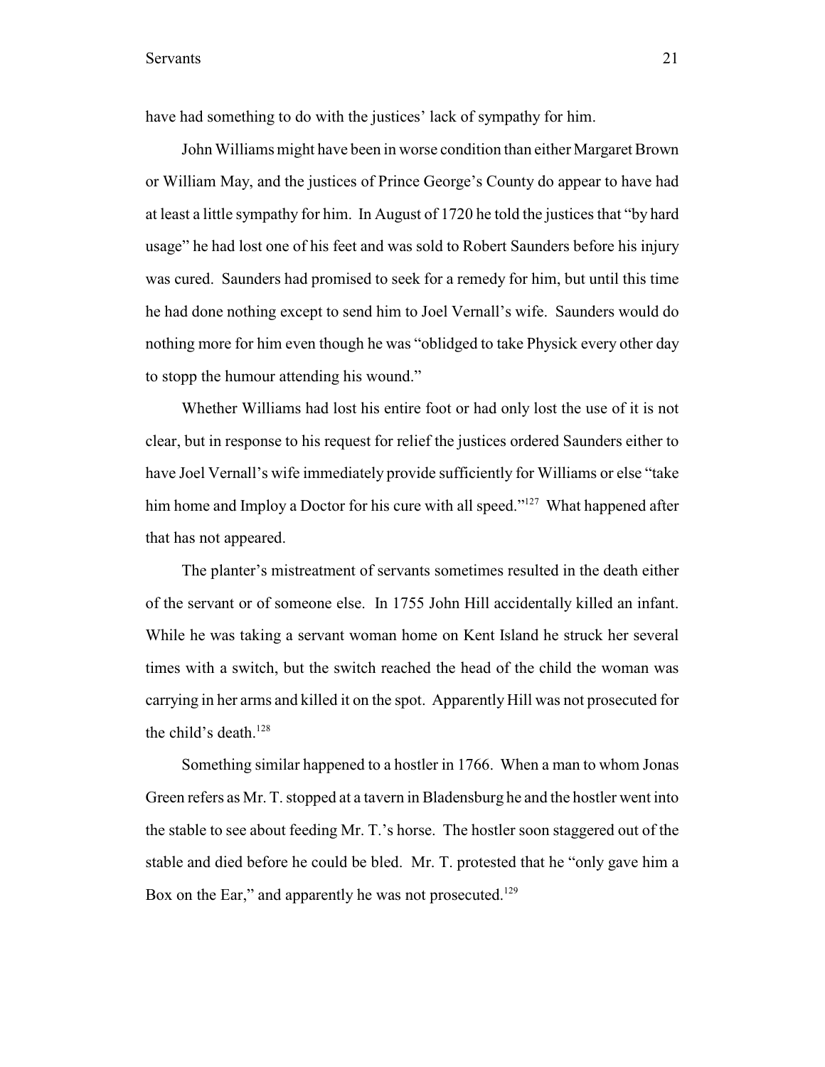have had something to do with the justices' lack of sympathy for him.

John Williams might have been in worse condition than either Margaret Brown or William May, and the justices of Prince George's County do appear to have had at least a little sympathy for him. In August of 1720 he told the justices that "by hard usage" he had lost one of his feet and was sold to Robert Saunders before his injury was cured. Saunders had promised to seek for a remedy for him, but until this time he had done nothing except to send him to Joel Vernall's wife. Saunders would do nothing more for him even though he was "oblidged to take Physick every other day to stopp the humour attending his wound."

Whether Williams had lost his entire foot or had only lost the use of it is not clear, but in response to his request for relief the justices ordered Saunders either to have Joel Vernall's wife immediately provide sufficiently for Williams or else "take him home and Imploy a Doctor for his cure with all speed."[127] What happened after that has not appeared.

The planter's mistreatment of servants sometimes resulted in the death either of the servant or of someone else. In 1755 John Hill accidentally killed an infant. While he was taking a servant woman home on Kent Island he struck her several times with a switch, but the switch reached the head of the child the woman was carrying in her arms and killed it on the spot. Apparently Hill was not prosecuted for the child's death.[128]

Something similar happened to a hostler in 1766. When a man to whom Jonas Green refers as Mr. T. stopped at a tavern in Bladensburg he and the hostler went into the stable to see about feeding Mr. T.'s horse. The hostler soon staggered out of the stable and died before he could be bled. Mr. T. protested that he "only gave him a Box on the Ear," and apparently he was not prosecuted.[129]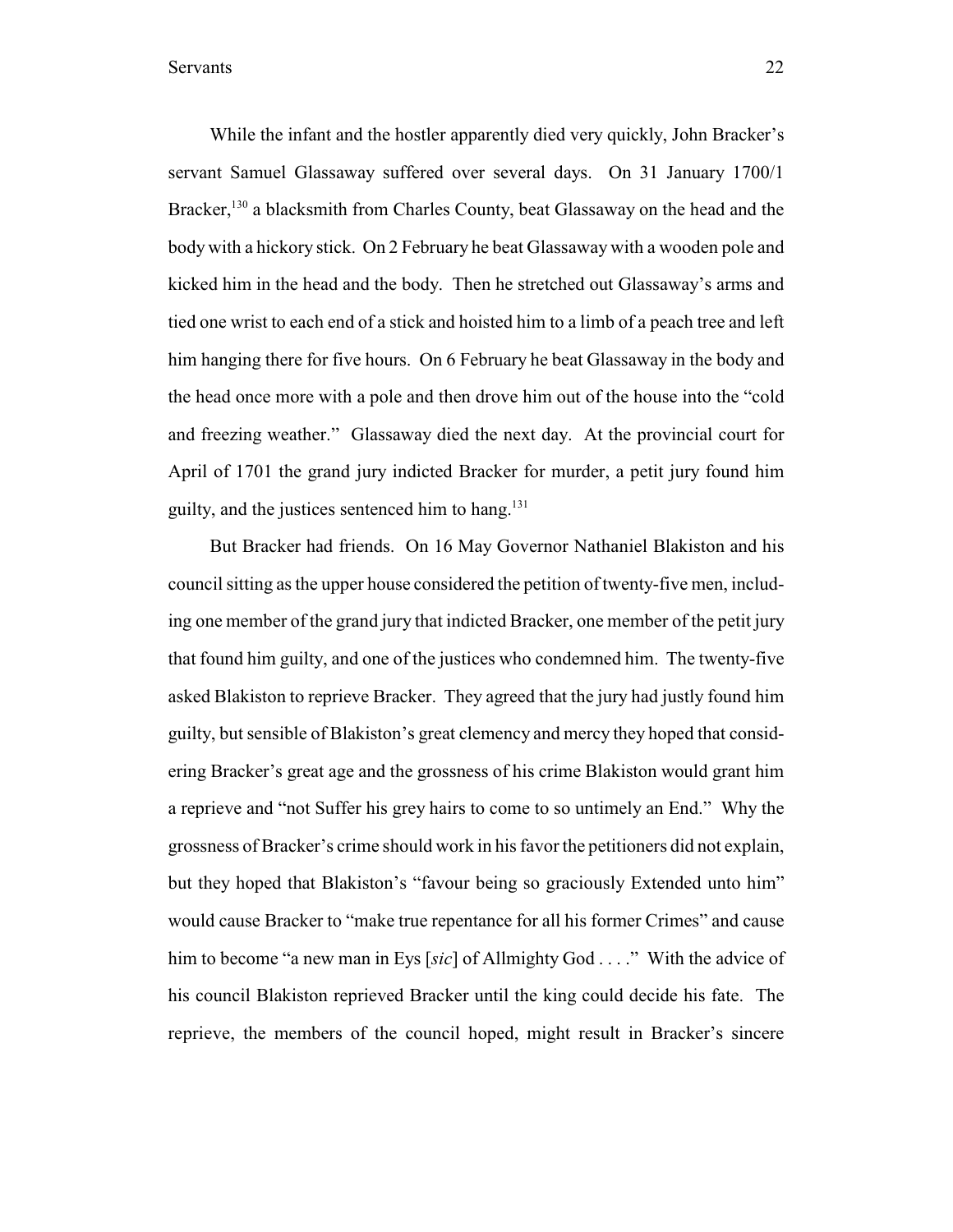While the infant and the hostler apparently died very quickly, John Bracker's servant Samuel Glassaway suffered over several days. On 31 January 1700/1 Bracker,[130] a blacksmith from Charles County, beat Glassaway on the head and the body with a hickory stick. On 2 February he beat Glassaway with a wooden pole and kicked him in the head and the body. Then he stretched out Glassaway's arms and tied one wrist to each end of a stick and hoisted him to a limb of a peach tree and left him hanging there for five hours. On 6 February he beat Glassaway in the body and the head once more with a pole and then drove him out of the house into the "cold and freezing weather." Glassaway died the next day. At the provincial court for April of 1701 the grand jury indicted Bracker for murder, a petit jury found him guilty, and the justices sentenced him to hang.[131]

But Bracker had friends. On 16 May Governor Nathaniel Blakiston and his council sitting as the upper house considered the petition of twenty-five men, including one member of the grand jury that indicted Bracker, one member of the petit jury that found him guilty, and one of the justices who condemned him. The twenty-five asked Blakiston to reprieve Bracker. They agreed that the jury had justly found him guilty, but sensible of Blakiston's great clemency and mercy they hoped that considering Bracker's great age and the grossness of his crime Blakiston would grant him a reprieve and "not Suffer his grey hairs to come to so untimely an End." Why the grossness of Bracker's crime should work in his favor the petitioners did not explain, but they hoped that Blakiston's "favour being so graciously Extended unto him" would cause Bracker to "make true repentance for all his former Crimes" and cause him to become "a new man in Eys [*sic*] of Allmighty God . . . ." With the advice of his council Blakiston reprieved Bracker until the king could decide his fate. The reprieve, the members of the council hoped, might result in Bracker's sincere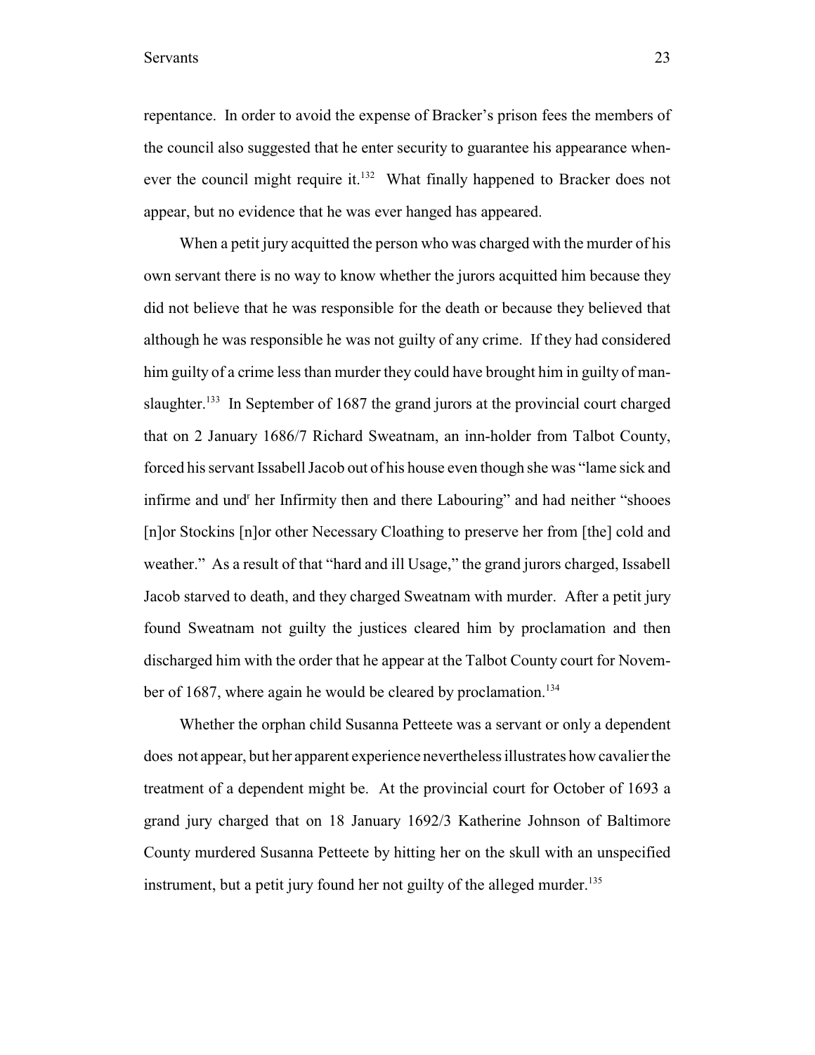repentance. In order to avoid the expense of Bracker's prison fees the members of the council also suggested that he enter security to guarantee his appearance whenever the council might require it.[132] What finally happened to Bracker does not appear, but no evidence that he was ever hanged has appeared.

When a petit jury acquitted the person who was charged with the murder of his own servant there is no way to know whether the jurors acquitted him because they did not believe that he was responsible for the death or because they believed that although he was responsible he was not guilty of any crime. If they had considered him guilty of a crime less than murder they could have brought him in guilty of manslaughter.[133] In September of 1687 the grand jurors at the provincial court charged that on 2 January 1686/7 Richard Sweatnam, an inn-holder from Talbot County, forced his servant Issabell Jacob out of his house even though she was "lame sick and infirme and und[r] her Infirmity then and there Labouring" and had neither "shooes [n]or Stockins [n]or other Necessary Cloathing to preserve her from [the] cold and weather." As a result of that "hard and ill Usage," the grand jurors charged, Issabell Jacob starved to death, and they charged Sweatnam with murder. After a petit jury found Sweatnam not guilty the justices cleared him by proclamation and then discharged him with the order that he appear at the Talbot County court for November of 1687, where again he would be cleared by proclamation.[134]

Whether the orphan child Susanna Petteete was a servant or only a dependent does not appear, but her apparent experience nevertheless illustrates how cavalier the treatment of a dependent might be. At the provincial court for October of 1693 a grand jury charged that on 18 January 1692/3 Katherine Johnson of Baltimore County murdered Susanna Petteete by hitting her on the skull with an unspecified instrument, but a petit jury found her not guilty of the alleged murder.[135]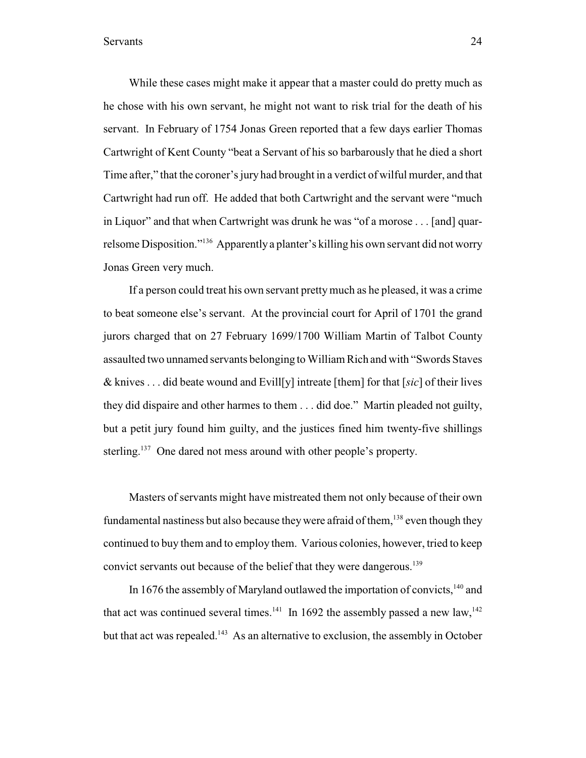While these cases might make it appear that a master could do pretty much as he chose with his own servant, he might not want to risk trial for the death of his servant. In February of 1754 Jonas Green reported that a few days earlier Thomas Cartwright of Kent County "beat a Servant of his so barbarously that he died a short Time after," that the coroner's jury had brought in a verdict of wilful murder, and that Cartwright had run off. He added that both Cartwright and the servant were "much in Liquor" and that when Cartwright was drunk he was "of a morose . . . [and] quarrelsome Disposition."[136] Apparently a planter's killing his own servant did not worry Jonas Green very much.

If a person could treat his own servant pretty much as he pleased, it was a crime to beat someone else's servant. At the provincial court for April of 1701 the grand jurors charged that on 27 February 1699/1700 William Martin of Talbot County assaulted two unnamed servants belonging to William Rich and with "Swords Staves & knives . . . did beate wound and Evill[y] intreate [them] for that [*sic*] of their lives they did dispaire and other harmes to them . . . did doe." Martin pleaded not guilty, but a petit jury found him guilty, and the justices fined him twenty-five shillings sterling.[137] One dared not mess around with other people's property.

Masters of servants might have mistreated them not only because of their own fundamental nastiness but also because they were afraid of them,[138] even though they continued to buy them and to employ them. Various colonies, however, tried to keep convict servants out because of the belief that they were dangerous.[139]

In 1676 the assembly of Maryland outlawed the importation of convicts,[140] and that act was continued several times.[141] In 1692 the assembly passed a new law,[142] but that act was repealed.[143] As an alternative to exclusion, the assembly in October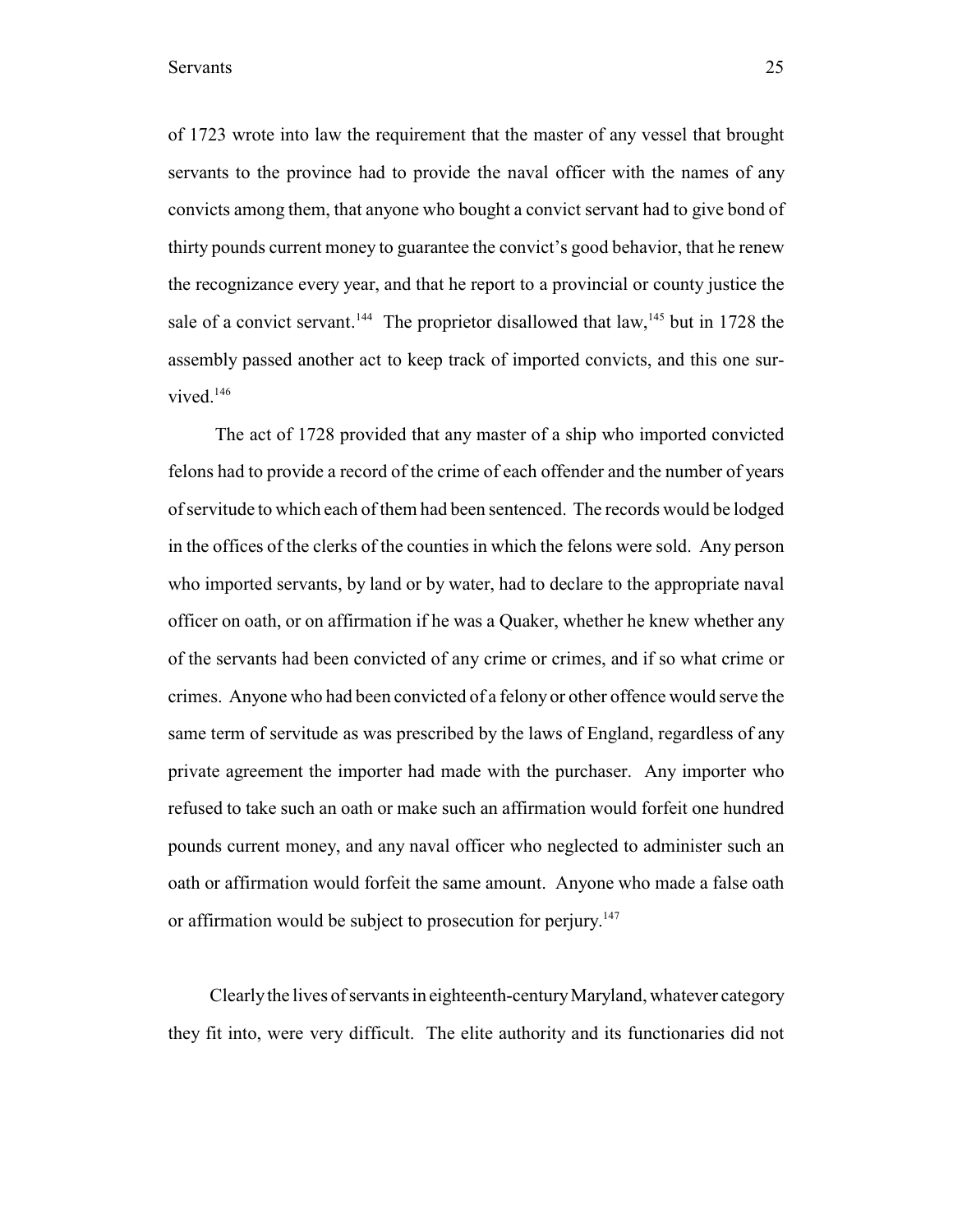of 1723 wrote into law the requirement that the master of any vessel that brought servants to the province had to provide the naval officer with the names of any convicts among them, that anyone who bought a convict servant had to give bond of thirty pounds current money to guarantee the convict's good behavior, that he renew the recognizance every year, and that he report to a provincial or county justice the sale of a convict servant.[144] The proprietor disallowed that law,[145] but in 1728 the assembly passed another act to keep track of imported convicts, and this one survived.[146]

The act of 1728 provided that any master of a ship who imported convicted felons had to provide a record of the crime of each offender and the number of years of servitude to which each of them had been sentenced. The records would be lodged in the offices of the clerks of the counties in which the felons were sold. Any person who imported servants, by land or by water, had to declare to the appropriate naval officer on oath, or on affirmation if he was a Quaker, whether he knew whether any of the servants had been convicted of any crime or crimes, and if so what crime or crimes. Anyone who had been convicted of a felony or other offence would serve the same term of servitude as was prescribed by the laws of England, regardless of any private agreement the importer had made with the purchaser. Any importer who refused to take such an oath or make such an affirmation would forfeit one hundred pounds current money, and any naval officer who neglected to administer such an oath or affirmation would forfeit the same amount. Anyone who made a false oath or affirmation would be subject to prosecution for perjury.[147]

Clearly the lives of servants in eighteenth-century Maryland, whatever category they fit into, were very difficult. The elite authority and its functionaries did not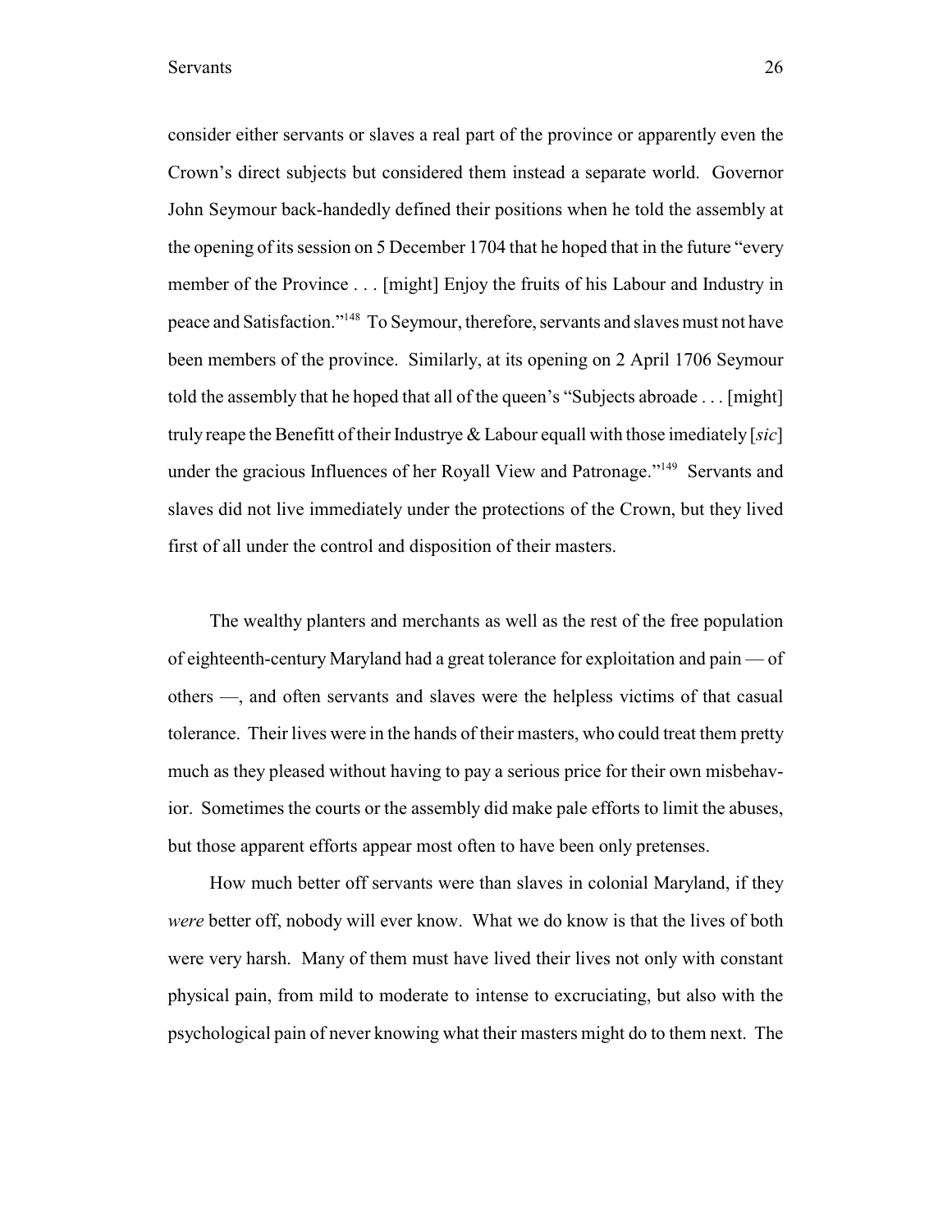consider either servants or slaves a real part of the province or apparently even the Crown's direct subjects but considered them instead a separate world. Governor John Seymour back-handedly defined their positions when he told the assembly at the opening of its session on 5 December 1704 that he hoped that in the future "every member of the Province . . . [might] Enjoy the fruits of his Labour and Industry in peace and Satisfaction."[148] To Seymour, therefore, servants and slaves must not have been members of the province. Similarly, at its opening on 2 April 1706 Seymour told the assembly that he hoped that all of the queen's "Subjects abroade . . . [might] truly reape the Benefitt of their Industrye & Labour equall with those imediately [*sic*] under the gracious Influences of her Royall View and Patronage."[149] Servants and slaves did not live immediately under the protections of the Crown, but they lived first of all under the control and disposition of their masters.

The wealthy planters and merchants as well as the rest of the free population of eighteenth-century Maryland had a great tolerance for exploitation and pain — of others —, and often servants and slaves were the helpless victims of that casual tolerance. Their lives were in the hands of their masters, who could treat them pretty much as they pleased without having to pay a serious price for their own misbehavior. Sometimes the courts or the assembly did make pale efforts to limit the abuses, but those apparent efforts appear most often to have been only pretenses.

How much better off servants were than slaves in colonial Maryland, if they *were* better off, nobody will ever know. What we do know is that the lives of both were very harsh. Many of them must have lived their lives not only with constant physical pain, from mild to moderate to intense to excruciating, but also with the psychological pain of never knowing what their masters might do to them next. The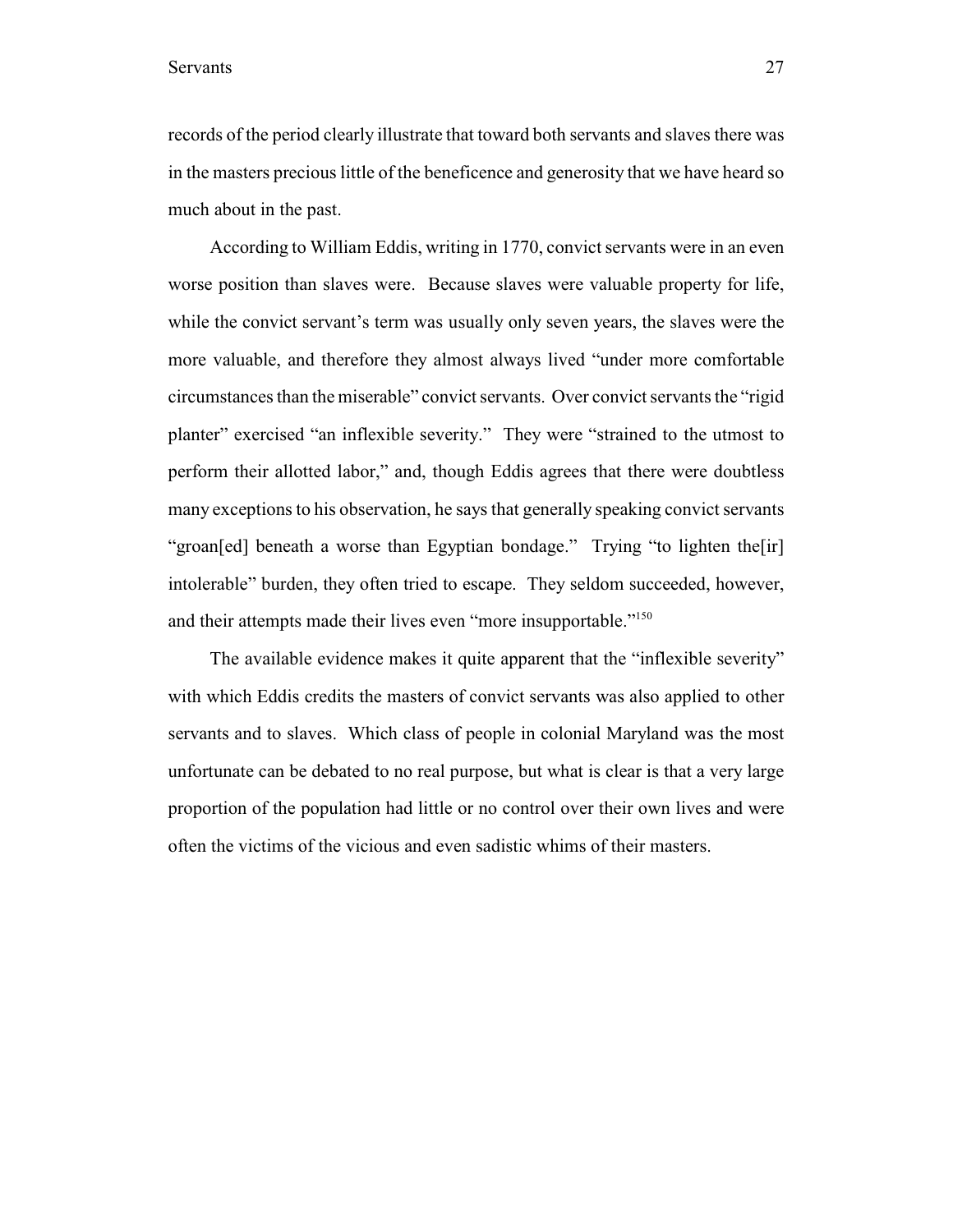records of the period clearly illustrate that toward both servants and slaves there was in the masters precious little of the beneficence and generosity that we have heard so much about in the past.

According to William Eddis, writing in 1770, convict servants were in an even worse position than slaves were. Because slaves were valuable property for life, while the convict servant's term was usually only seven years, the slaves were the more valuable, and therefore they almost always lived "under more comfortable circumstances than the miserable" convict servants. Over convict servants the "rigid planter" exercised "an inflexible severity." They were "strained to the utmost to perform their allotted labor," and, though Eddis agrees that there were doubtless many exceptions to his observation, he says that generally speaking convict servants "groan[ed] beneath a worse than Egyptian bondage." Trying "to lighten the[ir] intolerable" burden, they often tried to escape. They seldom succeeded, however, and their attempts made their lives even "more insupportable."[150]

The available evidence makes it quite apparent that the "inflexible severity" with which Eddis credits the masters of convict servants was also applied to other servants and to slaves. Which class of people in colonial Maryland was the most unfortunate can be debated to no real purpose, but what is clear is that a very large proportion of the population had little or no control over their own lives and were often the victims of the vicious and even sadistic whims of their masters.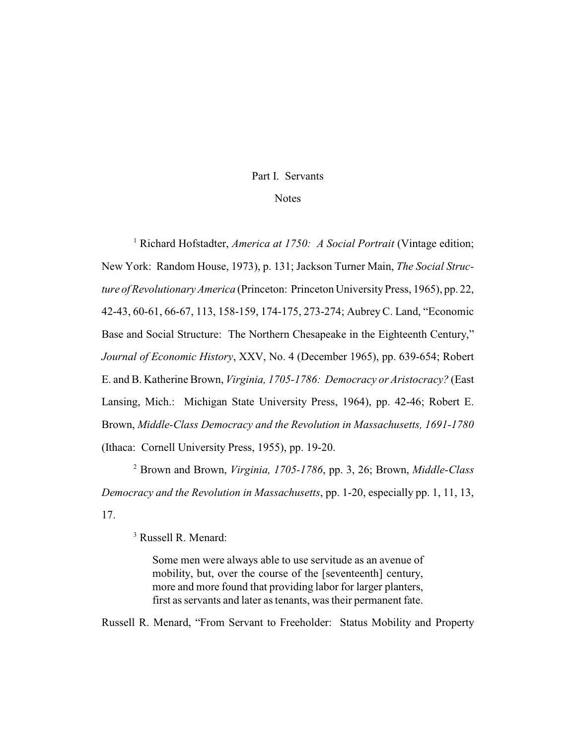## Part I. Servants

### Notes

[1] Richard Hofstadter, *America at 1750: A Social Portrait* (Vintage edition; New York: Random House, 1973), p. 131; Jackson Turner Main, *The Social Structure of Revolutionary America* (Princeton: Princeton University Press, 1965), pp. 22, 42-43, 60-61, 66-67, 113, 158-159, 174-175, 273-274; Aubrey C. Land, "Economic Base and Social Structure: The Northern Chesapeake in the Eighteenth Century," *Journal of Economic History*, XXV, No. 4 (December 1965), pp. 639-654; Robert E. and B. Katherine Brown, *Virginia, 1705-1786: Democracy or Aristocracy?* (East Lansing, Mich.: Michigan State University Press, 1964), pp. 42-46; Robert E. Brown, *Middle-Class Democracy and the Revolution in Massachusetts, 1691-1780* (Ithaca: Cornell University Press, 1955), pp. 19-20.

[2] Brown and Brown, *Virginia, 1705-1786*, pp. 3, 26; Brown, *Middle-Class Democracy and the Revolution in Massachusetts*, pp. 1-20, especially pp. 1, 11, 13, 17.

[3] Russell R. Menard:

> Some men were always able to use servitude as an avenue of mobility, but, over the course of the [seventeenth] century, more and more found that providing labor for larger planters, first as servants and later as tenants, was their permanent fate.

Russell R. Menard, "From Servant to Freeholder: Status Mobility and Property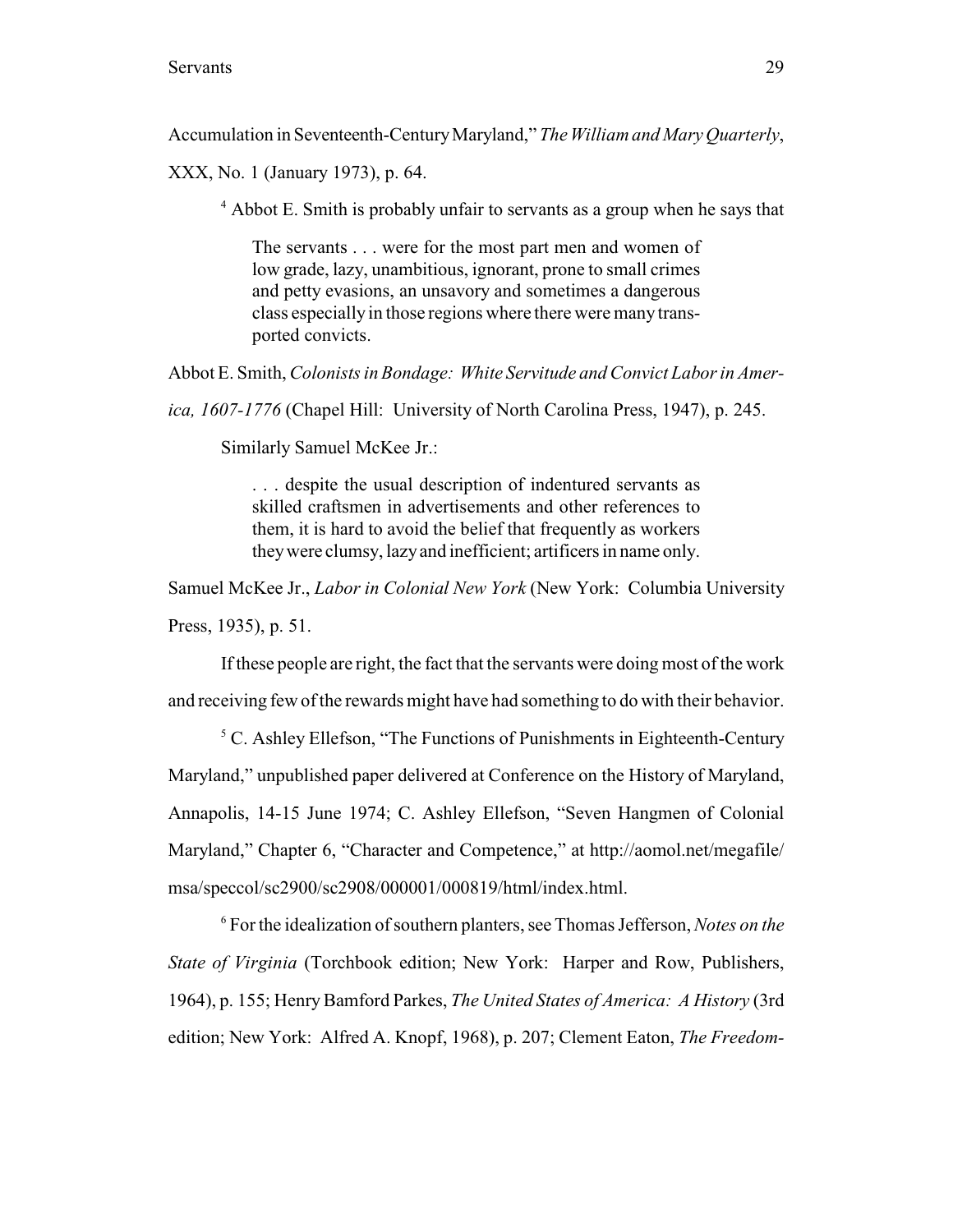Accumulation in Seventeenth-Century Maryland," *The William and Mary Quarterly*, XXX, No. 1 (January 1973), p. 64.

[4] Abbot E. Smith is probably unfair to servants as a group when he says that

> The servants . . . were for the most part men and women of low grade, lazy, unambitious, ignorant, prone to small crimes and petty evasions, an unsavory and sometimes a dangerous class especially in those regions where there were many transported convicts.

Abbot E. Smith, *Colonists in Bondage: White Servitude and Convict Labor in America, 1607-1776* (Chapel Hill: University of North Carolina Press, 1947), p. 245.

Similarly Samuel McKee Jr.:

> . . . despite the usual description of indentured servants as skilled craftsmen in advertisements and other references to them, it is hard to avoid the belief that frequently as workers they were clumsy, lazy and inefficient; artificers in name only.

Samuel McKee Jr., *Labor in Colonial New York* (New York: Columbia University Press, 1935), p. 51.

If these people are right, the fact that the servants were doing most of the work and receiving few of the rewards might have had something to do with their behavior.

[5] C. Ashley Ellefson, "The Functions of Punishments in Eighteenth-Century Maryland," unpublished paper delivered at Conference on the History of Maryland, Annapolis, 14-15 June 1974; C. Ashley Ellefson, "Seven Hangmen of Colonial Maryland," Chapter 6, "Character and Competence," at http://aomol.net/megafile/msa/speccol/sc2900/sc2908/000001/000819/html/index.html.

[6] For the idealization of southern planters, see Thomas Jefferson, *Notes on the State of Virginia* (Torchbook edition; New York: Harper and Row, Publishers, 1964), p. 155; Henry Bamford Parkes, *The United States of America: A History* (3rd edition; New York: Alfred A. Knopf, 1968), p. 207; Clement Eaton, *The Freedom-*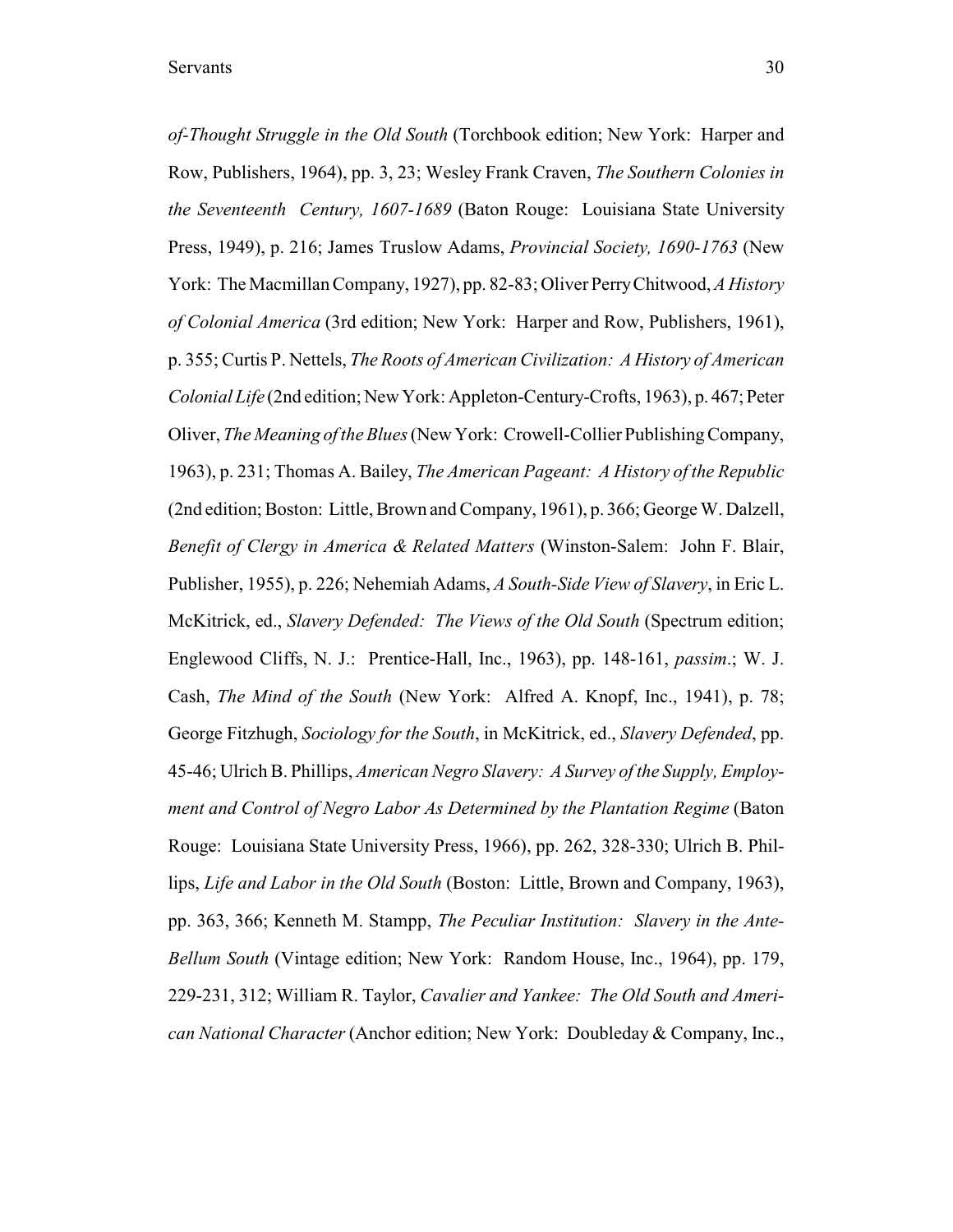*of-Thought Struggle in the Old South* (Torchbook edition; New York: Harper and Row, Publishers, 1964), pp. 3, 23; Wesley Frank Craven, *The Southern Colonies in the Seventeenth Century, 1607-1689* (Baton Rouge: Louisiana State University Press, 1949), p. 216; James Truslow Adams, *Provincial Society, 1690-1763* (New York: The Macmillan Company, 1927), pp. 82-83; Oliver Perry Chitwood, *A History of Colonial America* (3rd edition; New York: Harper and Row, Publishers, 1961), p. 355; Curtis P. Nettels, *The Roots of American Civilization: A History of American Colonial Life* (2nd edition; New York: Appleton-Century-Crofts, 1963), p. 467; Peter Oliver, *The Meaning of the Blues* (New York: Crowell-Collier Publishing Company, 1963), p. 231; Thomas A. Bailey, *The American Pageant: A History of the Republic* (2nd edition; Boston: Little, Brown and Company, 1961), p. 366; George W. Dalzell, *Benefit of Clergy in America & Related Matters* (Winston-Salem: John F. Blair, Publisher, 1955), p. 226; Nehemiah Adams, *A South-Side View of Slavery*, in Eric L. McKitrick, ed., *Slavery Defended: The Views of the Old South* (Spectrum edition; Englewood Cliffs, N. J.: Prentice-Hall, Inc., 1963), pp. 148-161, *passim*.; W. J. Cash, *The Mind of the South* (New York: Alfred A. Knopf, Inc., 1941), p. 78; George Fitzhugh, *Sociology for the South*, in McKitrick, ed., *Slavery Defended*, pp. 45-46; Ulrich B. Phillips, *American Negro Slavery: A Survey of the Supply, Employment and Control of Negro Labor As Determined by the Plantation Regime* (Baton Rouge: Louisiana State University Press, 1966), pp. 262, 328-330; Ulrich B. Phillips, *Life and Labor in the Old South* (Boston: Little, Brown and Company, 1963), pp. 363, 366; Kenneth M. Stampp, *The Peculiar Institution: Slavery in the Ante-Bellum South* (Vintage edition; New York: Random House, Inc., 1964), pp. 179, 229-231, 312; William R. Taylor, *Cavalier and Yankee: The Old South and American National Character* (Anchor edition; New York: Doubleday & Company, Inc.,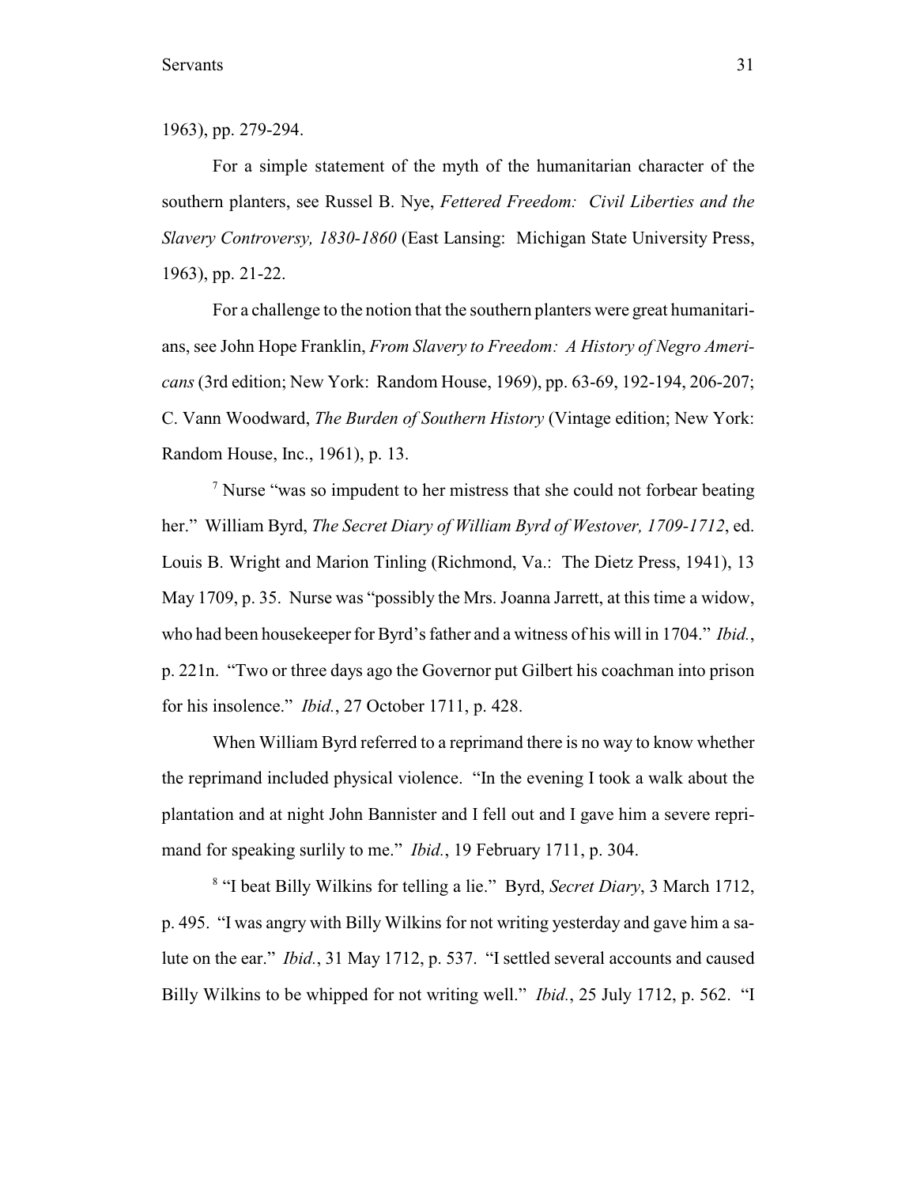1963), pp. 279-294.

For a simple statement of the myth of the humanitarian character of the southern planters, see Russel B. Nye, *Fettered Freedom: Civil Liberties and the Slavery Controversy, 1830-1860* (East Lansing: Michigan State University Press, 1963), pp. 21-22.

For a challenge to the notion that the southern planters were great humanitarians, see John Hope Franklin, *From Slavery to Freedom: A History of Negro Americans* (3rd edition; New York: Random House, 1969), pp. 63-69, 192-194, 206-207; C. Vann Woodward, *The Burden of Southern History* (Vintage edition; New York: Random House, Inc., 1961), p. 13.

[7] Nurse "was so impudent to her mistress that she could not forbear beating her." William Byrd, *The Secret Diary of William Byrd of Westover, 1709-1712*, ed. Louis B. Wright and Marion Tinling (Richmond, Va.: The Dietz Press, 1941), 13 May 1709, p. 35. Nurse was "possibly the Mrs. Joanna Jarrett, at this time a widow, who had been housekeeper for Byrd's father and a witness of his will in 1704." *Ibid.*, p. 221n. "Two or three days ago the Governor put Gilbert his coachman into prison for his insolence." *Ibid.*, 27 October 1711, p. 428.

When William Byrd referred to a reprimand there is no way to know whether the reprimand included physical violence. "In the evening I took a walk about the plantation and at night John Bannister and I fell out and I gave him a severe reprimand for speaking surlily to me." *Ibid.*, 19 February 1711, p. 304.

[8] "I beat Billy Wilkins for telling a lie." Byrd, *Secret Diary*, 3 March 1712, p. 495. "I was angry with Billy Wilkins for not writing yesterday and gave him a salute on the ear." *Ibid.*, 31 May 1712, p. 537. "I settled several accounts and caused Billy Wilkins to be whipped for not writing well." *Ibid.*, 25 July 1712, p. 562. "I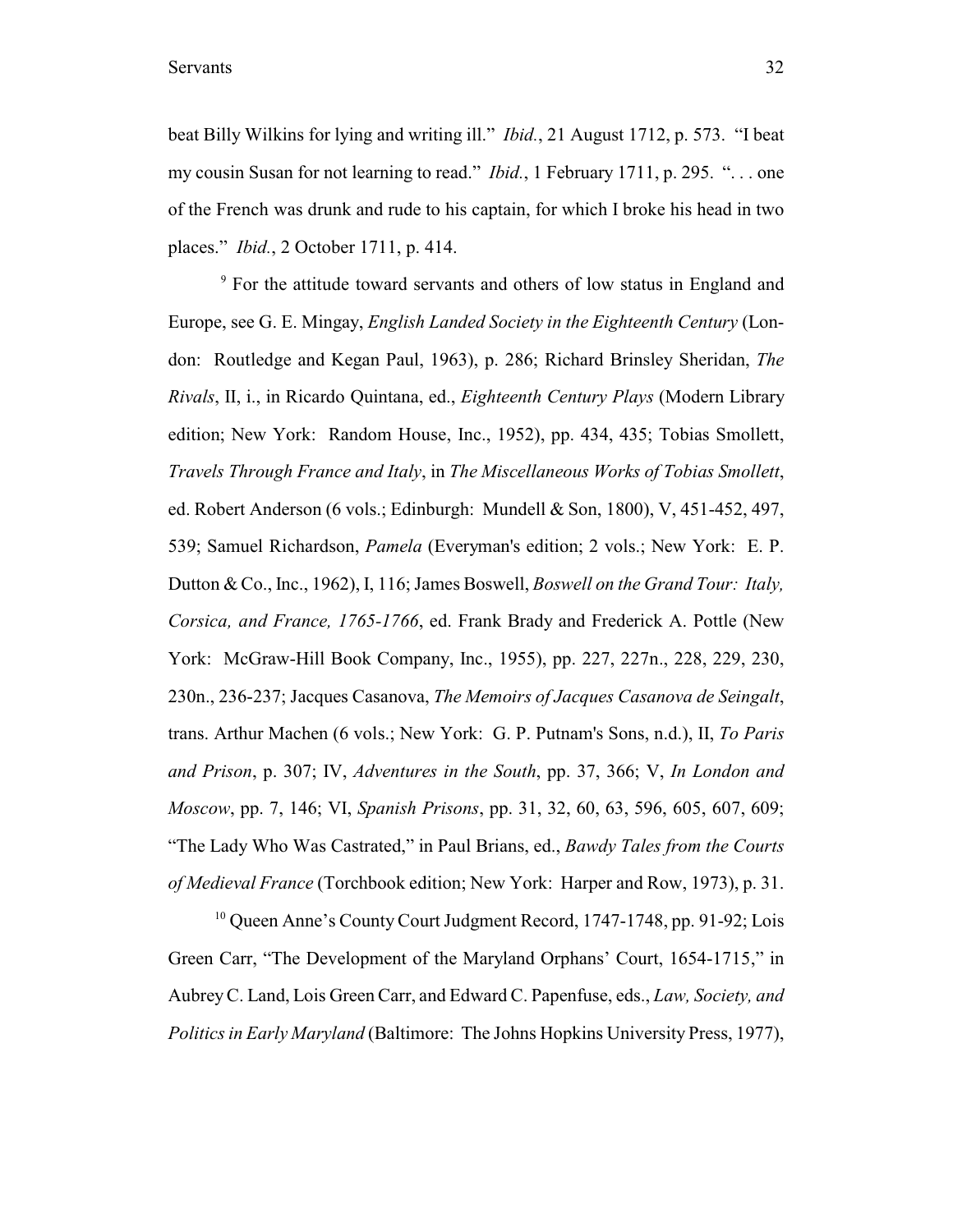beat Billy Wilkins for lying and writing ill." *Ibid.*, 21 August 1712, p. 573. "I beat my cousin Susan for not learning to read." *Ibid.*, 1 February 1711, p. 295. ". . . one of the French was drunk and rude to his captain, for which I broke his head in two places." *Ibid.*, 2 October 1711, p. 414.

[9] For the attitude toward servants and others of low status in England and Europe, see G. E. Mingay, *English Landed Society in the Eighteenth Century* (London: Routledge and Kegan Paul, 1963), p. 286; Richard Brinsley Sheridan, *The Rivals*, II, i., in Ricardo Quintana, ed., *Eighteenth Century Plays* (Modern Library edition; New York: Random House, Inc., 1952), pp. 434, 435; Tobias Smollett, *Travels Through France and Italy*, in *The Miscellaneous Works of Tobias Smollett*, ed. Robert Anderson (6 vols.; Edinburgh: Mundell & Son, 1800), V, 451-452, 497, 539; Samuel Richardson, *Pamela* (Everyman's edition; 2 vols.; New York: E. P. Dutton & Co., Inc., 1962), I, 116; James Boswell, *Boswell on the Grand Tour: Italy, Corsica, and France, 1765-1766*, ed. Frank Brady and Frederick A. Pottle (New York: McGraw-Hill Book Company, Inc., 1955), pp. 227, 227n., 228, 229, 230, 230n., 236-237; Jacques Casanova, *The Memoirs of Jacques Casanova de Seingalt*, trans. Arthur Machen (6 vols.; New York: G. P. Putnam's Sons, n.d.), II, *To Paris and Prison*, p. 307; IV, *Adventures in the South*, pp. 37, 366; V, *In London and Moscow*, pp. 7, 146; VI, *Spanish Prisons*, pp. 31, 32, 60, 63, 596, 605, 607, 609; "The Lady Who Was Castrated," in Paul Brians, ed., *Bawdy Tales from the Courts of Medieval France* (Torchbook edition; New York: Harper and Row, 1973), p. 31.

[10] Queen Anne's County Court Judgment Record, 1747-1748, pp. 91-92; Lois Green Carr, "The Development of the Maryland Orphans' Court, 1654-1715," in Aubrey C. Land, Lois Green Carr, and Edward C. Papenfuse, eds., *Law, Society, and Politics in Early Maryland* (Baltimore: The Johns Hopkins University Press, 1977),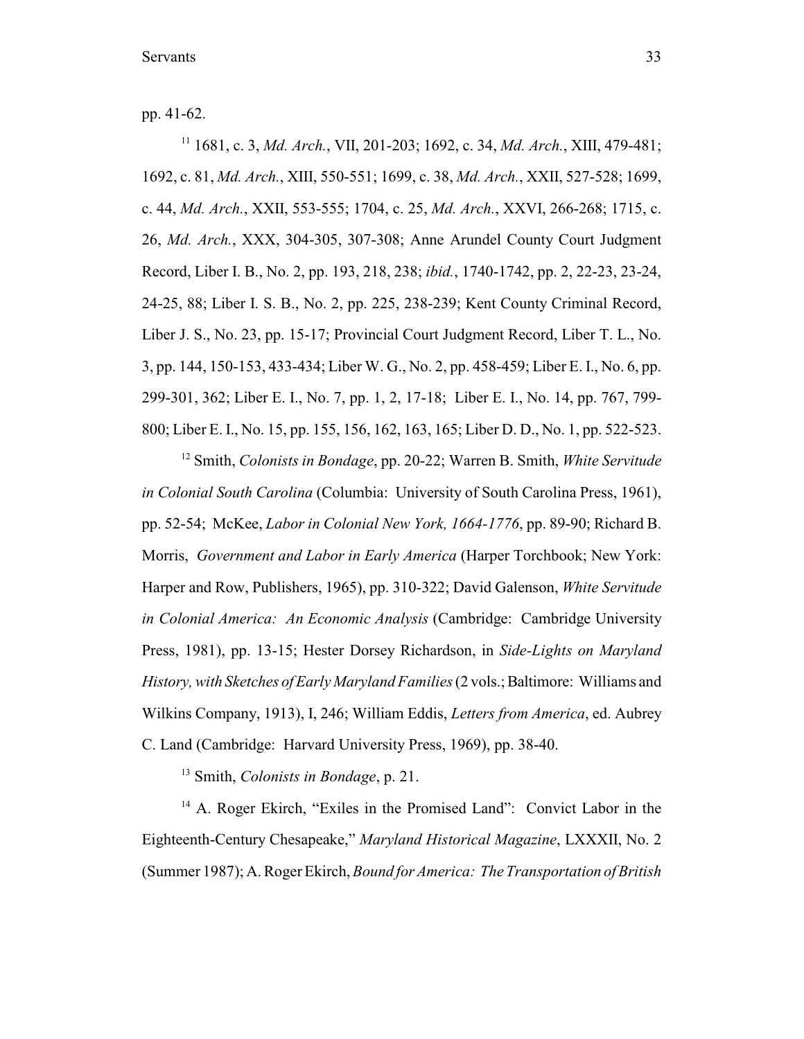pp. 41-62.

[11] 1681, c. 3, *Md. Arch.*, VII, 201-203; 1692, c. 34, *Md. Arch.*, XIII, 479-481; 1692, c. 81, *Md. Arch.*, XIII, 550-551; 1699, c. 38, *Md. Arch.*, XXII, 527-528; 1699, c. 44, *Md. Arch.*, XXII, 553-555; 1704, c. 25, *Md. Arch.*, XXVI, 266-268; 1715, c. 26, *Md. Arch.*, XXX, 304-305, 307-308; Anne Arundel County Court Judgment Record, Liber I. B., No. 2, pp. 193, 218, 238; *ibid.*, 1740-1742, pp. 2, 22-23, 23-24, 24-25, 88; Liber I. S. B., No. 2, pp. 225, 238-239; Kent County Criminal Record, Liber J. S., No. 23, pp. 15-17; Provincial Court Judgment Record, Liber T. L., No. 3, pp. 144, 150-153, 433-434; Liber W. G., No. 2, pp. 458-459; Liber E. I., No. 6, pp. 299-301, 362; Liber E. I., No. 7, pp. 1, 2, 17-18; Liber E. I., No. 14, pp. 767, 799-800; Liber E. I., No. 15, pp. 155, 156, 162, 163, 165; Liber D. D., No. 1, pp. 522-523.

[12] Smith, *Colonists in Bondage*, pp. 20-22; Warren B. Smith, *White Servitude in Colonial South Carolina* (Columbia: University of South Carolina Press, 1961), pp. 52-54; McKee, *Labor in Colonial New York, 1664-1776*, pp. 89-90; Richard B. Morris, *Government and Labor in Early America* (Harper Torchbook; New York: Harper and Row, Publishers, 1965), pp. 310-322; David Galenson, *White Servitude in Colonial America: An Economic Analysis* (Cambridge: Cambridge University Press, 1981), pp. 13-15; Hester Dorsey Richardson, in *Side-Lights on Maryland History, with Sketches of Early Maryland Families* (2 vols.; Baltimore: Williams and Wilkins Company, 1913), I, 246; William Eddis, *Letters from America*, ed. Aubrey C. Land (Cambridge: Harvard University Press, 1969), pp. 38-40.

[13] Smith, *Colonists in Bondage*, p. 21.

[14] A. Roger Ekirch, "Exiles in the Promised Land": Convict Labor in the Eighteenth-Century Chesapeake," *Maryland Historical Magazine*, LXXXII, No. 2 (Summer 1987); A. Roger Ekirch, *Bound for America: The Transportation of British*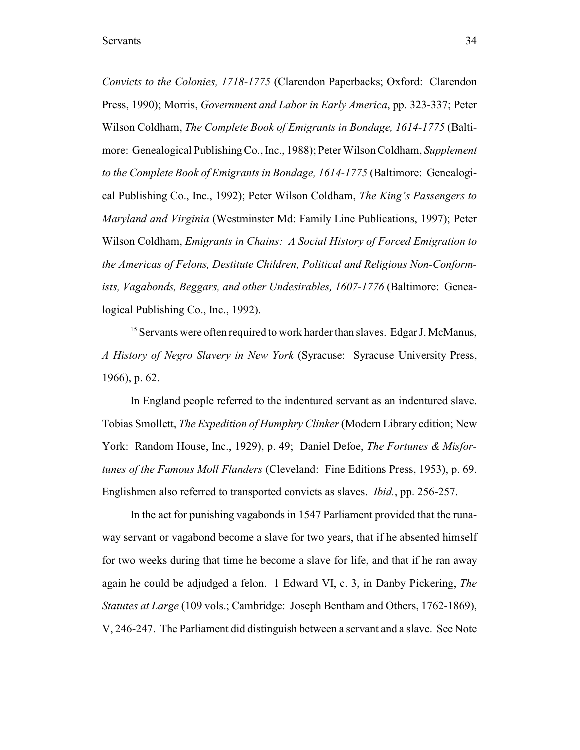*Convicts to the Colonies, 1718-1775* (Clarendon Paperbacks; Oxford: Clarendon Press, 1990); Morris, *Government and Labor in Early America*, pp. 323-337; Peter Wilson Coldham, *The Complete Book of Emigrants in Bondage, 1614-1775* (Baltimore: Genealogical Publishing Co., Inc., 1988); Peter Wilson Coldham, *Supplement to the Complete Book of Emigrants in Bondage, 1614-1775* (Baltimore: Genealogical Publishing Co., Inc., 1992); Peter Wilson Coldham, *The King's Passengers to Maryland and Virginia* (Westminster Md: Family Line Publications, 1997); Peter Wilson Coldham, *Emigrants in Chains: A Social History of Forced Emigration to the Americas of Felons, Destitute Children, Political and Religious Non-Conformists, Vagabonds, Beggars, and other Undesirables, 1607-1776* (Baltimore: Genealogical Publishing Co., Inc., 1992).

[15] Servants were often required to work harder than slaves. Edgar J. McManus, *A History of Negro Slavery in New York* (Syracuse: Syracuse University Press, 1966), p. 62.

In England people referred to the indentured servant as an indentured slave. Tobias Smollett, *The Expedition of Humphry Clinker* (Modern Library edition; New York: Random House, Inc., 1929), p. 49; Daniel Defoe, *The Fortunes & Misfortunes of the Famous Moll Flanders* (Cleveland: Fine Editions Press, 1953), p. 69. Englishmen also referred to transported convicts as slaves. *Ibid.*, pp. 256-257.

In the act for punishing vagabonds in 1547 Parliament provided that the runaway servant or vagabond become a slave for two years, that if he absented himself for two weeks during that time he become a slave for life, and that if he ran away again he could be adjudged a felon. 1 Edward VI, c. 3, in Danby Pickering, *The Statutes at Large* (109 vols.; Cambridge: Joseph Bentham and Others, 1762-1869), V, 246-247. The Parliament did distinguish between a servant and a slave. See Note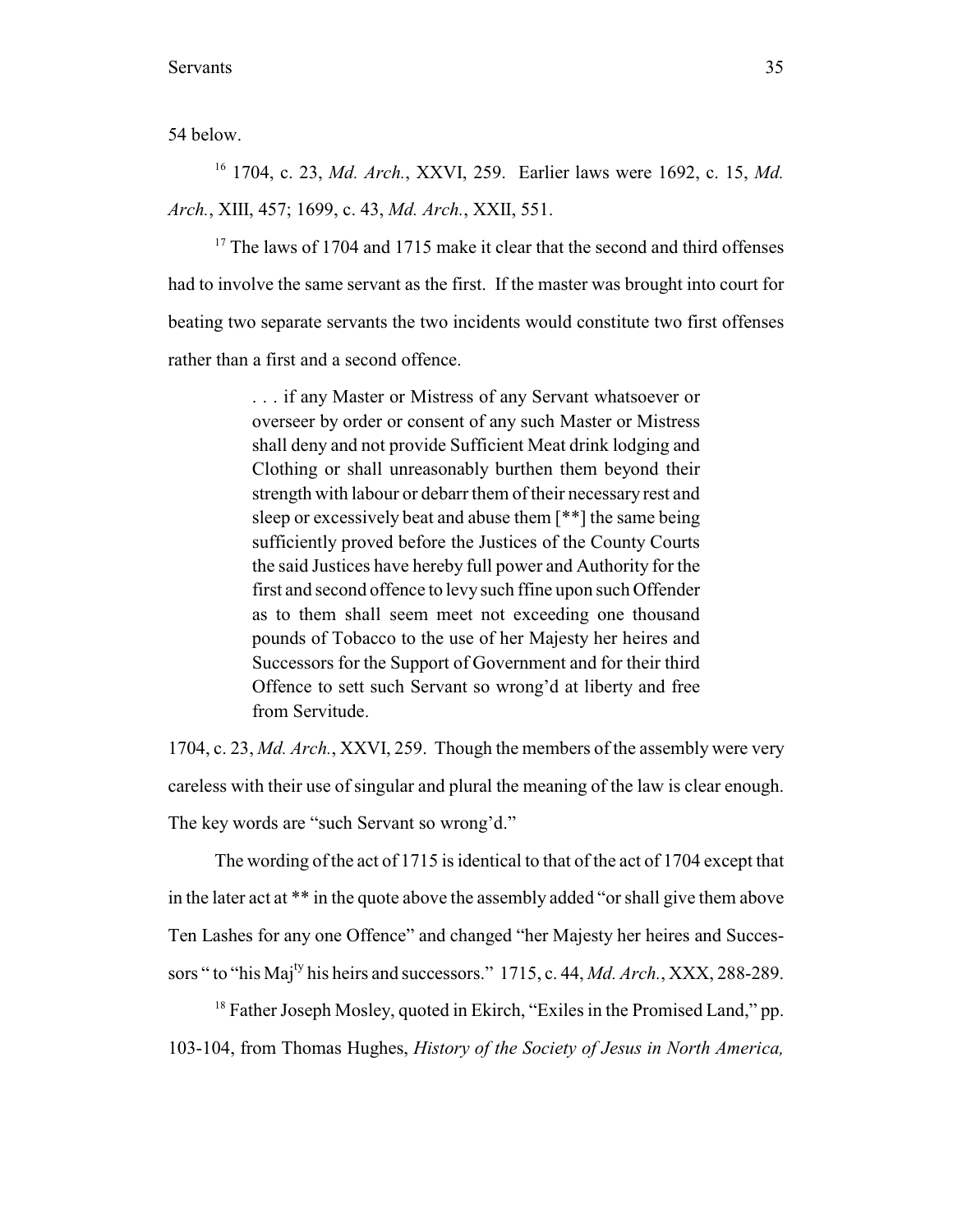54 below.

[16] 1704, c. 23, *Md. Arch.*, XXVI, 259. Earlier laws were 1692, c. 15, *Md. Arch.*, XIII, 457; 1699, c. 43, *Md. Arch.*, XXII, 551.

[17] The laws of 1704 and 1715 make it clear that the second and third offenses had to involve the same servant as the first. If the master was brought into court for beating two separate servants the two incidents would constitute two first offenses rather than a first and a second offence.

> . . . if any Master or Mistress of any Servant whatsoever or overseer by order or consent of any such Master or Mistress shall deny and not provide Sufficient Meat drink lodging and Clothing or shall unreasonably burthen them beyond their strength with labour or debarr them of their necessary rest and sleep or excessively beat and abuse them [**] the same being sufficiently proved before the Justices of the County Courts the said Justices have hereby full power and Authority for the first and second offence to levy such ffine upon such Offender as to them shall seem meet not exceeding one thousand pounds of Tobacco to the use of her Majesty her heires and Successors for the Support of Government and for their third Offence to sett such Servant so wrong'd at liberty and free from Servitude.

1704, c. 23, *Md. Arch.*, XXVI, 259. Though the members of the assembly were very careless with their use of singular and plural the meaning of the law is clear enough. The key words are "such Servant so wrong'd."

The wording of the act of 1715 is identical to that of the act of 1704 except that in the later act at ** in the quote above the assembly added "or shall give them above Ten Lashes for any one Offence" and changed "her Majesty her heires and Successors " to "his Maj$^{ty}$ his heirs and successors." 1715, c. 44, *Md. Arch.*, XXX, 288-289.

[18] Father Joseph Mosley, quoted in Ekirch, "Exiles in the Promised Land," pp. 103-104, from Thomas Hughes, *History of the Society of Jesus in North America,*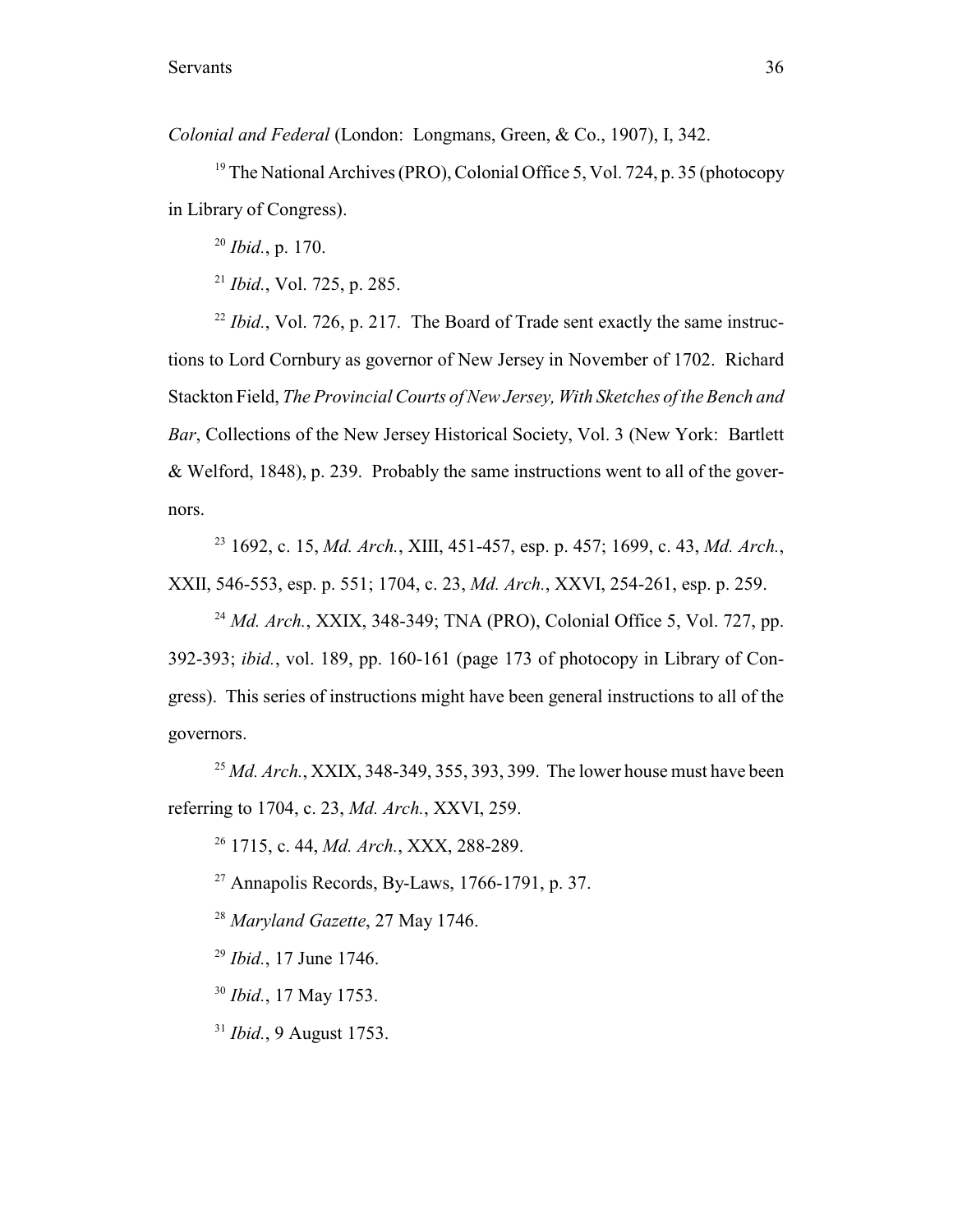*Colonial and Federal* (London: Longmans, Green, & Co., 1907), I, 342.

[19] The National Archives (PRO), Colonial Office 5, Vol. 724, p. 35 (photocopy in Library of Congress).

[20] *Ibid.*, p. 170.

[21] *Ibid.*, Vol. 725, p. 285.

[22] *Ibid.*, Vol. 726, p. 217. The Board of Trade sent exactly the same instructions to Lord Cornbury as governor of New Jersey in November of 1702. Richard Stackton Field, *The Provincial Courts of New Jersey, With Sketches of the Bench and Bar*, Collections of the New Jersey Historical Society, Vol. 3 (New York: Bartlett & Welford, 1848), p. 239. Probably the same instructions went to all of the governors.

[23] 1692, c. 15, *Md. Arch.*, XIII, 451-457, esp. p. 457; 1699, c. 43, *Md. Arch.*, XXII, 546-553, esp. p. 551; 1704, c. 23, *Md. Arch.*, XXVI, 254-261, esp. p. 259.

[24] *Md. Arch.*, XXIX, 348-349; TNA (PRO), Colonial Office 5, Vol. 727, pp. 392-393; *ibid.*, vol. 189, pp. 160-161 (page 173 of photocopy in Library of Congress). This series of instructions might have been general instructions to all of the governors.

[25] *Md. Arch.*, XXIX, 348-349, 355, 393, 399. The lower house must have been referring to 1704, c. 23, *Md. Arch.*, XXVI, 259.

[26] 1715, c. 44, *Md. Arch.*, XXX, 288-289.

[27] Annapolis Records, By-Laws, 1766-1791, p. 37.

[28] *Maryland Gazette*, 27 May 1746.

[29] *Ibid.*, 17 June 1746.

[30] *Ibid.*, 17 May 1753.

[31] *Ibid.*, 9 August 1753.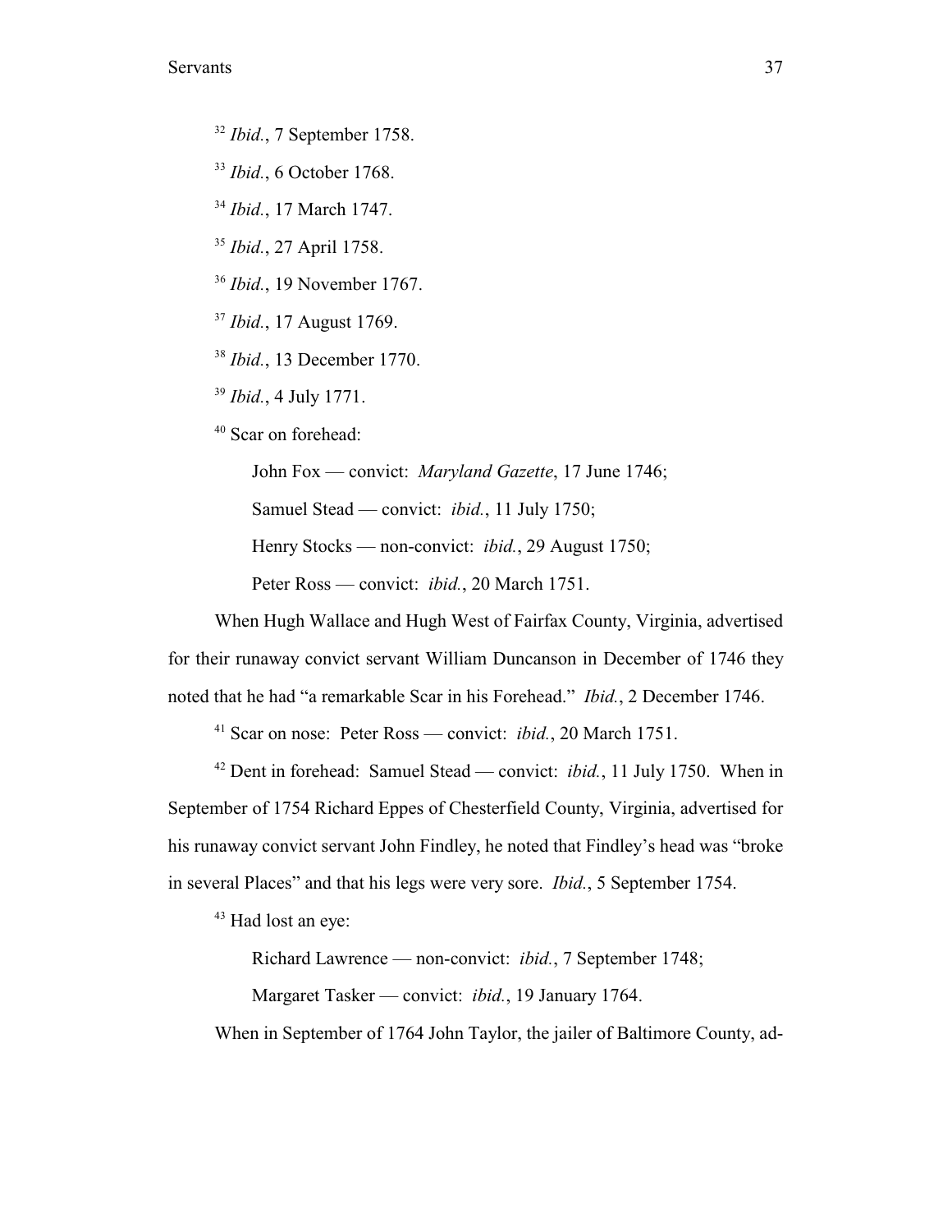[32] *Ibid.*, 7 September 1758.

[33] *Ibid.*, 6 October 1768.

[34] *Ibid.*, 17 March 1747.

[35] *Ibid.*, 27 April 1758.

[36] *Ibid.*, 19 November 1767.

[37] *Ibid.*, 17 August 1769.

[38] *Ibid.*, 13 December 1770.

[39] *Ibid.*, 4 July 1771.

[40] Scar on forehead:

> John Fox — convict: *Maryland Gazette*, 17 June 1746;
>
> Samuel Stead — convict: *ibid.*, 11 July 1750;
>
> Henry Stocks — non-convict: *ibid.*, 29 August 1750;
>
> Peter Ross — convict: *ibid.*, 20 March 1751.

When Hugh Wallace and Hugh West of Fairfax County, Virginia, advertised for their runaway convict servant William Duncanson in December of 1746 they noted that he had "a remarkable Scar in his Forehead." *Ibid.*, 2 December 1746.

[41] Scar on nose: Peter Ross — convict: *ibid.*, 20 March 1751.

[42] Dent in forehead: Samuel Stead — convict: *ibid.*, 11 July 1750. When in September of 1754 Richard Eppes of Chesterfield County, Virginia, advertised for his runaway convict servant John Findley, he noted that Findley's head was "broke in several Places" and that his legs were very sore. *Ibid.*, 5 September 1754.

[43] Had lost an eye:

> Richard Lawrence — non-convict: *ibid.*, 7 September 1748;
>
> Margaret Tasker — convict: *ibid.*, 19 January 1764.

When in September of 1764 John Taylor, the jailer of Baltimore County, ad-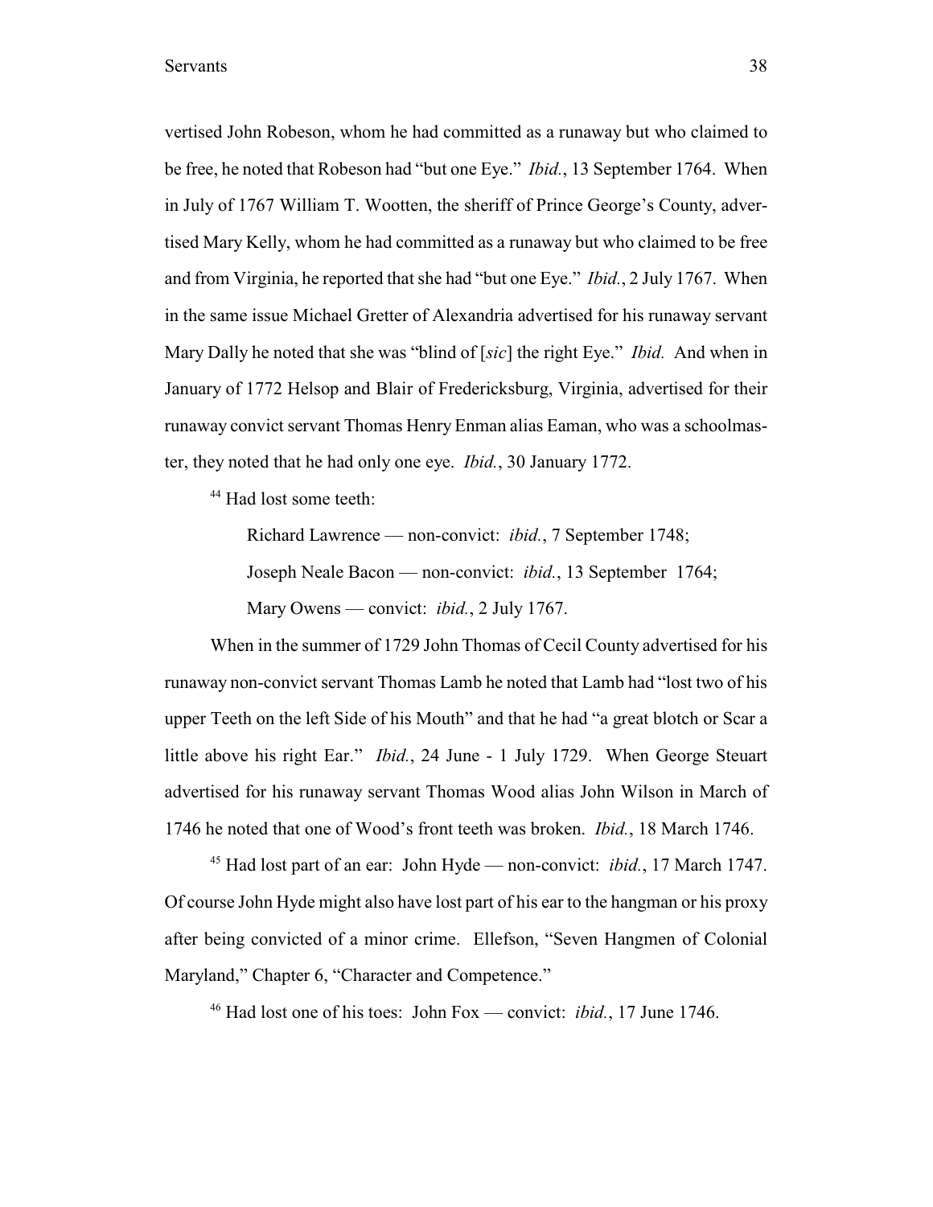vertised John Robeson, whom he had committed as a runaway but who claimed to be free, he noted that Robeson had "but one Eye." *Ibid.*, 13 September 1764. When in July of 1767 William T. Wootten, the sheriff of Prince George's County, advertised Mary Kelly, whom he had committed as a runaway but who claimed to be free and from Virginia, he reported that she had "but one Eye." *Ibid.*, 2 July 1767. When in the same issue Michael Gretter of Alexandria advertised for his runaway servant Mary Dally he noted that she was "blind of [*sic*] the right Eye." *Ibid.* And when in January of 1772 Helsop and Blair of Fredericksburg, Virginia, advertised for their runaway convict servant Thomas Henry Enman alias Eaman, who was a schoolmaster, they noted that he had only one eye. *Ibid.*, 30 January 1772.

[44] Had lost some teeth:

> Richard Lawrence — non-convict: *ibid.*, 7 September 1748;
>
> Joseph Neale Bacon — non-convict: *ibid.*, 13 September 1764;
>
> Mary Owens — convict: *ibid.*, 2 July 1767.

When in the summer of 1729 John Thomas of Cecil County advertised for his runaway non-convict servant Thomas Lamb he noted that Lamb had "lost two of his upper Teeth on the left Side of his Mouth" and that he had "a great blotch or Scar a little above his right Ear." *Ibid.*, 24 June - 1 July 1729. When George Steuart advertised for his runaway servant Thomas Wood alias John Wilson in March of 1746 he noted that one of Wood's front teeth was broken. *Ibid.*, 18 March 1746.

[45] Had lost part of an ear: John Hyde — non-convict: *ibid.*, 17 March 1747. Of course John Hyde might also have lost part of his ear to the hangman or his proxy after being convicted of a minor crime. Ellefson, "Seven Hangmen of Colonial Maryland," Chapter 6, "Character and Competence."

[46] Had lost one of his toes: John Fox — convict: *ibid.*, 17 June 1746.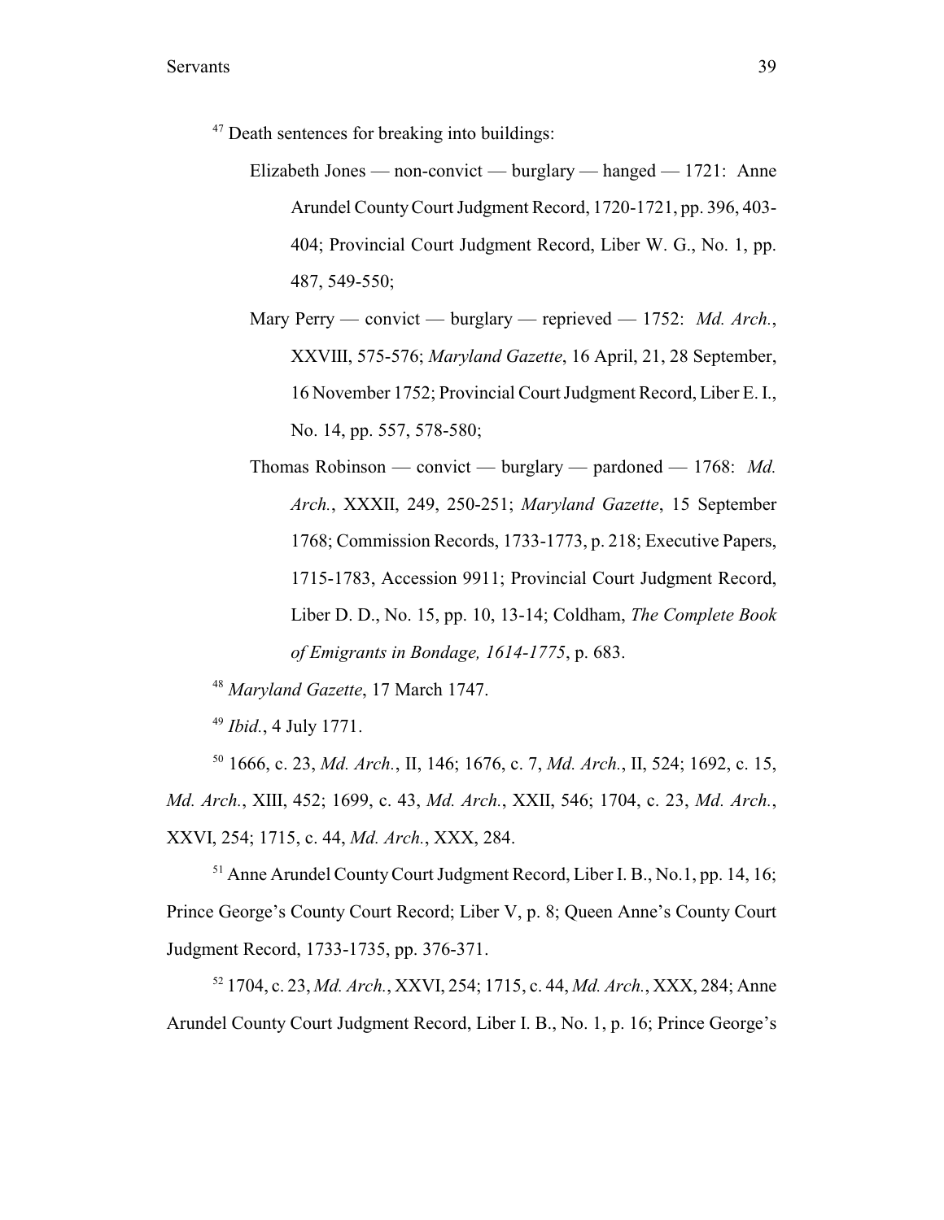[47] Death sentences for breaking into buildings:

Elizabeth Jones — non-convict — burglary — hanged — 1721: Anne Arundel County Court Judgment Record, 1720-1721, pp. 396, 403-404; Provincial Court Judgment Record, Liber W. G., No. 1, pp. 487, 549-550;

Mary Perry — convict — burglary — reprieved — 1752: *Md. Arch.*, XXVIII, 575-576; *Maryland Gazette*, 16 April, 21, 28 September, 16 November 1752; Provincial Court Judgment Record, Liber E. I., No. 14, pp. 557, 578-580;

Thomas Robinson — convict — burglary — pardoned — 1768: *Md. Arch.*, XXXII, 249, 250-251; *Maryland Gazette*, 15 September 1768; Commission Records, 1733-1773, p. 218; Executive Papers, 1715-1783, Accession 9911; Provincial Court Judgment Record, Liber D. D., No. 15, pp. 10, 13-14; Coldham, *The Complete Book of Emigrants in Bondage, 1614-1775*, p. 683.

[48] *Maryland Gazette*, 17 March 1747.

[49] *Ibid.*, 4 July 1771.

[50] 1666, c. 23, *Md. Arch.*, II, 146; 1676, c. 7, *Md. Arch.*, II, 524; 1692, c. 15, *Md. Arch.*, XIII, 452; 1699, c. 43, *Md. Arch.*, XXII, 546; 1704, c. 23, *Md. Arch.*, XXVI, 254; 1715, c. 44, *Md. Arch.*, XXX, 284.

[51] Anne Arundel County Court Judgment Record, Liber I. B., No.1, pp. 14, 16; Prince George's County Court Record; Liber V, p. 8; Queen Anne's County Court Judgment Record, 1733-1735, pp. 376-371.

[52] 1704, c. 23, *Md. Arch.*, XXVI, 254; 1715, c. 44, *Md. Arch.*, XXX, 284; Anne Arundel County Court Judgment Record, Liber I. B., No. 1, p. 16; Prince George's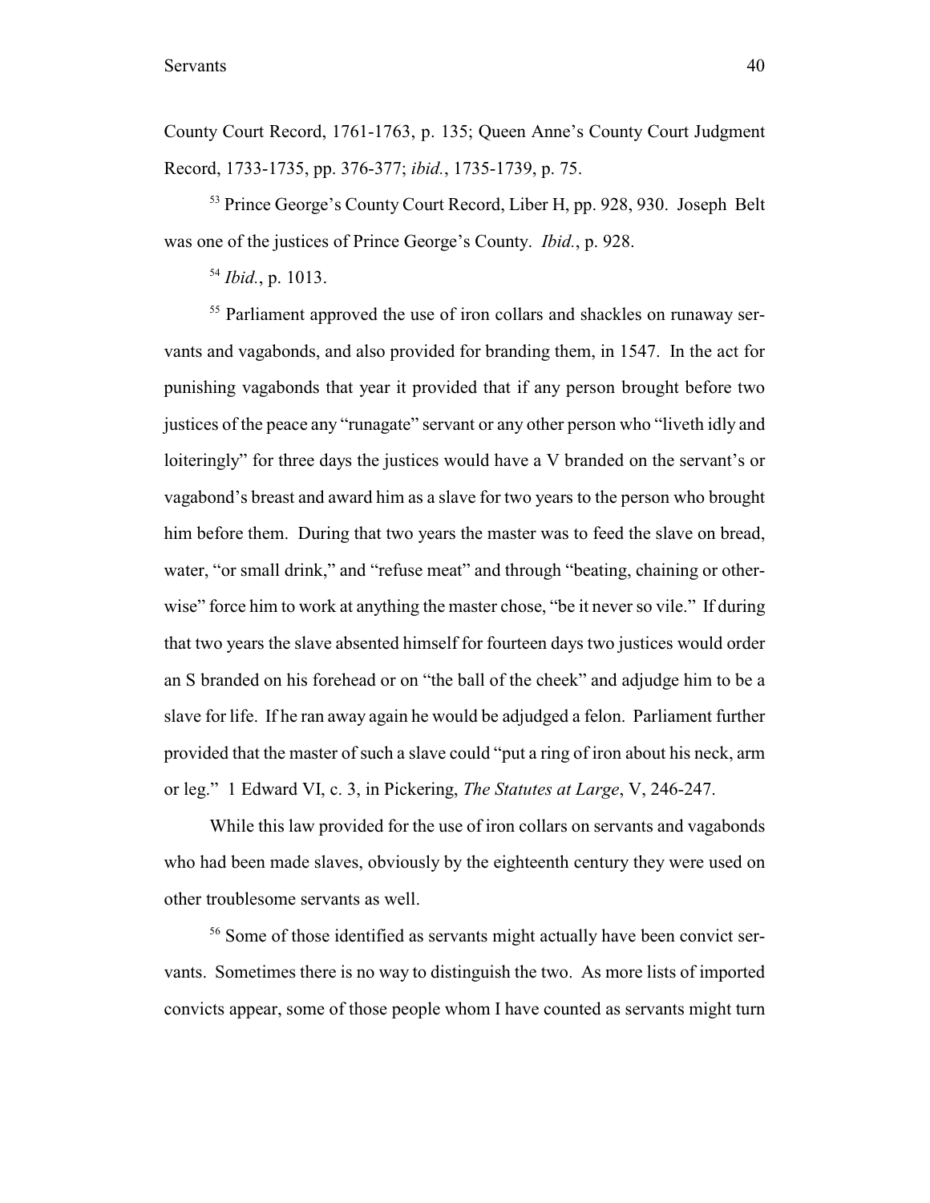County Court Record, 1761-1763, p. 135; Queen Anne's County Court Judgment Record, 1733-1735, pp. 376-377; *ibid.*, 1735-1739, p. 75.

[53] Prince George's County Court Record, Liber H, pp. 928, 930. Joseph Belt was one of the justices of Prince George's County. *Ibid.*, p. 928.

[54] *Ibid.*, p. 1013.

[55] Parliament approved the use of iron collars and shackles on runaway servants and vagabonds, and also provided for branding them, in 1547. In the act for punishing vagabonds that year it provided that if any person brought before two justices of the peace any "runagate" servant or any other person who "liveth idly and loiteringly" for three days the justices would have a V branded on the servant's or vagabond's breast and award him as a slave for two years to the person who brought him before them. During that two years the master was to feed the slave on bread, water, "or small drink," and "refuse meat" and through "beating, chaining or otherwise" force him to work at anything the master chose, "be it never so vile." If during that two years the slave absented himself for fourteen days two justices would order an S branded on his forehead or on "the ball of the cheek" and adjudge him to be a slave for life. If he ran away again he would be adjudged a felon. Parliament further provided that the master of such a slave could "put a ring of iron about his neck, arm or leg." 1 Edward VI, c. 3, in Pickering, *The Statutes at Large*, V, 246-247.

While this law provided for the use of iron collars on servants and vagabonds who had been made slaves, obviously by the eighteenth century they were used on other troublesome servants as well.

[56] Some of those identified as servants might actually have been convict servants. Sometimes there is no way to distinguish the two. As more lists of imported convicts appear, some of those people whom I have counted as servants might turn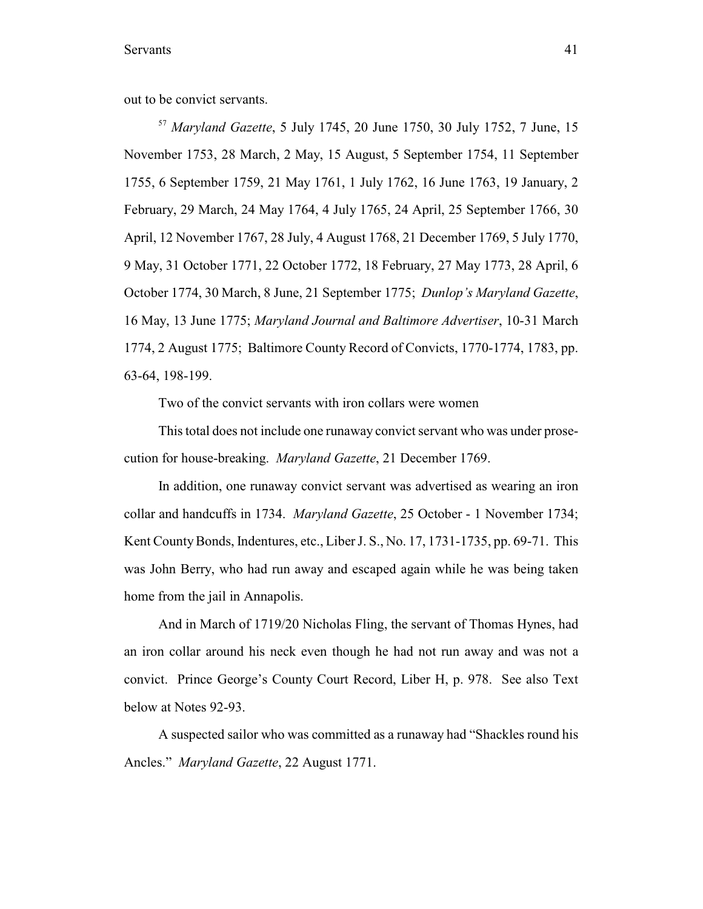out to be convict servants.

[57] *Maryland Gazette*, 5 July 1745, 20 June 1750, 30 July 1752, 7 June, 15 November 1753, 28 March, 2 May, 15 August, 5 September 1754, 11 September 1755, 6 September 1759, 21 May 1761, 1 July 1762, 16 June 1763, 19 January, 2 February, 29 March, 24 May 1764, 4 July 1765, 24 April, 25 September 1766, 30 April, 12 November 1767, 28 July, 4 August 1768, 21 December 1769, 5 July 1770, 9 May, 31 October 1771, 22 October 1772, 18 February, 27 May 1773, 28 April, 6 October 1774, 30 March, 8 June, 21 September 1775; *Dunlop's Maryland Gazette*, 16 May, 13 June 1775; *Maryland Journal and Baltimore Advertiser*, 10-31 March 1774, 2 August 1775; Baltimore County Record of Convicts, 1770-1774, 1783, pp. 63-64, 198-199.

Two of the convict servants with iron collars were women

This total does not include one runaway convict servant who was under prosecution for house-breaking. *Maryland Gazette*, 21 December 1769.

In addition, one runaway convict servant was advertised as wearing an iron collar and handcuffs in 1734. *Maryland Gazette*, 25 October - 1 November 1734; Kent County Bonds, Indentures, etc., Liber J. S., No. 17, 1731-1735, pp. 69-71. This was John Berry, who had run away and escaped again while he was being taken home from the jail in Annapolis.

And in March of 1719/20 Nicholas Fling, the servant of Thomas Hynes, had an iron collar around his neck even though he had not run away and was not a convict. Prince George's County Court Record, Liber H, p. 978. See also Text below at Notes 92-93.

A suspected sailor who was committed as a runaway had "Shackles round his Ancles." *Maryland Gazette*, 22 August 1771.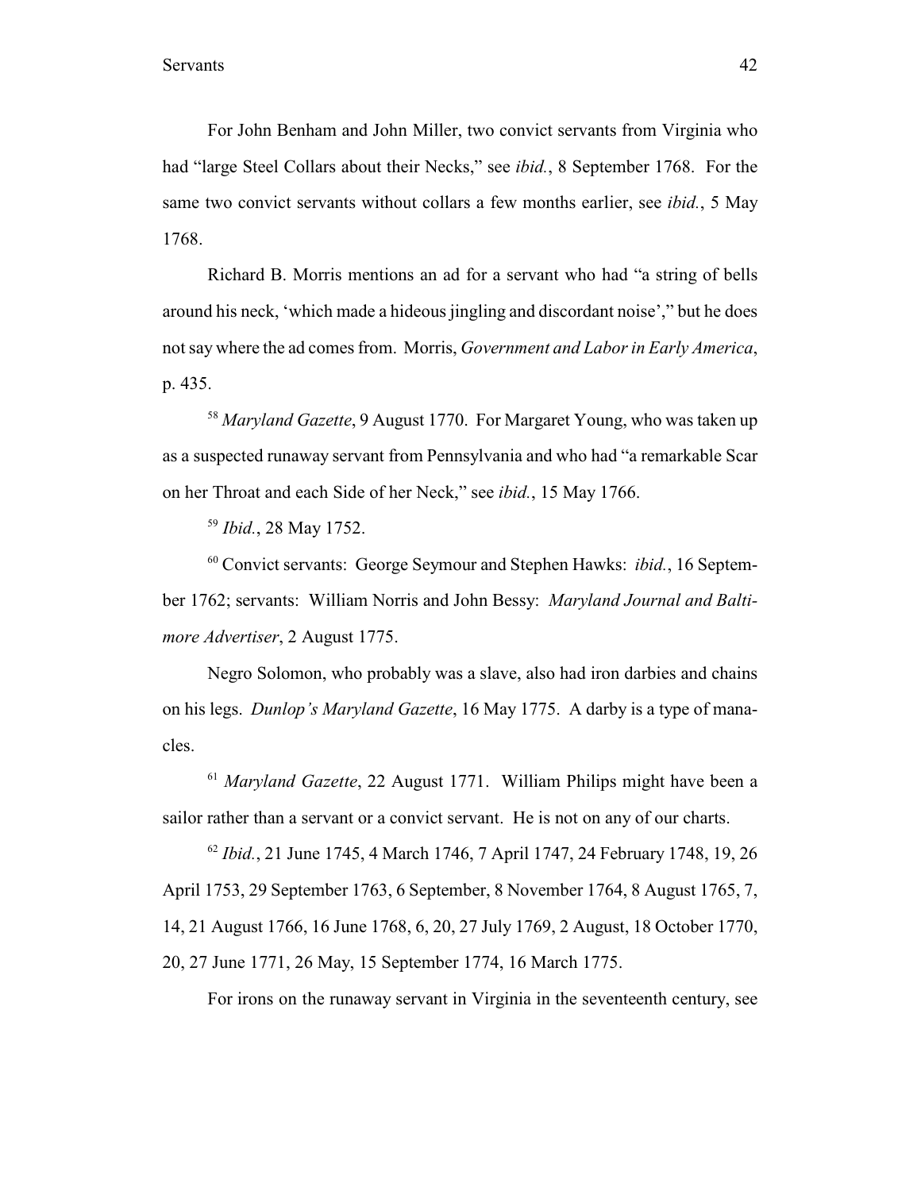For John Benham and John Miller, two convict servants from Virginia who had "large Steel Collars about their Necks," see *ibid.*, 8 September 1768. For the same two convict servants without collars a few months earlier, see *ibid.*, 5 May 1768.

Richard B. Morris mentions an ad for a servant who had "a string of bells around his neck, 'which made a hideous jingling and discordant noise'," but he does not say where the ad comes from. Morris, *Government and Labor in Early America*, p. 435.

[58] *Maryland Gazette*, 9 August 1770. For Margaret Young, who was taken up as a suspected runaway servant from Pennsylvania and who had "a remarkable Scar on her Throat and each Side of her Neck," see *ibid.*, 15 May 1766.

[59] *Ibid.*, 28 May 1752.

[60] Convict servants: George Seymour and Stephen Hawks: *ibid.*, 16 September 1762; servants: William Norris and John Bessy: *Maryland Journal and Baltimore Advertiser*, 2 August 1775.

Negro Solomon, who probably was a slave, also had iron darbies and chains on his legs. *Dunlop's Maryland Gazette*, 16 May 1775. A darby is a type of manacles.

[61] *Maryland Gazette*, 22 August 1771. William Philips might have been a sailor rather than a servant or a convict servant. He is not on any of our charts.

[62] *Ibid.*, 21 June 1745, 4 March 1746, 7 April 1747, 24 February 1748, 19, 26 April 1753, 29 September 1763, 6 September, 8 November 1764, 8 August 1765, 7, 14, 21 August 1766, 16 June 1768, 6, 20, 27 July 1769, 2 August, 18 October 1770, 20, 27 June 1771, 26 May, 15 September 1774, 16 March 1775.

For irons on the runaway servant in Virginia in the seventeenth century, see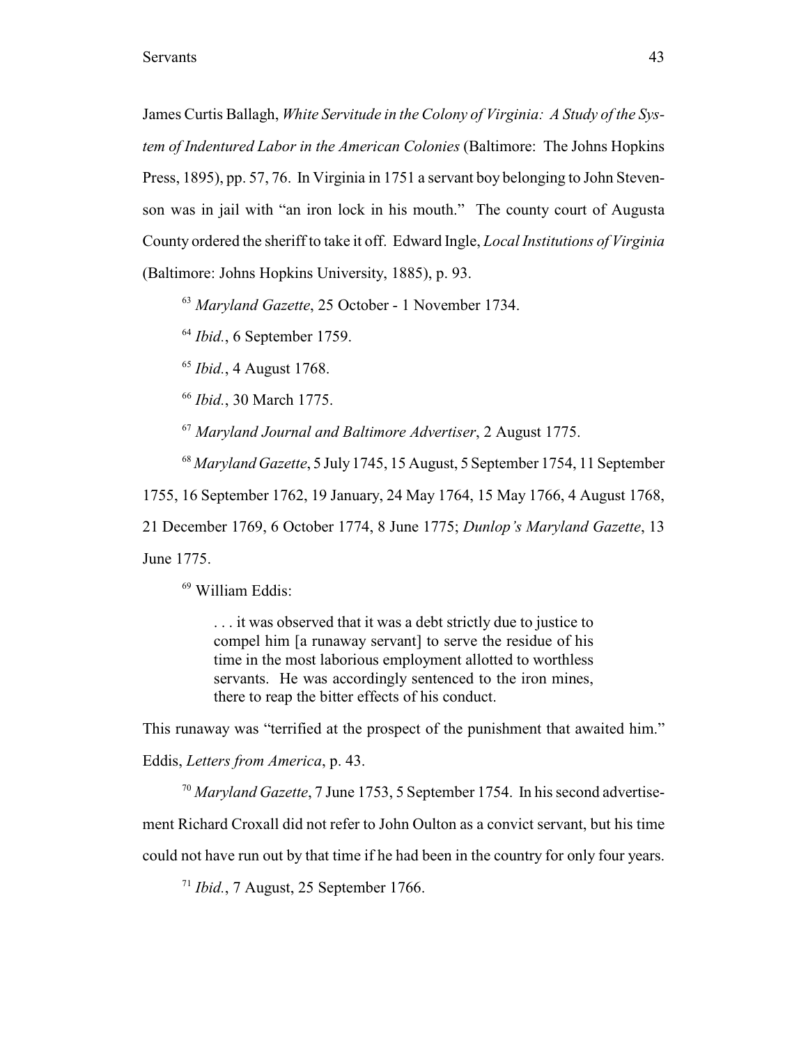James Curtis Ballagh, *White Servitude in the Colony of Virginia: A Study of the System of Indentured Labor in the American Colonies* (Baltimore: The Johns Hopkins Press, 1895), pp. 57, 76. In Virginia in 1751 a servant boy belonging to John Stevenson was in jail with "an iron lock in his mouth." The county court of Augusta County ordered the sheriff to take it off. Edward Ingle, *Local Institutions of Virginia* (Baltimore: Johns Hopkins University, 1885), p. 93.

[63] *Maryland Gazette*, 25 October - 1 November 1734.

[64] *Ibid.*, 6 September 1759.

[65] *Ibid.*, 4 August 1768.

[66] *Ibid.*, 30 March 1775.

[67] *Maryland Journal and Baltimore Advertiser*, 2 August 1775.

[68] *Maryland Gazette*, 5 July 1745, 15 August, 5 September 1754, 11 September 1755, 16 September 1762, 19 January, 24 May 1764, 15 May 1766, 4 August 1768, 21 December 1769, 6 October 1774, 8 June 1775; *Dunlop's Maryland Gazette*, 13 June 1775.

[69] William Eddis:

> . . . it was observed that it was a debt strictly due to justice to compel him [a runaway servant] to serve the residue of his time in the most laborious employment allotted to worthless servants. He was accordingly sentenced to the iron mines, there to reap the bitter effects of his conduct.

This runaway was "terrified at the prospect of the punishment that awaited him." Eddis, *Letters from America*, p. 43.

[70] *Maryland Gazette*, 7 June 1753, 5 September 1754. In his second advertisement Richard Croxall did not refer to John Oulton as a convict servant, but his time could not have run out by that time if he had been in the country for only four years.

[71] *Ibid.*, 7 August, 25 September 1766.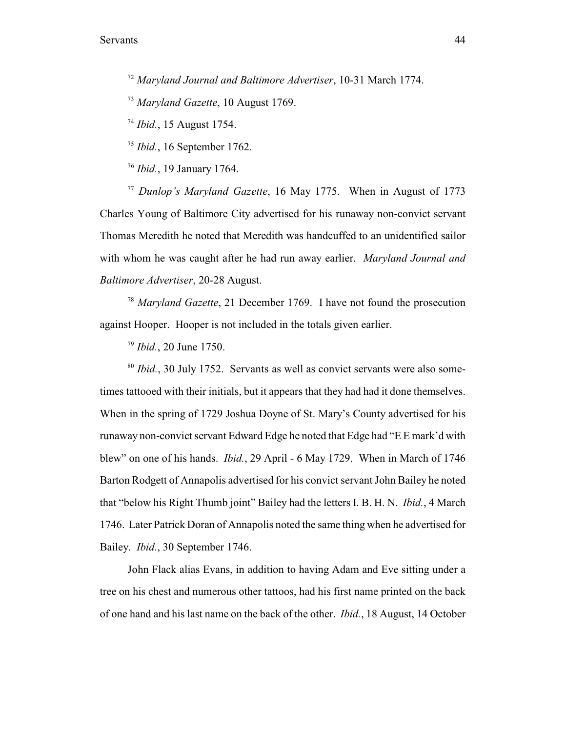[72] *Maryland Journal and Baltimore Advertiser*, 10-31 March 1774.

[73] *Maryland Gazette*, 10 August 1769.

[74] *Ibid.*, 15 August 1754.

[75] *Ibid.*, 16 September 1762.

[76] *Ibid.*, 19 January 1764.

[77] *Dunlop's Maryland Gazette*, 16 May 1775. When in August of 1773 Charles Young of Baltimore City advertised for his runaway non-convict servant Thomas Meredith he noted that Meredith was handcuffed to an unidentified sailor with whom he was caught after he had run away earlier. *Maryland Journal and Baltimore Advertiser*, 20-28 August.

[78] *Maryland Gazette*, 21 December 1769. I have not found the prosecution against Hooper. Hooper is not included in the totals given earlier.

[79] *Ibid.*, 20 June 1750.

[80] *Ibid.*, 30 July 1752. Servants as well as convict servants were also sometimes tattooed with their initials, but it appears that they had had it done themselves. When in the spring of 1729 Joshua Doyne of St. Mary's County advertised for his runaway non-convict servant Edward Edge he noted that Edge had "E E mark'd with blew" on one of his hands. *Ibid.*, 29 April - 6 May 1729. When in March of 1746 Barton Rodgett of Annapolis advertised for his convict servant John Bailey he noted that "below his Right Thumb joint" Bailey had the letters I. B. H. N. *Ibid.*, 4 March 1746. Later Patrick Doran of Annapolis noted the same thing when he advertised for Bailey. *Ibid.*, 30 September 1746.

John Flack alias Evans, in addition to having Adam and Eve sitting under a tree on his chest and numerous other tattoos, had his first name printed on the back of one hand and his last name on the back of the other. *Ibid.*, 18 August, 14 October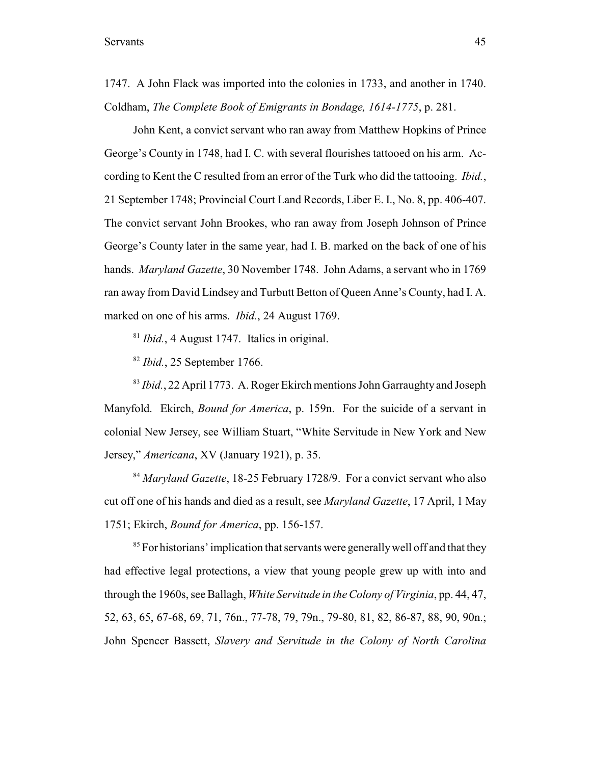1747. A John Flack was imported into the colonies in 1733, and another in 1740. Coldham, *The Complete Book of Emigrants in Bondage, 1614-1775*, p. 281.

John Kent, a convict servant who ran away from Matthew Hopkins of Prince George's County in 1748, had I. C. with several flourishes tattooed on his arm. According to Kent the C resulted from an error of the Turk who did the tattooing. *Ibid.*, 21 September 1748; Provincial Court Land Records, Liber E. I., No. 8, pp. 406-407. The convict servant John Brookes, who ran away from Joseph Johnson of Prince George's County later in the same year, had I. B. marked on the back of one of his hands. *Maryland Gazette*, 30 November 1748. John Adams, a servant who in 1769 ran away from David Lindsey and Turbutt Betton of Queen Anne's County, had I. A. marked on one of his arms. *Ibid.*, 24 August 1769.

[81] *Ibid.*, 4 August 1747. Italics in original.

[82] *Ibid.*, 25 September 1766.

[83] *Ibid.*, 22 April 1773. A. Roger Ekirch mentions John Garraughty and Joseph Manyfold. Ekirch, *Bound for America*, p. 159n. For the suicide of a servant in colonial New Jersey, see William Stuart, "White Servitude in New York and New Jersey," *Americana*, XV (January 1921), p. 35.

[84] *Maryland Gazette*, 18-25 February 1728/9. For a convict servant who also cut off one of his hands and died as a result, see *Maryland Gazette*, 17 April, 1 May 1751; Ekirch, *Bound for America*, pp. 156-157.

[85] For historians' implication that servants were generally well off and that they had effective legal protections, a view that young people grew up with into and through the 1960s, see Ballagh, *White Servitude in the Colony of Virginia*, pp. 44, 47, 52, 63, 65, 67-68, 69, 71, 76n., 77-78, 79, 79n., 79-80, 81, 82, 86-87, 88, 90, 90n.; John Spencer Bassett, *Slavery and Servitude in the Colony of North Carolina*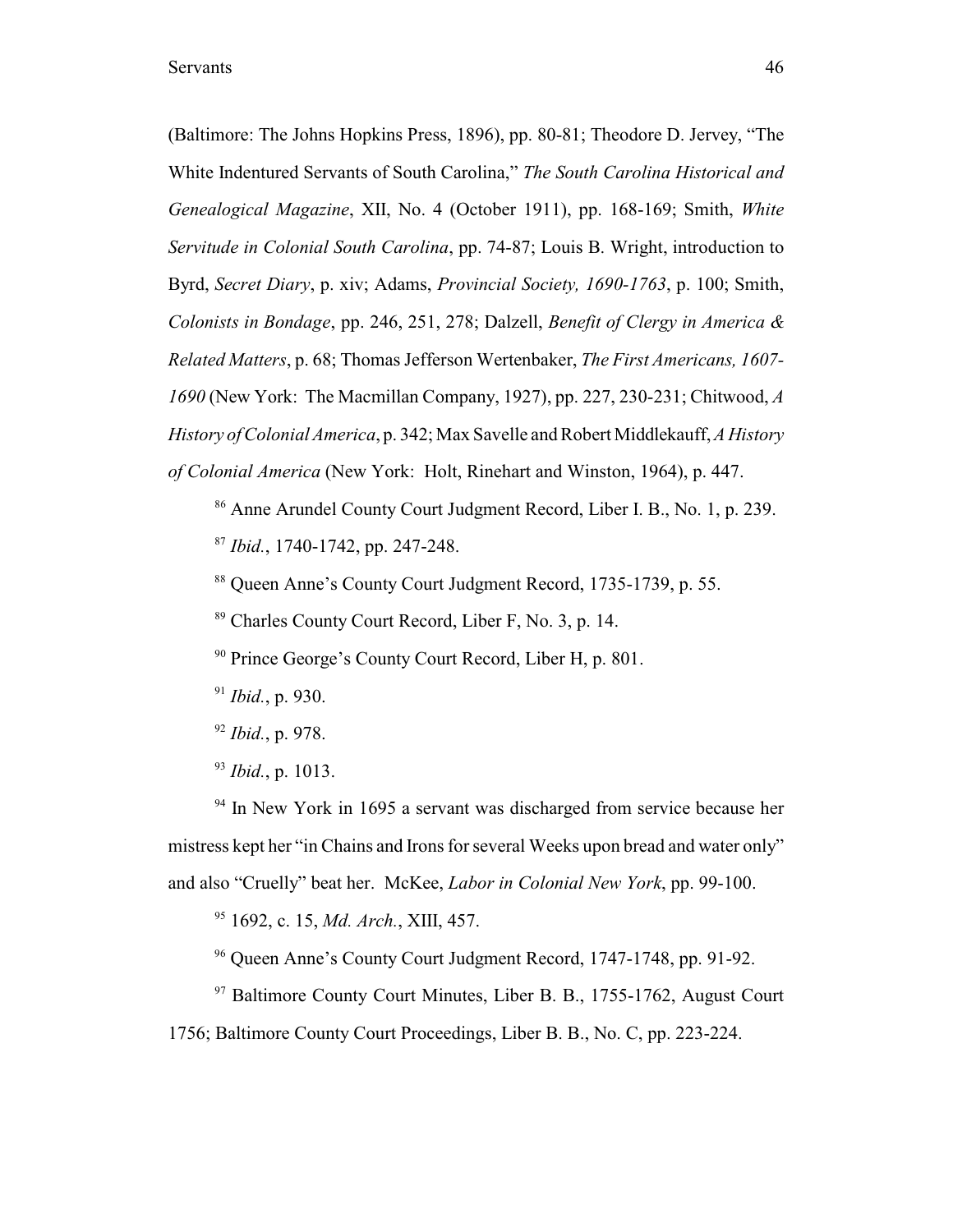(Baltimore: The Johns Hopkins Press, 1896), pp. 80-81; Theodore D. Jervey, "The White Indentured Servants of South Carolina," *The South Carolina Historical and Genealogical Magazine*, XII, No. 4 (October 1911), pp. 168-169; Smith, *White Servitude in Colonial South Carolina*, pp. 74-87; Louis B. Wright, introduction to Byrd, *Secret Diary*, p. xiv; Adams, *Provincial Society, 1690-1763*, p. 100; Smith, *Colonists in Bondage*, pp. 246, 251, 278; Dalzell, *Benefit of Clergy in America & Related Matters*, p. 68; Thomas Jefferson Wertenbaker, *The First Americans, 1607-1690* (New York: The Macmillan Company, 1927), pp. 227, 230-231; Chitwood, *A History of Colonial America*, p. 342; Max Savelle and Robert Middlekauff, *A History of Colonial America* (New York: Holt, Rinehart and Winston, 1964), p. 447.

[86] Anne Arundel County Court Judgment Record, Liber I. B., No. 1, p. 239.

[87] *Ibid.*, 1740-1742, pp. 247-248.

[88] Queen Anne's County Court Judgment Record, 1735-1739, p. 55.

[89] Charles County Court Record, Liber F, No. 3, p. 14.

[90] Prince George's County Court Record, Liber H, p. 801.

[91] *Ibid.*, p. 930.

[92] *Ibid.*, p. 978.

[93] *Ibid.*, p. 1013.

[94] In New York in 1695 a servant was discharged from service because her mistress kept her "in Chains and Irons for several Weeks upon bread and water only" and also "Cruelly" beat her. McKee, *Labor in Colonial New York*, pp. 99-100.

[95] 1692, c. 15, *Md. Arch.*, XIII, 457.

[96] Queen Anne's County Court Judgment Record, 1747-1748, pp. 91-92.

[97] Baltimore County Court Minutes, Liber B. B., 1755-1762, August Court 1756; Baltimore County Court Proceedings, Liber B. B., No. C, pp. 223-224.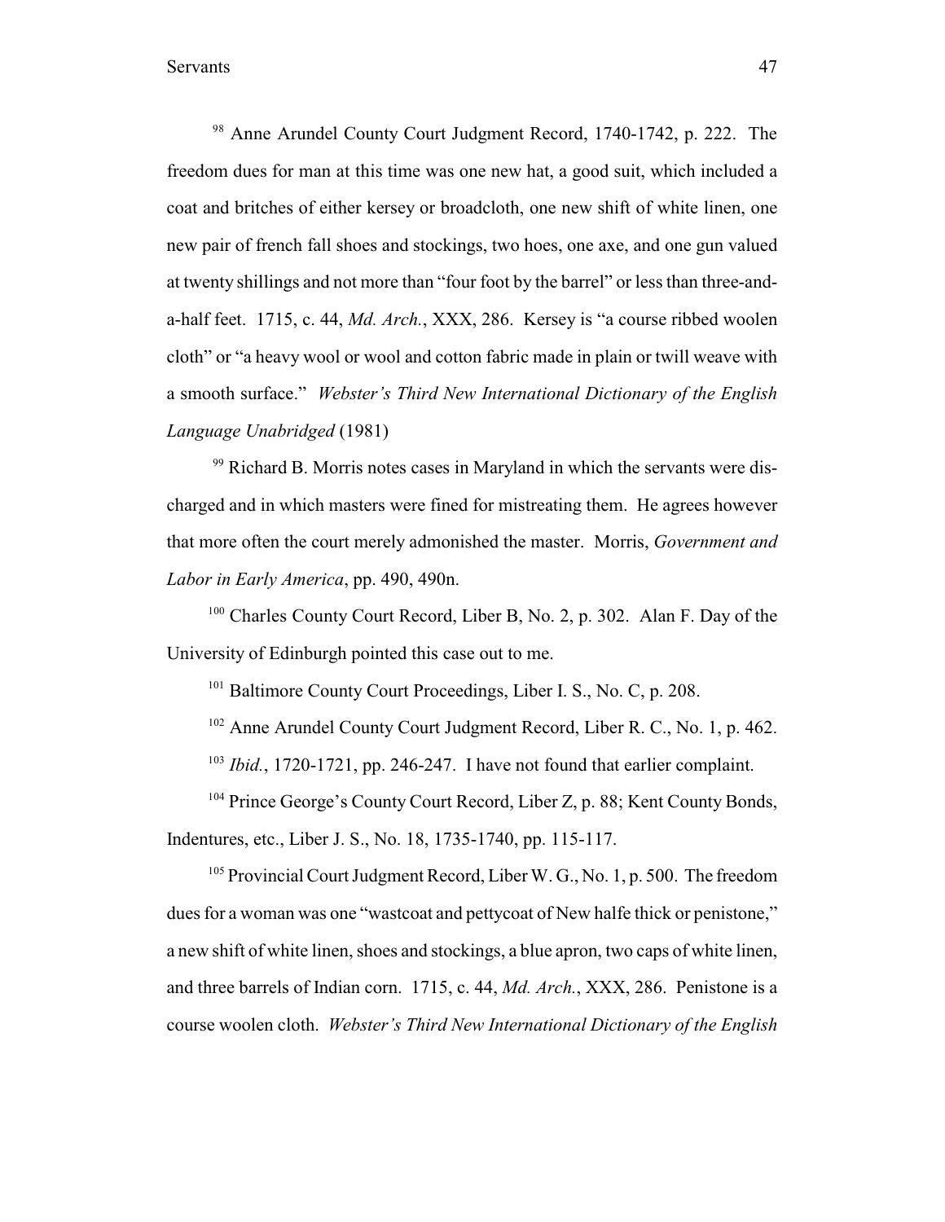[98] Anne Arundel County Court Judgment Record, 1740-1742, p. 222. The freedom dues for man at this time was one new hat, a good suit, which included a coat and britches of either kersey or broadcloth, one new shift of white linen, one new pair of french fall shoes and stockings, two hoes, one axe, and one gun valued at twenty shillings and not more than "four foot by the barrel" or less than three-and-a-half feet. 1715, c. 44, *Md. Arch.*, XXX, 286. Kersey is "a course ribbed woolen cloth" or "a heavy wool or wool and cotton fabric made in plain or twill weave with a smooth surface." *Webster's Third New International Dictionary of the English Language Unabridged* (1981)

[99] Richard B. Morris notes cases in Maryland in which the servants were discharged and in which masters were fined for mistreating them. He agrees however that more often the court merely admonished the master. Morris, *Government and Labor in Early America*, pp. 490, 490n.

[100] Charles County Court Record, Liber B, No. 2, p. 302. Alan F. Day of the University of Edinburgh pointed this case out to me.

[101] Baltimore County Court Proceedings, Liber I. S., No. C, p. 208.

[102] Anne Arundel County Court Judgment Record, Liber R. C., No. 1, p. 462.

[103] *Ibid.*, 1720-1721, pp. 246-247. I have not found that earlier complaint.

[104] Prince George's County Court Record, Liber Z, p. 88; Kent County Bonds, Indentures, etc., Liber J. S., No. 18, 1735-1740, pp. 115-117.

[105] Provincial Court Judgment Record, Liber W. G., No. 1, p. 500. The freedom dues for a woman was one "wastcoat and pettycoat of New halfe thick or penistone," a new shift of white linen, shoes and stockings, a blue apron, two caps of white linen, and three barrels of Indian corn. 1715, c. 44, *Md. Arch.*, XXX, 286. Penistone is a course woolen cloth. *Webster's Third New International Dictionary of the English*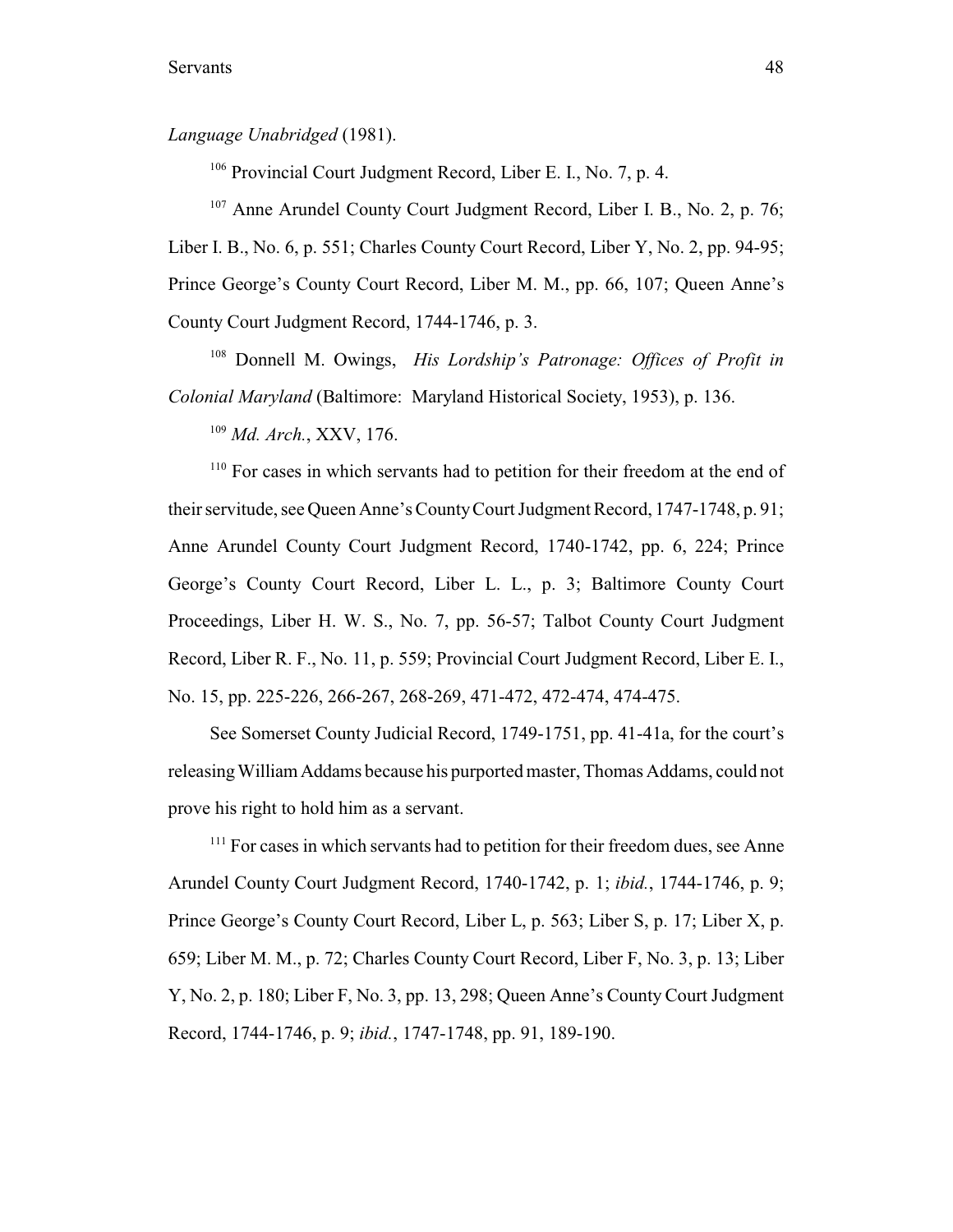*Language Unabridged* (1981).

[106] Provincial Court Judgment Record, Liber E. I., No. 7, p. 4.

[107] Anne Arundel County Court Judgment Record, Liber I. B., No. 2, p. 76; Liber I. B., No. 6, p. 551; Charles County Court Record, Liber Y, No. 2, pp. 94-95; Prince George's County Court Record, Liber M. M., pp. 66, 107; Queen Anne's County Court Judgment Record, 1744-1746, p. 3.

[108] Donnell M. Owings, *His Lordship's Patronage: Offices of Profit in Colonial Maryland* (Baltimore: Maryland Historical Society, 1953), p. 136.

[109] *Md. Arch.*, XXV, 176.

[110] For cases in which servants had to petition for their freedom at the end of their servitude, see Queen Anne's County Court Judgment Record, 1747-1748, p. 91; Anne Arundel County Court Judgment Record, 1740-1742, pp. 6, 224; Prince George's County Court Record, Liber L. L., p. 3; Baltimore County Court Proceedings, Liber H. W. S., No. 7, pp. 56-57; Talbot County Court Judgment Record, Liber R. F., No. 11, p. 559; Provincial Court Judgment Record, Liber E. I., No. 15, pp. 225-226, 266-267, 268-269, 471-472, 472-474, 474-475.

See Somerset County Judicial Record, 1749-1751, pp. 41-41a, for the court's releasing William Addams because his purported master, Thomas Addams, could not prove his right to hold him as a servant.

[111] For cases in which servants had to petition for their freedom dues, see Anne Arundel County Court Judgment Record, 1740-1742, p. 1; *ibid.*, 1744-1746, p. 9; Prince George's County Court Record, Liber L, p. 563; Liber S, p. 17; Liber X, p. 659; Liber M. M., p. 72; Charles County Court Record, Liber F, No. 3, p. 13; Liber Y, No. 2, p. 180; Liber F, No. 3, pp. 13, 298; Queen Anne's County Court Judgment Record, 1744-1746, p. 9; *ibid.*, 1747-1748, pp. 91, 189-190.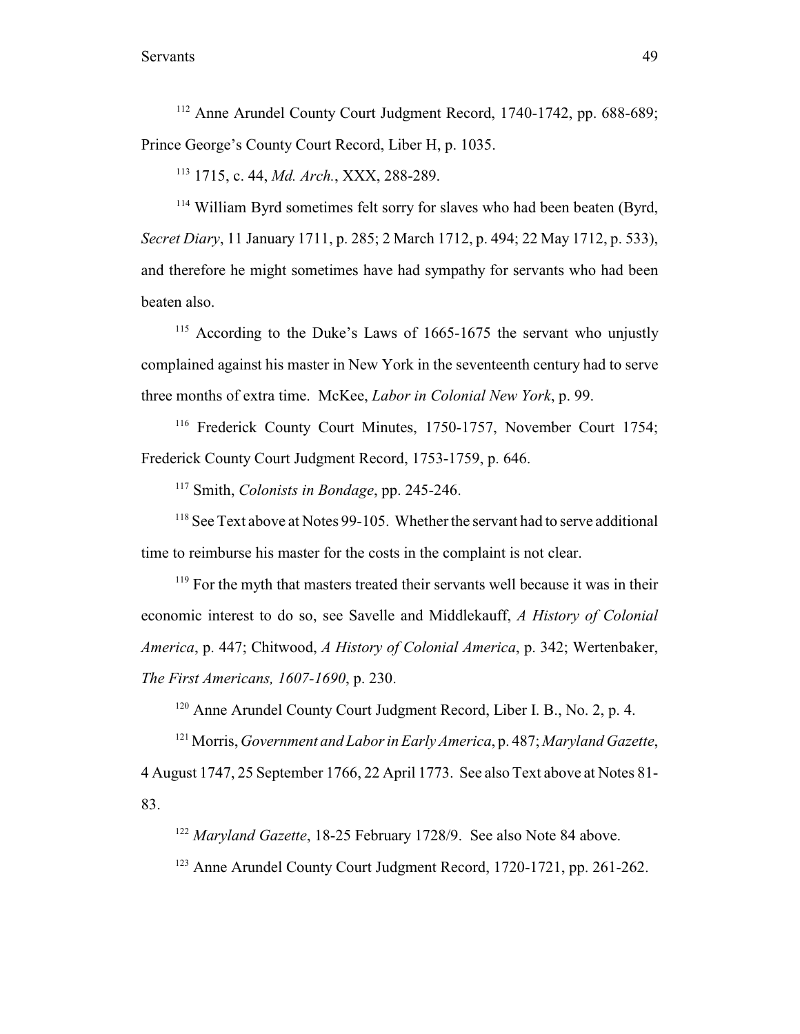[112] Anne Arundel County Court Judgment Record, 1740-1742, pp. 688-689; Prince George's County Court Record, Liber H, p. 1035.

[113] 1715, c. 44, *Md. Arch.*, XXX, 288-289.

[114] William Byrd sometimes felt sorry for slaves who had been beaten (Byrd, *Secret Diary*, 11 January 1711, p. 285; 2 March 1712, p. 494; 22 May 1712, p. 533), and therefore he might sometimes have had sympathy for servants who had been beaten also.

[115] According to the Duke's Laws of 1665-1675 the servant who unjustly complained against his master in New York in the seventeenth century had to serve three months of extra time. McKee, *Labor in Colonial New York*, p. 99.

[116] Frederick County Court Minutes, 1750-1757, November Court 1754; Frederick County Court Judgment Record, 1753-1759, p. 646.

[117] Smith, *Colonists in Bondage*, pp. 245-246.

[118] See Text above at Notes 99-105. Whether the servant had to serve additional time to reimburse his master for the costs in the complaint is not clear.

[119] For the myth that masters treated their servants well because it was in their economic interest to do so, see Savelle and Middlekauff, *A History of Colonial America*, p. 447; Chitwood, *A History of Colonial America*, p. 342; Wertenbaker, *The First Americans, 1607-1690*, p. 230.

[120] Anne Arundel County Court Judgment Record, Liber I. B., No. 2, p. 4.

[121] Morris, *Government and Labor in Early America*, p. 487; *Maryland Gazette*, 4 August 1747, 25 September 1766, 22 April 1773. See also Text above at Notes 81-83.

[122] *Maryland Gazette*, 18-25 February 1728/9. See also Note 84 above.

[123] Anne Arundel County Court Judgment Record, 1720-1721, pp. 261-262.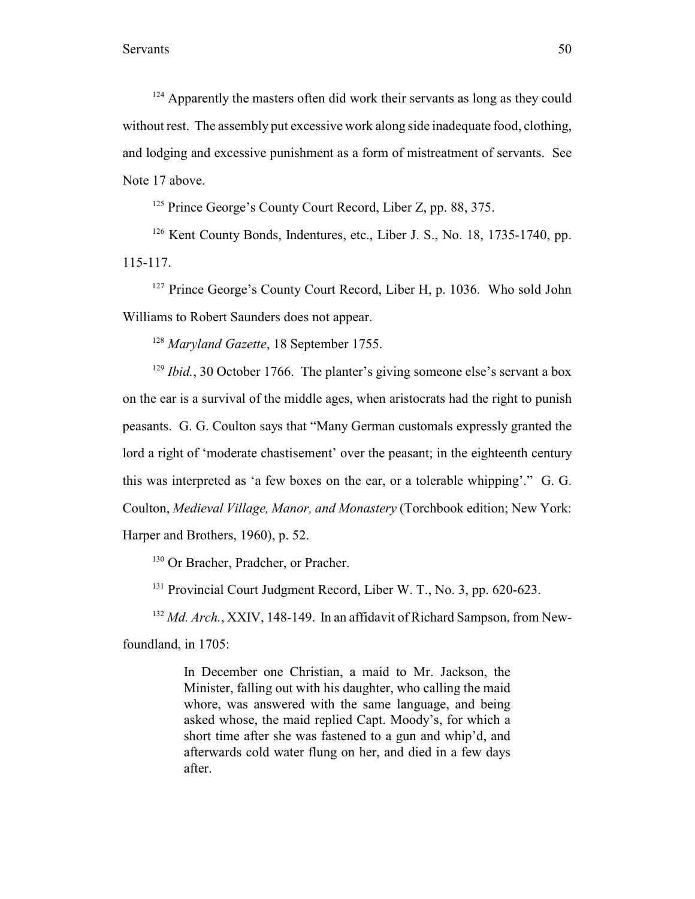[124] Apparently the masters often did work their servants as long as they could without rest. The assembly put excessive work along side inadequate food, clothing, and lodging and excessive punishment as a form of mistreatment of servants. See Note 17 above.

[125] Prince George's County Court Record, Liber Z, pp. 88, 375.

[126] Kent County Bonds, Indentures, etc., Liber J. S., No. 18, 1735-1740, pp. 115-117.

[127] Prince George's County Court Record, Liber H, p. 1036. Who sold John Williams to Robert Saunders does not appear.

[128] *Maryland Gazette*, 18 September 1755.

[129] *Ibid.*, 30 October 1766. The planter's giving someone else's servant a box on the ear is a survival of the middle ages, when aristocrats had the right to punish peasants. G. G. Coulton says that "Many German customals expressly granted the lord a right of 'moderate chastisement' over the peasant; in the eighteenth century this was interpreted as 'a few boxes on the ear, or a tolerable whipping'." G. G. Coulton, *Medieval Village, Manor, and Monastery* (Torchbook edition; New York: Harper and Brothers, 1960), p. 52.

[130] Or Bracher, Pradcher, or Pracher.

[131] Provincial Court Judgment Record, Liber W. T., No. 3, pp. 620-623.

[132] *Md. Arch.*, XXIV, 148-149. In an affidavit of Richard Sampson, from Newfoundland, in 1705:

> In December one Christian, a maid to Mr. Jackson, the Minister, falling out with his daughter, who calling the maid whore, was answered with the same language, and being asked whose, the maid replied Capt. Moody's, for which a short time after she was fastened to a gun and whip'd, and afterwards cold water flung on her, and died in a few days after.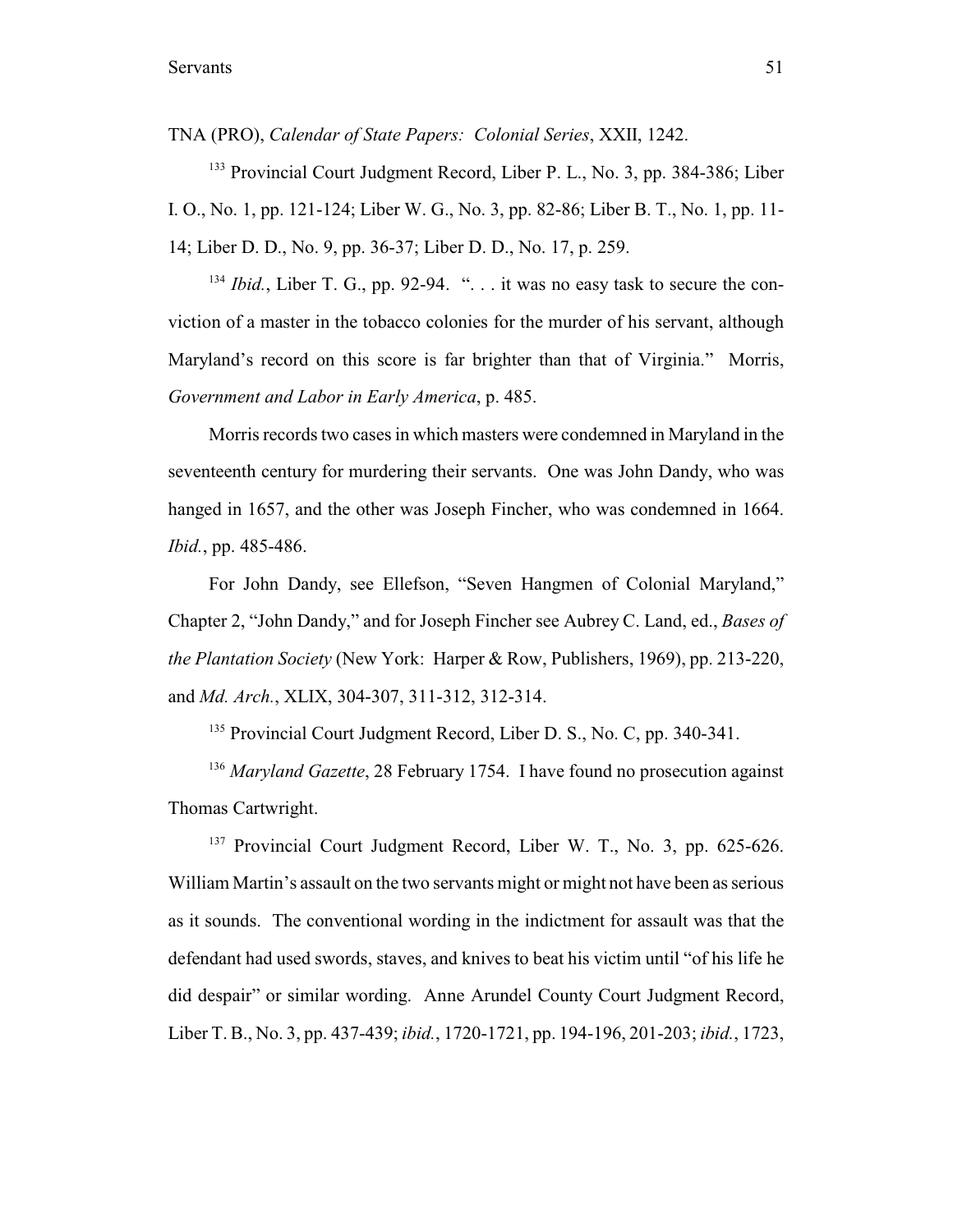TNA (PRO), *Calendar of State Papers: Colonial Series*, XXII, 1242.

[133] Provincial Court Judgment Record, Liber P. L., No. 3, pp. 384-386; Liber I. O., No. 1, pp. 121-124; Liber W. G., No. 3, pp. 82-86; Liber B. T., No. 1, pp. 11-14; Liber D. D., No. 9, pp. 36-37; Liber D. D., No. 17, p. 259.

[134] *Ibid.*, Liber T. G., pp. 92-94. ". . . it was no easy task to secure the conviction of a master in the tobacco colonies for the murder of his servant, although Maryland's record on this score is far brighter than that of Virginia." Morris, *Government and Labor in Early America*, p. 485.

Morris records two cases in which masters were condemned in Maryland in the seventeenth century for murdering their servants. One was John Dandy, who was hanged in 1657, and the other was Joseph Fincher, who was condemned in 1664. *Ibid.*, pp. 485-486.

For John Dandy, see Ellefson, "Seven Hangmen of Colonial Maryland," Chapter 2, "John Dandy," and for Joseph Fincher see Aubrey C. Land, ed., *Bases of the Plantation Society* (New York: Harper & Row, Publishers, 1969), pp. 213-220, and *Md. Arch.*, XLIX, 304-307, 311-312, 312-314.

[135] Provincial Court Judgment Record, Liber D. S., No. C, pp. 340-341.

[136] *Maryland Gazette*, 28 February 1754. I have found no prosecution against Thomas Cartwright.

[137] Provincial Court Judgment Record, Liber W. T., No. 3, pp. 625-626. William Martin's assault on the two servants might or might not have been as serious as it sounds. The conventional wording in the indictment for assault was that the defendant had used swords, staves, and knives to beat his victim until "of his life he did despair" or similar wording. Anne Arundel County Court Judgment Record, Liber T. B., No. 3, pp. 437-439; *ibid.*, 1720-1721, pp. 194-196, 201-203; *ibid.*, 1723,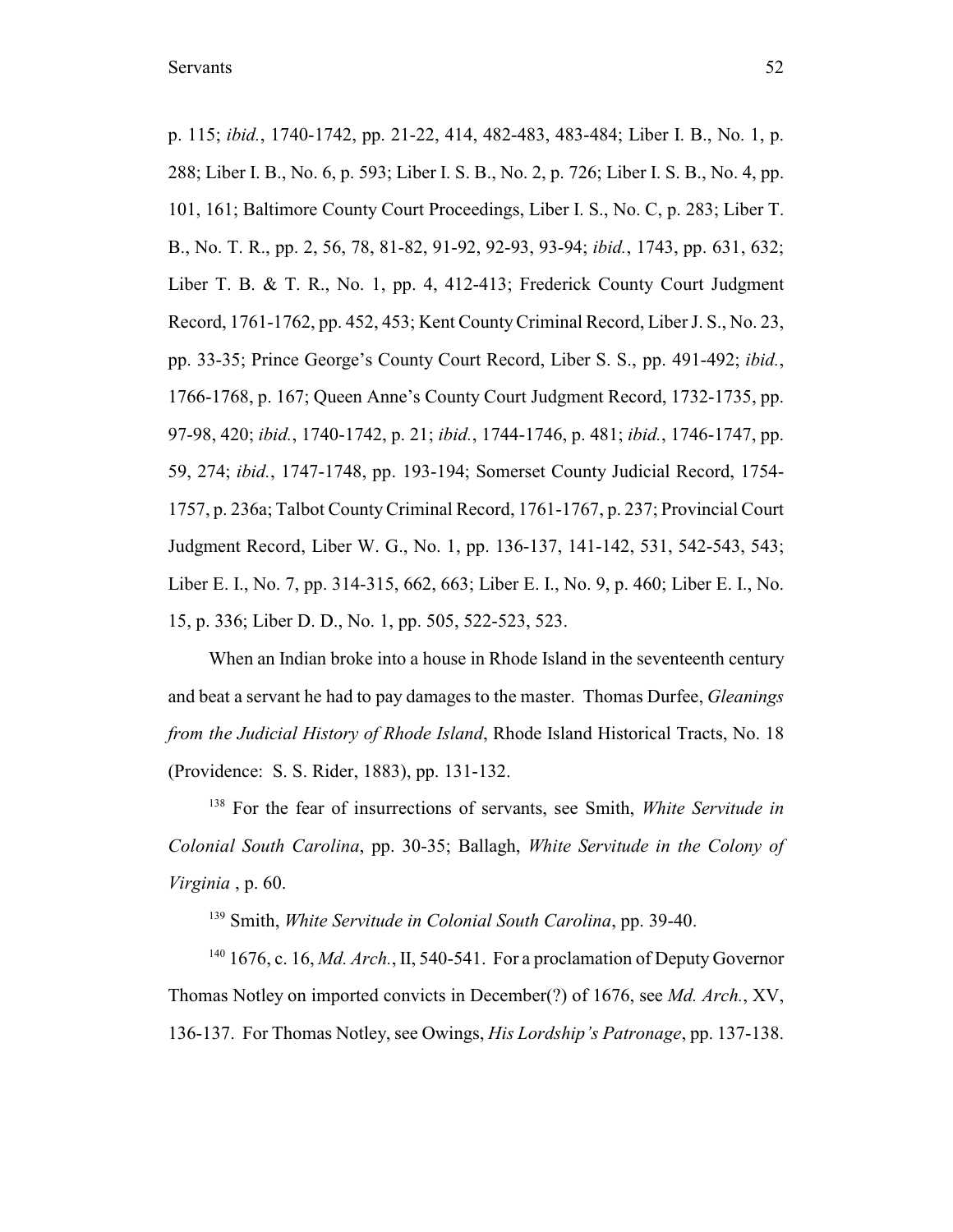p. 115; *ibid.*, 1740-1742, pp. 21-22, 414, 482-483, 483-484; Liber I. B., No. 1, p. 288; Liber I. B., No. 6, p. 593; Liber I. S. B., No. 2, p. 726; Liber I. S. B., No. 4, pp. 101, 161; Baltimore County Court Proceedings, Liber I. S., No. C, p. 283; Liber T. B., No. T. R., pp. 2, 56, 78, 81-82, 91-92, 92-93, 93-94; *ibid.*, 1743, pp. 631, 632; Liber T. B. & T. R., No. 1, pp. 4, 412-413; Frederick County Court Judgment Record, 1761-1762, pp. 452, 453; Kent County Criminal Record, Liber J. S., No. 23, pp. 33-35; Prince George's County Court Record, Liber S. S., pp. 491-492; *ibid.*, 1766-1768, p. 167; Queen Anne's County Court Judgment Record, 1732-1735, pp. 97-98, 420; *ibid.*, 1740-1742, p. 21; *ibid.*, 1744-1746, p. 481; *ibid.*, 1746-1747, pp. 59, 274; *ibid.*, 1747-1748, pp. 193-194; Somerset County Judicial Record, 1754-1757, p. 236a; Talbot County Criminal Record, 1761-1767, p. 237; Provincial Court Judgment Record, Liber W. G., No. 1, pp. 136-137, 141-142, 531, 542-543, 543; Liber E. I., No. 7, pp. 314-315, 662, 663; Liber E. I., No. 9, p. 460; Liber E. I., No. 15, p. 336; Liber D. D., No. 1, pp. 505, 522-523, 523.

When an Indian broke into a house in Rhode Island in the seventeenth century and beat a servant he had to pay damages to the master. Thomas Durfee, *Gleanings from the Judicial History of Rhode Island*, Rhode Island Historical Tracts, No. 18 (Providence: S. S. Rider, 1883), pp. 131-132.

[138] For the fear of insurrections of servants, see Smith, *White Servitude in Colonial South Carolina*, pp. 30-35; Ballagh, *White Servitude in the Colony of Virginia* , p. 60.

[139] Smith, *White Servitude in Colonial South Carolina*, pp. 39-40.

[140] 1676, c. 16, *Md. Arch.*, II, 540-541. For a proclamation of Deputy Governor Thomas Notley on imported convicts in December(?) of 1676, see *Md. Arch.*, XV, 136-137. For Thomas Notley, see Owings, *His Lordship's Patronage*, pp. 137-138.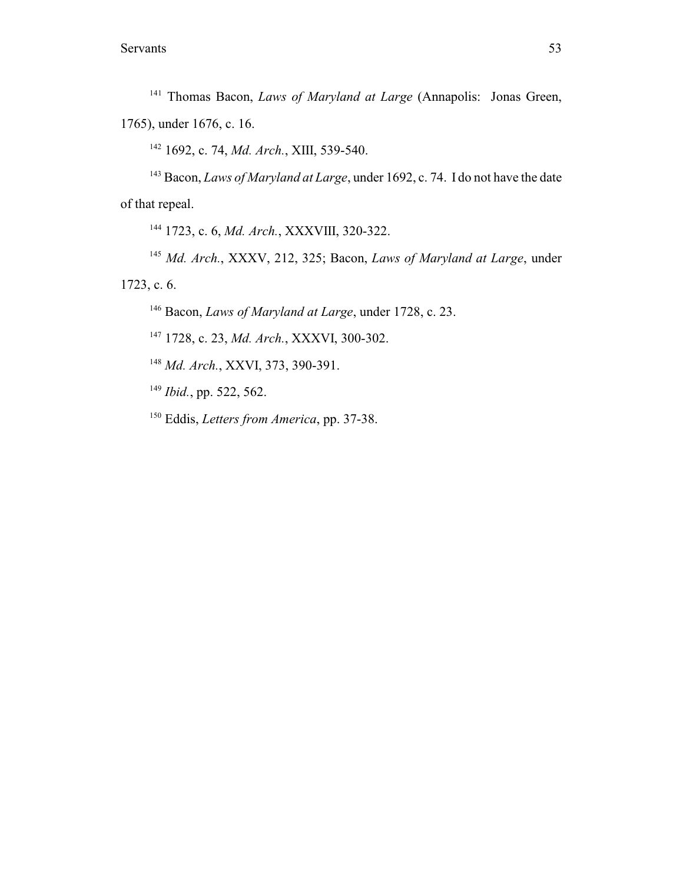[141] Thomas Bacon, *Laws of Maryland at Large* (Annapolis: Jonas Green, 1765), under 1676, c. 16.

[142] 1692, c. 74, *Md. Arch.*, XIII, 539-540.

[143] Bacon, *Laws of Maryland at Large*, under 1692, c. 74. I do not have the date of that repeal.

[144] 1723, c. 6, *Md. Arch.*, XXXVIII, 320-322.

[145] *Md. Arch.*, XXXV, 212, 325; Bacon, *Laws of Maryland at Large*, under 1723, c. 6.

[146] Bacon, *Laws of Maryland at Large*, under 1728, c. 23.

[147] 1728, c. 23, *Md. Arch.*, XXXVI, 300-302.

[148] *Md. Arch.*, XXVI, 373, 390-391.

[149] *Ibid.*, pp. 522, 562.

[150] Eddis, *Letters from America*, pp. 37-38.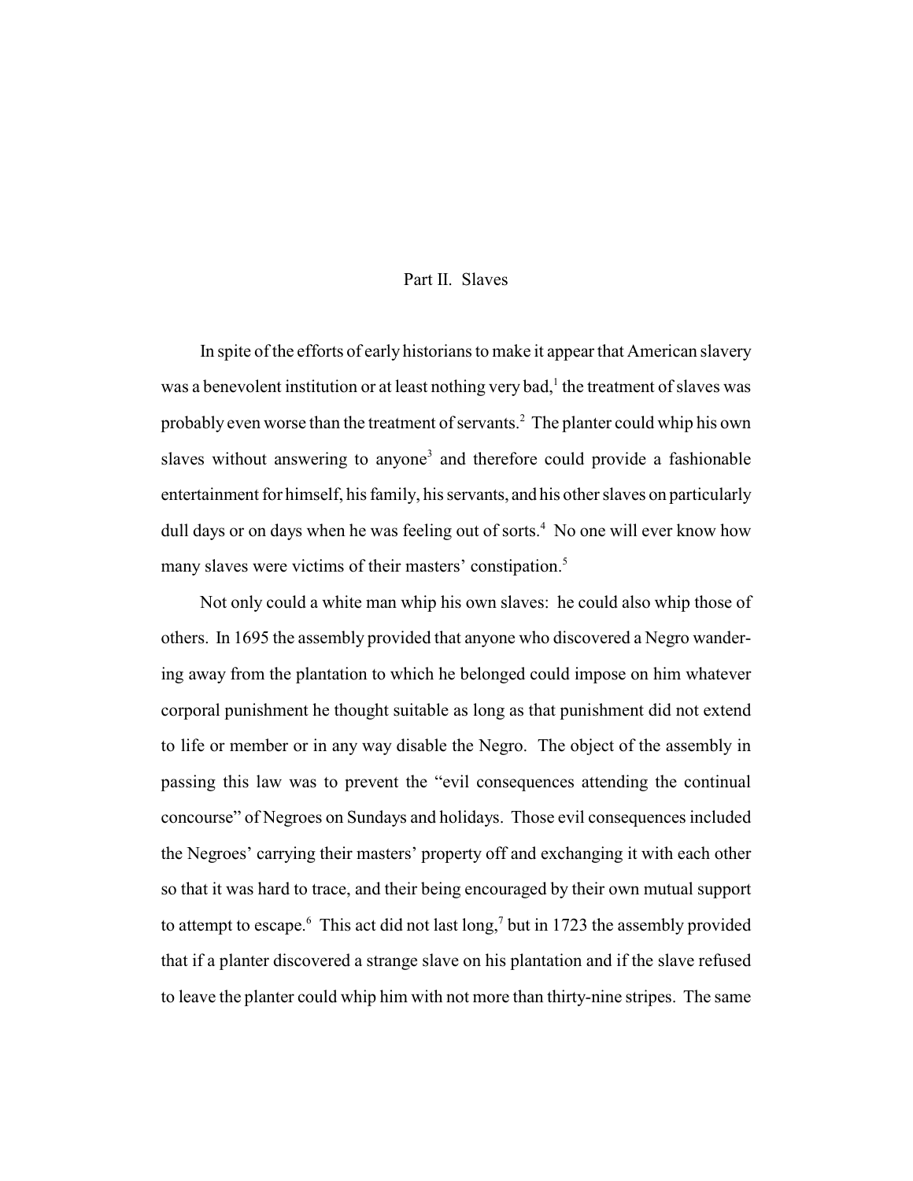## Part II. Slaves

In spite of the efforts of early historians to make it appear that American slavery was a benevolent institution or at least nothing very bad,[1] the treatment of slaves was probably even worse than the treatment of servants.[2] The planter could whip his own slaves without answering to anyone[3] and therefore could provide a fashionable entertainment for himself, his family, his servants, and his other slaves on particularly dull days or on days when he was feeling out of sorts.[4] No one will ever know how many slaves were victims of their masters' constipation.[5]

Not only could a white man whip his own slaves: he could also whip those of others. In 1695 the assembly provided that anyone who discovered a Negro wandering away from the plantation to which he belonged could impose on him whatever corporal punishment he thought suitable as long as that punishment did not extend to life or member or in any way disable the Negro. The object of the assembly in passing this law was to prevent the "evil consequences attending the continual concourse" of Negroes on Sundays and holidays. Those evil consequences included the Negroes' carrying their masters' property off and exchanging it with each other so that it was hard to trace, and their being encouraged by their own mutual support to attempt to escape.[6] This act did not last long,[7] but in 1723 the assembly provided that if a planter discovered a strange slave on his plantation and if the slave refused to leave the planter could whip him with not more than thirty-nine stripes. The same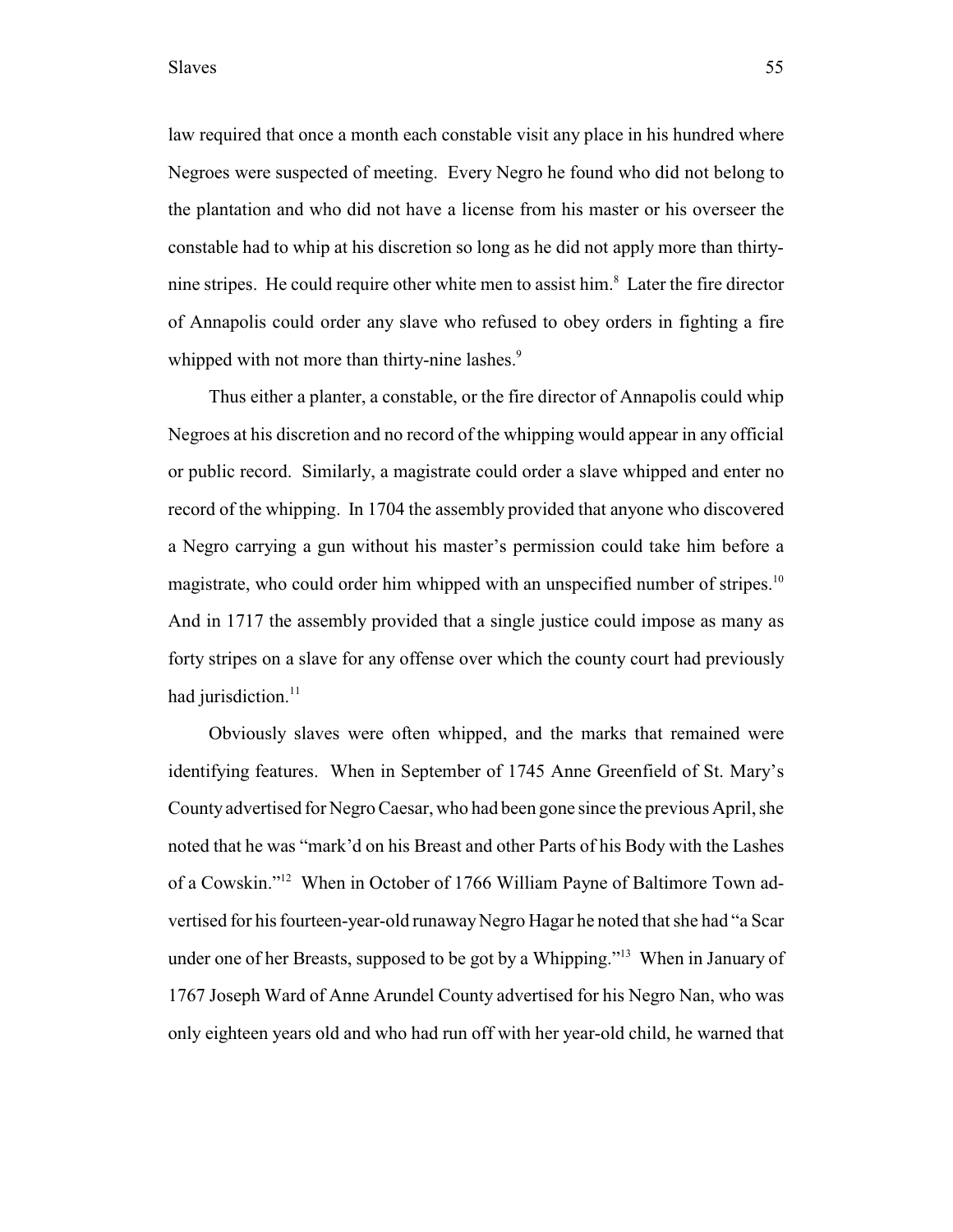law required that once a month each constable visit any place in his hundred where Negroes were suspected of meeting. Every Negro he found who did not belong to the plantation and who did not have a license from his master or his overseer the constable had to whip at his discretion so long as he did not apply more than thirty-nine stripes. He could require other white men to assist him.[8] Later the fire director of Annapolis could order any slave who refused to obey orders in fighting a fire whipped with not more than thirty-nine lashes.[9]

Thus either a planter, a constable, or the fire director of Annapolis could whip Negroes at his discretion and no record of the whipping would appear in any official or public record. Similarly, a magistrate could order a slave whipped and enter no record of the whipping. In 1704 the assembly provided that anyone who discovered a Negro carrying a gun without his master's permission could take him before a magistrate, who could order him whipped with an unspecified number of stripes.[10] And in 1717 the assembly provided that a single justice could impose as many as forty stripes on a slave for any offense over which the county court had previously had jurisdiction.[11]

Obviously slaves were often whipped, and the marks that remained were identifying features. When in September of 1745 Anne Greenfield of St. Mary's County advertised for Negro Caesar, who had been gone since the previous April, she noted that he was "mark'd on his Breast and other Parts of his Body with the Lashes of a Cowskin."[12] When in October of 1766 William Payne of Baltimore Town advertised for his fourteen-year-old runaway Negro Hagar he noted that she had "a Scar under one of her Breasts, supposed to be got by a Whipping."[13] When in January of 1767 Joseph Ward of Anne Arundel County advertised for his Negro Nan, who was only eighteen years old and who had run off with her year-old child, he warned that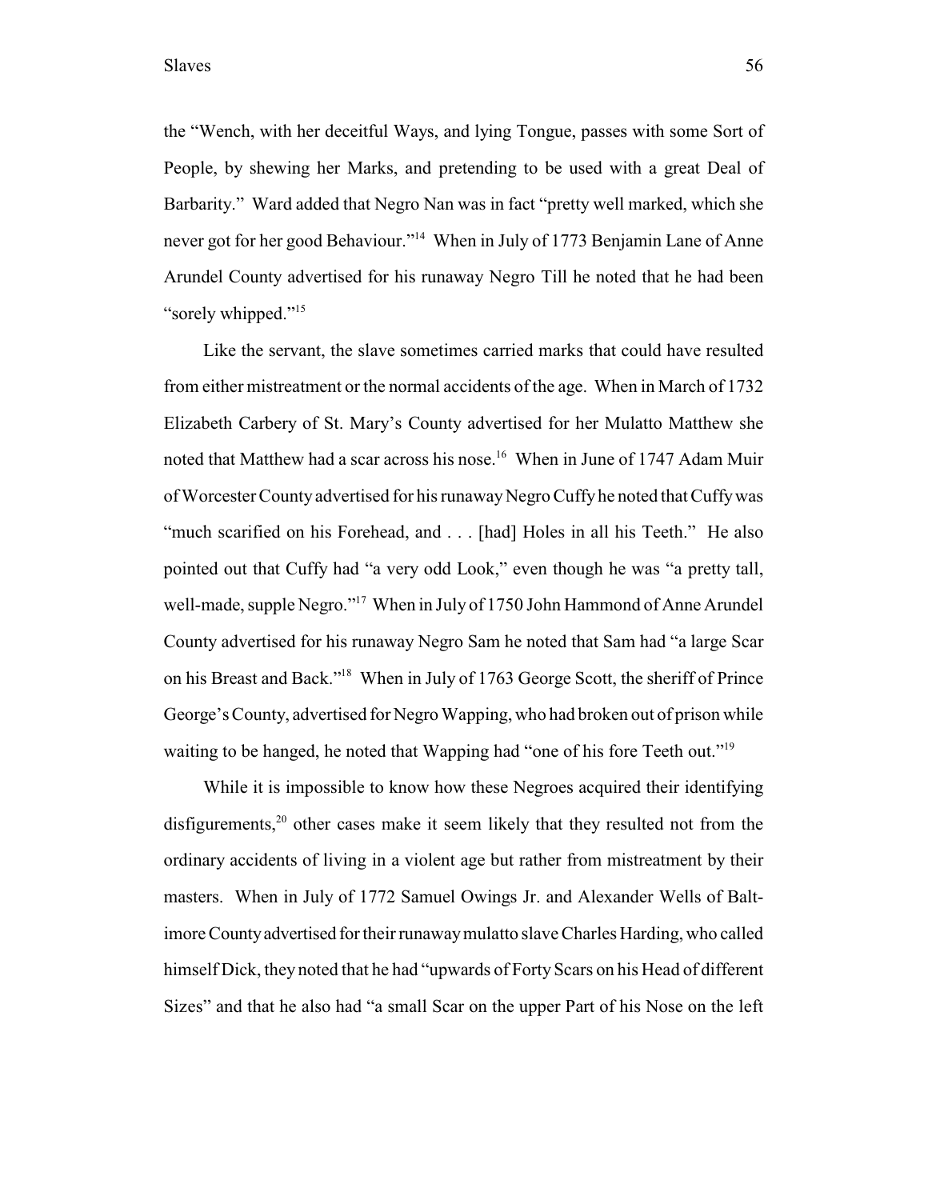the "Wench, with her deceitful Ways, and lying Tongue, passes with some Sort of People, by shewing her Marks, and pretending to be used with a great Deal of Barbarity." Ward added that Negro Nan was in fact "pretty well marked, which she never got for her good Behaviour."[14] When in July of 1773 Benjamin Lane of Anne Arundel County advertised for his runaway Negro Till he noted that he had been "sorely whipped."[15]

Like the servant, the slave sometimes carried marks that could have resulted from either mistreatment or the normal accidents of the age. When in March of 1732 Elizabeth Carbery of St. Mary's County advertised for her Mulatto Matthew she noted that Matthew had a scar across his nose.[16] When in June of 1747 Adam Muir of Worcester County advertised for his runaway Negro Cuffy he noted that Cuffy was "much scarified on his Forehead, and . . . [had] Holes in all his Teeth." He also pointed out that Cuffy had "a very odd Look," even though he was "a pretty tall, well-made, supple Negro."[17] When in July of 1750 John Hammond of Anne Arundel County advertised for his runaway Negro Sam he noted that Sam had "a large Scar on his Breast and Back."[18] When in July of 1763 George Scott, the sheriff of Prince George's County, advertised for Negro Wapping, who had broken out of prison while waiting to be hanged, he noted that Wapping had "one of his fore Teeth out."[19]

While it is impossible to know how these Negroes acquired their identifying disfigurements,[20] other cases make it seem likely that they resulted not from the ordinary accidents of living in a violent age but rather from mistreatment by their masters. When in July of 1772 Samuel Owings Jr. and Alexander Wells of Baltimore County advertised for their runaway mulatto slave Charles Harding, who called himself Dick, they noted that he had "upwards of Forty Scars on his Head of different Sizes" and that he also had "a small Scar on the upper Part of his Nose on the left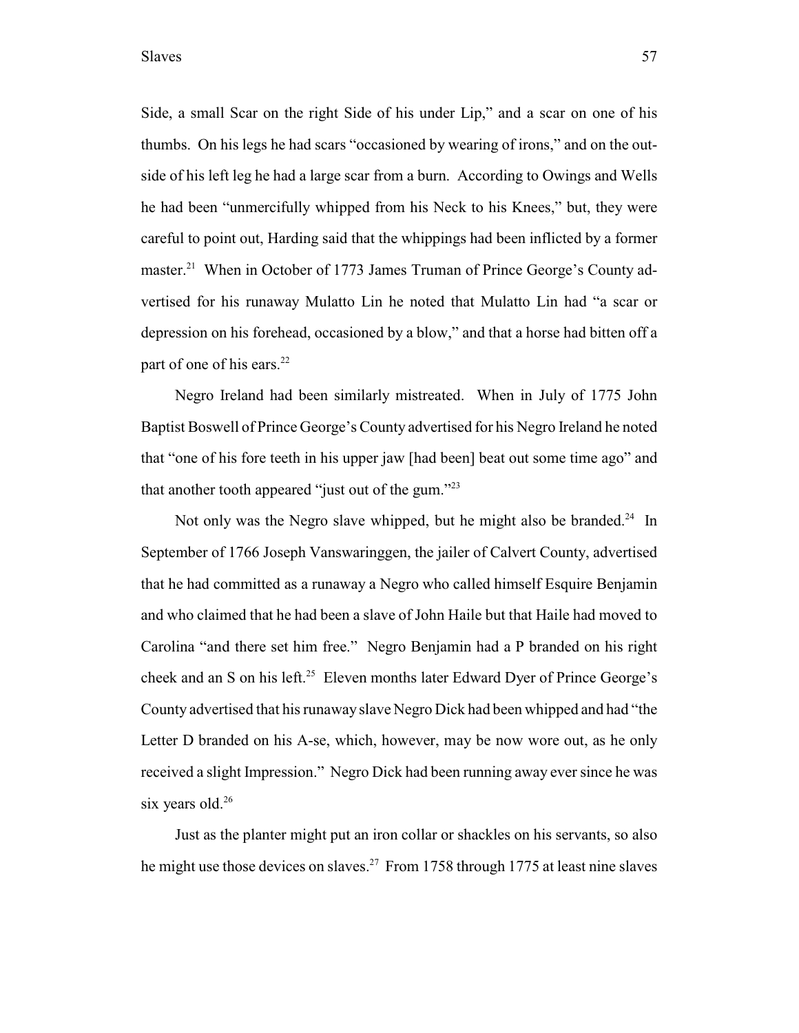Side, a small Scar on the right Side of his under Lip," and a scar on one of his thumbs. On his legs he had scars "occasioned by wearing of irons," and on the outside of his left leg he had a large scar from a burn. According to Owings and Wells he had been "unmercifully whipped from his Neck to his Knees," but, they were careful to point out, Harding said that the whippings had been inflicted by a former master.[21] When in October of 1773 James Truman of Prince George's County advertised for his runaway Mulatto Lin he noted that Mulatto Lin had "a scar or depression on his forehead, occasioned by a blow," and that a horse had bitten off a part of one of his ears.[22]

Negro Ireland had been similarly mistreated. When in July of 1775 John Baptist Boswell of Prince George's County advertised for his Negro Ireland he noted that "one of his fore teeth in his upper jaw [had been] beat out some time ago" and that another tooth appeared "just out of the gum."[23]

Not only was the Negro slave whipped, but he might also be branded.[24] In September of 1766 Joseph Vanswaringgen, the jailer of Calvert County, advertised that he had committed as a runaway a Negro who called himself Esquire Benjamin and who claimed that he had been a slave of John Haile but that Haile had moved to Carolina "and there set him free." Negro Benjamin had a P branded on his right cheek and an S on his left.[25] Eleven months later Edward Dyer of Prince George's County advertised that his runaway slave Negro Dick had been whipped and had "the Letter D branded on his A-se, which, however, may be now wore out, as he only received a slight Impression." Negro Dick had been running away ever since he was six years old.[26]

Just as the planter might put an iron collar or shackles on his servants, so also he might use those devices on slaves.[27] From 1758 through 1775 at least nine slaves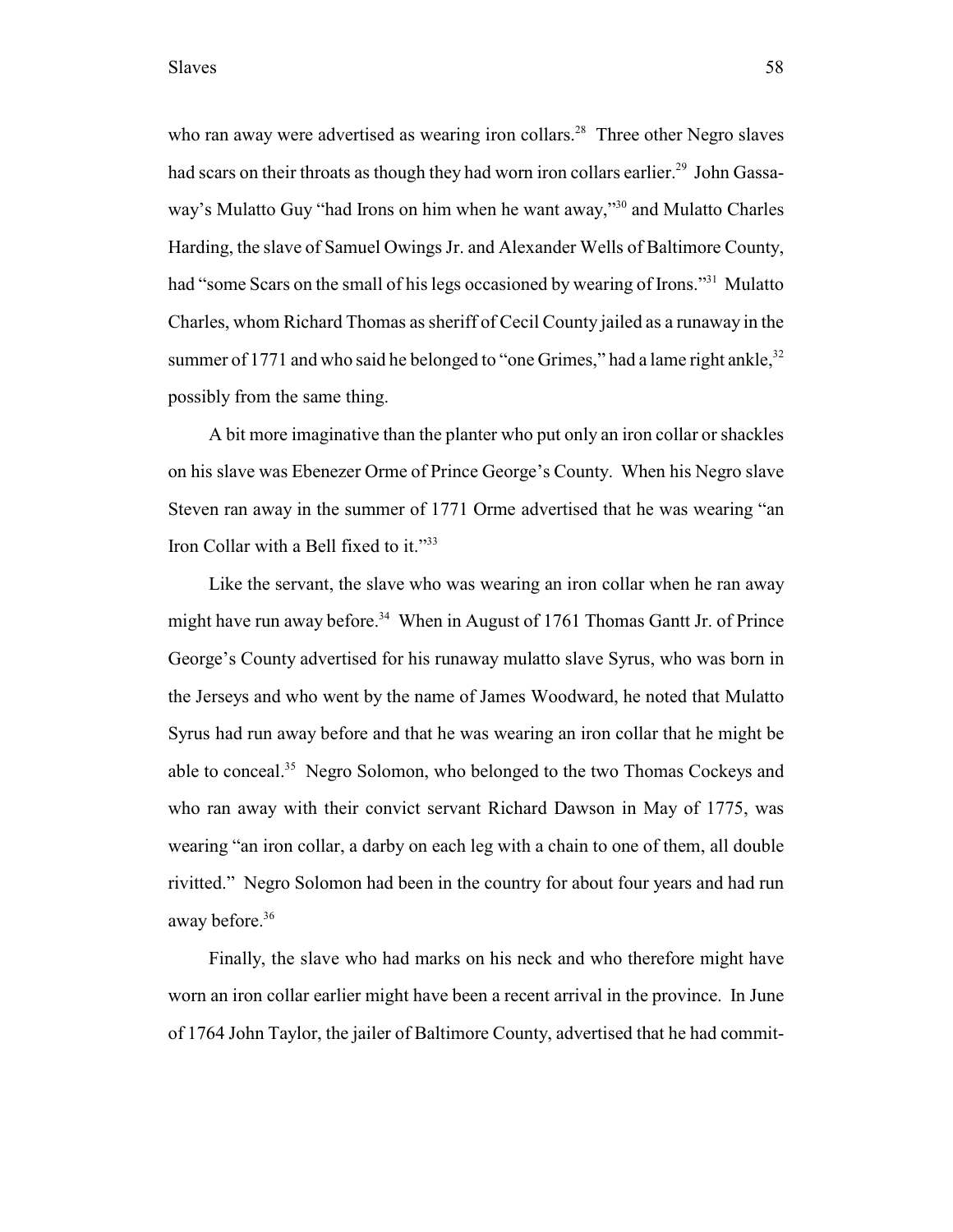who ran away were advertised as wearing iron collars.[28] Three other Negro slaves had scars on their throats as though they had worn iron collars earlier.[29] John Gassaway's Mulatto Guy "had Irons on him when he want away,"[30] and Mulatto Charles Harding, the slave of Samuel Owings Jr. and Alexander Wells of Baltimore County, had "some Scars on the small of his legs occasioned by wearing of Irons."[31] Mulatto Charles, whom Richard Thomas as sheriff of Cecil County jailed as a runaway in the summer of 1771 and who said he belonged to "one Grimes," had a lame right ankle,[32] possibly from the same thing.

A bit more imaginative than the planter who put only an iron collar or shackles on his slave was Ebenezer Orme of Prince George's County. When his Negro slave Steven ran away in the summer of 1771 Orme advertised that he was wearing "an Iron Collar with a Bell fixed to it."[33]

Like the servant, the slave who was wearing an iron collar when he ran away might have run away before.[34] When in August of 1761 Thomas Gantt Jr. of Prince George's County advertised for his runaway mulatto slave Syrus, who was born in the Jerseys and who went by the name of James Woodward, he noted that Mulatto Syrus had run away before and that he was wearing an iron collar that he might be able to conceal.[35] Negro Solomon, who belonged to the two Thomas Cockeys and who ran away with their convict servant Richard Dawson in May of 1775, was wearing "an iron collar, a darby on each leg with a chain to one of them, all double rivitted." Negro Solomon had been in the country for about four years and had run away before.[36]

Finally, the slave who had marks on his neck and who therefore might have worn an iron collar earlier might have been a recent arrival in the province. In June of 1764 John Taylor, the jailer of Baltimore County, advertised that he had commit-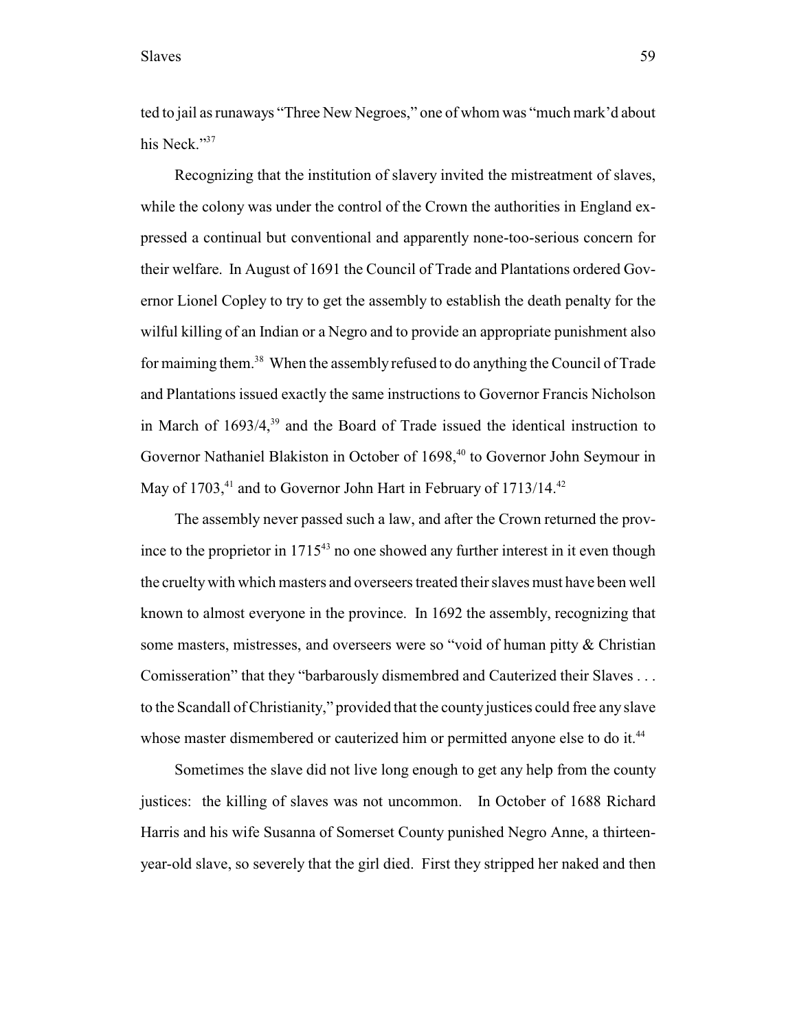ted to jail as runaways "Three New Negroes," one of whom was "much mark'd about his Neck."[37]

Recognizing that the institution of slavery invited the mistreatment of slaves, while the colony was under the control of the Crown the authorities in England expressed a continual but conventional and apparently none-too-serious concern for their welfare. In August of 1691 the Council of Trade and Plantations ordered Governor Lionel Copley to try to get the assembly to establish the death penalty for the wilful killing of an Indian or a Negro and to provide an appropriate punishment also for maiming them.[38] When the assembly refused to do anything the Council of Trade and Plantations issued exactly the same instructions to Governor Francis Nicholson in March of 1693/4,[39] and the Board of Trade issued the identical instruction to Governor Nathaniel Blakiston in October of 1698,[40] to Governor John Seymour in May of 1703,[41] and to Governor John Hart in February of 1713/14.[42]

The assembly never passed such a law, and after the Crown returned the province to the proprietor in 1715[43] no one showed any further interest in it even though the cruelty with which masters and overseers treated their slaves must have been well known to almost everyone in the province. In 1692 the assembly, recognizing that some masters, mistresses, and overseers were so "void of human pitty & Christian Comisseration" that they "barbarously dismembred and Cauterized their Slaves . . . to the Scandall of Christianity," provided that the county justices could free any slave whose master dismembered or cauterized him or permitted anyone else to do it.[44]

Sometimes the slave did not live long enough to get any help from the county justices: the killing of slaves was not uncommon. In October of 1688 Richard Harris and his wife Susanna of Somerset County punished Negro Anne, a thirteen-year-old slave, so severely that the girl died. First they stripped her naked and then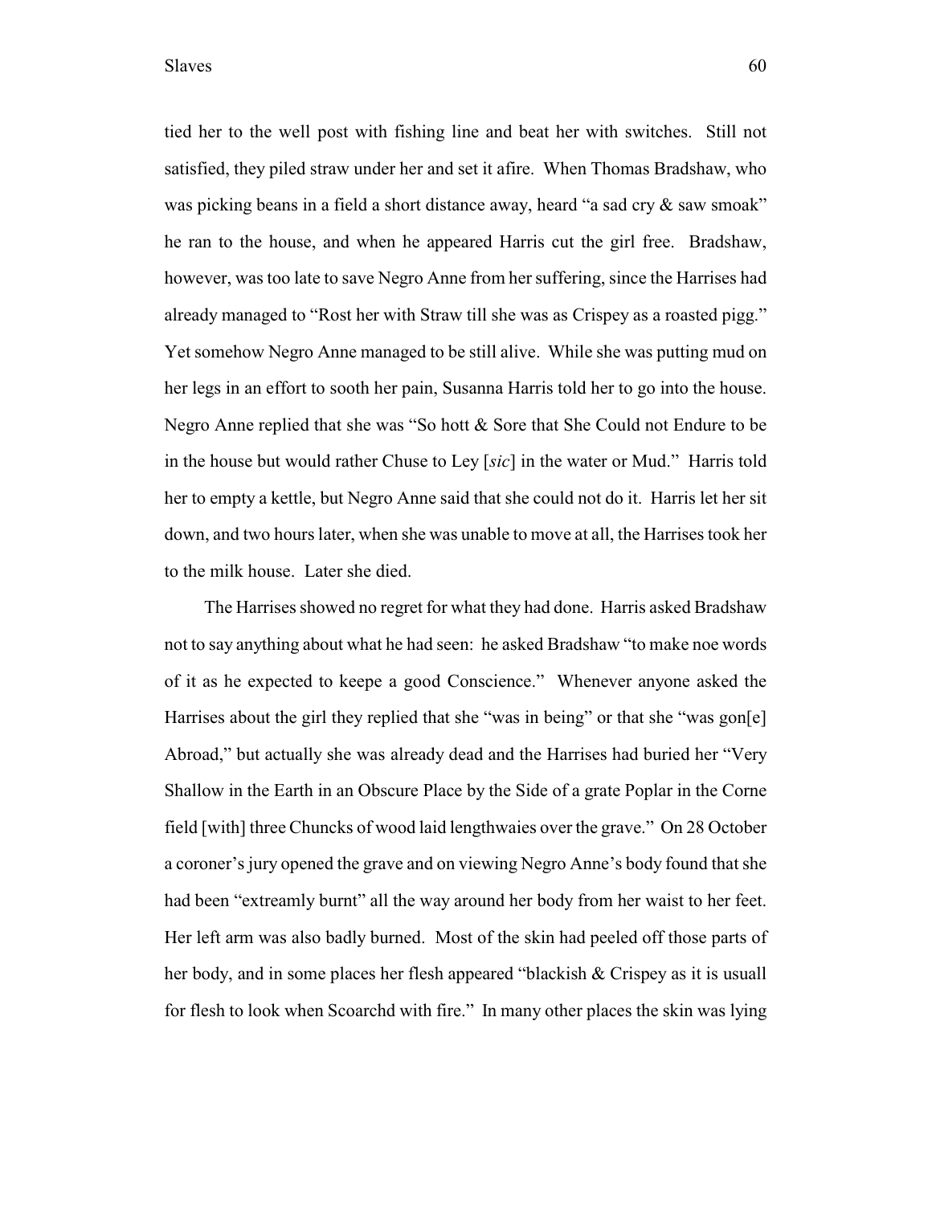tied her to the well post with fishing line and beat her with switches. Still not satisfied, they piled straw under her and set it afire. When Thomas Bradshaw, who was picking beans in a field a short distance away, heard "a sad cry & saw smoak" he ran to the house, and when he appeared Harris cut the girl free. Bradshaw, however, was too late to save Negro Anne from her suffering, since the Harrises had already managed to "Rost her with Straw till she was as Crispey as a roasted pigg." Yet somehow Negro Anne managed to be still alive. While she was putting mud on her legs in an effort to sooth her pain, Susanna Harris told her to go into the house. Negro Anne replied that she was "So hott & Sore that She Could not Endure to be in the house but would rather Chuse to Ley [*sic*] in the water or Mud." Harris told her to empty a kettle, but Negro Anne said that she could not do it. Harris let her sit down, and two hours later, when she was unable to move at all, the Harrises took her to the milk house. Later she died.

The Harrises showed no regret for what they had done. Harris asked Bradshaw not to say anything about what he had seen: he asked Bradshaw "to make noe words of it as he expected to keepe a good Conscience." Whenever anyone asked the Harrises about the girl they replied that she "was in being" or that she "was gon[e] Abroad," but actually she was already dead and the Harrises had buried her "Very Shallow in the Earth in an Obscure Place by the Side of a grate Poplar in the Corne field [with] three Chuncks of wood laid lengthwaies over the grave." On 28 October a coroner's jury opened the grave and on viewing Negro Anne's body found that she had been "extreamly burnt" all the way around her body from her waist to her feet. Her left arm was also badly burned. Most of the skin had peeled off those parts of her body, and in some places her flesh appeared "blackish & Crispey as it is usuall for flesh to look when Scoarchd with fire." In many other places the skin was lying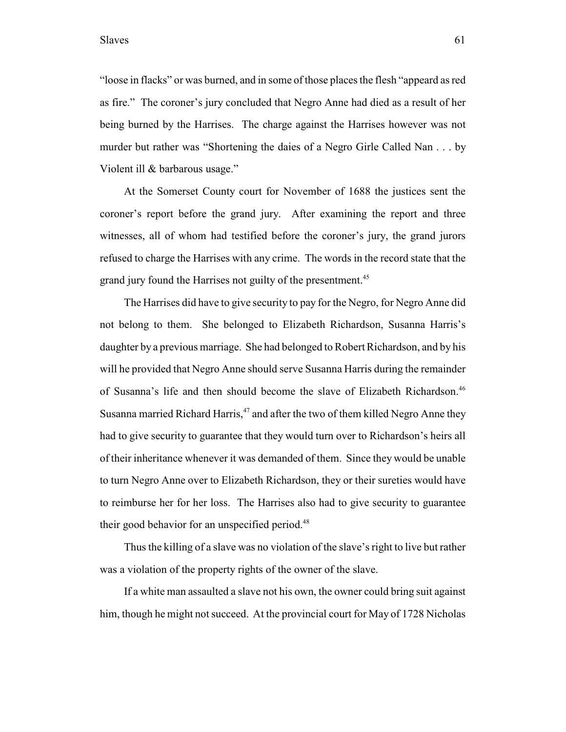"loose in flacks" or was burned, and in some of those places the flesh "appeard as red as fire." The coroner's jury concluded that Negro Anne had died as a result of her being burned by the Harrises. The charge against the Harrises however was not murder but rather was "Shortening the daies of a Negro Girle Called Nan . . . by Violent ill & barbarous usage."

At the Somerset County court for November of 1688 the justices sent the coroner's report before the grand jury. After examining the report and three witnesses, all of whom had testified before the coroner's jury, the grand jurors refused to charge the Harrises with any crime. The words in the record state that the grand jury found the Harrises not guilty of the presentment.[45]

The Harrises did have to give security to pay for the Negro, for Negro Anne did not belong to them. She belonged to Elizabeth Richardson, Susanna Harris's daughter by a previous marriage. She had belonged to Robert Richardson, and by his will he provided that Negro Anne should serve Susanna Harris during the remainder of Susanna's life and then should become the slave of Elizabeth Richardson.[46] Susanna married Richard Harris,[47] and after the two of them killed Negro Anne they had to give security to guarantee that they would turn over to Richardson's heirs all of their inheritance whenever it was demanded of them. Since they would be unable to turn Negro Anne over to Elizabeth Richardson, they or their sureties would have to reimburse her for her loss. The Harrises also had to give security to guarantee their good behavior for an unspecified period.[48]

Thus the killing of a slave was no violation of the slave's right to live but rather was a violation of the property rights of the owner of the slave.

If a white man assaulted a slave not his own, the owner could bring suit against him, though he might not succeed. At the provincial court for May of 1728 Nicholas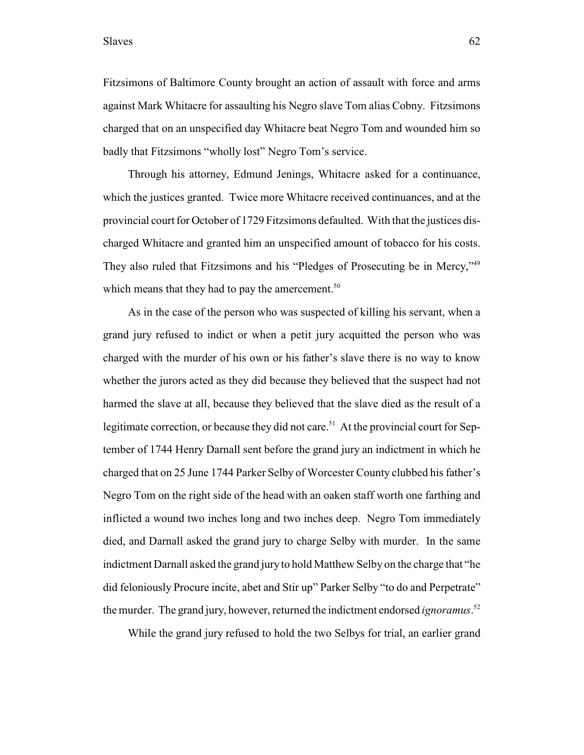Fitzsimons of Baltimore County brought an action of assault with force and arms against Mark Whitacre for assaulting his Negro slave Tom alias Cobny. Fitzsimons charged that on an unspecified day Whitacre beat Negro Tom and wounded him so badly that Fitzsimons "wholly lost" Negro Tom's service.

Through his attorney, Edmund Jenings, Whitacre asked for a continuance, which the justices granted. Twice more Whitacre received continuances, and at the provincial court for October of 1729 Fitzsimons defaulted. With that the justices discharged Whitacre and granted him an unspecified amount of tobacco for his costs. They also ruled that Fitzsimons and his "Pledges of Prosecuting be in Mercy,"[49] which means that they had to pay the amercement.[50]

As in the case of the person who was suspected of killing his servant, when a grand jury refused to indict or when a petit jury acquitted the person who was charged with the murder of his own or his father's slave there is no way to know whether the jurors acted as they did because they believed that the suspect had not harmed the slave at all, because they believed that the slave died as the result of a legitimate correction, or because they did not care.[51] At the provincial court for September of 1744 Henry Darnall sent before the grand jury an indictment in which he charged that on 25 June 1744 Parker Selby of Worcester County clubbed his father's Negro Tom on the right side of the head with an oaken staff worth one farthing and inflicted a wound two inches long and two inches deep. Negro Tom immediately died, and Darnall asked the grand jury to charge Selby with murder. In the same indictment Darnall asked the grand jury to hold Matthew Selby on the charge that "he did feloniously Procure incite, abet and Stir up" Parker Selby "to do and Perpetrate" the murder. The grand jury, however, returned the indictment endorsed *ignoramus*.[52]

While the grand jury refused to hold the two Selbys for trial, an earlier grand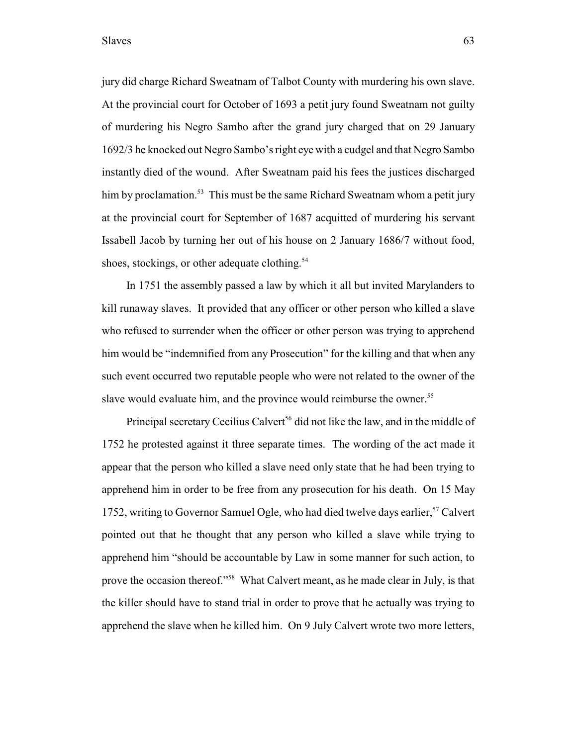jury did charge Richard Sweatnam of Talbot County with murdering his own slave. At the provincial court for October of 1693 a petit jury found Sweatnam not guilty of murdering his Negro Sambo after the grand jury charged that on 29 January 1692/3 he knocked out Negro Sambo's right eye with a cudgel and that Negro Sambo instantly died of the wound. After Sweatnam paid his fees the justices discharged him by proclamation.[53] This must be the same Richard Sweatnam whom a petit jury at the provincial court for September of 1687 acquitted of murdering his servant Issabell Jacob by turning her out of his house on 2 January 1686/7 without food, shoes, stockings, or other adequate clothing.[54]

In 1751 the assembly passed a law by which it all but invited Marylanders to kill runaway slaves. It provided that any officer or other person who killed a slave who refused to surrender when the officer or other person was trying to apprehend him would be "indemnified from any Prosecution" for the killing and that when any such event occurred two reputable people who were not related to the owner of the slave would evaluate him, and the province would reimburse the owner.[55]

Principal secretary Cecilius Calvert[56] did not like the law, and in the middle of 1752 he protested against it three separate times. The wording of the act made it appear that the person who killed a slave need only state that he had been trying to apprehend him in order to be free from any prosecution for his death. On 15 May 1752, writing to Governor Samuel Ogle, who had died twelve days earlier,[57] Calvert pointed out that he thought that any person who killed a slave while trying to apprehend him "should be accountable by Law in some manner for such action, to prove the occasion thereof."[58] What Calvert meant, as he made clear in July, is that the killer should have to stand trial in order to prove that he actually was trying to apprehend the slave when he killed him. On 9 July Calvert wrote two more letters,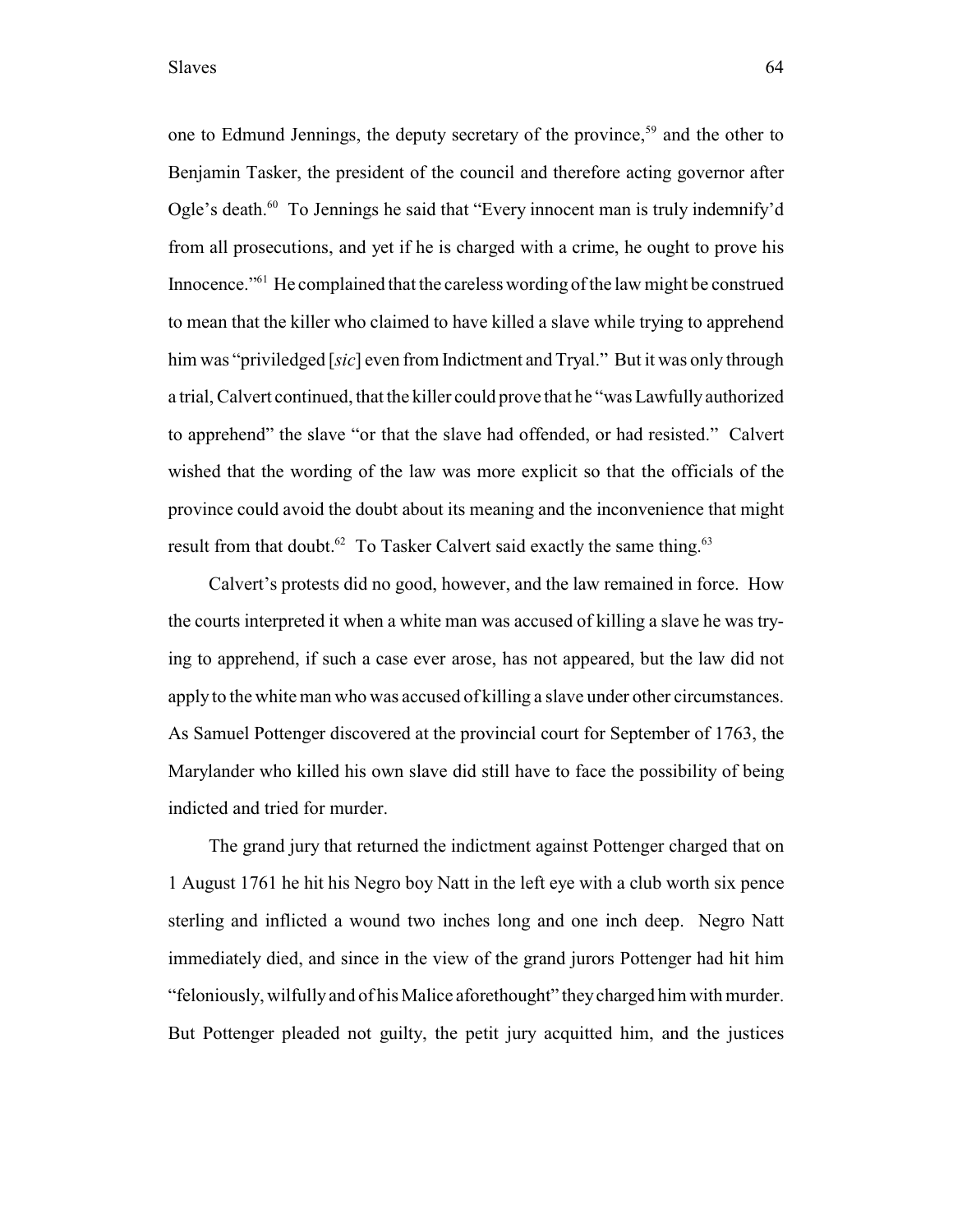one to Edmund Jennings, the deputy secretary of the province,[59] and the other to Benjamin Tasker, the president of the council and therefore acting governor after Ogle's death.[60] To Jennings he said that "Every innocent man is truly indemnify'd from all prosecutions, and yet if he is charged with a crime, he ought to prove his Innocence."[61] He complained that the careless wording of the law might be construed to mean that the killer who claimed to have killed a slave while trying to apprehend him was "priviledged [*sic*] even from Indictment and Tryal." But it was only through a trial, Calvert continued, that the killer could prove that he "was Lawfully authorized to apprehend" the slave "or that the slave had offended, or had resisted." Calvert wished that the wording of the law was more explicit so that the officials of the province could avoid the doubt about its meaning and the inconvenience that might result from that doubt.[62] To Tasker Calvert said exactly the same thing.[63]

Calvert's protests did no good, however, and the law remained in force. How the courts interpreted it when a white man was accused of killing a slave he was trying to apprehend, if such a case ever arose, has not appeared, but the law did not apply to the white man who was accused of killing a slave under other circumstances. As Samuel Pottenger discovered at the provincial court for September of 1763, the Marylander who killed his own slave did still have to face the possibility of being indicted and tried for murder.

The grand jury that returned the indictment against Pottenger charged that on 1 August 1761 he hit his Negro boy Natt in the left eye with a club worth six pence sterling and inflicted a wound two inches long and one inch deep. Negro Natt immediately died, and since in the view of the grand jurors Pottenger had hit him "feloniously, wilfully and of his Malice aforethought" they charged him with murder. But Pottenger pleaded not guilty, the petit jury acquitted him, and the justices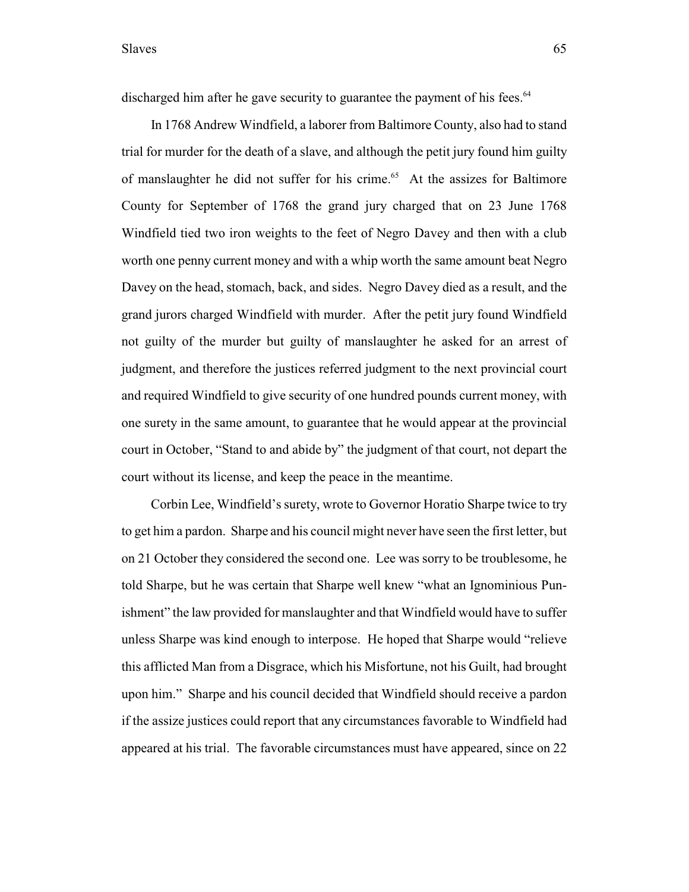discharged him after he gave security to guarantee the payment of his fees.[64]

In 1768 Andrew Windfield, a laborer from Baltimore County, also had to stand trial for murder for the death of a slave, and although the petit jury found him guilty of manslaughter he did not suffer for his crime.[65] At the assizes for Baltimore County for September of 1768 the grand jury charged that on 23 June 1768 Windfield tied two iron weights to the feet of Negro Davey and then with a club worth one penny current money and with a whip worth the same amount beat Negro Davey on the head, stomach, back, and sides. Negro Davey died as a result, and the grand jurors charged Windfield with murder. After the petit jury found Windfield not guilty of the murder but guilty of manslaughter he asked for an arrest of judgment, and therefore the justices referred judgment to the next provincial court and required Windfield to give security of one hundred pounds current money, with one surety in the same amount, to guarantee that he would appear at the provincial court in October, "Stand to and abide by" the judgment of that court, not depart the court without its license, and keep the peace in the meantime.

Corbin Lee, Windfield's surety, wrote to Governor Horatio Sharpe twice to try to get him a pardon. Sharpe and his council might never have seen the first letter, but on 21 October they considered the second one. Lee was sorry to be troublesome, he told Sharpe, but he was certain that Sharpe well knew "what an Ignominious Punishment" the law provided for manslaughter and that Windfield would have to suffer unless Sharpe was kind enough to interpose. He hoped that Sharpe would "relieve this afflicted Man from a Disgrace, which his Misfortune, not his Guilt, had brought upon him." Sharpe and his council decided that Windfield should receive a pardon if the assize justices could report that any circumstances favorable to Windfield had appeared at his trial. The favorable circumstances must have appeared, since on 22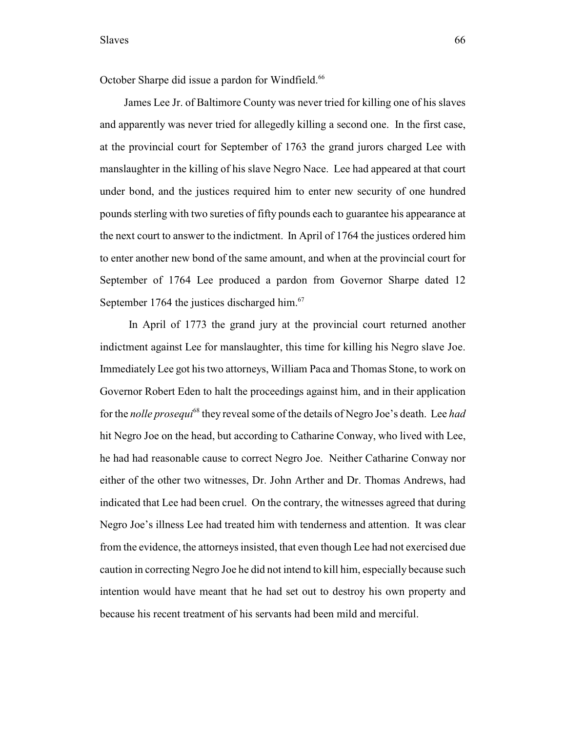October Sharpe did issue a pardon for Windfield.[66]

James Lee Jr. of Baltimore County was never tried for killing one of his slaves and apparently was never tried for allegedly killing a second one. In the first case, at the provincial court for September of 1763 the grand jurors charged Lee with manslaughter in the killing of his slave Negro Nace. Lee had appeared at that court under bond, and the justices required him to enter new security of one hundred pounds sterling with two sureties of fifty pounds each to guarantee his appearance at the next court to answer to the indictment. In April of 1764 the justices ordered him to enter another new bond of the same amount, and when at the provincial court for September of 1764 Lee produced a pardon from Governor Sharpe dated 12 September 1764 the justices discharged him.[67]

In April of 1773 the grand jury at the provincial court returned another indictment against Lee for manslaughter, this time for killing his Negro slave Joe. Immediately Lee got his two attorneys, William Paca and Thomas Stone, to work on Governor Robert Eden to halt the proceedings against him, and in their application for the *nolle prosequi*[68] they reveal some of the details of Negro Joe's death. Lee *had* hit Negro Joe on the head, but according to Catharine Conway, who lived with Lee, he had had reasonable cause to correct Negro Joe. Neither Catharine Conway nor either of the other two witnesses, Dr. John Arther and Dr. Thomas Andrews, had indicated that Lee had been cruel. On the contrary, the witnesses agreed that during Negro Joe's illness Lee had treated him with tenderness and attention. It was clear from the evidence, the attorneys insisted, that even though Lee had not exercised due caution in correcting Negro Joe he did not intend to kill him, especially because such intention would have meant that he had set out to destroy his own property and because his recent treatment of his servants had been mild and merciful.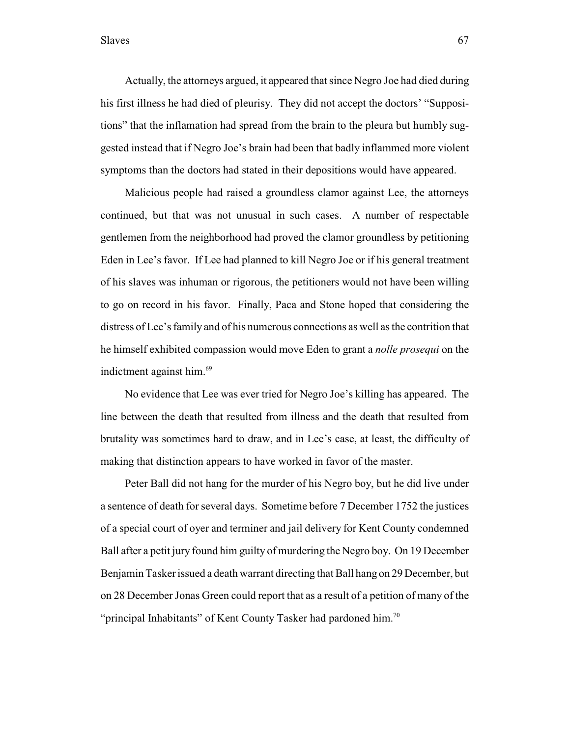Actually, the attorneys argued, it appeared that since Negro Joe had died during his first illness he had died of pleurisy. They did not accept the doctors' "Suppositions" that the inflamation had spread from the brain to the pleura but humbly suggested instead that if Negro Joe's brain had been that badly inflammed more violent symptoms than the doctors had stated in their depositions would have appeared.

Malicious people had raised a groundless clamor against Lee, the attorneys continued, but that was not unusual in such cases. A number of respectable gentlemen from the neighborhood had proved the clamor groundless by petitioning Eden in Lee's favor. If Lee had planned to kill Negro Joe or if his general treatment of his slaves was inhuman or rigorous, the petitioners would not have been willing to go on record in his favor. Finally, Paca and Stone hoped that considering the distress of Lee's family and of his numerous connections as well as the contrition that he himself exhibited compassion would move Eden to grant a *nolle prosequi* on the indictment against him.[69]

No evidence that Lee was ever tried for Negro Joe's killing has appeared. The line between the death that resulted from illness and the death that resulted from brutality was sometimes hard to draw, and in Lee's case, at least, the difficulty of making that distinction appears to have worked in favor of the master.

Peter Ball did not hang for the murder of his Negro boy, but he did live under a sentence of death for several days. Sometime before 7 December 1752 the justices of a special court of oyer and terminer and jail delivery for Kent County condemned Ball after a petit jury found him guilty of murdering the Negro boy. On 19 December Benjamin Tasker issued a death warrant directing that Ball hang on 29 December, but on 28 December Jonas Green could report that as a result of a petition of many of the "principal Inhabitants" of Kent County Tasker had pardoned him.[70]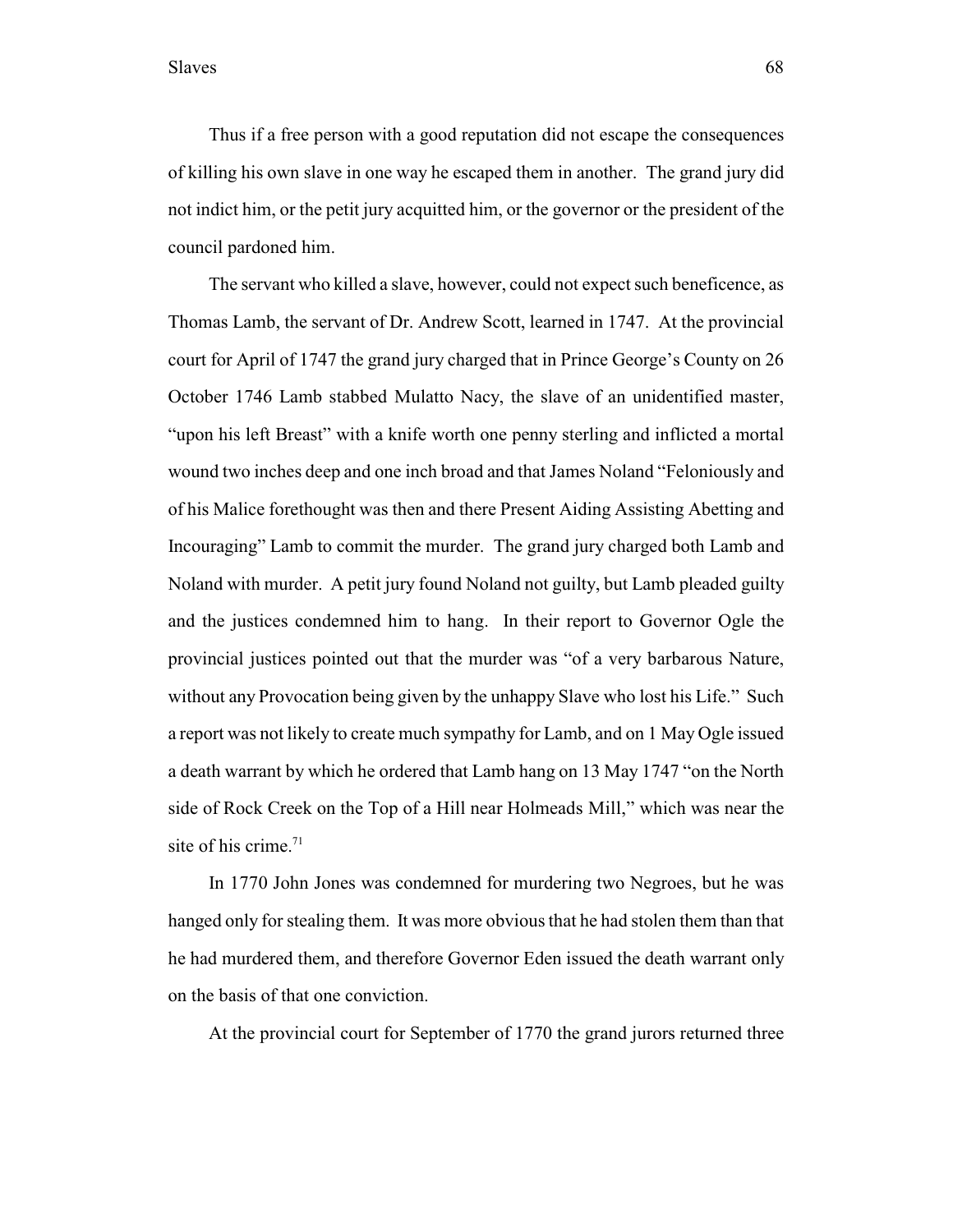Thus if a free person with a good reputation did not escape the consequences of killing his own slave in one way he escaped them in another. The grand jury did not indict him, or the petit jury acquitted him, or the governor or the president of the council pardoned him.

The servant who killed a slave, however, could not expect such beneficence, as Thomas Lamb, the servant of Dr. Andrew Scott, learned in 1747. At the provincial court for April of 1747 the grand jury charged that in Prince George's County on 26 October 1746 Lamb stabbed Mulatto Nacy, the slave of an unidentified master, "upon his left Breast" with a knife worth one penny sterling and inflicted a mortal wound two inches deep and one inch broad and that James Noland "Feloniously and of his Malice forethought was then and there Present Aiding Assisting Abetting and Incouraging" Lamb to commit the murder. The grand jury charged both Lamb and Noland with murder. A petit jury found Noland not guilty, but Lamb pleaded guilty and the justices condemned him to hang. In their report to Governor Ogle the provincial justices pointed out that the murder was "of a very barbarous Nature, without any Provocation being given by the unhappy Slave who lost his Life." Such a report was not likely to create much sympathy for Lamb, and on 1 May Ogle issued a death warrant by which he ordered that Lamb hang on 13 May 1747 "on the North side of Rock Creek on the Top of a Hill near Holmeads Mill," which was near the site of his crime.[71]

In 1770 John Jones was condemned for murdering two Negroes, but he was hanged only for stealing them. It was more obvious that he had stolen them than that he had murdered them, and therefore Governor Eden issued the death warrant only on the basis of that one conviction.

At the provincial court for September of 1770 the grand jurors returned three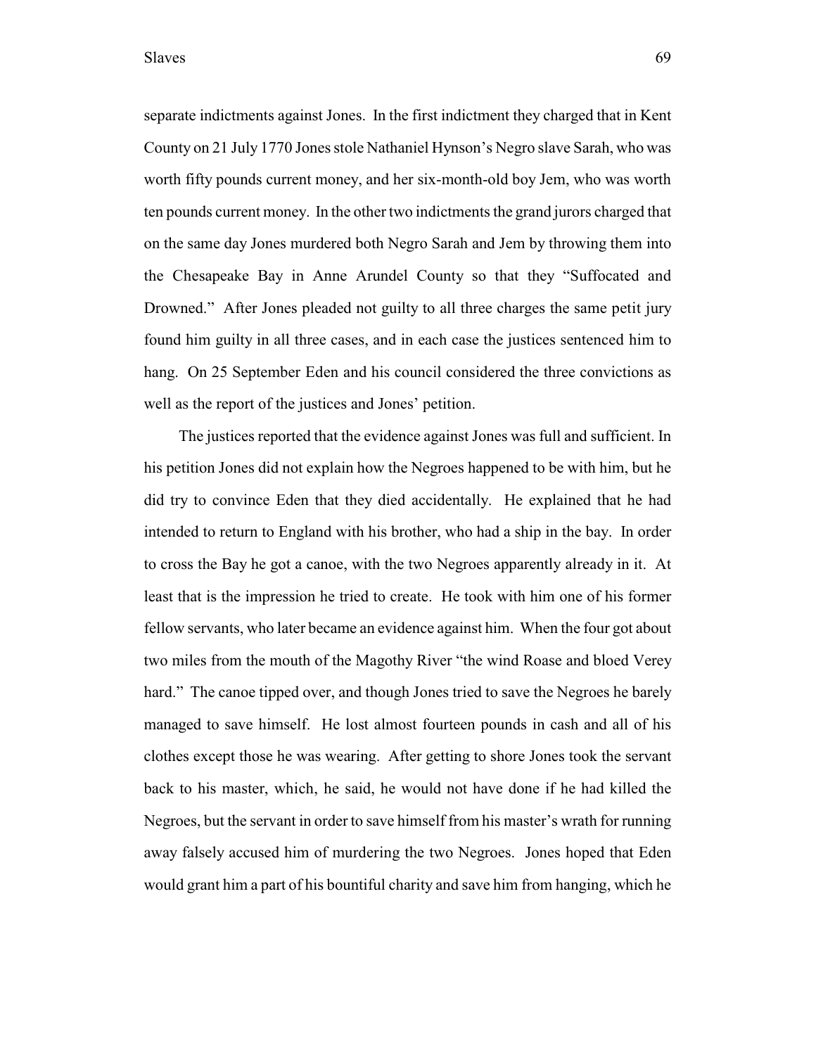separate indictments against Jones. In the first indictment they charged that in Kent County on 21 July 1770 Jones stole Nathaniel Hynson's Negro slave Sarah, who was worth fifty pounds current money, and her six-month-old boy Jem, who was worth ten pounds current money. In the other two indictments the grand jurors charged that on the same day Jones murdered both Negro Sarah and Jem by throwing them into the Chesapeake Bay in Anne Arundel County so that they "Suffocated and Drowned." After Jones pleaded not guilty to all three charges the same petit jury found him guilty in all three cases, and in each case the justices sentenced him to hang. On 25 September Eden and his council considered the three convictions as well as the report of the justices and Jones' petition.

The justices reported that the evidence against Jones was full and sufficient. In his petition Jones did not explain how the Negroes happened to be with him, but he did try to convince Eden that they died accidentally. He explained that he had intended to return to England with his brother, who had a ship in the bay. In order to cross the Bay he got a canoe, with the two Negroes apparently already in it. At least that is the impression he tried to create. He took with him one of his former fellow servants, who later became an evidence against him. When the four got about two miles from the mouth of the Magothy River "the wind Roase and bloed Verey hard." The canoe tipped over, and though Jones tried to save the Negroes he barely managed to save himself. He lost almost fourteen pounds in cash and all of his clothes except those he was wearing. After getting to shore Jones took the servant back to his master, which, he said, he would not have done if he had killed the Negroes, but the servant in order to save himself from his master's wrath for running away falsely accused him of murdering the two Negroes. Jones hoped that Eden would grant him a part of his bountiful charity and save him from hanging, which he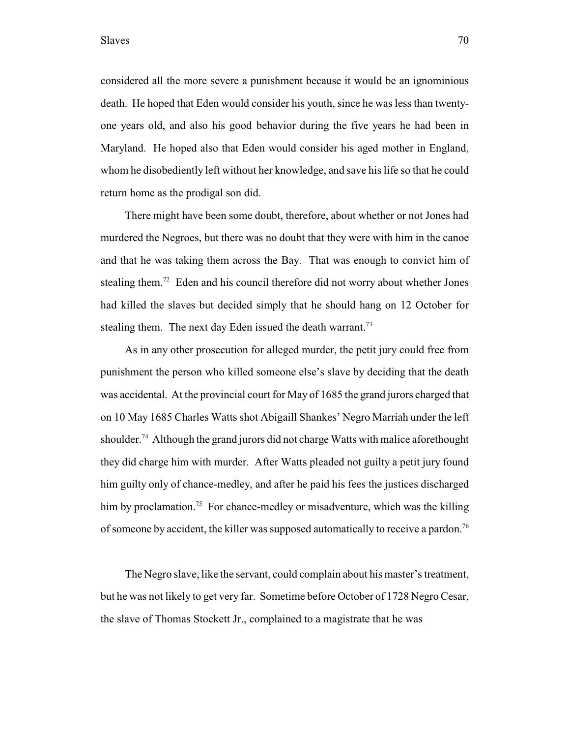considered all the more severe a punishment because it would be an ignominious death. He hoped that Eden would consider his youth, since he was less than twenty-one years old, and also his good behavior during the five years he had been in Maryland. He hoped also that Eden would consider his aged mother in England, whom he disobediently left without her knowledge, and save his life so that he could return home as the prodigal son did.

There might have been some doubt, therefore, about whether or not Jones had murdered the Negroes, but there was no doubt that they were with him in the canoe and that he was taking them across the Bay. That was enough to convict him of stealing them.[72] Eden and his council therefore did not worry about whether Jones had killed the slaves but decided simply that he should hang on 12 October for stealing them. The next day Eden issued the death warrant.[73]

As in any other prosecution for alleged murder, the petit jury could free from punishment the person who killed someone else's slave by deciding that the death was accidental. At the provincial court for May of 1685 the grand jurors charged that on 10 May 1685 Charles Watts shot Abigaill Shankes' Negro Marriah under the left shoulder.[74] Although the grand jurors did not charge Watts with malice aforethought they did charge him with murder. After Watts pleaded not guilty a petit jury found him guilty only of chance-medley, and after he paid his fees the justices discharged him by proclamation.[75] For chance-medley or misadventure, which was the killing of someone by accident, the killer was supposed automatically to receive a pardon.[76]

The Negro slave, like the servant, could complain about his master's treatment, but he was not likely to get very far. Sometime before October of 1728 Negro Cesar, the slave of Thomas Stockett Jr., complained to a magistrate that he was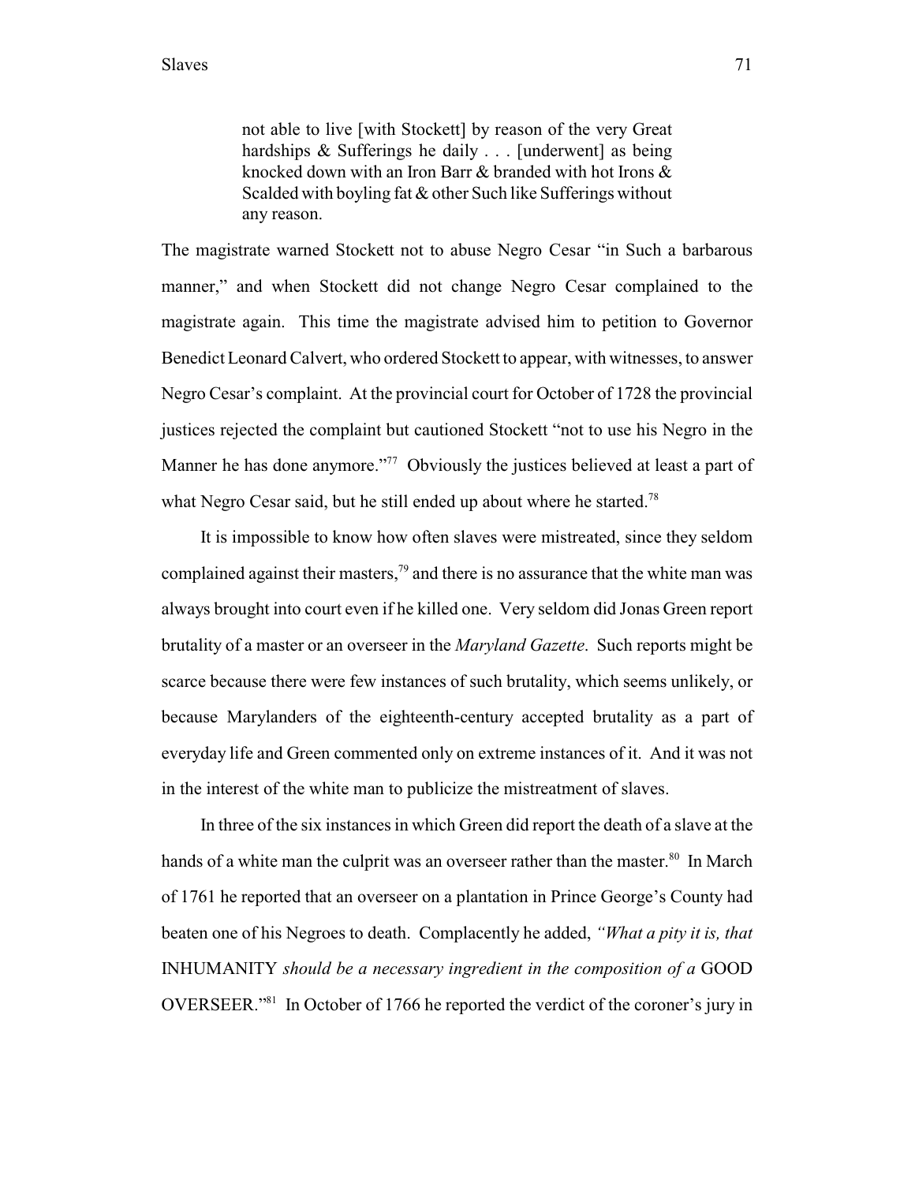> not able to live [with Stockett] by reason of the very Great hardships & Sufferings he daily . . . [underwent] as being knocked down with an Iron Barr & branded with hot Irons & Scalded with boyling fat & other Such like Sufferings without any reason.

The magistrate warned Stockett not to abuse Negro Cesar "in Such a barbarous manner," and when Stockett did not change Negro Cesar complained to the magistrate again. This time the magistrate advised him to petition to Governor Benedict Leonard Calvert, who ordered Stockett to appear, with witnesses, to answer Negro Cesar's complaint. At the provincial court for October of 1728 the provincial justices rejected the complaint but cautioned Stockett "not to use his Negro in the Manner he has done anymore."[77] Obviously the justices believed at least a part of what Negro Cesar said, but he still ended up about where he started.[78]

It is impossible to know how often slaves were mistreated, since they seldom complained against their masters,[79] and there is no assurance that the white man was always brought into court even if he killed one. Very seldom did Jonas Green report brutality of a master or an overseer in the *Maryland Gazette*. Such reports might be scarce because there were few instances of such brutality, which seems unlikely, or because Marylanders of the eighteenth-century accepted brutality as a part of everyday life and Green commented only on extreme instances of it. And it was not in the interest of the white man to publicize the mistreatment of slaves.

In three of the six instances in which Green did report the death of a slave at the hands of a white man the culprit was an overseer rather than the master.[80] In March of 1761 he reported that an overseer on a plantation in Prince George's County had beaten one of his Negroes to death. Complacently he added, *"What a pity it is, that* INHUMANITY *should be a necessary ingredient in the composition of a* GOOD OVERSEER."[81] In October of 1766 he reported the verdict of the coroner's jury in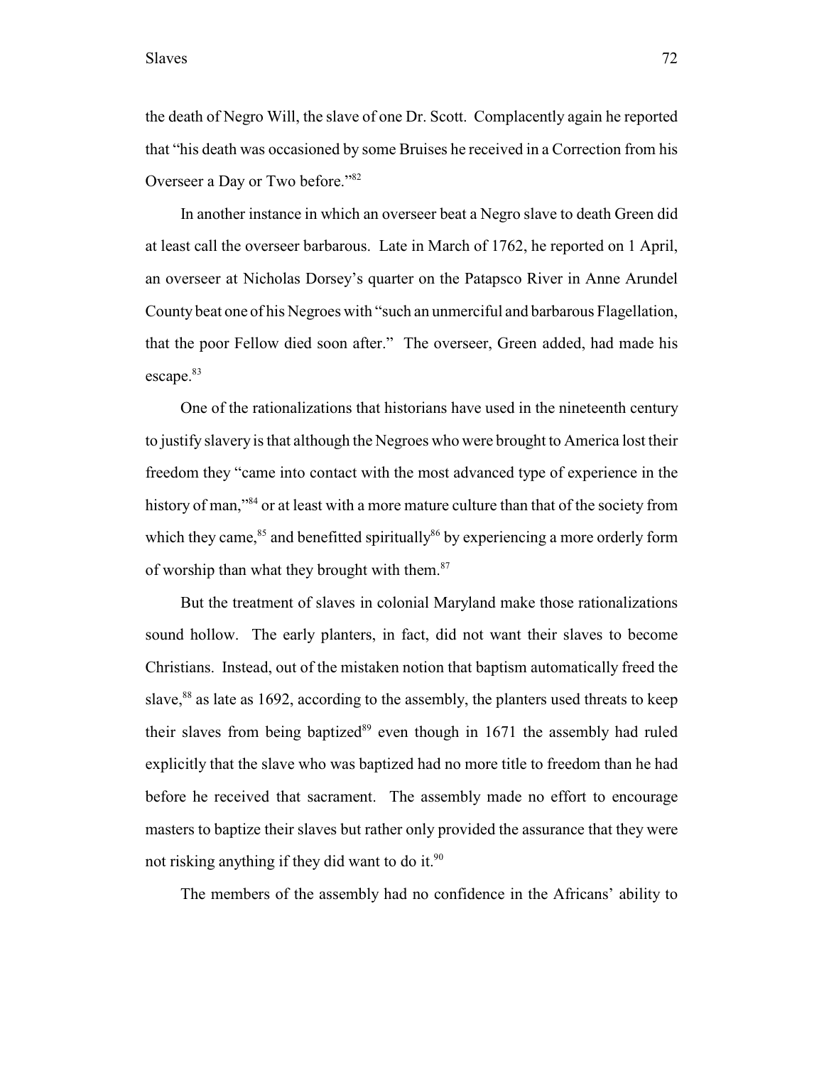the death of Negro Will, the slave of one Dr. Scott. Complacently again he reported that "his death was occasioned by some Bruises he received in a Correction from his Overseer a Day or Two before."[82]

In another instance in which an overseer beat a Negro slave to death Green did at least call the overseer barbarous. Late in March of 1762, he reported on 1 April, an overseer at Nicholas Dorsey's quarter on the Patapsco River in Anne Arundel County beat one of his Negroes with "such an unmerciful and barbarous Flagellation, that the poor Fellow died soon after." The overseer, Green added, had made his escape.[83]

One of the rationalizations that historians have used in the nineteenth century to justify slavery is that although the Negroes who were brought to America lost their freedom they "came into contact with the most advanced type of experience in the history of man,"[84] or at least with a more mature culture than that of the society from which they came,[85] and benefitted spiritually[86] by experiencing a more orderly form of worship than what they brought with them.[87]

But the treatment of slaves in colonial Maryland make those rationalizations sound hollow. The early planters, in fact, did not want their slaves to become Christians. Instead, out of the mistaken notion that baptism automatically freed the slave,[88] as late as 1692, according to the assembly, the planters used threats to keep their slaves from being baptized[89] even though in 1671 the assembly had ruled explicitly that the slave who was baptized had no more title to freedom than he had before he received that sacrament. The assembly made no effort to encourage masters to baptize their slaves but rather only provided the assurance that they were not risking anything if they did want to do it.[90]

The members of the assembly had no confidence in the Africans' ability to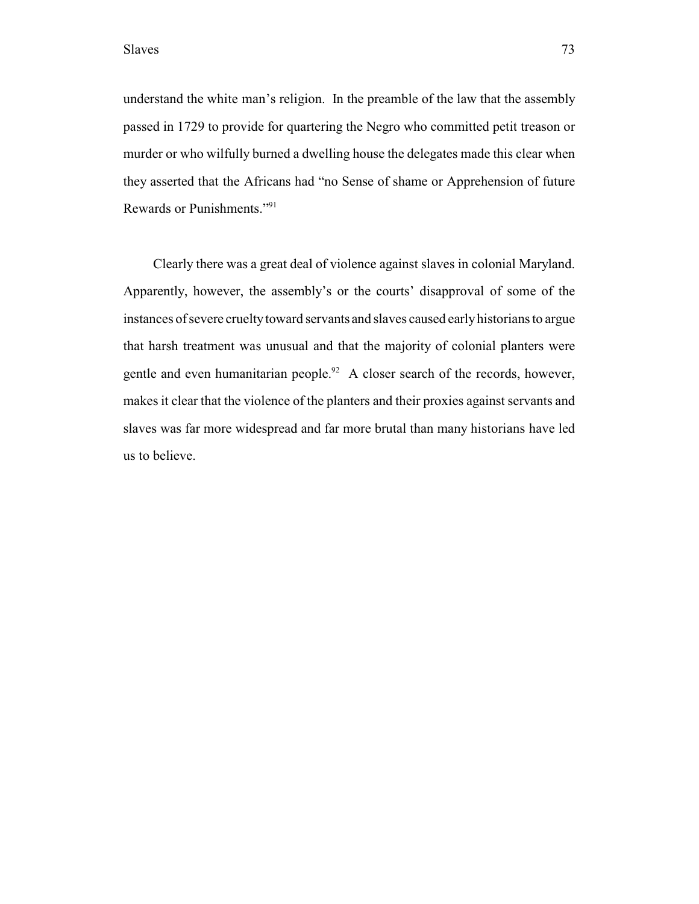understand the white man's religion. In the preamble of the law that the assembly passed in 1729 to provide for quartering the Negro who committed petit treason or murder or who wilfully burned a dwelling house the delegates made this clear when they asserted that the Africans had "no Sense of shame or Apprehension of future Rewards or Punishments."[91]

Clearly there was a great deal of violence against slaves in colonial Maryland. Apparently, however, the assembly's or the courts' disapproval of some of the instances of severe cruelty toward servants and slaves caused early historians to argue that harsh treatment was unusual and that the majority of colonial planters were gentle and even humanitarian people.[92] A closer search of the records, however, makes it clear that the violence of the planters and their proxies against servants and slaves was far more widespread and far more brutal than many historians have led us to believe.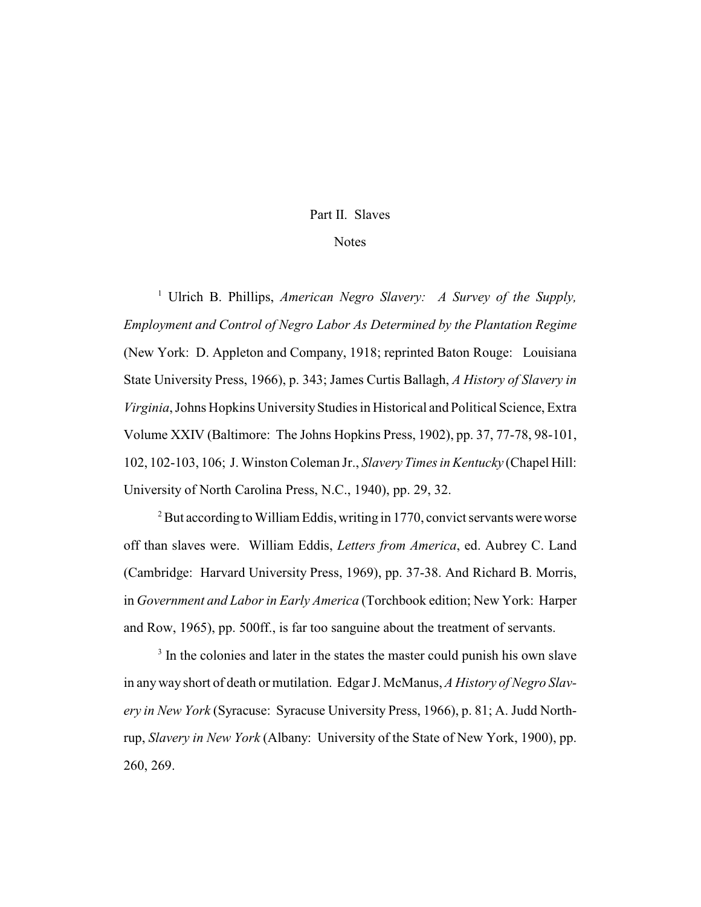## Part II. Slaves

### Notes

[1] Ulrich B. Phillips, *American Negro Slavery: A Survey of the Supply, Employment and Control of Negro Labor As Determined by the Plantation Regime* (New York: D. Appleton and Company, 1918; reprinted Baton Rouge: Louisiana State University Press, 1966), p. 343; James Curtis Ballagh, *A History of Slavery in Virginia*, Johns Hopkins University Studies in Historical and Political Science, Extra Volume XXIV (Baltimore: The Johns Hopkins Press, 1902), pp. 37, 77-78, 98-101, 102, 102-103, 106; J. Winston Coleman Jr., *Slavery Times in Kentucky* (Chapel Hill: University of North Carolina Press, N.C., 1940), pp. 29, 32.

[2] But according to William Eddis, writing in 1770, convict servants were worse off than slaves were. William Eddis, *Letters from America*, ed. Aubrey C. Land (Cambridge: Harvard University Press, 1969), pp. 37-38. And Richard B. Morris, in *Government and Labor in Early America* (Torchbook edition; New York: Harper and Row, 1965), pp. 500ff., is far too sanguine about the treatment of servants.

[3] In the colonies and later in the states the master could punish his own slave in any way short of death or mutilation. Edgar J. McManus, *A History of Negro Slavery in New York* (Syracuse: Syracuse University Press, 1966), p. 81; A. Judd Northrup, *Slavery in New York* (Albany: University of the State of New York, 1900), pp. 260, 269.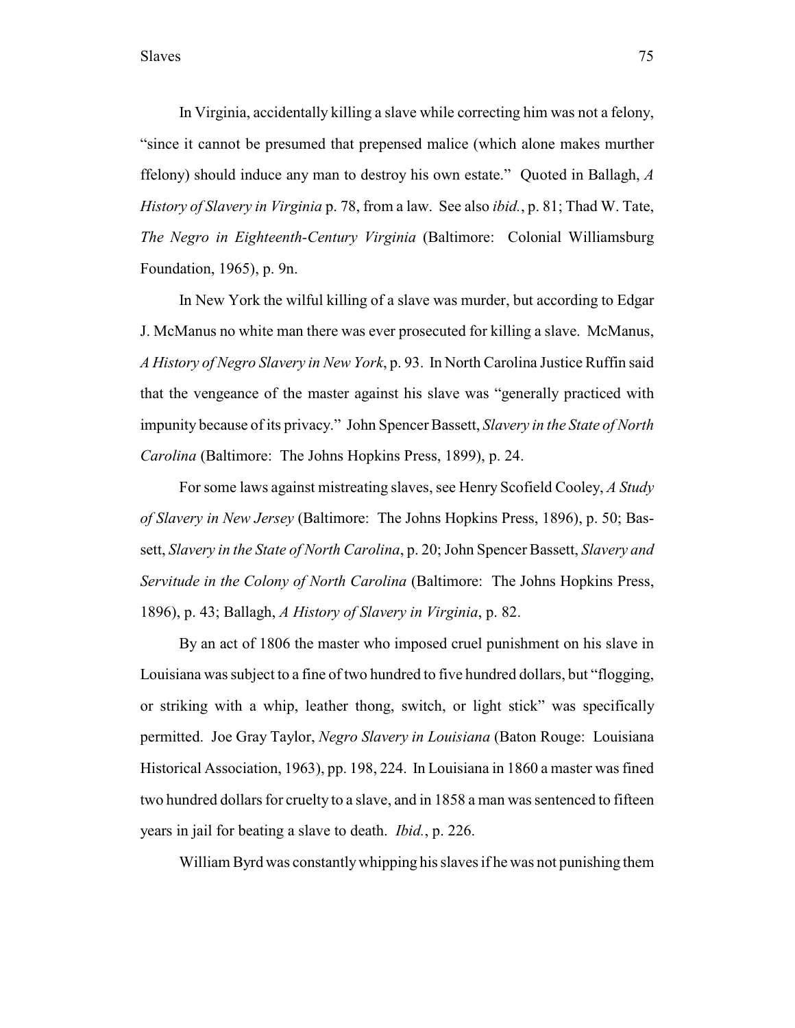In Virginia, accidentally killing a slave while correcting him was not a felony, "since it cannot be presumed that prepensed malice (which alone makes murther ffelony) should induce any man to destroy his own estate." Quoted in Ballagh, *A History of Slavery in Virginia* p. 78, from a law. See also *ibid.*, p. 81; Thad W. Tate, *The Negro in Eighteenth-Century Virginia* (Baltimore: Colonial Williamsburg Foundation, 1965), p. 9n.

In New York the wilful killing of a slave was murder, but according to Edgar J. McManus no white man there was ever prosecuted for killing a slave. McManus, *A History of Negro Slavery in New York*, p. 93. In North Carolina Justice Ruffin said that the vengeance of the master against his slave was "generally practiced with impunity because of its privacy." John Spencer Bassett, *Slavery in the State of North Carolina* (Baltimore: The Johns Hopkins Press, 1899), p. 24.

For some laws against mistreating slaves, see Henry Scofield Cooley, *A Study of Slavery in New Jersey* (Baltimore: The Johns Hopkins Press, 1896), p. 50; Bassett, *Slavery in the State of North Carolina*, p. 20; John Spencer Bassett, *Slavery and Servitude in the Colony of North Carolina* (Baltimore: The Johns Hopkins Press, 1896), p. 43; Ballagh, *A History of Slavery in Virginia*, p. 82.

By an act of 1806 the master who imposed cruel punishment on his slave in Louisiana was subject to a fine of two hundred to five hundred dollars, but "flogging, or striking with a whip, leather thong, switch, or light stick" was specifically permitted. Joe Gray Taylor, *Negro Slavery in Louisiana* (Baton Rouge: Louisiana Historical Association, 1963), pp. 198, 224. In Louisiana in 1860 a master was fined two hundred dollars for cruelty to a slave, and in 1858 a man was sentenced to fifteen years in jail for beating a slave to death. *Ibid.*, p. 226.

William Byrd was constantly whipping his slaves if he was not punishing them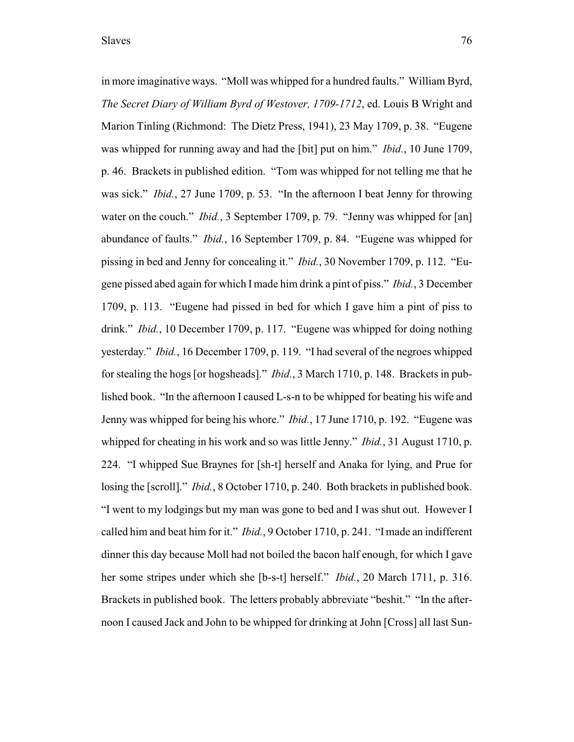in more imaginative ways. "Moll was whipped for a hundred faults." William Byrd, *The Secret Diary of William Byrd of Westover, 1709-1712*, ed. Louis B Wright and Marion Tinling (Richmond: The Dietz Press, 1941), 23 May 1709, p. 38. "Eugene was whipped for running away and had the [bit] put on him." *Ibid.*, 10 June 1709, p. 46. Brackets in published edition. "Tom was whipped for not telling me that he was sick." *Ibid.*, 27 June 1709, p. 53. "In the afternoon I beat Jenny for throwing water on the couch." *Ibid.*, 3 September 1709, p. 79. "Jenny was whipped for [an] abundance of faults." *Ibid.*, 16 September 1709, p. 84. "Eugene was whipped for pissing in bed and Jenny for concealing it." *Ibid.*, 30 November 1709, p. 112. "Eugene pissed abed again for which I made him drink a pint of piss." *Ibid.*, 3 December 1709, p. 113. "Eugene had pissed in bed for which I gave him a pint of piss to drink." *Ibid.*, 10 December 1709, p. 117. "Eugene was whipped for doing nothing yesterday." *Ibid.*, 16 December 1709, p. 119. "I had several of the negroes whipped for stealing the hogs [or hogsheads]." *Ibid.*, 3 March 1710, p. 148. Brackets in published book. "In the afternoon I caused L-s-n to be whipped for beating his wife and Jenny was whipped for being his whore." *Ibid.*, 17 June 1710, p. 192. "Eugene was whipped for cheating in his work and so was little Jenny." *Ibid.*, 31 August 1710, p. 224. "I whipped Sue Braynes for [sh-t] herself and Anaka for lying, and Prue for losing the [scroll]." *Ibid.*, 8 October 1710, p. 240. Both brackets in published book. "I went to my lodgings but my man was gone to bed and I was shut out. However I called him and beat him for it." *Ibid.*, 9 October 1710, p. 241. "I made an indifferent dinner this day because Moll had not boiled the bacon half enough, for which I gave her some stripes under which she [b-s-t] herself." *Ibid.*, 20 March 1711, p. 316. Brackets in published book. The letters probably abbreviate "beshit." "In the afternoon I caused Jack and John to be whipped for drinking at John [Cross] all last Sun-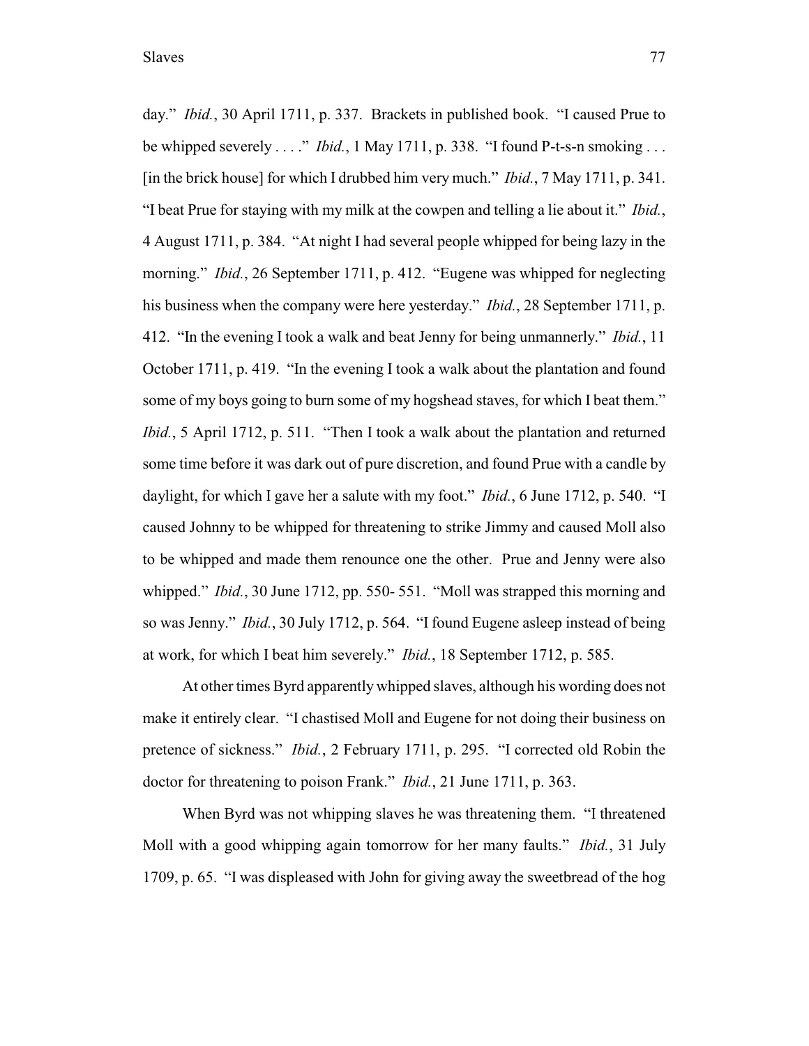day." *Ibid.*, 30 April 1711, p. 337. Brackets in published book. "I caused Prue to be whipped severely . . . ." *Ibid.*, 1 May 1711, p. 338. "I found P-t-s-n smoking . . . [in the brick house] for which I drubbed him very much." *Ibid.*, 7 May 1711, p. 341. "I beat Prue for staying with my milk at the cowpen and telling a lie about it." *Ibid.*, 4 August 1711, p. 384. "At night I had several people whipped for being lazy in the morning." *Ibid.*, 26 September 1711, p. 412. "Eugene was whipped for neglecting his business when the company were here yesterday." *Ibid.*, 28 September 1711, p. 412. "In the evening I took a walk and beat Jenny for being unmannerly." *Ibid.*, 11 October 1711, p. 419. "In the evening I took a walk about the plantation and found some of my boys going to burn some of my hogshead staves, for which I beat them." *Ibid.*, 5 April 1712, p. 511. "Then I took a walk about the plantation and returned some time before it was dark out of pure discretion, and found Prue with a candle by daylight, for which I gave her a salute with my foot." *Ibid.*, 6 June 1712, p. 540. "I caused Johnny to be whipped for threatening to strike Jimmy and caused Moll also to be whipped and made them renounce one the other. Prue and Jenny were also whipped." *Ibid.*, 30 June 1712, pp. 550- 551. "Moll was strapped this morning and so was Jenny." *Ibid.*, 30 July 1712, p. 564. "I found Eugene asleep instead of being at work, for which I beat him severely." *Ibid.*, 18 September 1712, p. 585.

At other times Byrd apparently whipped slaves, although his wording does not make it entirely clear. "I chastised Moll and Eugene for not doing their business on pretence of sickness." *Ibid.*, 2 February 1711, p. 295. "I corrected old Robin the doctor for threatening to poison Frank." *Ibid.*, 21 June 1711, p. 363.

When Byrd was not whipping slaves he was threatening them. "I threatened Moll with a good whipping again tomorrow for her many faults." *Ibid.*, 31 July 1709, p. 65. "I was displeased with John for giving away the sweetbread of the hog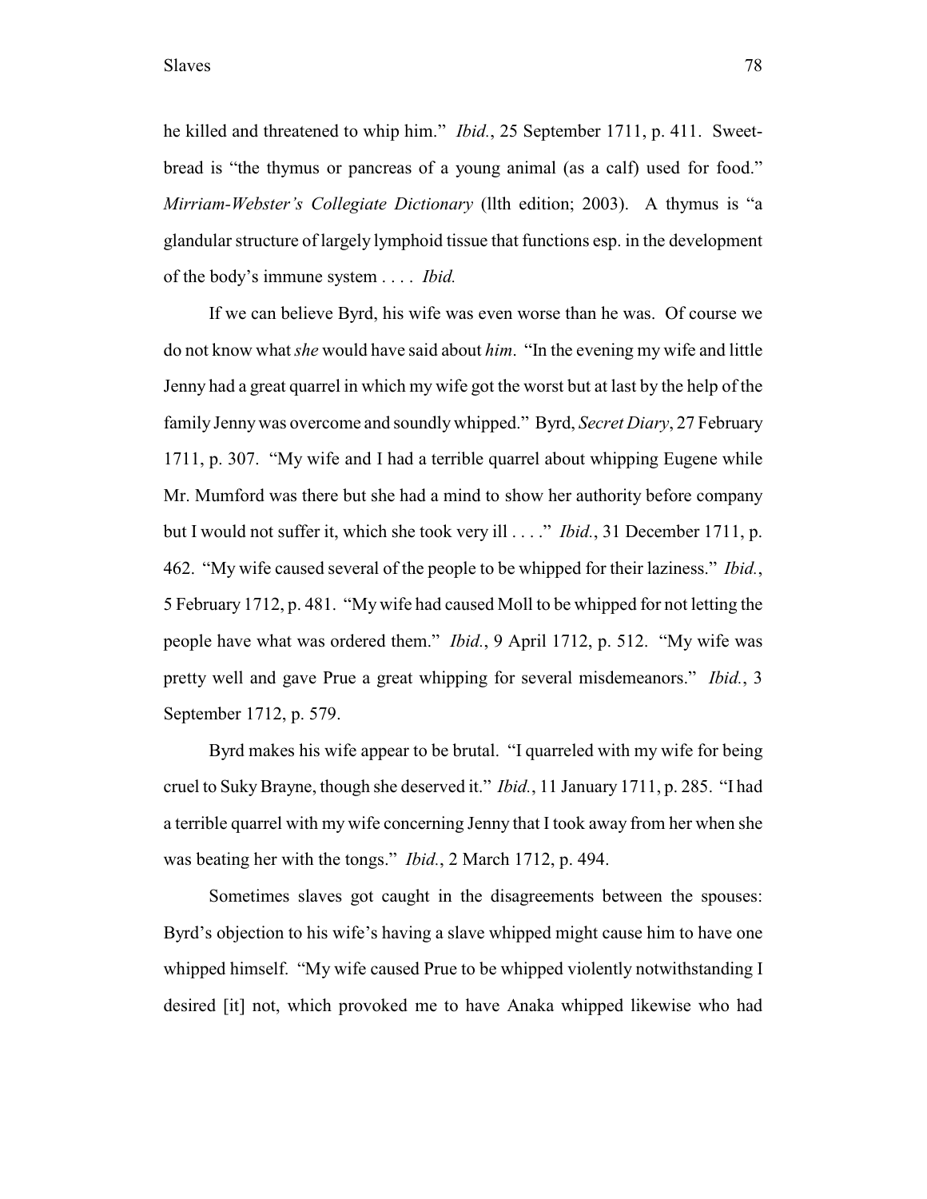he killed and threatened to whip him." *Ibid.*, 25 September 1711, p. 411. Sweetbread is "the thymus or pancreas of a young animal (as a calf) used for food." *Mirriam-Webster's Collegiate Dictionary* (llth edition; 2003). A thymus is "a glandular structure of largely lymphoid tissue that functions esp. in the development of the body's immune system . . . . *Ibid.*

If we can believe Byrd, his wife was even worse than he was. Of course we do not know what *she* would have said about *him*. "In the evening my wife and little Jenny had a great quarrel in which my wife got the worst but at last by the help of the family Jenny was overcome and soundly whipped." Byrd, *Secret Diary*, 27 February 1711, p. 307. "My wife and I had a terrible quarrel about whipping Eugene while Mr. Mumford was there but she had a mind to show her authority before company but I would not suffer it, which she took very ill . . . ." *Ibid.*, 31 December 1711, p. 462. "My wife caused several of the people to be whipped for their laziness." *Ibid.*, 5 February 1712, p. 481. "My wife had caused Moll to be whipped for not letting the people have what was ordered them." *Ibid.*, 9 April 1712, p. 512. "My wife was pretty well and gave Prue a great whipping for several misdemeanors." *Ibid.*, 3 September 1712, p. 579.

Byrd makes his wife appear to be brutal. "I quarreled with my wife for being cruel to Suky Brayne, though she deserved it." *Ibid.*, 11 January 1711, p. 285. "I had a terrible quarrel with my wife concerning Jenny that I took away from her when she was beating her with the tongs." *Ibid.*, 2 March 1712, p. 494.

Sometimes slaves got caught in the disagreements between the spouses: Byrd's objection to his wife's having a slave whipped might cause him to have one whipped himself. "My wife caused Prue to be whipped violently notwithstanding I desired [it] not, which provoked me to have Anaka whipped likewise who had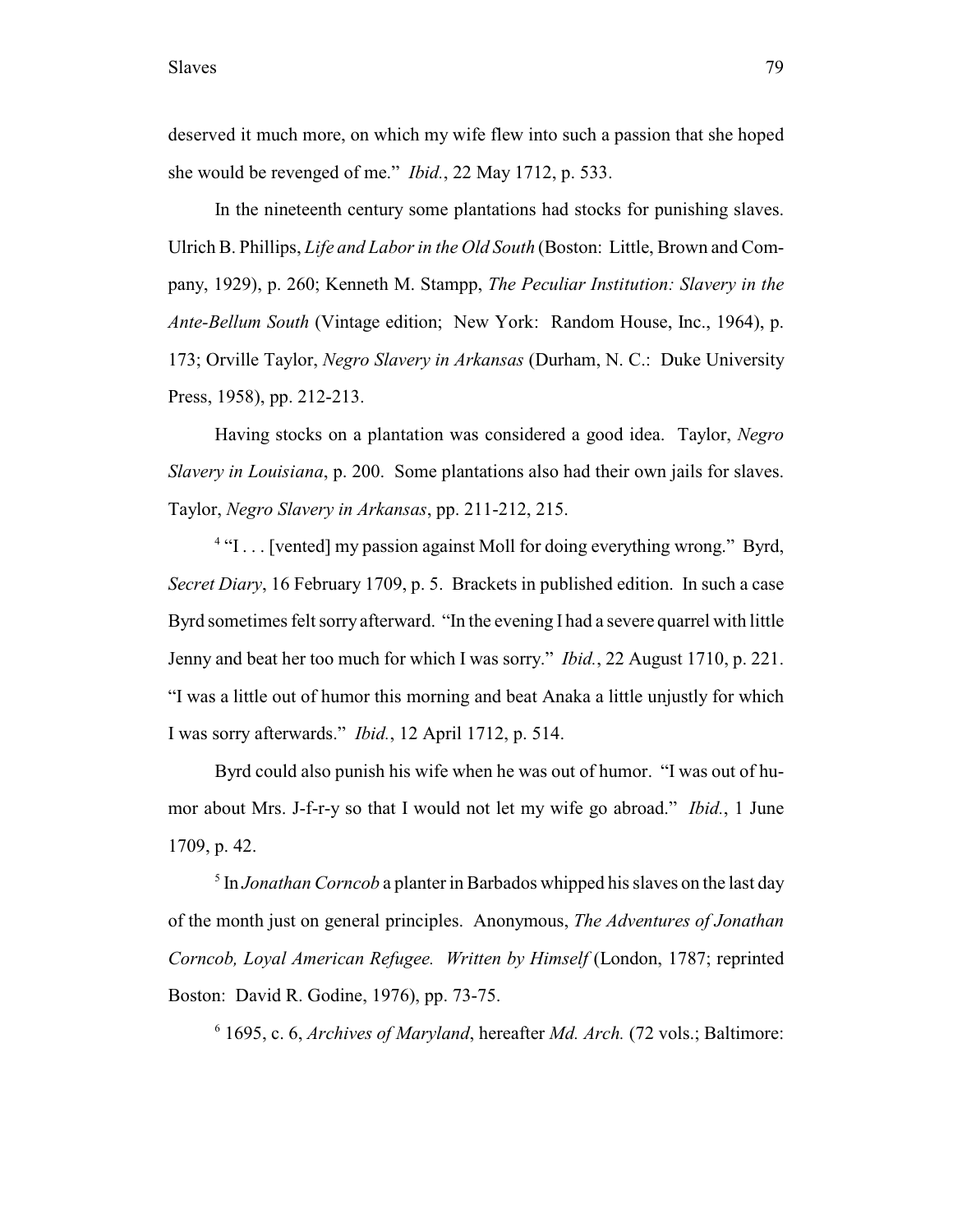deserved it much more, on which my wife flew into such a passion that she hoped she would be revenged of me." *Ibid.*, 22 May 1712, p. 533.

In the nineteenth century some plantations had stocks for punishing slaves. Ulrich B. Phillips, *Life and Labor in the Old South* (Boston: Little, Brown and Company, 1929), p. 260; Kenneth M. Stampp, *The Peculiar Institution: Slavery in the Ante-Bellum South* (Vintage edition; New York: Random House, Inc., 1964), p. 173; Orville Taylor, *Negro Slavery in Arkansas* (Durham, N. C.: Duke University Press, 1958), pp. 212-213.

Having stocks on a plantation was considered a good idea. Taylor, *Negro Slavery in Louisiana*, p. 200. Some plantations also had their own jails for slaves. Taylor, *Negro Slavery in Arkansas*, pp. 211-212, 215.

[4] "I . . . [vented] my passion against Moll for doing everything wrong." Byrd, *Secret Diary*, 16 February 1709, p. 5. Brackets in published edition. In such a case Byrd sometimes felt sorry afterward. "In the evening I had a severe quarrel with little Jenny and beat her too much for which I was sorry." *Ibid.*, 22 August 1710, p. 221. "I was a little out of humor this morning and beat Anaka a little unjustly for which I was sorry afterwards." *Ibid.*, 12 April 1712, p. 514.

Byrd could also punish his wife when he was out of humor. "I was out of humor about Mrs. J-f-r-y so that I would not let my wife go abroad." *Ibid.*, 1 June 1709, p. 42.

[5] In *Jonathan Corncob* a planter in Barbados whipped his slaves on the last day of the month just on general principles. Anonymous, *The Adventures of Jonathan Corncob, Loyal American Refugee. Written by Himself* (London, 1787; reprinted Boston: David R. Godine, 1976), pp. 73-75.

[6] 1695, c. 6, *Archives of Maryland*, hereafter *Md. Arch.* (72 vols.; Baltimore: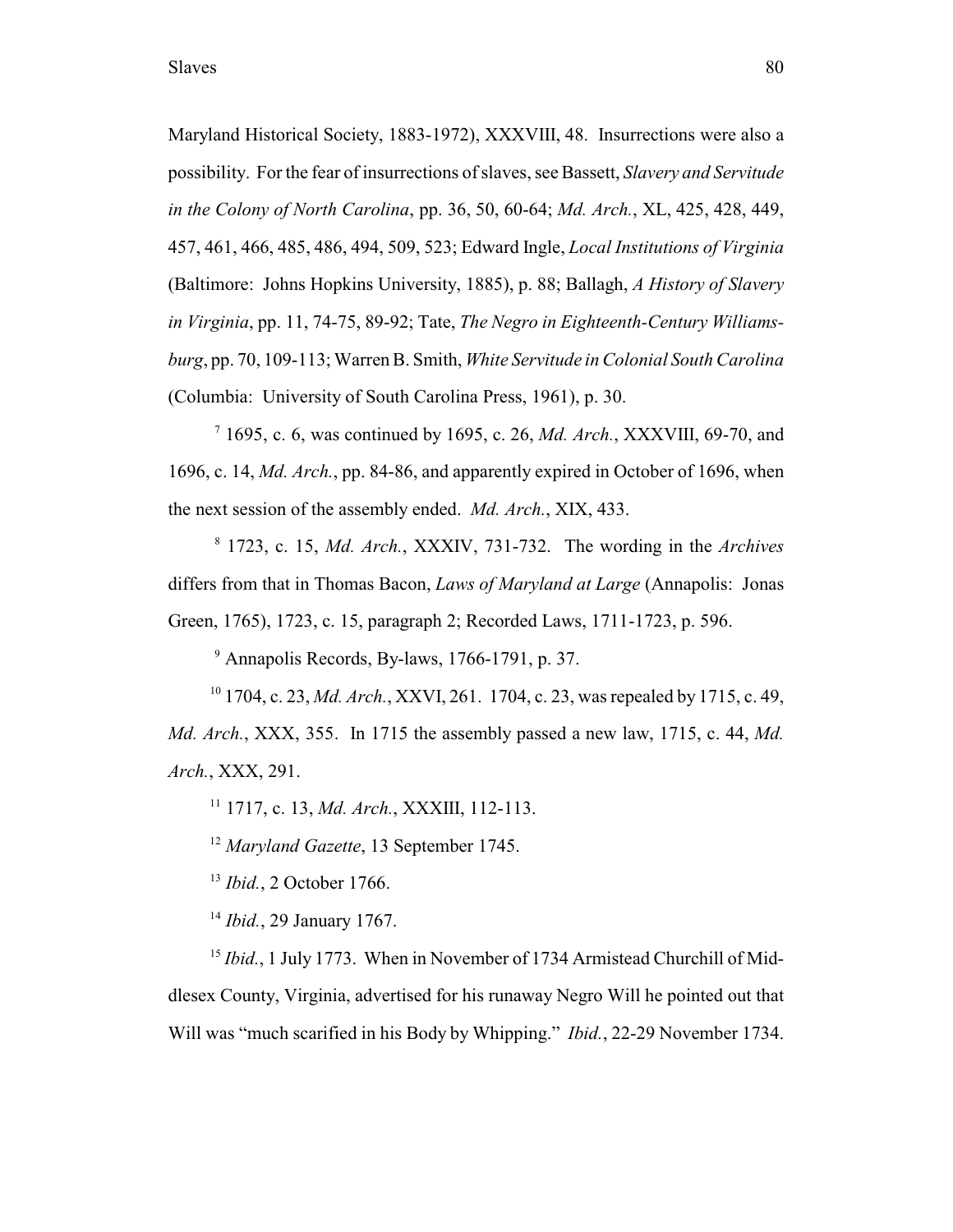Maryland Historical Society, 1883-1972), XXXVIII, 48. Insurrections were also a possibility. For the fear of insurrections of slaves, see Bassett, *Slavery and Servitude in the Colony of North Carolina*, pp. 36, 50, 60-64; *Md. Arch.*, XL, 425, 428, 449, 457, 461, 466, 485, 486, 494, 509, 523; Edward Ingle, *Local Institutions of Virginia* (Baltimore: Johns Hopkins University, 1885), p. 88; Ballagh, *A History of Slavery in Virginia*, pp. 11, 74-75, 89-92; Tate, *The Negro in Eighteenth-Century Williamsburg*, pp. 70, 109-113; Warren B. Smith, *White Servitude in Colonial South Carolina* (Columbia: University of South Carolina Press, 1961), p. 30.

[7] 1695, c. 6, was continued by 1695, c. 26, *Md. Arch.*, XXXVIII, 69-70, and 1696, c. 14, *Md. Arch.*, pp. 84-86, and apparently expired in October of 1696, when the next session of the assembly ended. *Md. Arch.*, XIX, 433.

[8] 1723, c. 15, *Md. Arch.*, XXXIV, 731-732. The wording in the *Archives* differs from that in Thomas Bacon, *Laws of Maryland at Large* (Annapolis: Jonas Green, 1765), 1723, c. 15, paragraph 2; Recorded Laws, 1711-1723, p. 596.

[9] Annapolis Records, By-laws, 1766-1791, p. 37.

[10] 1704, c. 23, *Md. Arch.*, XXVI, 261. 1704, c. 23, was repealed by 1715, c. 49, *Md. Arch.*, XXX, 355. In 1715 the assembly passed a new law, 1715, c. 44, *Md. Arch.*, XXX, 291.

[11] 1717, c. 13, *Md. Arch.*, XXXIII, 112-113.

[12] *Maryland Gazette*, 13 September 1745.

[13] *Ibid.*, 2 October 1766.

[14] *Ibid.*, 29 January 1767.

[15] *Ibid.*, 1 July 1773. When in November of 1734 Armistead Churchill of Middlesex County, Virginia, advertised for his runaway Negro Will he pointed out that Will was "much scarified in his Body by Whipping." *Ibid.*, 22-29 November 1734.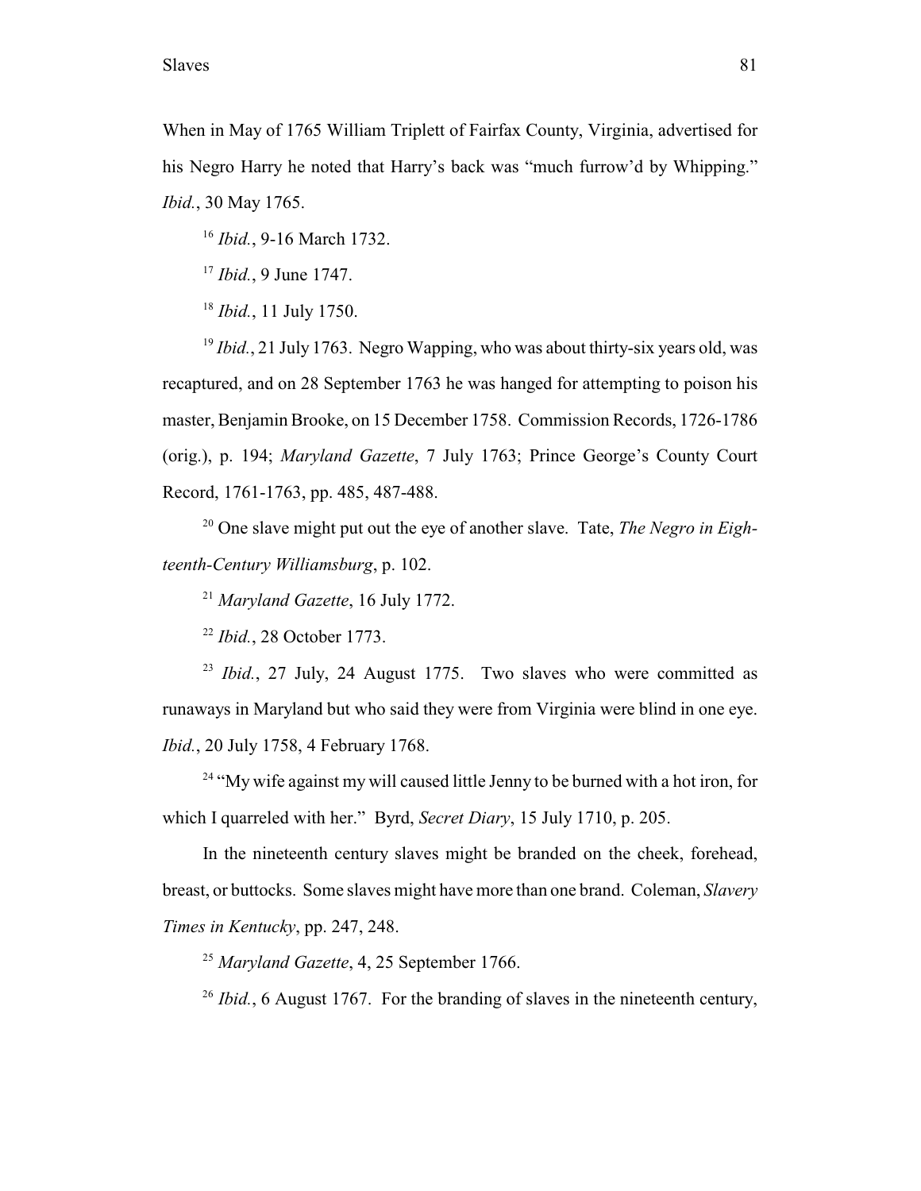When in May of 1765 William Triplett of Fairfax County, Virginia, advertised for his Negro Harry he noted that Harry's back was "much furrow'd by Whipping." *Ibid.*, 30 May 1765.

[16] *Ibid.*, 9-16 March 1732.

[17] *Ibid.*, 9 June 1747.

[18] *Ibid.*, 11 July 1750.

[19] *Ibid.*, 21 July 1763. Negro Wapping, who was about thirty-six years old, was recaptured, and on 28 September 1763 he was hanged for attempting to poison his master, Benjamin Brooke, on 15 December 1758. Commission Records, 1726-1786 (orig.), p. 194; *Maryland Gazette*, 7 July 1763; Prince George's County Court Record, 1761-1763, pp. 485, 487-488.

[20] One slave might put out the eye of another slave. Tate, *The Negro in Eighteenth-Century Williamsburg*, p. 102.

[21] *Maryland Gazette*, 16 July 1772.

[22] *Ibid.*, 28 October 1773.

[23] *Ibid.*, 27 July, 24 August 1775. Two slaves who were committed as runaways in Maryland but who said they were from Virginia were blind in one eye. *Ibid.*, 20 July 1758, 4 February 1768.

[24] "My wife against my will caused little Jenny to be burned with a hot iron, for which I quarreled with her." Byrd, *Secret Diary*, 15 July 1710, p. 205.

In the nineteenth century slaves might be branded on the cheek, forehead, breast, or buttocks. Some slaves might have more than one brand. Coleman, *Slavery Times in Kentucky*, pp. 247, 248.

[25] *Maryland Gazette*, 4, 25 September 1766.

[26] *Ibid.*, 6 August 1767. For the branding of slaves in the nineteenth century,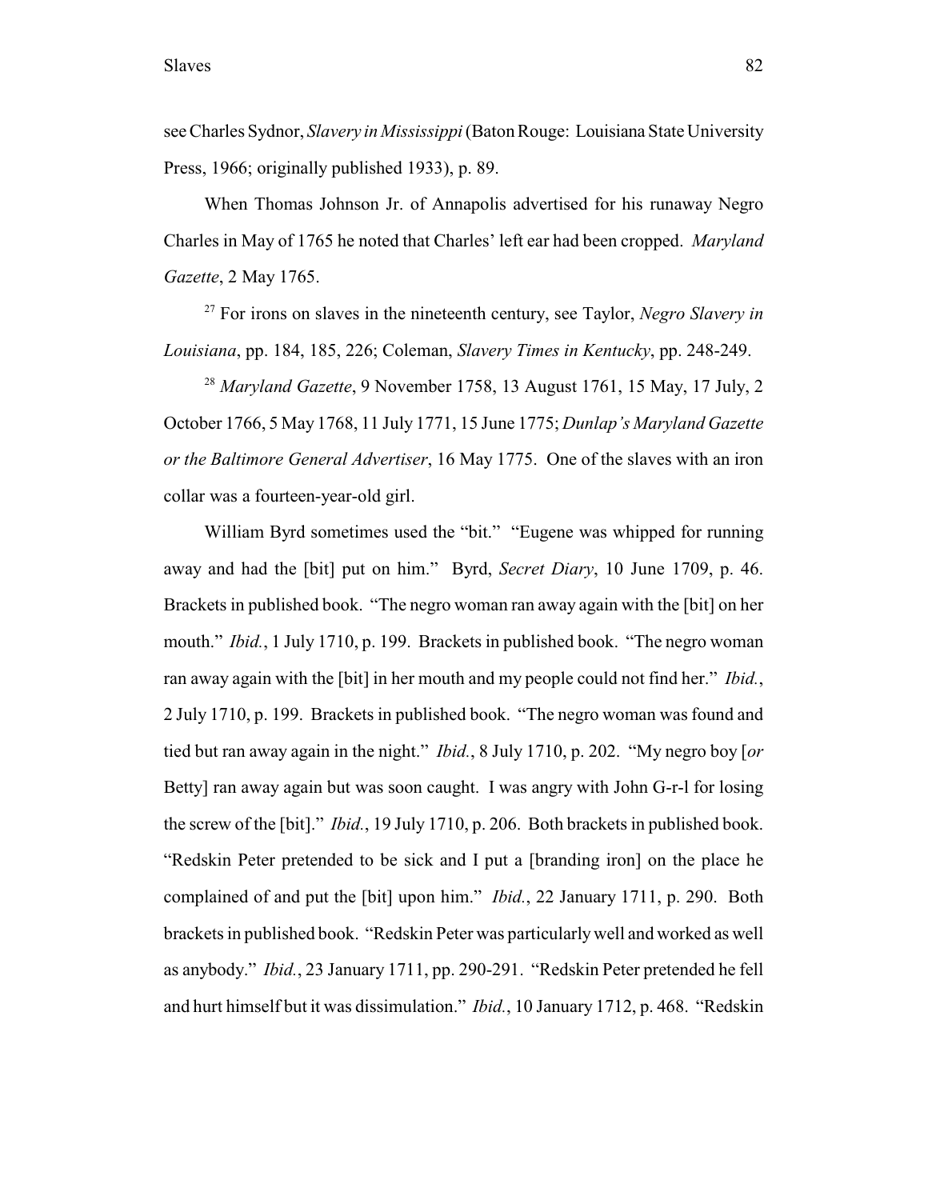see Charles Sydnor, *Slavery in Mississippi* (Baton Rouge: Louisiana State University Press, 1966; originally published 1933), p. 89.

When Thomas Johnson Jr. of Annapolis advertised for his runaway Negro Charles in May of 1765 he noted that Charles' left ear had been cropped. *Maryland Gazette*, 2 May 1765.

[27] For irons on slaves in the nineteenth century, see Taylor, *Negro Slavery in Louisiana*, pp. 184, 185, 226; Coleman, *Slavery Times in Kentucky*, pp. 248-249.

[28] *Maryland Gazette*, 9 November 1758, 13 August 1761, 15 May, 17 July, 2 October 1766, 5 May 1768, 11 July 1771, 15 June 1775; *Dunlap's Maryland Gazette or the Baltimore General Advertiser*, 16 May 1775. One of the slaves with an iron collar was a fourteen-year-old girl.

William Byrd sometimes used the "bit." "Eugene was whipped for running away and had the [bit] put on him." Byrd, *Secret Diary*, 10 June 1709, p. 46. Brackets in published book. "The negro woman ran away again with the [bit] on her mouth." *Ibid.*, 1 July 1710, p. 199. Brackets in published book. "The negro woman ran away again with the [bit] in her mouth and my people could not find her." *Ibid.*, 2 July 1710, p. 199. Brackets in published book. "The negro woman was found and tied but ran away again in the night." *Ibid.*, 8 July 1710, p. 202. "My negro boy [*or* Betty] ran away again but was soon caught. I was angry with John G-r-l for losing the screw of the [bit]." *Ibid.*, 19 July 1710, p. 206. Both brackets in published book. "Redskin Peter pretended to be sick and I put a [branding iron] on the place he complained of and put the [bit] upon him." *Ibid.*, 22 January 1711, p. 290. Both brackets in published book. "Redskin Peter was particularly well and worked as well as anybody." *Ibid.*, 23 January 1711, pp. 290-291. "Redskin Peter pretended he fell and hurt himself but it was dissimulation." *Ibid.*, 10 January 1712, p. 468. "Redskin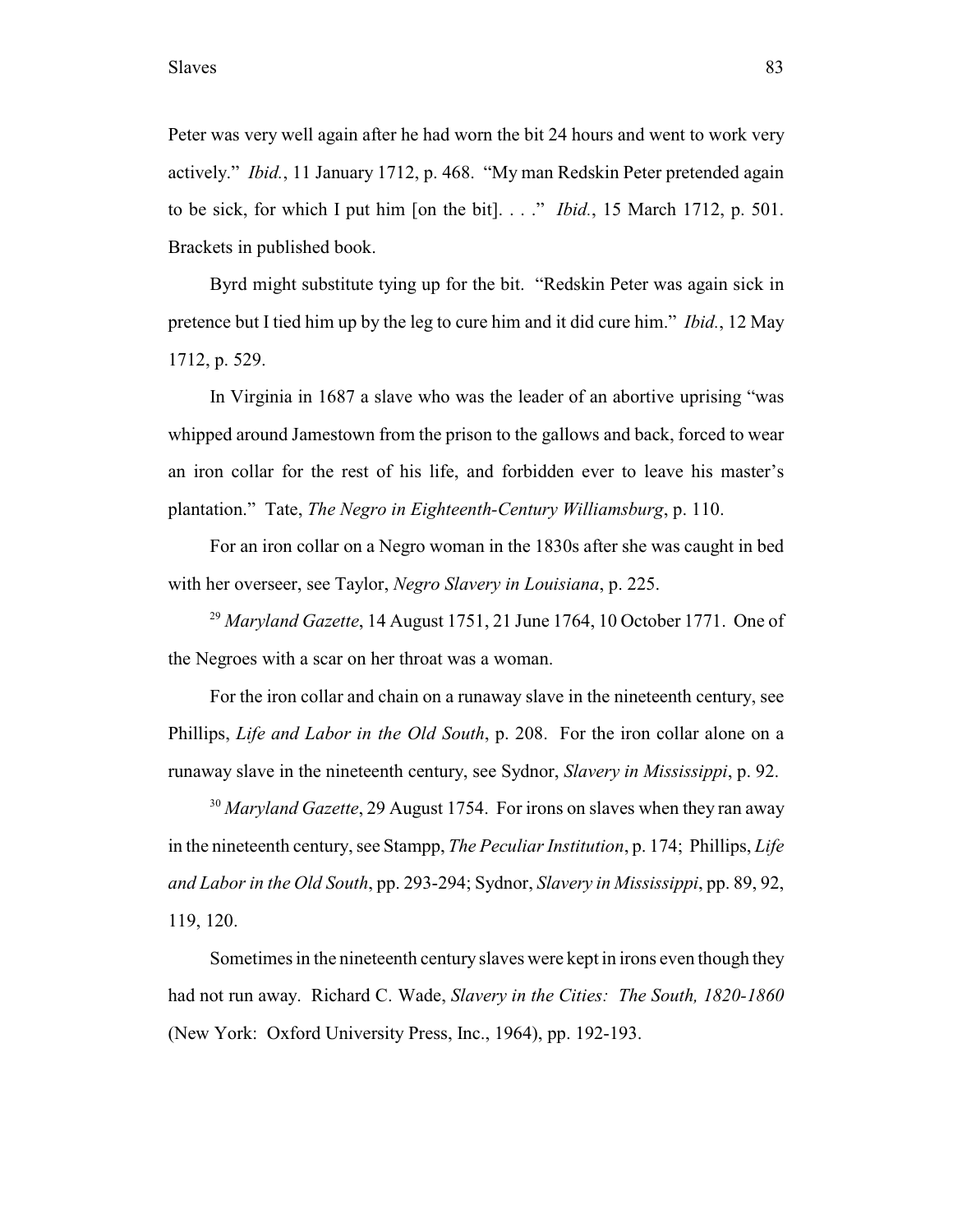Peter was very well again after he had worn the bit 24 hours and went to work very actively." *Ibid.*, 11 January 1712, p. 468. "My man Redskin Peter pretended again to be sick, for which I put him [on the bit]. . . ." *Ibid.*, 15 March 1712, p. 501. Brackets in published book.

Byrd might substitute tying up for the bit. "Redskin Peter was again sick in pretence but I tied him up by the leg to cure him and it did cure him." *Ibid.*, 12 May 1712, p. 529.

In Virginia in 1687 a slave who was the leader of an abortive uprising "was whipped around Jamestown from the prison to the gallows and back, forced to wear an iron collar for the rest of his life, and forbidden ever to leave his master's plantation." Tate, *The Negro in Eighteenth-Century Williamsburg*, p. 110.

For an iron collar on a Negro woman in the 1830s after she was caught in bed with her overseer, see Taylor, *Negro Slavery in Louisiana*, p. 225.

[29] *Maryland Gazette*, 14 August 1751, 21 June 1764, 10 October 1771. One of the Negroes with a scar on her throat was a woman.

For the iron collar and chain on a runaway slave in the nineteenth century, see Phillips, *Life and Labor in the Old South*, p. 208. For the iron collar alone on a runaway slave in the nineteenth century, see Sydnor, *Slavery in Mississippi*, p. 92.

[30] *Maryland Gazette*, 29 August 1754. For irons on slaves when they ran away in the nineteenth century, see Stampp, *The Peculiar Institution*, p. 174; Phillips, *Life and Labor in the Old South*, pp. 293-294; Sydnor, *Slavery in Mississippi*, pp. 89, 92, 119, 120.

Sometimes in the nineteenth century slaves were kept in irons even though they had not run away. Richard C. Wade, *Slavery in the Cities: The South, 1820-1860* (New York: Oxford University Press, Inc., 1964), pp. 192-193.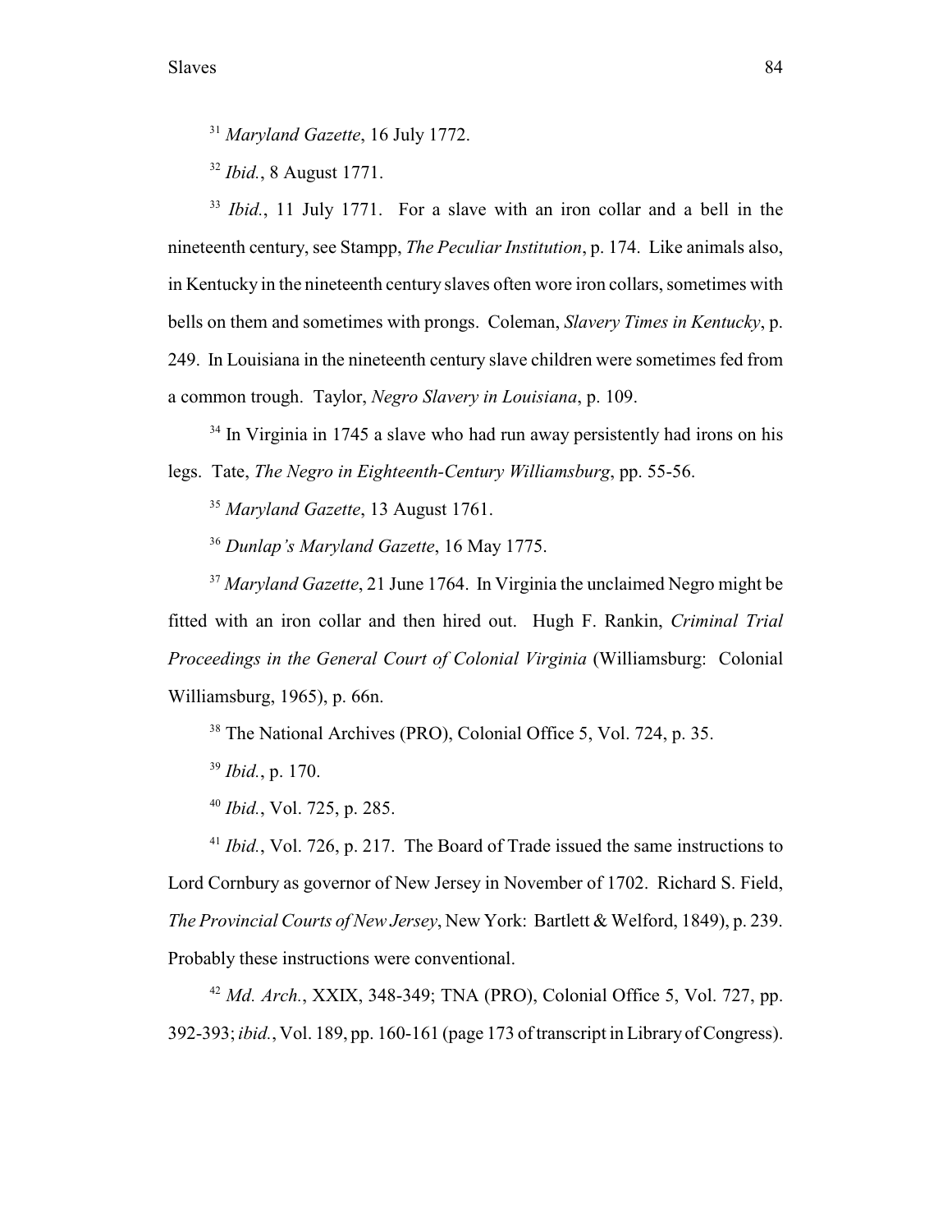[31] *Maryland Gazette*, 16 July 1772.

[32] *Ibid.*, 8 August 1771.

[33] *Ibid.*, 11 July 1771. For a slave with an iron collar and a bell in the nineteenth century, see Stampp, *The Peculiar Institution*, p. 174. Like animals also, in Kentucky in the nineteenth century slaves often wore iron collars, sometimes with bells on them and sometimes with prongs. Coleman, *Slavery Times in Kentucky*, p. 249. In Louisiana in the nineteenth century slave children were sometimes fed from a common trough. Taylor, *Negro Slavery in Louisiana*, p. 109.

[34] In Virginia in 1745 a slave who had run away persistently had irons on his legs. Tate, *The Negro in Eighteenth-Century Williamsburg*, pp. 55-56.

[35] *Maryland Gazette*, 13 August 1761.

[36] *Dunlap's Maryland Gazette*, 16 May 1775.

[37] *Maryland Gazette*, 21 June 1764. In Virginia the unclaimed Negro might be fitted with an iron collar and then hired out. Hugh F. Rankin, *Criminal Trial Proceedings in the General Court of Colonial Virginia* (Williamsburg: Colonial Williamsburg, 1965), p. 66n.

[38] The National Archives (PRO), Colonial Office 5, Vol. 724, p. 35.

[39] *Ibid.*, p. 170.

[40] *Ibid.*, Vol. 725, p. 285.

[41] *Ibid.*, Vol. 726, p. 217. The Board of Trade issued the same instructions to Lord Cornbury as governor of New Jersey in November of 1702. Richard S. Field, *The Provincial Courts of New Jersey*, New York: Bartlett & Welford, 1849), p. 239. Probably these instructions were conventional.

[42] *Md. Arch.*, XXIX, 348-349; TNA (PRO), Colonial Office 5, Vol. 727, pp. 392-393; *ibid.*, Vol. 189, pp. 160-161 (page 173 of transcript in Library of Congress).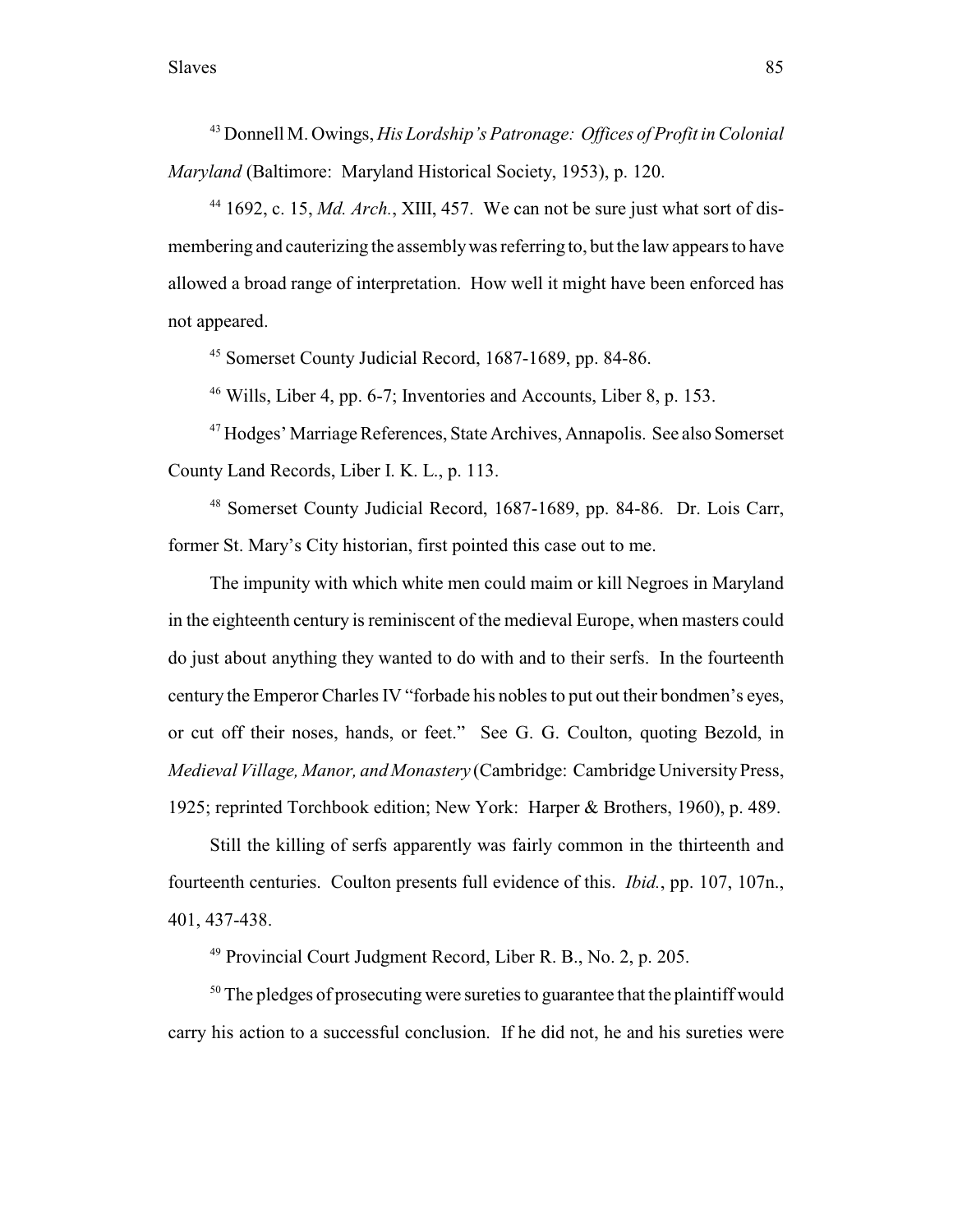[43] Donnell M. Owings, *His Lordship's Patronage: Offices of Profit in Colonial Maryland* (Baltimore: Maryland Historical Society, 1953), p. 120.

[44] 1692, c. 15, *Md. Arch.*, XIII, 457. We can not be sure just what sort of dismembering and cauterizing the assembly was referring to, but the law appears to have allowed a broad range of interpretation. How well it might have been enforced has not appeared.

[45] Somerset County Judicial Record, 1687-1689, pp. 84-86.

[46] Wills, Liber 4, pp. 6-7; Inventories and Accounts, Liber 8, p. 153.

[47] Hodges' Marriage References, State Archives, Annapolis. See also Somerset County Land Records, Liber I. K. L., p. 113.

[48] Somerset County Judicial Record, 1687-1689, pp. 84-86. Dr. Lois Carr, former St. Mary's City historian, first pointed this case out to me.

The impunity with which white men could maim or kill Negroes in Maryland in the eighteenth century is reminiscent of the medieval Europe, when masters could do just about anything they wanted to do with and to their serfs. In the fourteenth century the Emperor Charles IV "forbade his nobles to put out their bondmen's eyes, or cut off their noses, hands, or feet." See G. G. Coulton, quoting Bezold, in *Medieval Village, Manor, and Monastery* (Cambridge: Cambridge University Press, 1925; reprinted Torchbook edition; New York: Harper & Brothers, 1960), p. 489.

Still the killing of serfs apparently was fairly common in the thirteenth and fourteenth centuries. Coulton presents full evidence of this. *Ibid.*, pp. 107, 107n., 401, 437-438.

[49] Provincial Court Judgment Record, Liber R. B., No. 2, p. 205.

[50] The pledges of prosecuting were sureties to guarantee that the plaintiff would carry his action to a successful conclusion. If he did not, he and his sureties were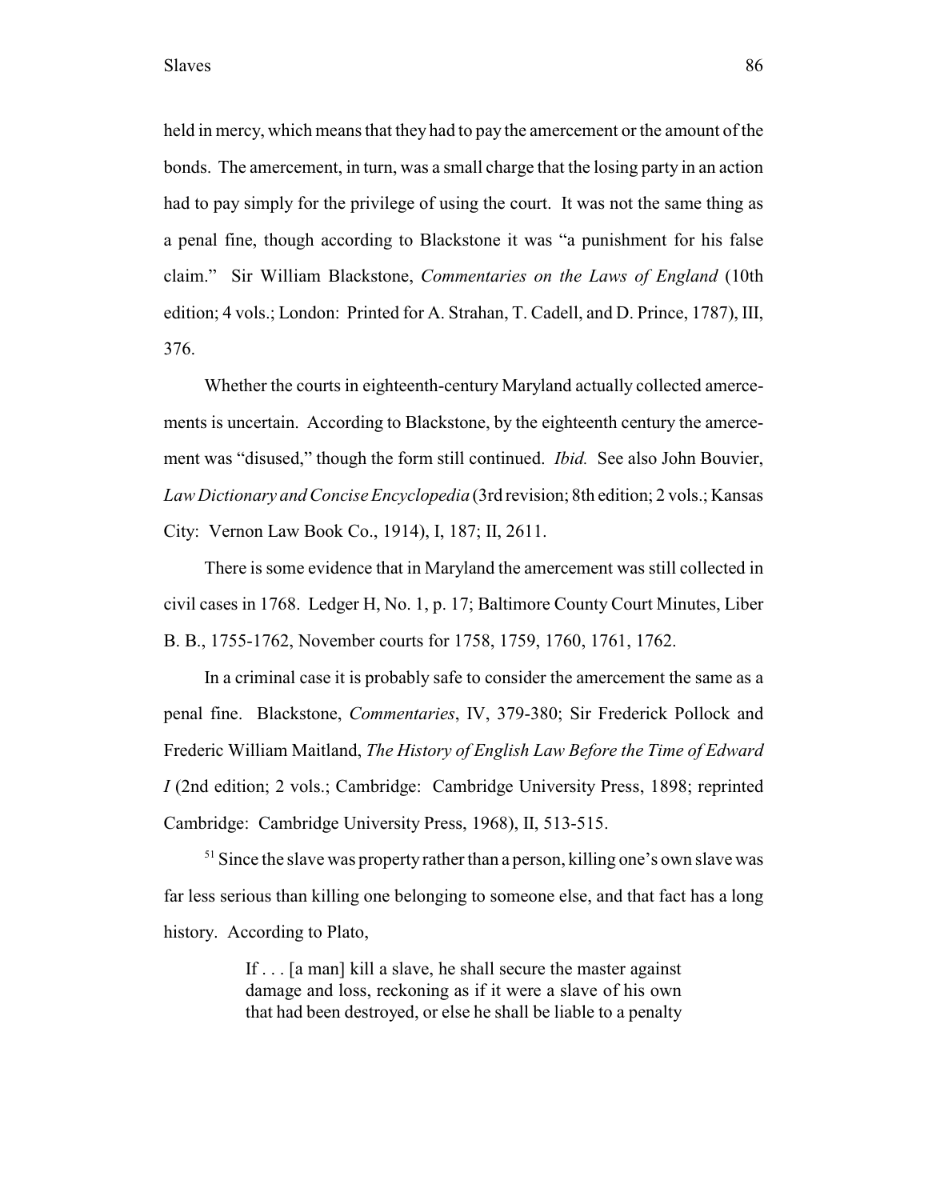held in mercy, which means that they had to pay the amercement or the amount of the bonds. The amercement, in turn, was a small charge that the losing party in an action had to pay simply for the privilege of using the court. It was not the same thing as a penal fine, though according to Blackstone it was "a punishment for his false claim." Sir William Blackstone, *Commentaries on the Laws of England* (10th edition; 4 vols.; London: Printed for A. Strahan, T. Cadell, and D. Prince, 1787), III, 376.

Whether the courts in eighteenth-century Maryland actually collected amercements is uncertain. According to Blackstone, by the eighteenth century the amercement was "disused," though the form still continued. *Ibid.* See also John Bouvier, *Law Dictionary and Concise Encyclopedia* (3rd revision; 8th edition; 2 vols.; Kansas City: Vernon Law Book Co., 1914), I, 187; II, 2611.

There is some evidence that in Maryland the amercement was still collected in civil cases in 1768. Ledger H, No. 1, p. 17; Baltimore County Court Minutes, Liber B. B., 1755-1762, November courts for 1758, 1759, 1760, 1761, 1762.

In a criminal case it is probably safe to consider the amercement the same as a penal fine. Blackstone, *Commentaries*, IV, 379-380; Sir Frederick Pollock and Frederic William Maitland, *The History of English Law Before the Time of Edward I* (2nd edition; 2 vols.; Cambridge: Cambridge University Press, 1898; reprinted Cambridge: Cambridge University Press, 1968), II, 513-515.

[51] Since the slave was property rather than a person, killing one's own slave was far less serious than killing one belonging to someone else, and that fact has a long history. According to Plato,

> If . . . [a man] kill a slave, he shall secure the master against damage and loss, reckoning as if it were a slave of his own that had been destroyed, or else he shall be liable to a penalty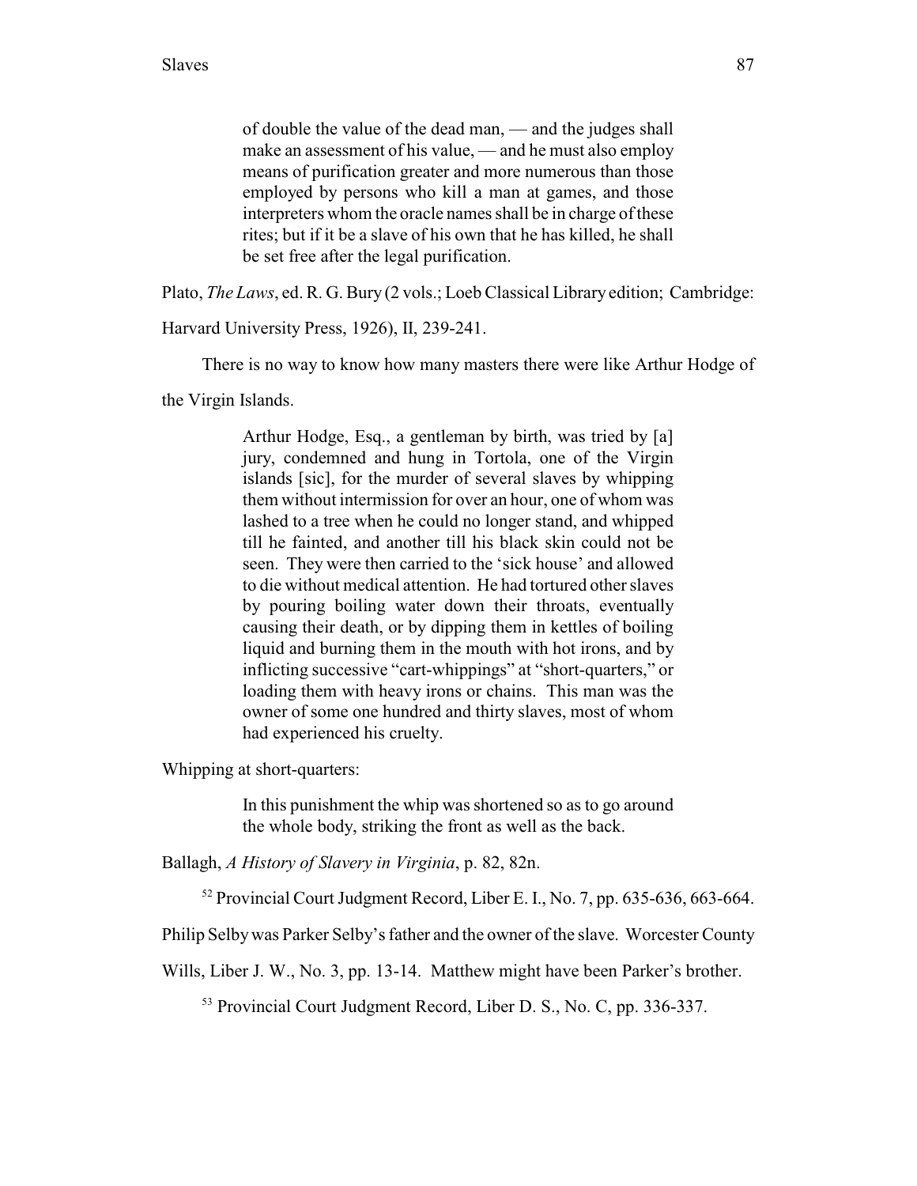> of double the value of the dead man, — and the judges shall make an assessment of his value, — and he must also employ means of purification greater and more numerous than those employed by persons who kill a man at games, and those interpreters whom the oracle names shall be in charge of these rites; but if it be a slave of his own that he has killed, he shall be set free after the legal purification.

Plato, *The Laws*, ed. R. G. Bury (2 vols.; Loeb Classical Library edition; Cambridge: Harvard University Press, 1926), II, 239-241.

There is no way to know how many masters there were like Arthur Hodge of the Virgin Islands.

> Arthur Hodge, Esq., a gentleman by birth, was tried by [a] jury, condemned and hung in Tortola, one of the Virgin islands [sic], for the murder of several slaves by whipping them without intermission for over an hour, one of whom was lashed to a tree when he could no longer stand, and whipped till he fainted, and another till his black skin could not be seen. They were then carried to the 'sick house' and allowed to die without medical attention. He had tortured other slaves by pouring boiling water down their throats, eventually causing their death, or by dipping them in kettles of boiling liquid and burning them in the mouth with hot irons, and by inflicting successive "cart-whippings" at "short-quarters," or loading them with heavy irons or chains. This man was the owner of some one hundred and thirty slaves, most of whom had experienced his cruelty.

Whipping at short-quarters:

> In this punishment the whip was shortened so as to go around the whole body, striking the front as well as the back.

Ballagh, *A History of Slavery in Virginia*, p. 82, 82n.

[52] Provincial Court Judgment Record, Liber E. I., No. 7, pp. 635-636, 663-664. Philip Selby was Parker Selby's father and the owner of the slave. Worcester County Wills, Liber J. W., No. 3, pp. 13-14. Matthew might have been Parker's brother.

[53] Provincial Court Judgment Record, Liber D. S., No. C, pp. 336-337.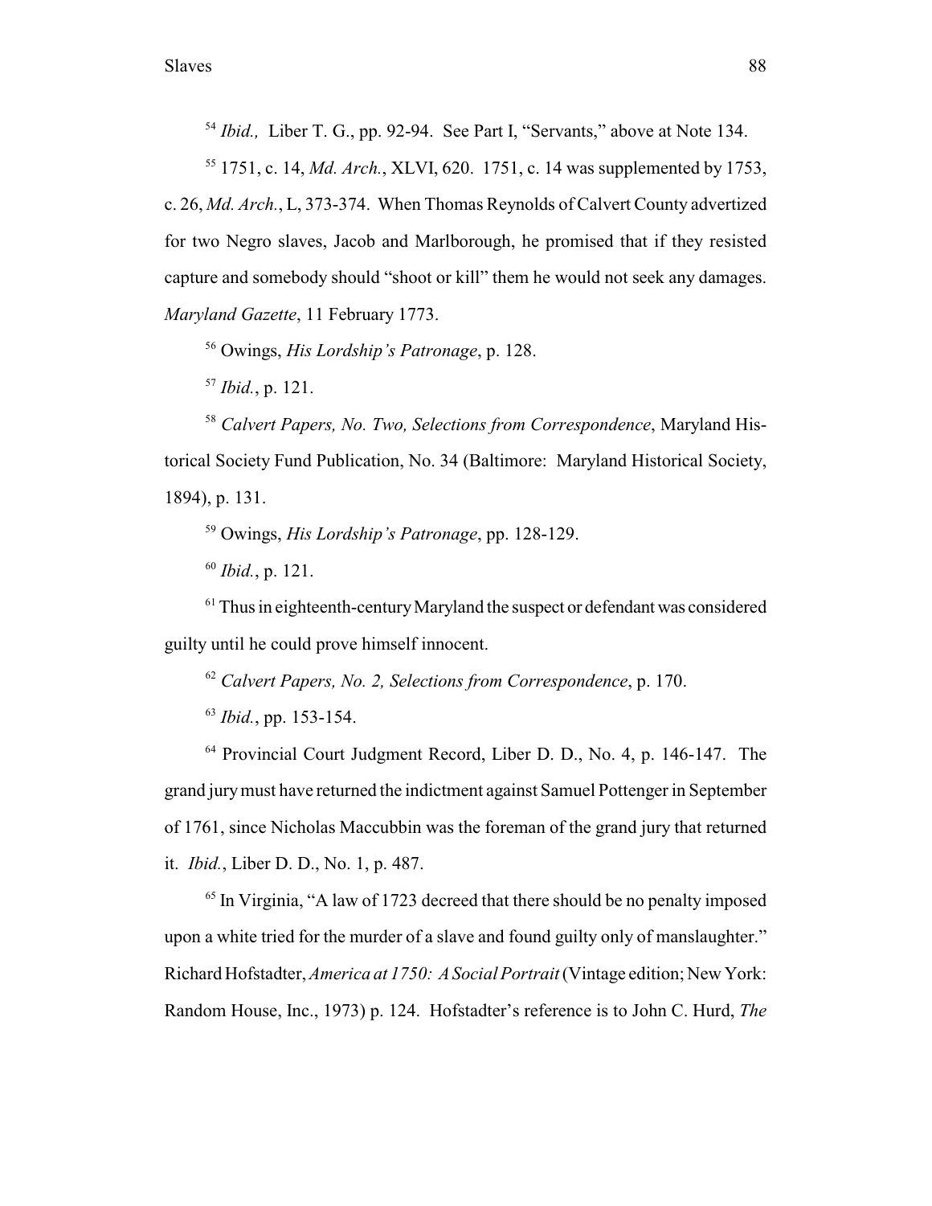[54] *Ibid.,* Liber T. G., pp. 92-94. See Part I, "Servants," above at Note 134.

[55] 1751, c. 14, *Md. Arch.*, XLVI, 620. 1751, c. 14 was supplemented by 1753, c. 26, *Md. Arch.*, L, 373-374. When Thomas Reynolds of Calvert County advertized for two Negro slaves, Jacob and Marlborough, he promised that if they resisted capture and somebody should "shoot or kill" them he would not seek any damages. *Maryland Gazette*, 11 February 1773.

[56] Owings, *His Lordship's Patronage*, p. 128.

[57] *Ibid.*, p. 121.

[58] *Calvert Papers, No. Two, Selections from Correspondence*, Maryland Historical Society Fund Publication, No. 34 (Baltimore: Maryland Historical Society, 1894), p. 131.

[59] Owings, *His Lordship's Patronage*, pp. 128-129.

[60] *Ibid.*, p. 121.

[61] Thus in eighteenth-century Maryland the suspect or defendant was considered guilty until he could prove himself innocent.

[62] *Calvert Papers, No. 2, Selections from Correspondence*, p. 170.

[63] *Ibid.*, pp. 153-154.

[64] Provincial Court Judgment Record, Liber D. D., No. 4, p. 146-147. The grand jury must have returned the indictment against Samuel Pottenger in September of 1761, since Nicholas Maccubbin was the foreman of the grand jury that returned it. *Ibid.*, Liber D. D., No. 1, p. 487.

[65] In Virginia, "A law of 1723 decreed that there should be no penalty imposed upon a white tried for the murder of a slave and found guilty only of manslaughter." Richard Hofstadter, *America at 1750: A Social Portrait* (Vintage edition; New York: Random House, Inc., 1973) p. 124. Hofstadter's reference is to John C. Hurd, *The*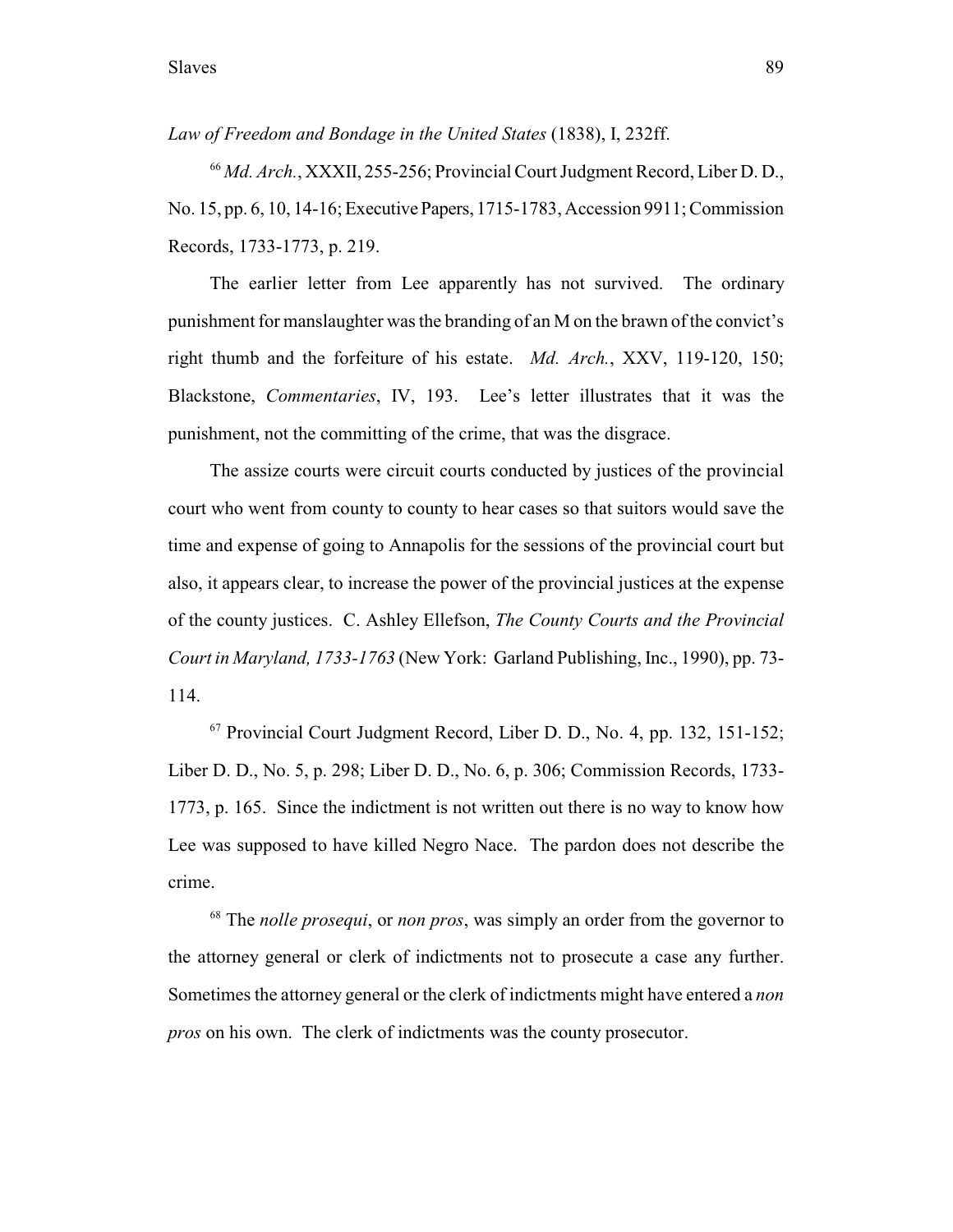*Law of Freedom and Bondage in the United States* (1838), I, 232ff.

[66] *Md. Arch.*, XXXII, 255-256; Provincial Court Judgment Record, Liber D. D., No. 15, pp. 6, 10, 14-16; Executive Papers, 1715-1783, Accession 9911; Commission Records, 1733-1773, p. 219.

The earlier letter from Lee apparently has not survived. The ordinary punishment for manslaughter was the branding of an M on the brawn of the convict's right thumb and the forfeiture of his estate. *Md. Arch.*, XXV, 119-120, 150; Blackstone, *Commentaries*, IV, 193. Lee's letter illustrates that it was the punishment, not the committing of the crime, that was the disgrace.

The assize courts were circuit courts conducted by justices of the provincial court who went from county to county to hear cases so that suitors would save the time and expense of going to Annapolis for the sessions of the provincial court but also, it appears clear, to increase the power of the provincial justices at the expense of the county justices. C. Ashley Ellefson, *The County Courts and the Provincial Court in Maryland, 1733-1763* (New York: Garland Publishing, Inc., 1990), pp. 73-114.

[67] Provincial Court Judgment Record, Liber D. D., No. 4, pp. 132, 151-152; Liber D. D., No. 5, p. 298; Liber D. D., No. 6, p. 306; Commission Records, 1733-1773, p. 165. Since the indictment is not written out there is no way to know how Lee was supposed to have killed Negro Nace. The pardon does not describe the crime.

[68] The *nolle prosequi*, or *non pros*, was simply an order from the governor to the attorney general or clerk of indictments not to prosecute a case any further. Sometimes the attorney general or the clerk of indictments might have entered a *non pros* on his own. The clerk of indictments was the county prosecutor.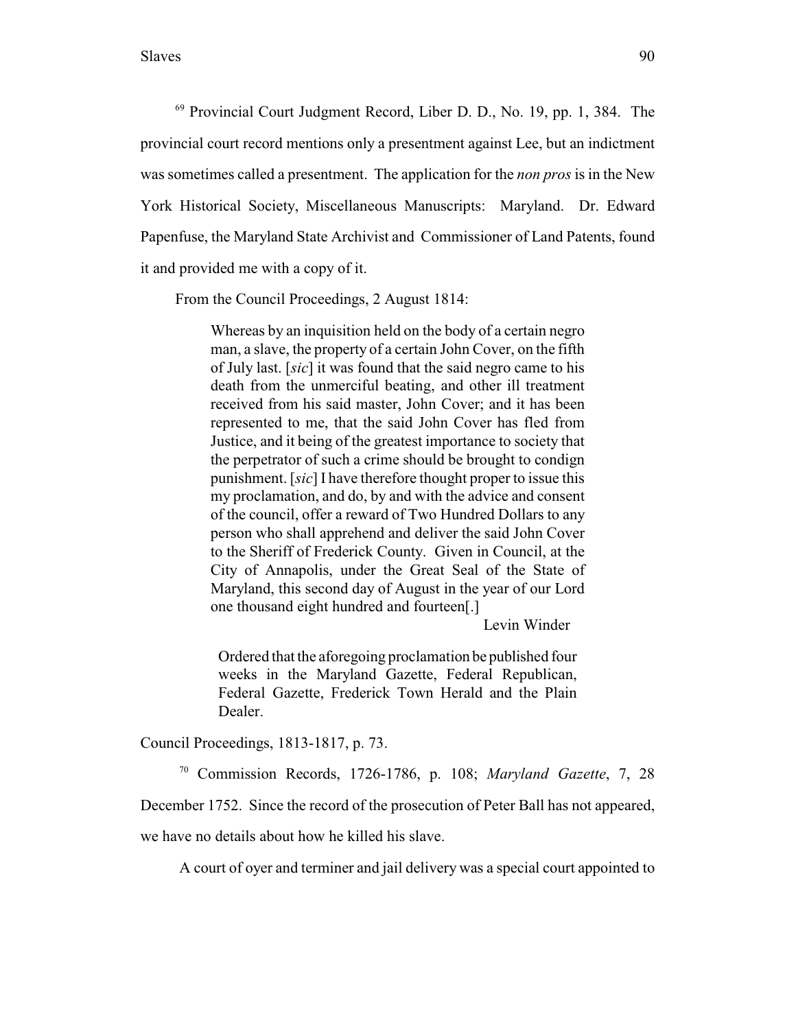[69] Provincial Court Judgment Record, Liber D. D., No. 19, pp. 1, 384. The provincial court record mentions only a presentment against Lee, but an indictment was sometimes called a presentment. The application for the *non pros* is in the New York Historical Society, Miscellaneous Manuscripts: Maryland. Dr. Edward Papenfuse, the Maryland State Archivist and Commissioner of Land Patents, found it and provided me with a copy of it.

From the Council Proceedings, 2 August 1814:

> Whereas by an inquisition held on the body of a certain negro man, a slave, the property of a certain John Cover, on the fifth of July last. [*sic*] it was found that the said negro came to his death from the unmerciful beating, and other ill treatment received from his said master, John Cover; and it has been represented to me, that the said John Cover has fled from Justice, and it being of the greatest importance to society that the perpetrator of such a crime should be brought to condign punishment. [*sic*] I have therefore thought proper to issue this my proclamation, and do, by and with the advice and consent of the council, offer a reward of Two Hundred Dollars to any person who shall apprehend and deliver the said John Cover to the Sheriff of Frederick County. Given in Council, at the City of Annapolis, under the Great Seal of the State of Maryland, this second day of August in the year of our Lord one thousand eight hundred and fourteen[.]
>
> Levin Winder
>
> Ordered that the aforegoing proclamation be published four weeks in the Maryland Gazette, Federal Republican, Federal Gazette, Frederick Town Herald and the Plain Dealer.

Council Proceedings, 1813-1817, p. 73.

[70] Commission Records, 1726-1786, p. 108; *Maryland Gazette*, 7, 28 December 1752. Since the record of the prosecution of Peter Ball has not appeared, we have no details about how he killed his slave.

A court of oyer and terminer and jail delivery was a special court appointed to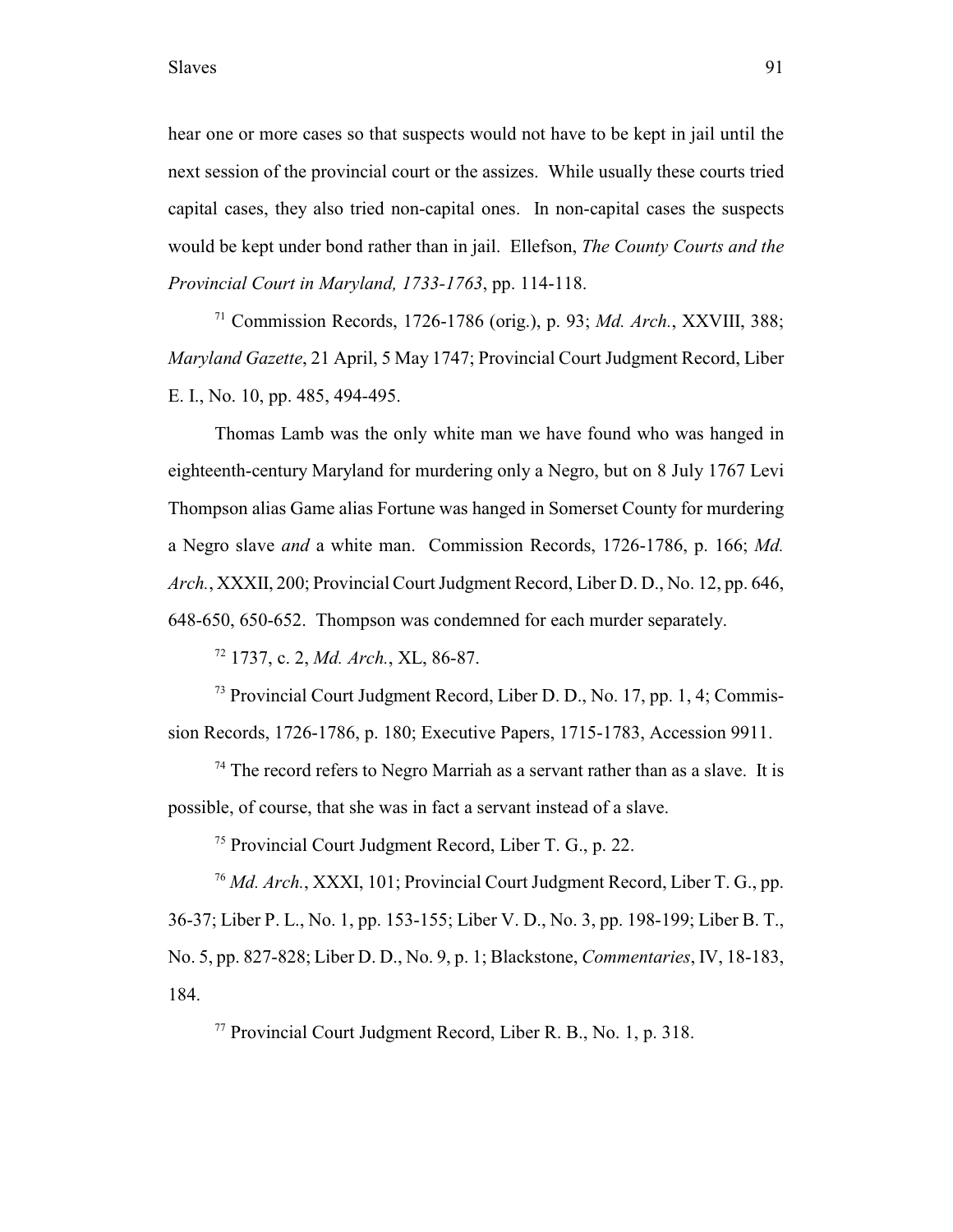hear one or more cases so that suspects would not have to be kept in jail until the next session of the provincial court or the assizes. While usually these courts tried capital cases, they also tried non-capital ones. In non-capital cases the suspects would be kept under bond rather than in jail. Ellefson, *The County Courts and the Provincial Court in Maryland, 1733-1763*, pp. 114-118.

[71] Commission Records, 1726-1786 (orig.), p. 93; *Md. Arch.*, XXVIII, 388; *Maryland Gazette*, 21 April, 5 May 1747; Provincial Court Judgment Record, Liber E. I., No. 10, pp. 485, 494-495.

Thomas Lamb was the only white man we have found who was hanged in eighteenth-century Maryland for murdering only a Negro, but on 8 July 1767 Levi Thompson alias Game alias Fortune was hanged in Somerset County for murdering a Negro slave *and* a white man. Commission Records, 1726-1786, p. 166; *Md. Arch.*, XXXII, 200; Provincial Court Judgment Record, Liber D. D., No. 12, pp. 646, 648-650, 650-652. Thompson was condemned for each murder separately.

[72] 1737, c. 2, *Md. Arch.*, XL, 86-87.

[73] Provincial Court Judgment Record, Liber D. D., No. 17, pp. 1, 4; Commission Records, 1726-1786, p. 180; Executive Papers, 1715-1783, Accession 9911.

[74] The record refers to Negro Marriah as a servant rather than as a slave. It is possible, of course, that she was in fact a servant instead of a slave.

[75] Provincial Court Judgment Record, Liber T. G., p. 22.

[76] *Md. Arch.*, XXXI, 101; Provincial Court Judgment Record, Liber T. G., pp. 36-37; Liber P. L., No. 1, pp. 153-155; Liber V. D., No. 3, pp. 198-199; Liber B. T., No. 5, pp. 827-828; Liber D. D., No. 9, p. 1; Blackstone, *Commentaries*, IV, 18-183, 184.

[77] Provincial Court Judgment Record, Liber R. B., No. 1, p. 318.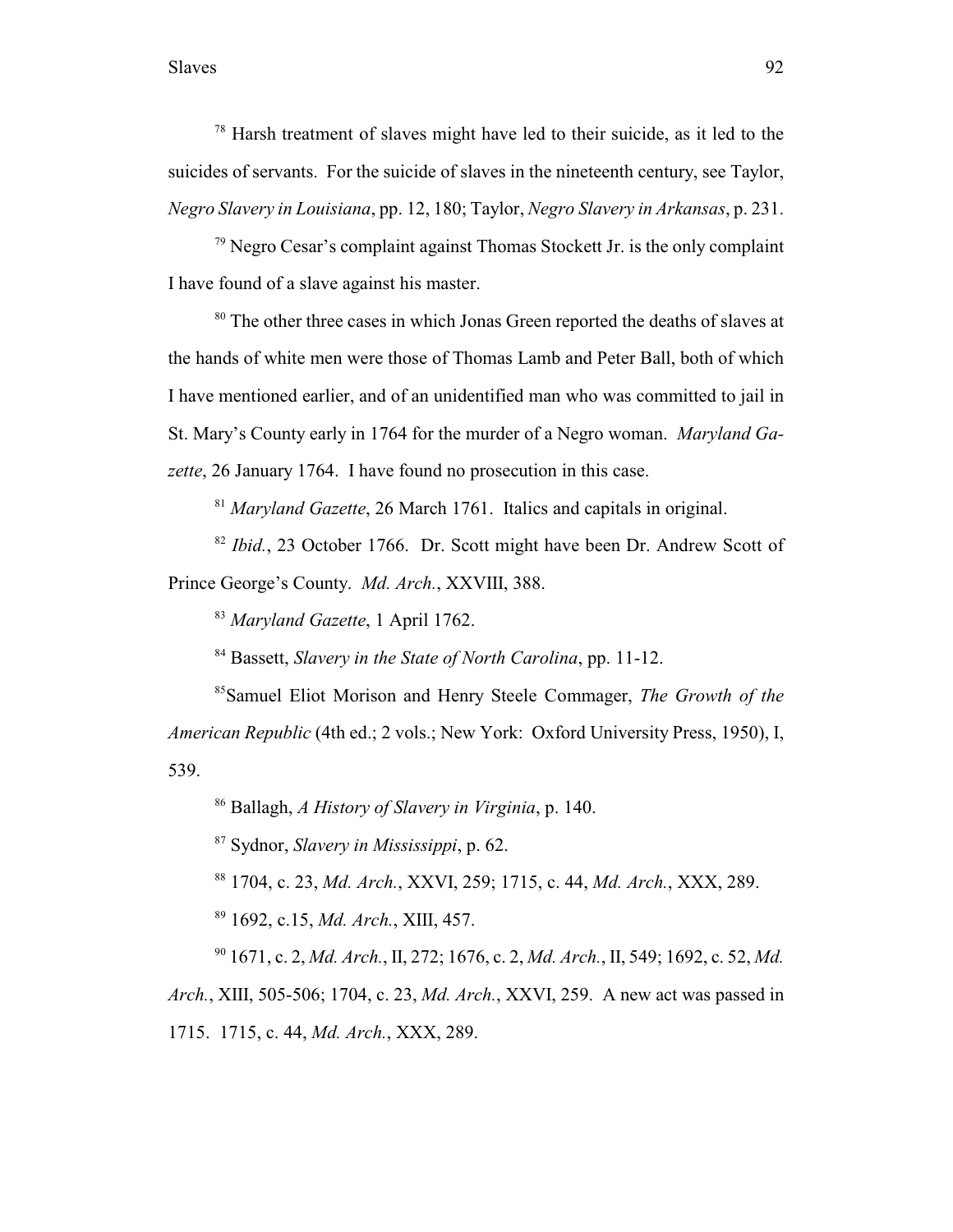[78] Harsh treatment of slaves might have led to their suicide, as it led to the suicides of servants. For the suicide of slaves in the nineteenth century, see Taylor, *Negro Slavery in Louisiana*, pp. 12, 180; Taylor, *Negro Slavery in Arkansas*, p. 231.

[79] Negro Cesar's complaint against Thomas Stockett Jr. is the only complaint I have found of a slave against his master.

[80] The other three cases in which Jonas Green reported the deaths of slaves at the hands of white men were those of Thomas Lamb and Peter Ball, both of which I have mentioned earlier, and of an unidentified man who was committed to jail in St. Mary's County early in 1764 for the murder of a Negro woman. *Maryland Gazette*, 26 January 1764. I have found no prosecution in this case.

[81] *Maryland Gazette*, 26 March 1761. Italics and capitals in original.

[82] *Ibid.*, 23 October 1766. Dr. Scott might have been Dr. Andrew Scott of Prince George's County. *Md. Arch.*, XXVIII, 388.

[83] *Maryland Gazette*, 1 April 1762.

[84] Bassett, *Slavery in the State of North Carolina*, pp. 11-12.

[85] Samuel Eliot Morison and Henry Steele Commager, *The Growth of the American Republic* (4th ed.; 2 vols.; New York: Oxford University Press, 1950), I, 539.

[86] Ballagh, *A History of Slavery in Virginia*, p. 140.

[87] Sydnor, *Slavery in Mississippi*, p. 62.

[88] 1704, c. 23, *Md. Arch.*, XXVI, 259; 1715, c. 44, *Md. Arch.*, XXX, 289.

[89] 1692, c.15, *Md. Arch.*, XIII, 457.

[90] 1671, c. 2, *Md. Arch.*, II, 272; 1676, c. 2, *Md. Arch.*, II, 549; 1692, c. 52, *Md. Arch.*, XIII, 505-506; 1704, c. 23, *Md. Arch.*, XXVI, 259. A new act was passed in 1715. 1715, c. 44, *Md. Arch.*, XXX, 289.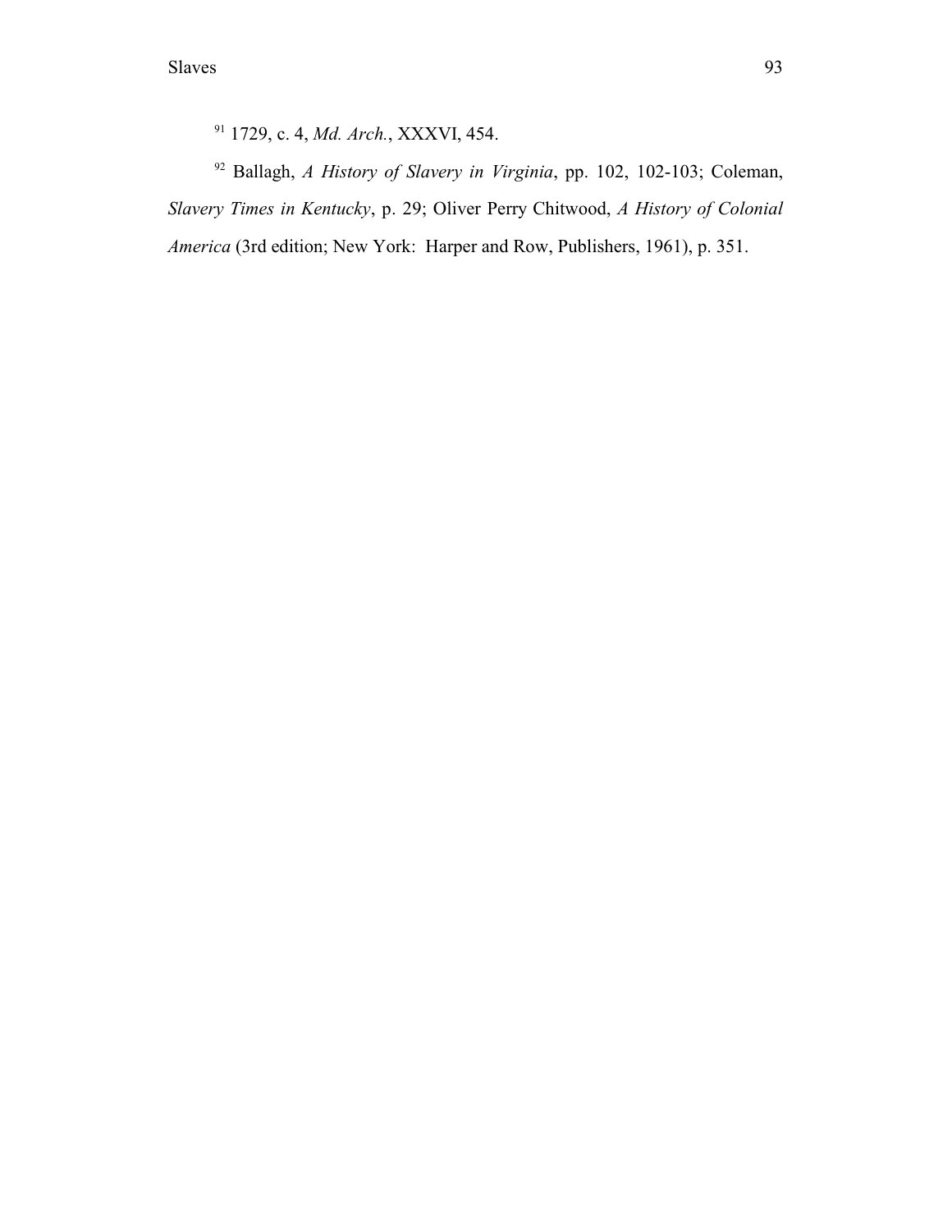[91] 1729, c. 4, *Md. Arch.*, XXXVI, 454.

[92] Ballagh, *A History of Slavery in Virginia*, pp. 102, 102-103; Coleman, *Slavery Times in Kentucky*, p. 29; Oliver Perry Chitwood, *A History of Colonial America* (3rd edition; New York: Harper and Row, Publishers, 1961), p. 351.